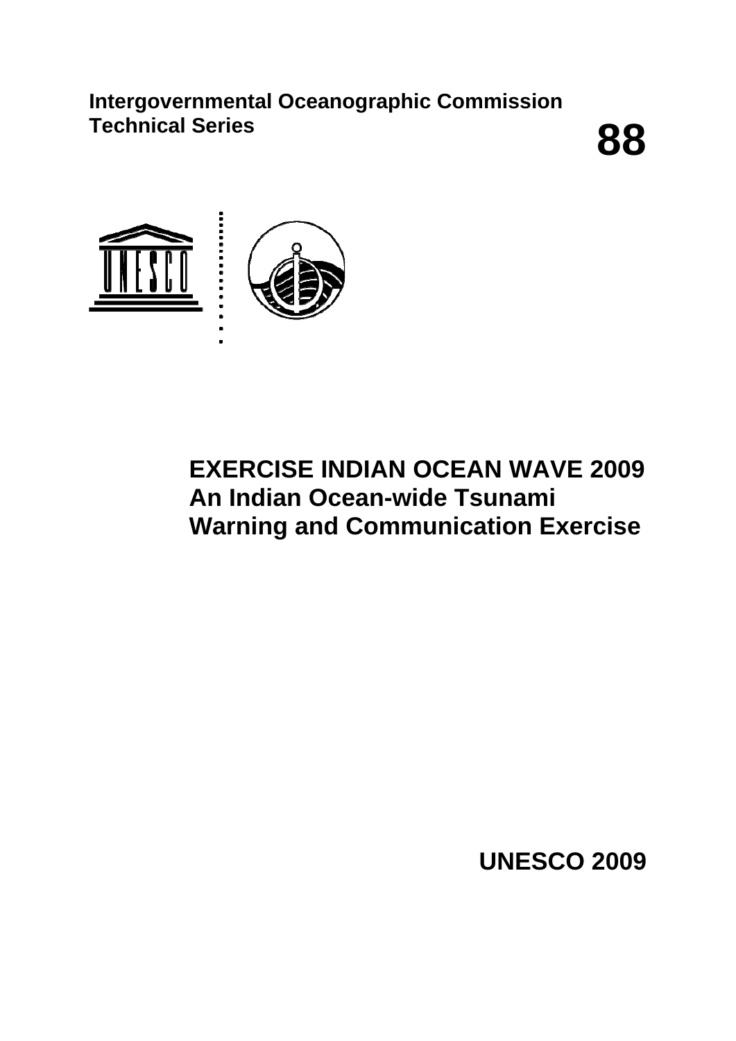**Intergovernmental Oceanographic Commission**
**Technical Series**

# 88

# EXERCISE INDIAN OCEAN WAVE 2009
## An Indian Ocean-wide Tsunami Warning and Communication Exercise

**UNESCO 2009**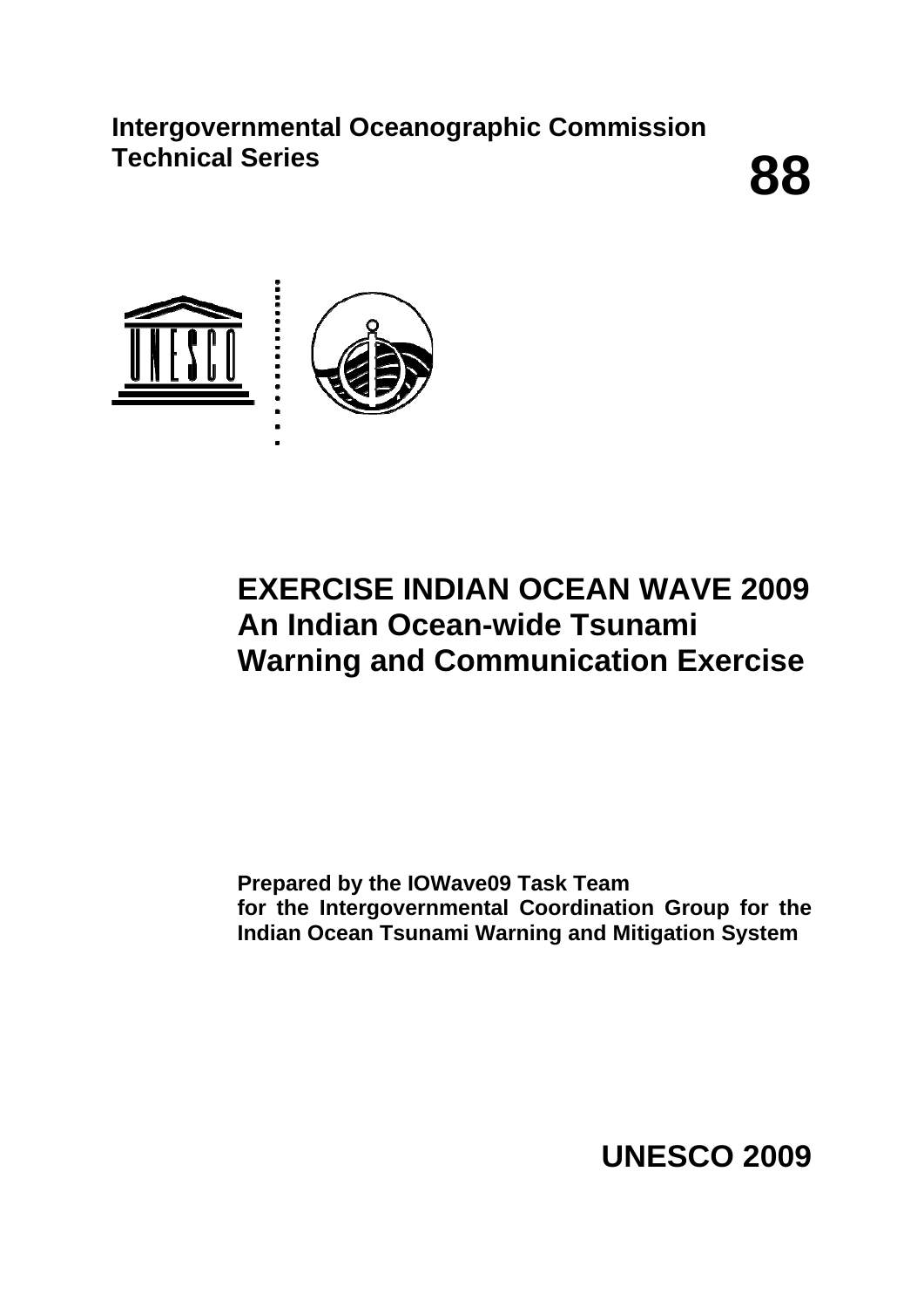**Intergovernmental Oceanographic Commission**
**Technical Series**

# 88

# EXERCISE INDIAN OCEAN WAVE 2009
# An Indian Ocean-wide Tsunami Warning and Communication Exercise

**Prepared by the IOWave09 Task Team**
**for the Intergovernmental Coordination Group for the Indian Ocean Tsunami Warning and Mitigation System**

**UNESCO 2009**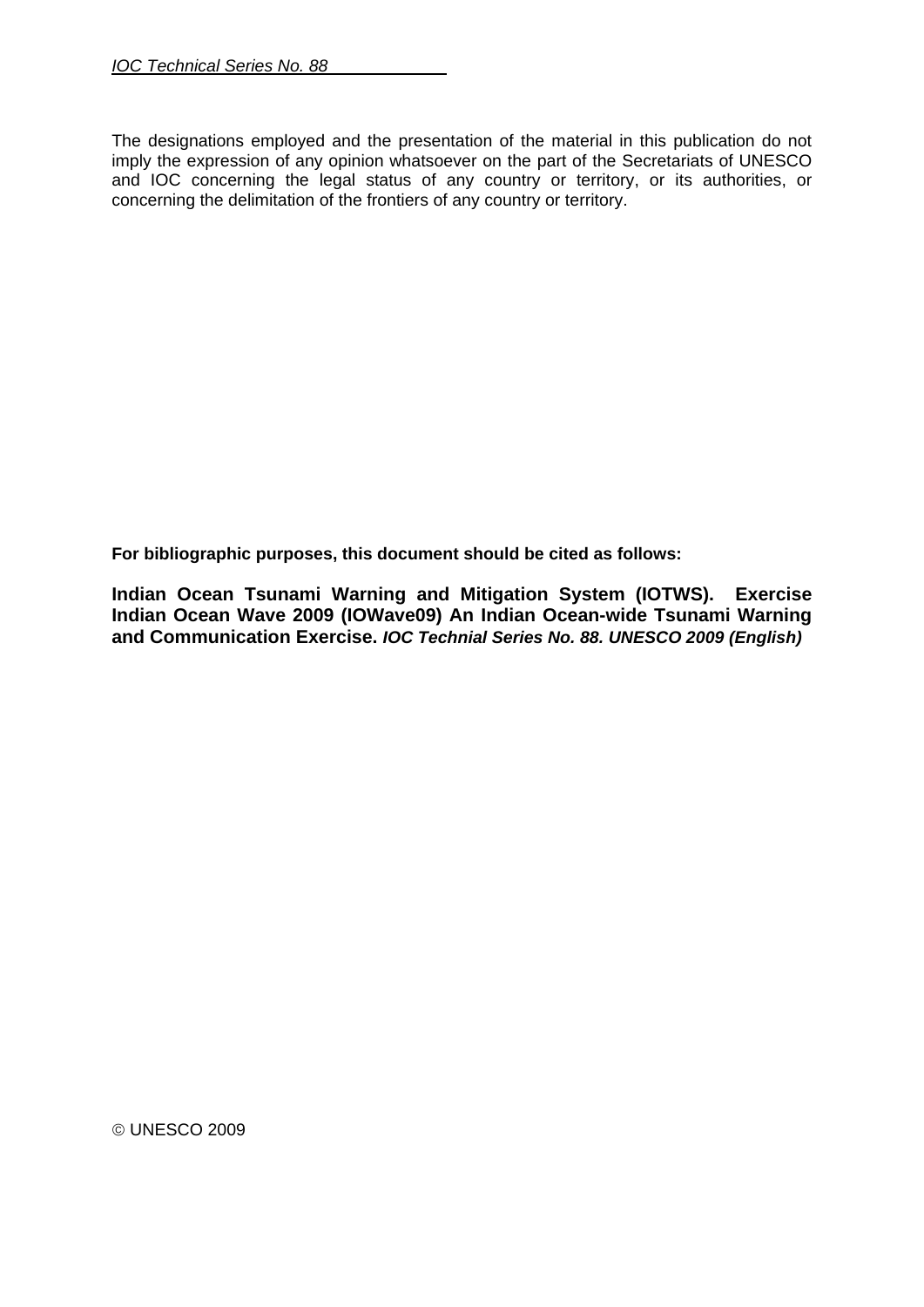The designations employed and the presentation of the material in this publication do not imply the expression of any opinion whatsoever on the part of the Secretariats of UNESCO and IOC concerning the legal status of any country or territory, or its authorities, or concerning the delimitation of the frontiers of any country or territory.

**For bibliographic purposes, this document should be cited as follows:**

**Indian Ocean Tsunami Warning and Mitigation System (IOTWS). Exercise Indian Ocean Wave 2009 (IOWave09) An Indian Ocean-wide Tsunami Warning and Communication Exercise.** ***IOC Technial Series No. 88. UNESCO 2009 (English)***

© UNESCO 2009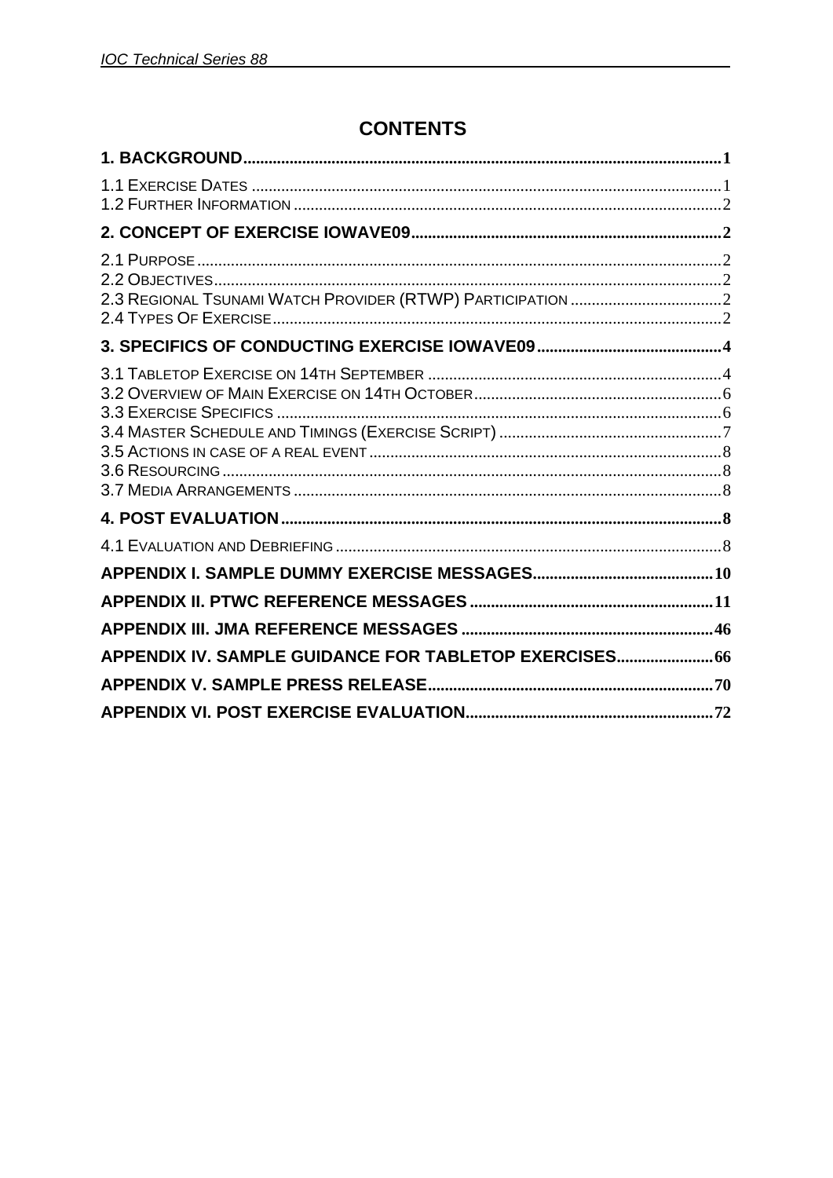# CONTENTS

**1. BACKGROUND** .......... **1**

1.1 Exercise Dates .......... 1
1.2 Further Information .......... 2

**2. CONCEPT OF EXERCISE IOWAVE09** .......... **2**

2.1 Purpose .......... 2
2.2 Objectives .......... 2
2.3 Regional Tsunami Watch Provider (RTWP) Participation .......... 2
2.4 Types Of Exercise .......... 2

**3. SPECIFICS OF CONDUCTING EXERCISE IOWAVE09** .......... **4**

3.1 Tabletop Exercise on 14th September .......... 4
3.2 Overview of Main Exercise on 14th October .......... 6
3.3 Exercise Specifics .......... 6
3.4 Master Schedule and Timings (Exercise Script) .......... 7
3.5 Actions in case of a real event .......... 8
3.6 Resourcing .......... 8
3.7 Media Arrangements .......... 8

**4. POST EVALUATION** .......... **8**

4.1 Evaluation and Debriefing .......... 8

**APPENDIX I. SAMPLE DUMMY EXERCISE MESSAGES** .......... **10**

**APPENDIX II. PTWC REFERENCE MESSAGES** .......... **11**

**APPENDIX III. JMA REFERENCE MESSAGES** .......... **46**

**APPENDIX IV. SAMPLE GUIDANCE FOR TABLETOP EXERCISES** .......... **66**

**APPENDIX V. SAMPLE PRESS RELEASE** .......... **70**

**APPENDIX VI. POST EXERCISE EVALUATION** .......... **72**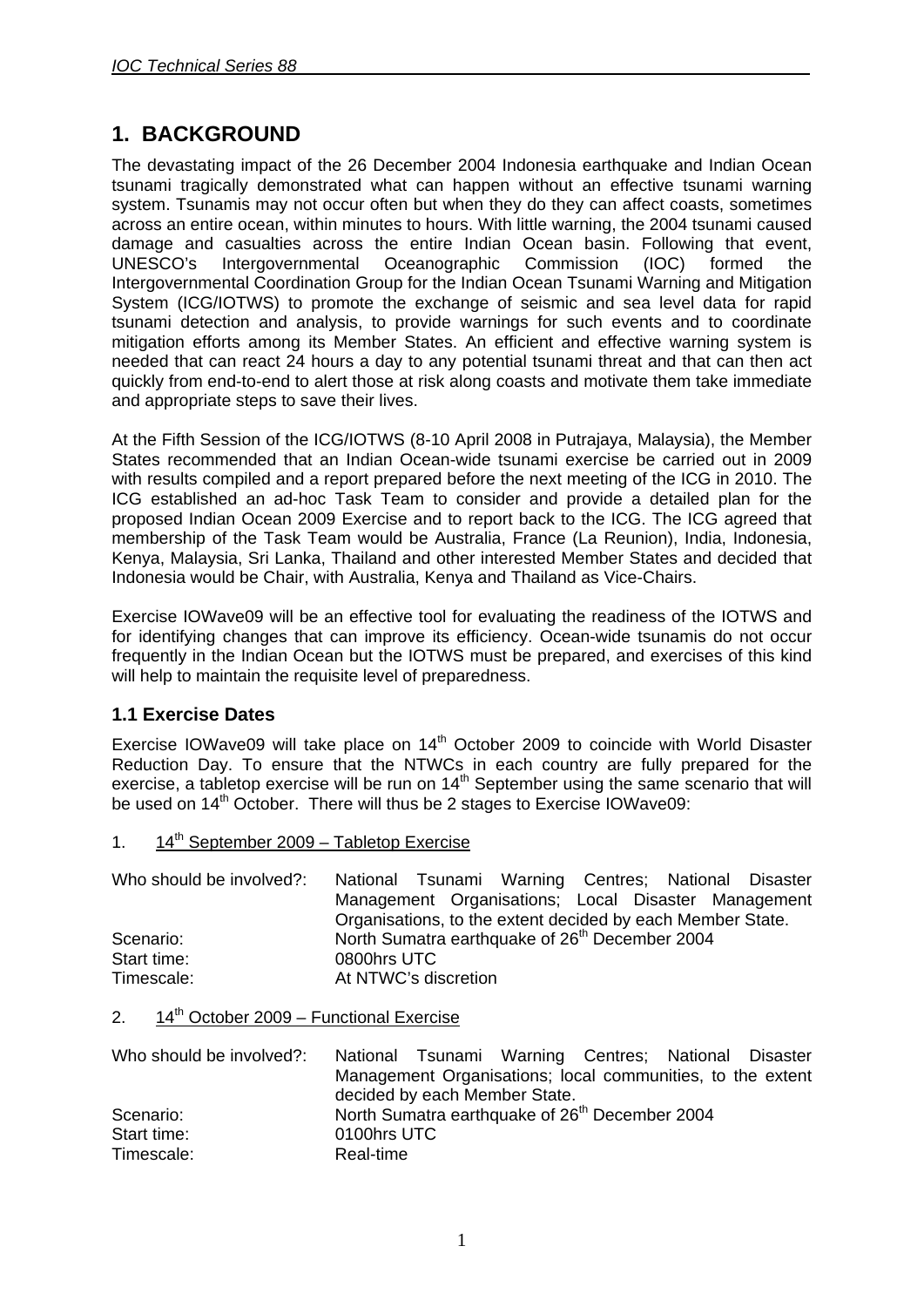# 1. BACKGROUND

The devastating impact of the 26 December 2004 Indonesia earthquake and Indian Ocean tsunami tragically demonstrated what can happen without an effective tsunami warning system. Tsunamis may not occur often but when they do they can affect coasts, sometimes across an entire ocean, within minutes to hours. With little warning, the 2004 tsunami caused damage and casualties across the entire Indian Ocean basin. Following that event, UNESCO's Intergovernmental Oceanographic Commission (IOC) formed the Intergovernmental Coordination Group for the Indian Ocean Tsunami Warning and Mitigation System (ICG/IOTWS) to promote the exchange of seismic and sea level data for rapid tsunami detection and analysis, to provide warnings for such events and to coordinate mitigation efforts among its Member States. An efficient and effective warning system is needed that can react 24 hours a day to any potential tsunami threat and that can then act quickly from end-to-end to alert those at risk along coasts and motivate them take immediate and appropriate steps to save their lives.

At the Fifth Session of the ICG/IOTWS (8-10 April 2008 in Putrajaya, Malaysia), the Member States recommended that an Indian Ocean-wide tsunami exercise be carried out in 2009 with results compiled and a report prepared before the next meeting of the ICG in 2010. The ICG established an ad-hoc Task Team to consider and provide a detailed plan for the proposed Indian Ocean 2009 Exercise and to report back to the ICG. The ICG agreed that membership of the Task Team would be Australia, France (La Reunion), India, Indonesia, Kenya, Malaysia, Sri Lanka, Thailand and other interested Member States and decided that Indonesia would be Chair, with Australia, Kenya and Thailand as Vice-Chairs.

Exercise IOWave09 will be an effective tool for evaluating the readiness of the IOTWS and for identifying changes that can improve its efficiency. Ocean-wide tsunamis do not occur frequently in the Indian Ocean but the IOTWS must be prepared, and exercises of this kind will help to maintain the requisite level of preparedness.

## 1.1 Exercise Dates

Exercise IOWave09 will take place on 14th October 2009 to coincide with World Disaster Reduction Day. To ensure that the NTWCs in each country are fully prepared for the exercise, a tabletop exercise will be run on 14th September using the same scenario that will be used on 14th October. There will thus be 2 stages to Exercise IOWave09:

1. 14th September 2009 – Tabletop Exercise

| | |
|---|---|
| Who should be involved?: | National Tsunami Warning Centres; National Disaster Management Organisations; Local Disaster Management Organisations, to the extent decided by each Member State. |
| Scenario: | North Sumatra earthquake of 26th December 2004 |
| Start time: | 0800hrs UTC |
| Timescale: | At NTWC's discretion |

2. 14th October 2009 – Functional Exercise

| | |
|---|---|
| Who should be involved?: | National Tsunami Warning Centres; National Disaster Management Organisations; local communities, to the extent decided by each Member State. |
| Scenario: | North Sumatra earthquake of 26th December 2004 |
| Start time: | 0100hrs UTC |
| Timescale: | Real-time |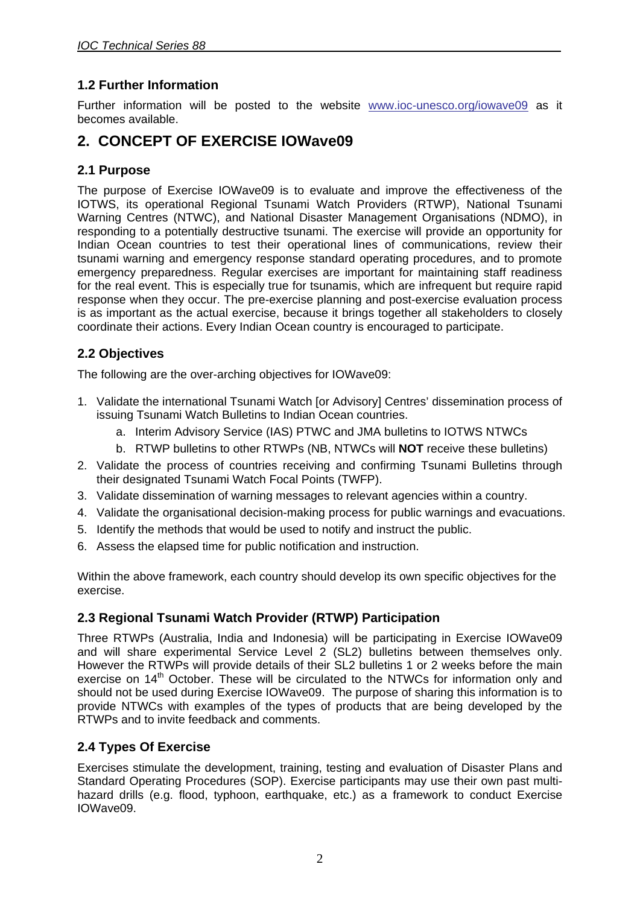### 1.2 Further Information

Further information will be posted to the website [www.ioc-unesco.org/iowave09](http://www.ioc-unesco.org/iowave09) as it becomes available.

## 2. CONCEPT OF EXERCISE IOWave09

### 2.1 Purpose

The purpose of Exercise IOWave09 is to evaluate and improve the effectiveness of the IOTWS, its operational Regional Tsunami Watch Providers (RTWP), National Tsunami Warning Centres (NTWC), and National Disaster Management Organisations (NDMO), in responding to a potentially destructive tsunami. The exercise will provide an opportunity for Indian Ocean countries to test their operational lines of communications, review their tsunami warning and emergency response standard operating procedures, and to promote emergency preparedness. Regular exercises are important for maintaining staff readiness for the real event. This is especially true for tsunamis, which are infrequent but require rapid response when they occur. The pre-exercise planning and post-exercise evaluation process is as important as the actual exercise, because it brings together all stakeholders to closely coordinate their actions. Every Indian Ocean country is encouraged to participate.

### 2.2 Objectives

The following are the over-arching objectives for IOWave09:

1. Validate the international Tsunami Watch [or Advisory] Centres' dissemination process of issuing Tsunami Watch Bulletins to Indian Ocean countries.
    a. Interim Advisory Service (IAS) PTWC and JMA bulletins to IOTWS NTWCs
    b. RTWP bulletins to other RTWPs (NB, NTWCs will **NOT** receive these bulletins)
2. Validate the process of countries receiving and confirming Tsunami Bulletins through their designated Tsunami Watch Focal Points (TWFP).
3. Validate dissemination of warning messages to relevant agencies within a country.
4. Validate the organisational decision-making process for public warnings and evacuations.
5. Identify the methods that would be used to notify and instruct the public.
6. Assess the elapsed time for public notification and instruction.

Within the above framework, each country should develop its own specific objectives for the exercise.

### 2.3 Regional Tsunami Watch Provider (RTWP) Participation

Three RTWPs (Australia, India and Indonesia) will be participating in Exercise IOWave09 and will share experimental Service Level 2 (SL2) bulletins between themselves only. However the RTWPs will provide details of their SL2 bulletins 1 or 2 weeks before the main exercise on 14th October. These will be circulated to the NTWCs for information only and should not be used during Exercise IOWave09. The purpose of sharing this information is to provide NTWCs with examples of the types of products that are being developed by the RTWPs and to invite feedback and comments.

### 2.4 Types Of Exercise

Exercises stimulate the development, training, testing and evaluation of Disaster Plans and Standard Operating Procedures (SOP). Exercise participants may use their own past multi-hazard drills (e.g. flood, typhoon, earthquake, etc.) as a framework to conduct Exercise IOWave09.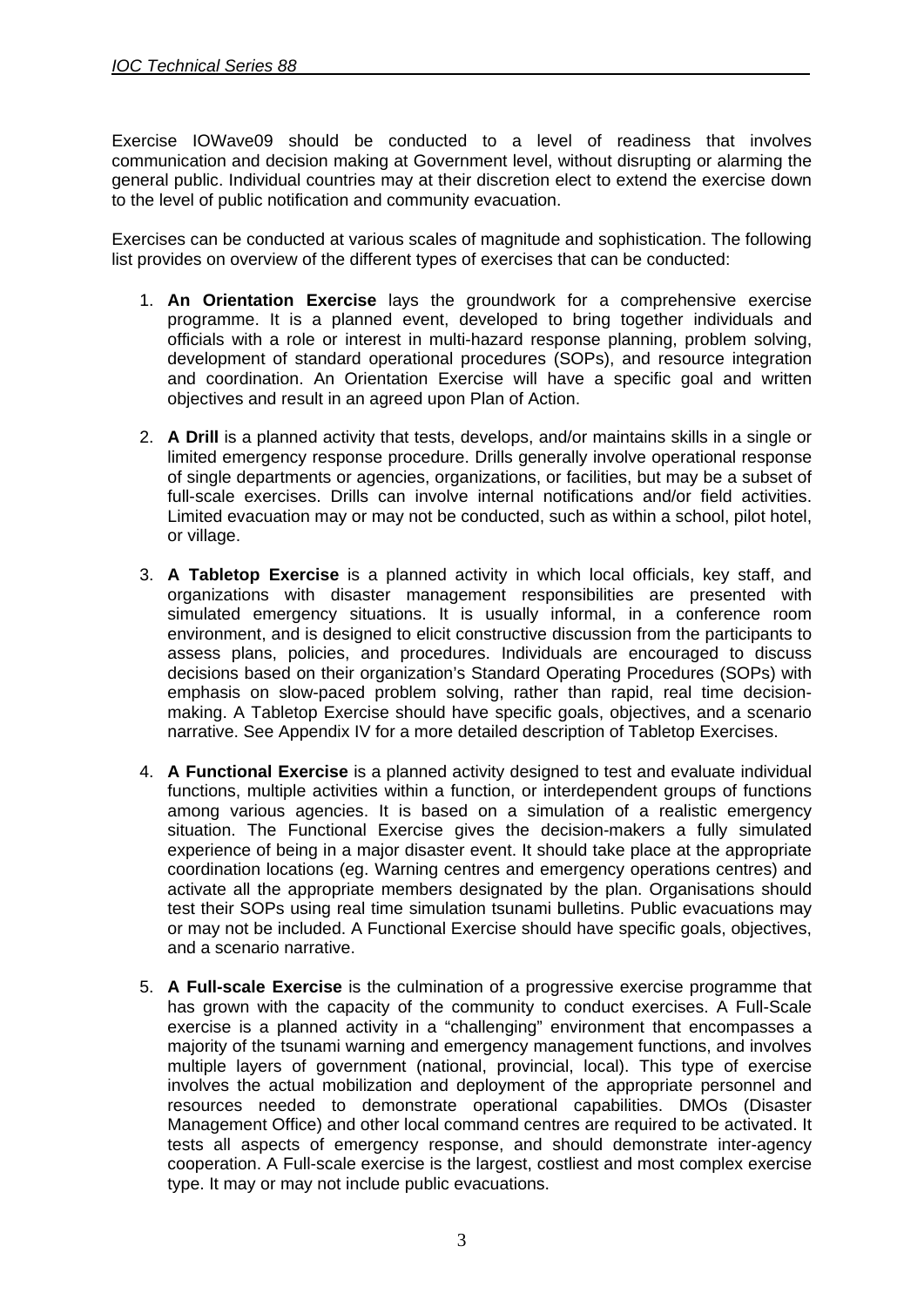Exercise IOWave09 should be conducted to a level of readiness that involves communication and decision making at Government level, without disrupting or alarming the general public. Individual countries may at their discretion elect to extend the exercise down to the level of public notification and community evacuation.

Exercises can be conducted at various scales of magnitude and sophistication. The following list provides on overview of the different types of exercises that can be conducted:

1. **An Orientation Exercise** lays the groundwork for a comprehensive exercise programme. It is a planned event, developed to bring together individuals and officials with a role or interest in multi-hazard response planning, problem solving, development of standard operational procedures (SOPs), and resource integration and coordination. An Orientation Exercise will have a specific goal and written objectives and result in an agreed upon Plan of Action.

2. **A Drill** is a planned activity that tests, develops, and/or maintains skills in a single or limited emergency response procedure. Drills generally involve operational response of single departments or agencies, organizations, or facilities, but may be a subset of full-scale exercises. Drills can involve internal notifications and/or field activities. Limited evacuation may or may not be conducted, such as within a school, pilot hotel, or village.

3. **A Tabletop Exercise** is a planned activity in which local officials, key staff, and organizations with disaster management responsibilities are presented with simulated emergency situations. It is usually informal, in a conference room environment, and is designed to elicit constructive discussion from the participants to assess plans, policies, and procedures. Individuals are encouraged to discuss decisions based on their organization's Standard Operating Procedures (SOPs) with emphasis on slow-paced problem solving, rather than rapid, real time decision-making. A Tabletop Exercise should have specific goals, objectives, and a scenario narrative. See Appendix IV for a more detailed description of Tabletop Exercises.

4. **A Functional Exercise** is a planned activity designed to test and evaluate individual functions, multiple activities within a function, or interdependent groups of functions among various agencies. It is based on a simulation of a realistic emergency situation. The Functional Exercise gives the decision-makers a fully simulated experience of being in a major disaster event. It should take place at the appropriate coordination locations (eg. Warning centres and emergency operations centres) and activate all the appropriate members designated by the plan. Organisations should test their SOPs using real time simulation tsunami bulletins. Public evacuations may or may not be included. A Functional Exercise should have specific goals, objectives, and a scenario narrative.

5. **A Full-scale Exercise** is the culmination of a progressive exercise programme that has grown with the capacity of the community to conduct exercises. A Full-Scale exercise is a planned activity in a "challenging" environment that encompasses a majority of the tsunami warning and emergency management functions, and involves multiple layers of government (national, provincial, local). This type of exercise involves the actual mobilization and deployment of the appropriate personnel and resources needed to demonstrate operational capabilities. DMOs (Disaster Management Office) and other local command centres are required to be activated. It tests all aspects of emergency response, and should demonstrate inter-agency cooperation. A Full-scale exercise is the largest, costliest and most complex exercise type. It may or may not include public evacuations.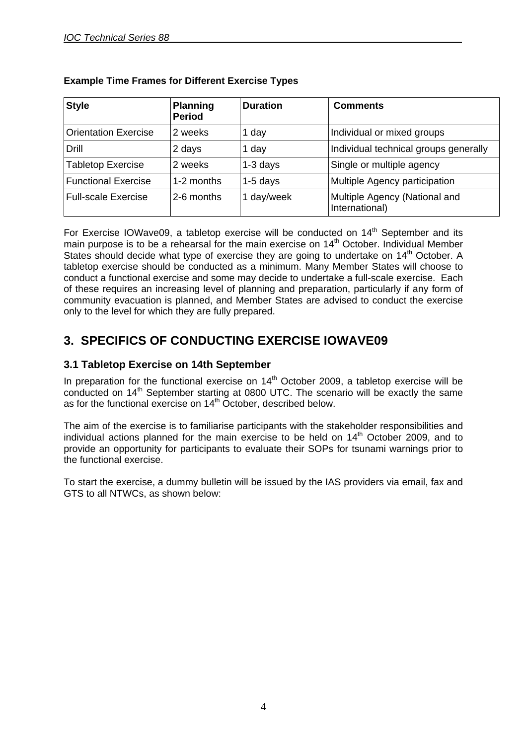**Example Time Frames for Different Exercise Types**

| Style | Planning Period | Duration | Comments |
|---|---|---|---|
| Orientation Exercise | 2 weeks | 1 day | Individual or mixed groups |
| Drill | 2 days | 1 day | Individual technical groups generally |
| Tabletop Exercise | 2 weeks | 1-3 days | Single or multiple agency |
| Functional Exercise | 1-2 months | 1-5 days | Multiple Agency participation |
| Full-scale Exercise | 2-6 months | 1 day/week | Multiple Agency (National and International) |

For Exercise IOWave09, a tabletop exercise will be conducted on 14th September and its main purpose is to be a rehearsal for the main exercise on 14th October. Individual Member States should decide what type of exercise they are going to undertake on 14th October. A tabletop exercise should be conducted as a minimum. Many Member States will choose to conduct a functional exercise and some may decide to undertake a full-scale exercise. Each of these requires an increasing level of planning and preparation, particularly if any form of community evacuation is planned, and Member States are advised to conduct the exercise only to the level for which they are fully prepared.

# 3. SPECIFICS OF CONDUCTING EXERCISE IOWAVE09

## 3.1 Tabletop Exercise on 14th September

In preparation for the functional exercise on 14th October 2009, a tabletop exercise will be conducted on 14th September starting at 0800 UTC. The scenario will be exactly the same as for the functional exercise on 14th October, described below.

The aim of the exercise is to familiarise participants with the stakeholder responsibilities and individual actions planned for the main exercise to be held on 14th October 2009, and to provide an opportunity for participants to evaluate their SOPs for tsunami warnings prior to the functional exercise.

To start the exercise, a dummy bulletin will be issued by the IAS providers via email, fax and GTS to all NTWCs, as shown below: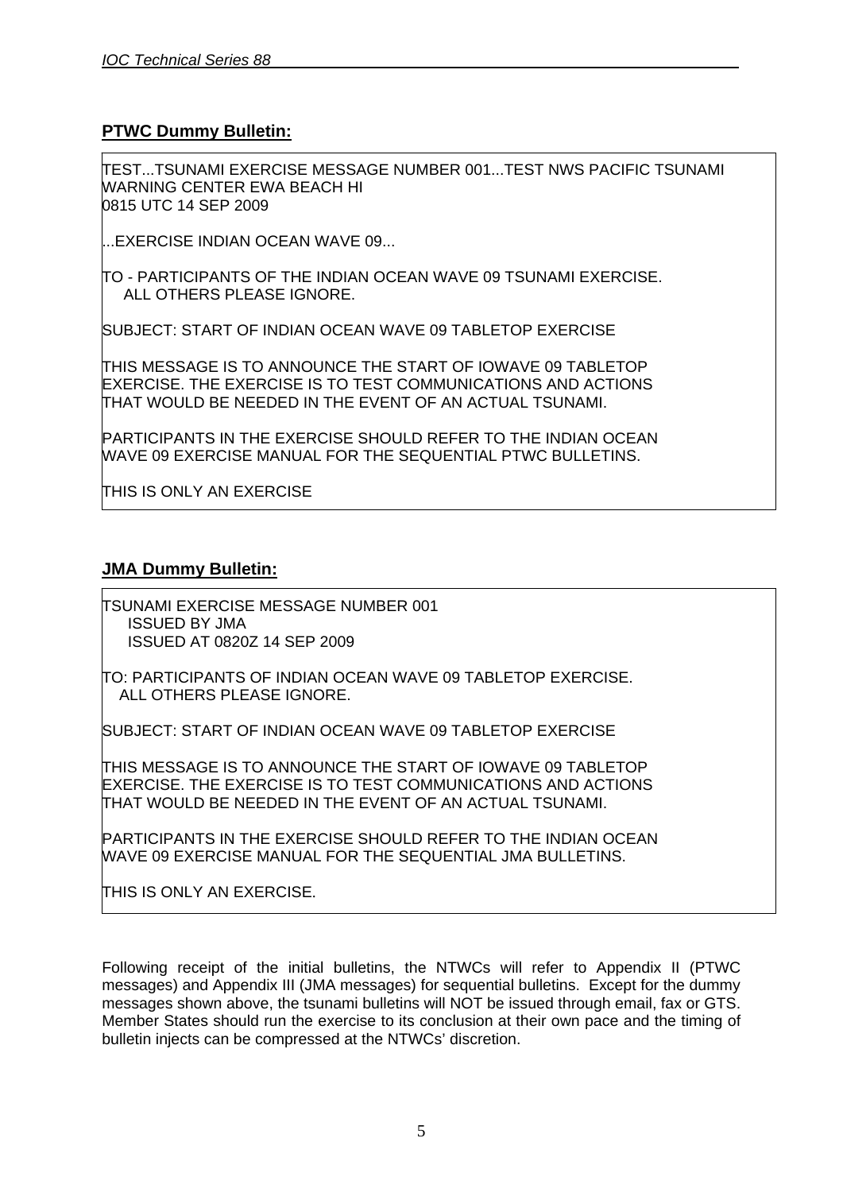**PTWC Dummy Bulletin:**

```
TEST...TSUNAMI EXERCISE MESSAGE NUMBER 001...TEST NWS PACIFIC TSUNAMI
WARNING CENTER EWA BEACH HI
0815 UTC 14 SEP 2009

...EXERCISE INDIAN OCEAN WAVE 09...

TO - PARTICIPANTS OF THE INDIAN OCEAN WAVE 09 TSUNAMI EXERCISE.
     ALL OTHERS PLEASE IGNORE.

SUBJECT: START OF INDIAN OCEAN WAVE 09 TABLETOP EXERCISE

THIS MESSAGE IS TO ANNOUNCE THE START OF IOWAVE 09 TABLETOP
EXERCISE. THE EXERCISE IS TO TEST COMMUNICATIONS AND ACTIONS
THAT WOULD BE NEEDED IN THE EVENT OF AN ACTUAL TSUNAMI.

PARTICIPANTS IN THE EXERCISE SHOULD REFER TO THE INDIAN OCEAN
WAVE 09 EXERCISE MANUAL FOR THE SEQUENTIAL PTWC BULLETINS.

THIS IS ONLY AN EXERCISE
```

**JMA Dummy Bulletin:**

```
TSUNAMI EXERCISE MESSAGE NUMBER 001
     ISSUED BY JMA
     ISSUED AT 0820Z 14 SEP 2009

TO: PARTICIPANTS OF INDIAN OCEAN WAVE 09 TABLETOP EXERCISE.
    ALL OTHERS PLEASE IGNORE.

SUBJECT: START OF INDIAN OCEAN WAVE 09 TABLETOP EXERCISE

THIS MESSAGE IS TO ANNOUNCE THE START OF IOWAVE 09 TABLETOP
EXERCISE. THE EXERCISE IS TO TEST COMMUNICATIONS AND ACTIONS
THAT WOULD BE NEEDED IN THE EVENT OF AN ACTUAL TSUNAMI.

PARTICIPANTS IN THE EXERCISE SHOULD REFER TO THE INDIAN OCEAN
WAVE 09 EXERCISE MANUAL FOR THE SEQUENTIAL JMA BULLETINS.

THIS IS ONLY AN EXERCISE.
```

Following receipt of the initial bulletins, the NTWCs will refer to Appendix II (PTWC messages) and Appendix III (JMA messages) for sequential bulletins. Except for the dummy messages shown above, the tsunami bulletins will NOT be issued through email, fax or GTS. Member States should run the exercise to its conclusion at their own pace and the timing of bulletin injects can be compressed at the NTWCs' discretion.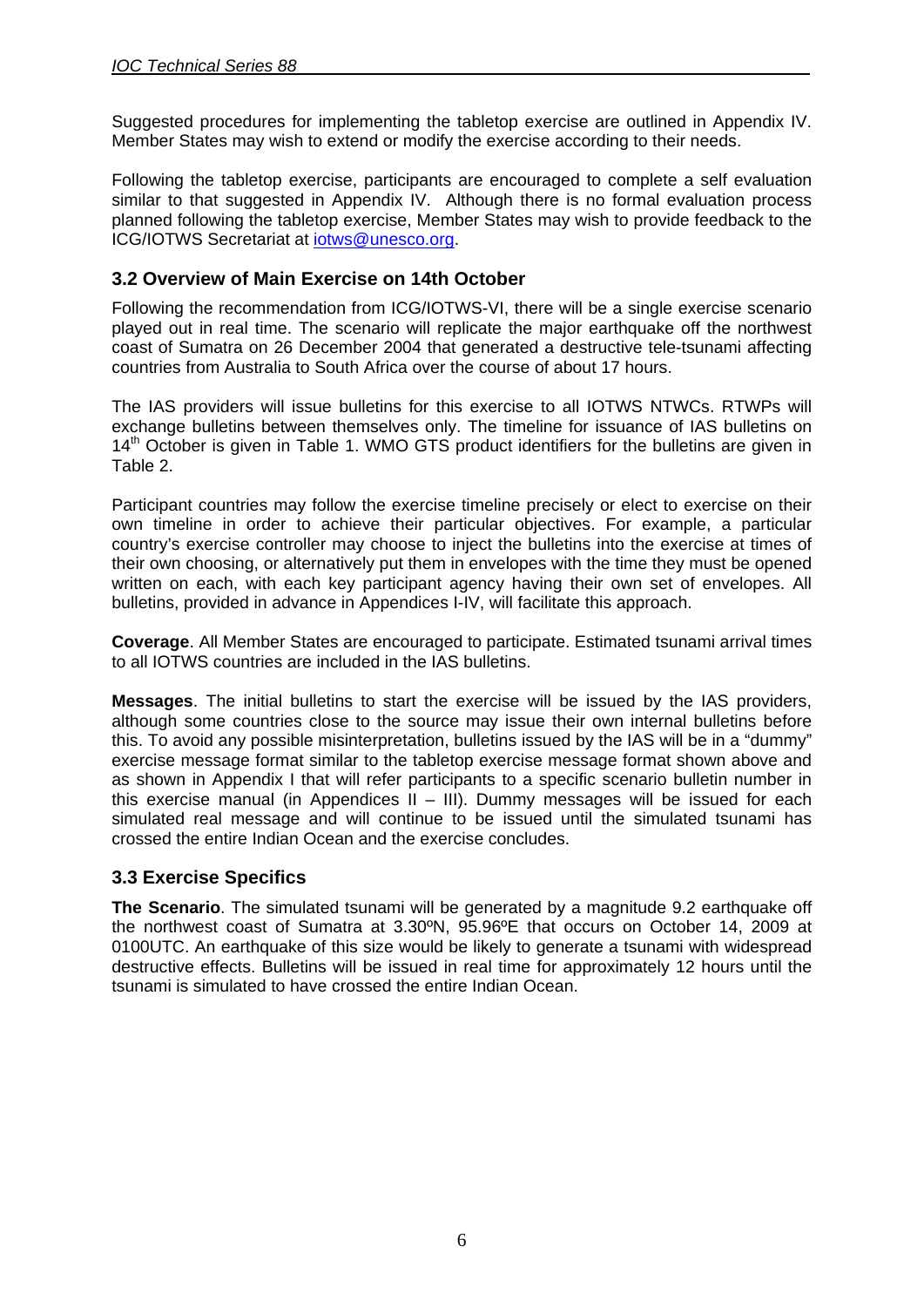Suggested procedures for implementing the tabletop exercise are outlined in Appendix IV. Member States may wish to extend or modify the exercise according to their needs.

Following the tabletop exercise, participants are encouraged to complete a self evaluation similar to that suggested in Appendix IV. Although there is no formal evaluation process planned following the tabletop exercise, Member States may wish to provide feedback to the ICG/IOTWS Secretariat at iotws@unesco.org.

### 3.2 Overview of Main Exercise on 14th October

Following the recommendation from ICG/IOTWS-VI, there will be a single exercise scenario played out in real time. The scenario will replicate the major earthquake off the northwest coast of Sumatra on 26 December 2004 that generated a destructive tele-tsunami affecting countries from Australia to South Africa over the course of about 17 hours.

The IAS providers will issue bulletins for this exercise to all IOTWS NTWCs. RTWPs will exchange bulletins between themselves only. The timeline for issuance of IAS bulletins on 14th October is given in Table 1. WMO GTS product identifiers for the bulletins are given in Table 2.

Participant countries may follow the exercise timeline precisely or elect to exercise on their own timeline in order to achieve their particular objectives. For example, a particular country's exercise controller may choose to inject the bulletins into the exercise at times of their own choosing, or alternatively put them in envelopes with the time they must be opened written on each, with each key participant agency having their own set of envelopes. All bulletins, provided in advance in Appendices I-IV, will facilitate this approach.

**Coverage**. All Member States are encouraged to participate. Estimated tsunami arrival times to all IOTWS countries are included in the IAS bulletins.

**Messages**. The initial bulletins to start the exercise will be issued by the IAS providers, although some countries close to the source may issue their own internal bulletins before this. To avoid any possible misinterpretation, bulletins issued by the IAS will be in a "dummy" exercise message format similar to the tabletop exercise message format shown above and as shown in Appendix I that will refer participants to a specific scenario bulletin number in this exercise manual (in Appendices II – III). Dummy messages will be issued for each simulated real message and will continue to be issued until the simulated tsunami has crossed the entire Indian Ocean and the exercise concludes.

### 3.3 Exercise Specifics

**The Scenario**. The simulated tsunami will be generated by a magnitude 9.2 earthquake off the northwest coast of Sumatra at 3.30ºN, 95.96ºE that occurs on October 14, 2009 at 0100UTC. An earthquake of this size would be likely to generate a tsunami with widespread destructive effects. Bulletins will be issued in real time for approximately 12 hours until the tsunami is simulated to have crossed the entire Indian Ocean.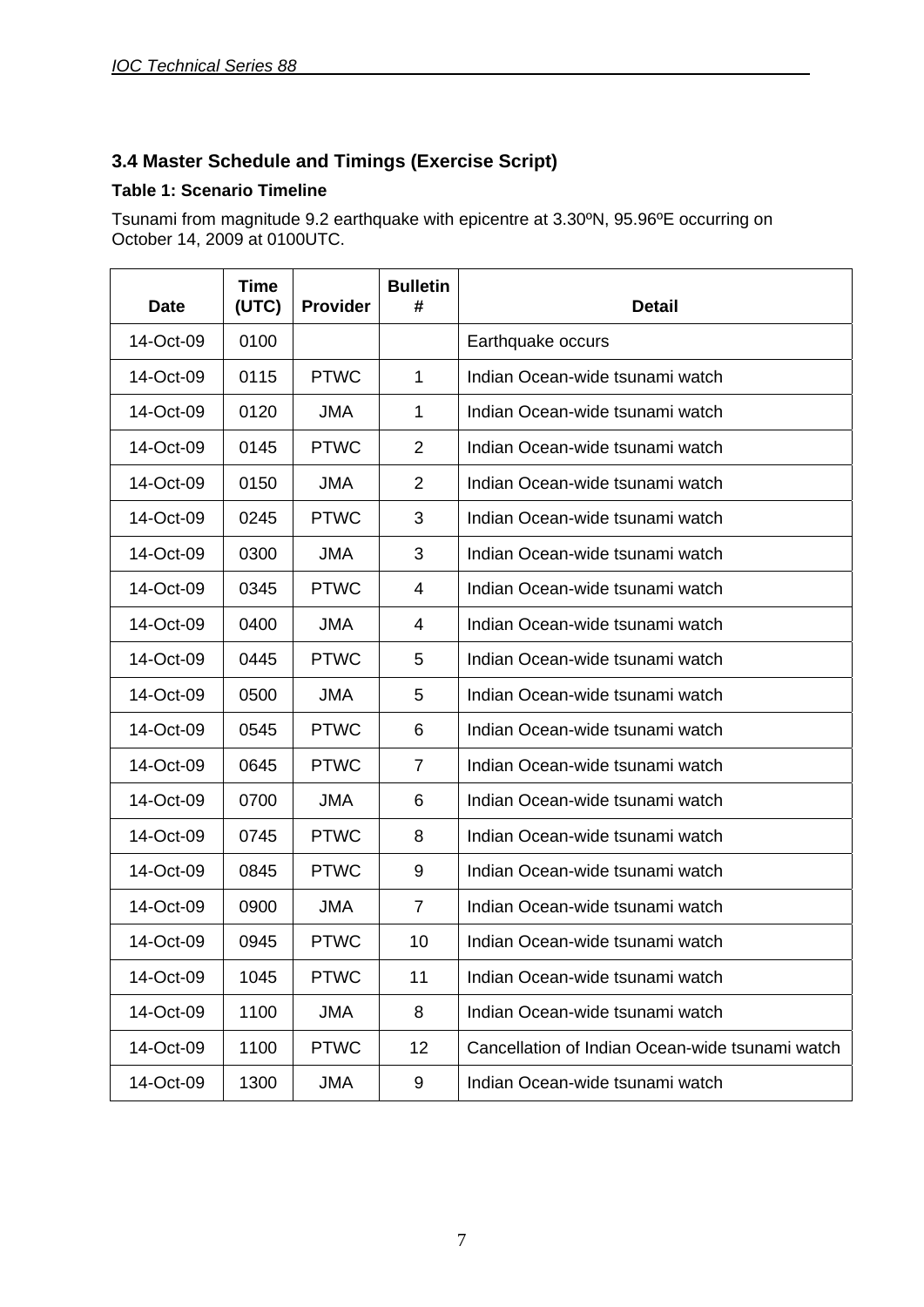### 3.4 Master Schedule and Timings (Exercise Script)

**Table 1: Scenario Timeline**

Tsunami from magnitude 9.2 earthquake with epicentre at 3.30ºN, 95.96ºE occurring on October 14, 2009 at 0100UTC.

| Date | Time (UTC) | Provider | Bulletin # | Detail |
|---|---|---|---|---|
| 14-Oct-09 | 0100 | | | Earthquake occurs |
| 14-Oct-09 | 0115 | PTWC | 1 | Indian Ocean-wide tsunami watch |
| 14-Oct-09 | 0120 | JMA | 1 | Indian Ocean-wide tsunami watch |
| 14-Oct-09 | 0145 | PTWC | 2 | Indian Ocean-wide tsunami watch |
| 14-Oct-09 | 0150 | JMA | 2 | Indian Ocean-wide tsunami watch |
| 14-Oct-09 | 0245 | PTWC | 3 | Indian Ocean-wide tsunami watch |
| 14-Oct-09 | 0300 | JMA | 3 | Indian Ocean-wide tsunami watch |
| 14-Oct-09 | 0345 | PTWC | 4 | Indian Ocean-wide tsunami watch |
| 14-Oct-09 | 0400 | JMA | 4 | Indian Ocean-wide tsunami watch |
| 14-Oct-09 | 0445 | PTWC | 5 | Indian Ocean-wide tsunami watch |
| 14-Oct-09 | 0500 | JMA | 5 | Indian Ocean-wide tsunami watch |
| 14-Oct-09 | 0545 | PTWC | 6 | Indian Ocean-wide tsunami watch |
| 14-Oct-09 | 0645 | PTWC | 7 | Indian Ocean-wide tsunami watch |
| 14-Oct-09 | 0700 | JMA | 6 | Indian Ocean-wide tsunami watch |
| 14-Oct-09 | 0745 | PTWC | 8 | Indian Ocean-wide tsunami watch |
| 14-Oct-09 | 0845 | PTWC | 9 | Indian Ocean-wide tsunami watch |
| 14-Oct-09 | 0900 | JMA | 7 | Indian Ocean-wide tsunami watch |
| 14-Oct-09 | 0945 | PTWC | 10 | Indian Ocean-wide tsunami watch |
| 14-Oct-09 | 1045 | PTWC | 11 | Indian Ocean-wide tsunami watch |
| 14-Oct-09 | 1100 | JMA | 8 | Indian Ocean-wide tsunami watch |
| 14-Oct-09 | 1100 | PTWC | 12 | Cancellation of Indian Ocean-wide tsunami watch |
| 14-Oct-09 | 1300 | JMA | 9 | Indian Ocean-wide tsunami watch |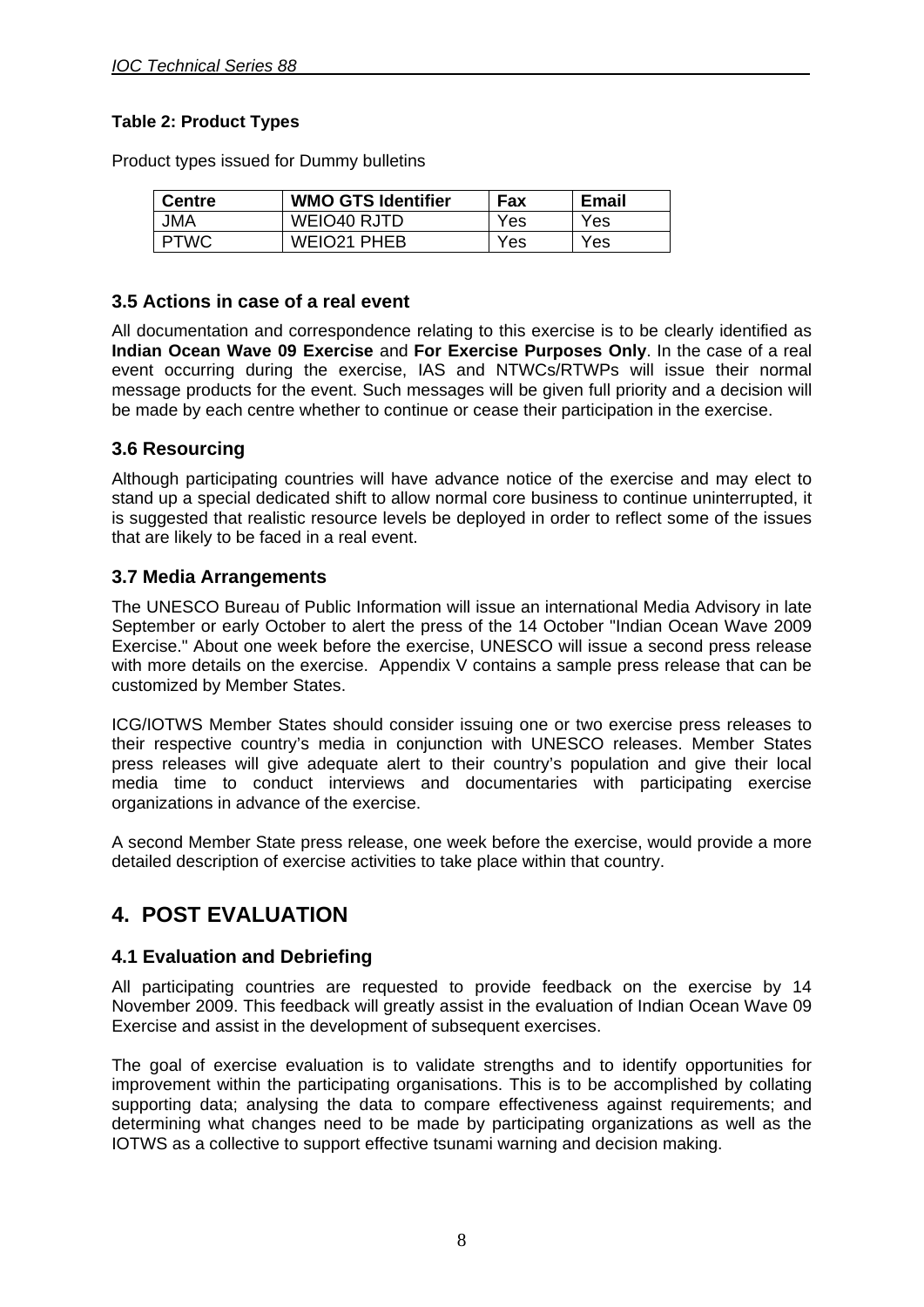**Table 2: Product Types**

Product types issued for Dummy bulletins

| Centre | WMO GTS Identifier | Fax | Email |
|---|---|---|---|
| JMA | WEIO40 RJTD | Yes | Yes |
| PTWC | WEIO21 PHEB | Yes | Yes |

### 3.5 Actions in case of a real event

All documentation and correspondence relating to this exercise is to be clearly identified as **Indian Ocean Wave 09 Exercise** and **For Exercise Purposes Only**. In the case of a real event occurring during the exercise, IAS and NTWCs/RTWPs will issue their normal message products for the event. Such messages will be given full priority and a decision will be made by each centre whether to continue or cease their participation in the exercise.

### 3.6 Resourcing

Although participating countries will have advance notice of the exercise and may elect to stand up a special dedicated shift to allow normal core business to continue uninterrupted, it is suggested that realistic resource levels be deployed in order to reflect some of the issues that are likely to be faced in a real event.

### 3.7 Media Arrangements

The UNESCO Bureau of Public Information will issue an international Media Advisory in late September or early October to alert the press of the 14 October "Indian Ocean Wave 2009 Exercise." About one week before the exercise, UNESCO will issue a second press release with more details on the exercise. Appendix V contains a sample press release that can be customized by Member States.

ICG/IOTWS Member States should consider issuing one or two exercise press releases to their respective country's media in conjunction with UNESCO releases. Member States press releases will give adequate alert to their country's population and give their local media time to conduct interviews and documentaries with participating exercise organizations in advance of the exercise.

A second Member State press release, one week before the exercise, would provide a more detailed description of exercise activities to take place within that country.

## 4. POST EVALUATION

### 4.1 Evaluation and Debriefing

All participating countries are requested to provide feedback on the exercise by 14 November 2009. This feedback will greatly assist in the evaluation of Indian Ocean Wave 09 Exercise and assist in the development of subsequent exercises.

The goal of exercise evaluation is to validate strengths and to identify opportunities for improvement within the participating organisations. This is to be accomplished by collating supporting data; analysing the data to compare effectiveness against requirements; and determining what changes need to be made by participating organizations as well as the IOTWS as a collective to support effective tsunami warning and decision making.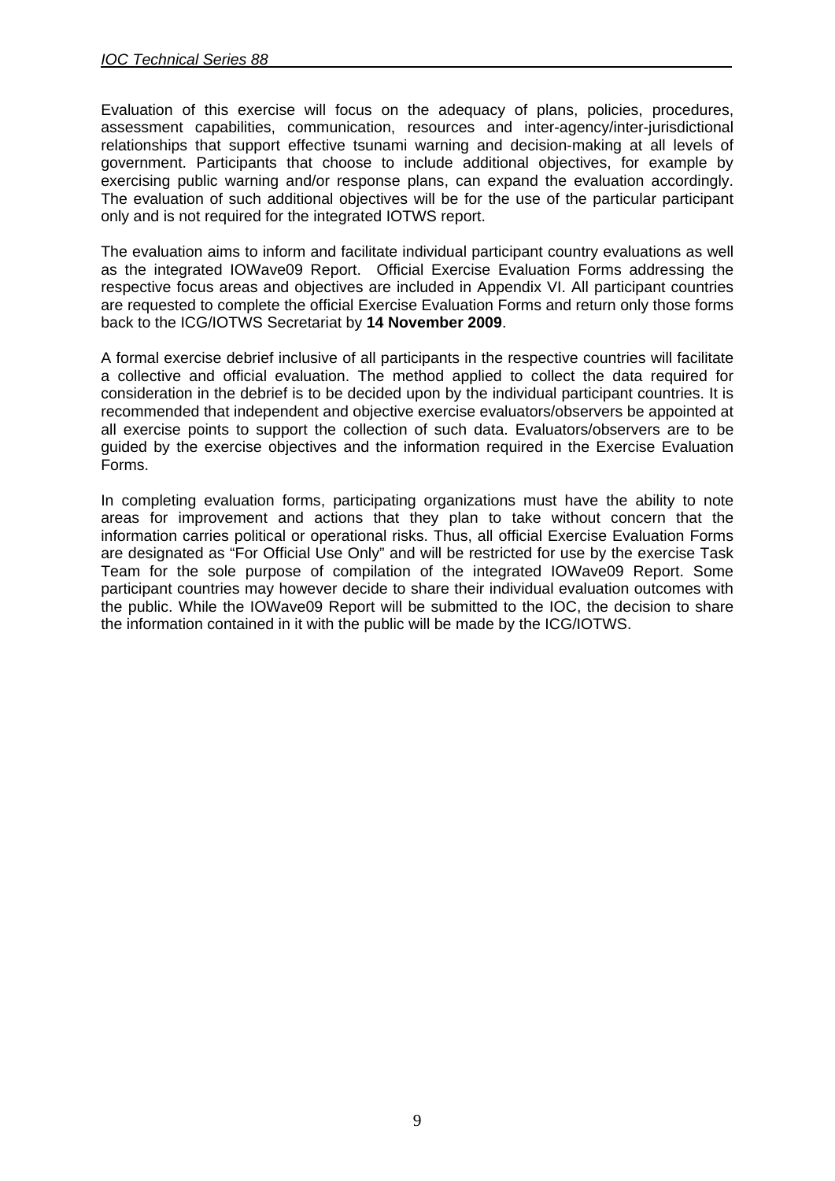Evaluation of this exercise will focus on the adequacy of plans, policies, procedures, assessment capabilities, communication, resources and inter-agency/inter-jurisdictional relationships that support effective tsunami warning and decision-making at all levels of government. Participants that choose to include additional objectives, for example by exercising public warning and/or response plans, can expand the evaluation accordingly. The evaluation of such additional objectives will be for the use of the particular participant only and is not required for the integrated IOTWS report.

The evaluation aims to inform and facilitate individual participant country evaluations as well as the integrated IOWave09 Report. Official Exercise Evaluation Forms addressing the respective focus areas and objectives are included in Appendix VI. All participant countries are requested to complete the official Exercise Evaluation Forms and return only those forms back to the ICG/IOTWS Secretariat by **14 November 2009**.

A formal exercise debrief inclusive of all participants in the respective countries will facilitate a collective and official evaluation. The method applied to collect the data required for consideration in the debrief is to be decided upon by the individual participant countries. It is recommended that independent and objective exercise evaluators/observers be appointed at all exercise points to support the collection of such data. Evaluators/observers are to be guided by the exercise objectives and the information required in the Exercise Evaluation Forms.

In completing evaluation forms, participating organizations must have the ability to note areas for improvement and actions that they plan to take without concern that the information carries political or operational risks. Thus, all official Exercise Evaluation Forms are designated as "For Official Use Only" and will be restricted for use by the exercise Task Team for the sole purpose of compilation of the integrated IOWave09 Report. Some participant countries may however decide to share their individual evaluation outcomes with the public. While the IOWave09 Report will be submitted to the IOC, the decision to share the information contained in it with the public will be made by the ICG/IOTWS.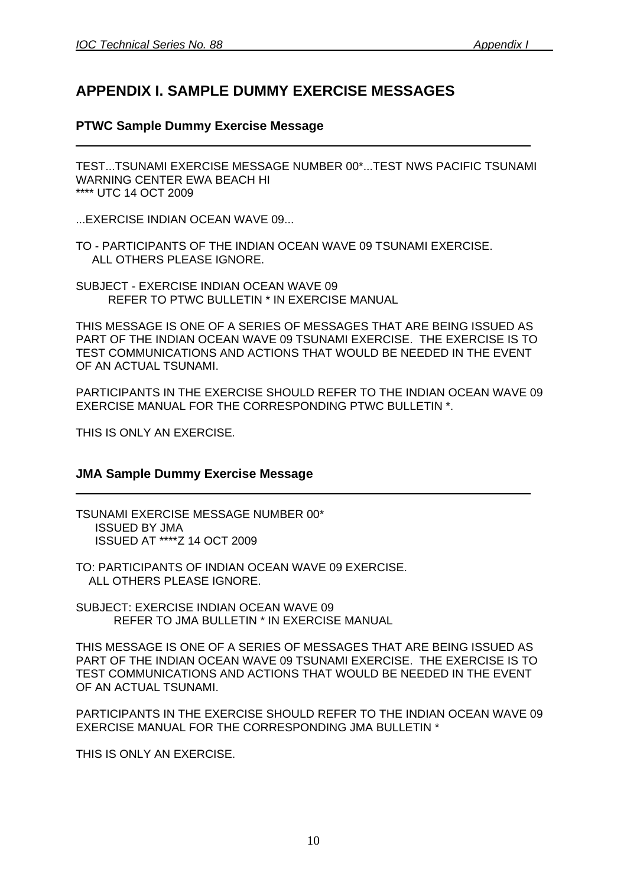## APPENDIX I. SAMPLE DUMMY EXERCISE MESSAGES

### PTWC Sample Dummy Exercise Message

TEST...TSUNAMI EXERCISE MESSAGE NUMBER 00*...TEST NWS PACIFIC TSUNAMI WARNING CENTER EWA BEACH HI
**** UTC 14 OCT 2009

...EXERCISE INDIAN OCEAN WAVE 09...

TO - PARTICIPANTS OF THE INDIAN OCEAN WAVE 09 TSUNAMI EXERCISE.
ALL OTHERS PLEASE IGNORE.

SUBJECT - EXERCISE INDIAN OCEAN WAVE 09
REFER TO PTWC BULLETIN * IN EXERCISE MANUAL

THIS MESSAGE IS ONE OF A SERIES OF MESSAGES THAT ARE BEING ISSUED AS PART OF THE INDIAN OCEAN WAVE 09 TSUNAMI EXERCISE. THE EXERCISE IS TO TEST COMMUNICATIONS AND ACTIONS THAT WOULD BE NEEDED IN THE EVENT OF AN ACTUAL TSUNAMI.

PARTICIPANTS IN THE EXERCISE SHOULD REFER TO THE INDIAN OCEAN WAVE 09 EXERCISE MANUAL FOR THE CORRESPONDING PTWC BULLETIN *.

THIS IS ONLY AN EXERCISE.

### JMA Sample Dummy Exercise Message

TSUNAMI EXERCISE MESSAGE NUMBER 00*
ISSUED BY JMA
ISSUED AT ****Z 14 OCT 2009

TO: PARTICIPANTS OF INDIAN OCEAN WAVE 09 EXERCISE.
ALL OTHERS PLEASE IGNORE.

SUBJECT: EXERCISE INDIAN OCEAN WAVE 09
REFER TO JMA BULLETIN * IN EXERCISE MANUAL

THIS MESSAGE IS ONE OF A SERIES OF MESSAGES THAT ARE BEING ISSUED AS PART OF THE INDIAN OCEAN WAVE 09 TSUNAMI EXERCISE. THE EXERCISE IS TO TEST COMMUNICATIONS AND ACTIONS THAT WOULD BE NEEDED IN THE EVENT OF AN ACTUAL TSUNAMI.

PARTICIPANTS IN THE EXERCISE SHOULD REFER TO THE INDIAN OCEAN WAVE 09 EXERCISE MANUAL FOR THE CORRESPONDING JMA BULLETIN *

THIS IS ONLY AN EXERCISE.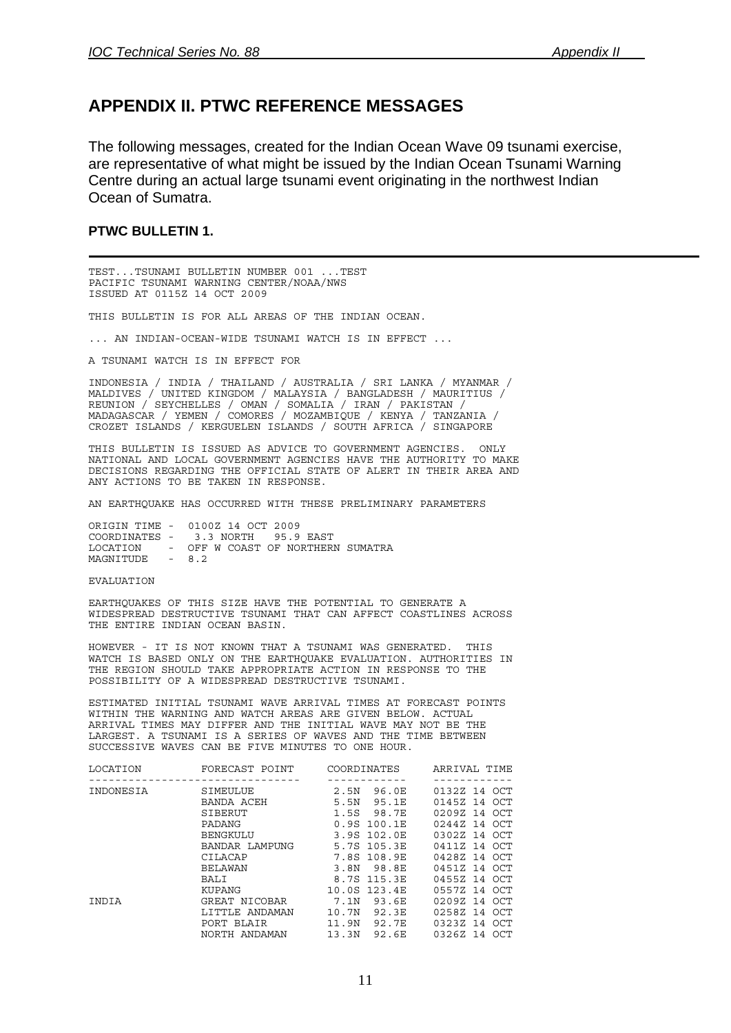# APPENDIX II. PTWC REFERENCE MESSAGES

The following messages, created for the Indian Ocean Wave 09 tsunami exercise, are representative of what might be issued by the Indian Ocean Tsunami Warning Centre during an actual large tsunami event originating in the northwest Indian Ocean of Sumatra.

### PTWC BULLETIN 1.

```
TEST...TSUNAMI BULLETIN NUMBER 001 ...TEST
PACIFIC TSUNAMI WARNING CENTER/NOAA/NWS
ISSUED AT 0115Z 14 OCT 2009

THIS BULLETIN IS FOR ALL AREAS OF THE INDIAN OCEAN.

... AN INDIAN-OCEAN-WIDE TSUNAMI WATCH IS IN EFFECT ...

A TSUNAMI WATCH IS IN EFFECT FOR

INDONESIA / INDIA / THAILAND / AUSTRALIA / SRI LANKA / MYANMAR /
MALDIVES / UNITED KINGDOM / MALAYSIA / BANGLADESH / MAURITIUS /
REUNION / SEYCHELLES / OMAN / SOMALIA / IRAN / PAKISTAN /
MADAGASCAR / YEMEN / COMORES / MOZAMBIQUE / KENYA / TANZANIA /
CROZET ISLANDS / KERGUELEN ISLANDS / SOUTH AFRICA / SINGAPORE

THIS BULLETIN IS ISSUED AS ADVICE TO GOVERNMENT AGENCIES.  ONLY
NATIONAL AND LOCAL GOVERNMENT AGENCIES HAVE THE AUTHORITY TO MAKE
DECISIONS REGARDING THE OFFICIAL STATE OF ALERT IN THEIR AREA AND
ANY ACTIONS TO BE TAKEN IN RESPONSE.

AN EARTHQUAKE HAS OCCURRED WITH THESE PRELIMINARY PARAMETERS

ORIGIN TIME -  0100Z 14 OCT 2009
COORDINATES -   3.3 NORTH   95.9 EAST
LOCATION    -  OFF W COAST OF NORTHERN SUMATRA
MAGNITUDE   -  8.2

EVALUATION

EARTHQUAKES OF THIS SIZE HAVE THE POTENTIAL TO GENERATE A
WIDESPREAD DESTRUCTIVE TSUNAMI THAT CAN AFFECT COASTLINES ACROSS
THE ENTIRE INDIAN OCEAN BASIN.

HOWEVER - IT IS NOT KNOWN THAT A TSUNAMI WAS GENERATED.  THIS
WATCH IS BASED ONLY ON THE EARTHQUAKE EVALUATION. AUTHORITIES IN
THE REGION SHOULD TAKE APPROPRIATE ACTION IN RESPONSE TO THE
POSSIBILITY OF A WIDESPREAD DESTRUCTIVE TSUNAMI.

ESTIMATED INITIAL TSUNAMI WAVE ARRIVAL TIMES AT FORECAST POINTS
WITHIN THE WARNING AND WATCH AREAS ARE GIVEN BELOW. ACTUAL
ARRIVAL TIMES MAY DIFFER AND THE INITIAL WAVE MAY NOT BE THE
LARGEST. A TSUNAMI IS A SERIES OF WAVES AND THE TIME BETWEEN
SUCCESSIVE WAVES CAN BE FIVE MINUTES TO ONE HOUR.

LOCATION         FORECAST POINT     COORDINATES     ARRIVAL TIME
--------------------------------    ------------    ------------
INDONESIA        SIMEULUE            2.5N  96.0E    0132Z 14 OCT
                 BANDA ACEH          5.5N  95.1E    0145Z 14 OCT
                 SIBERUT             1.5S  98.7E    0209Z 14 OCT
                 PADANG              0.9S 100.1E    0244Z 14 OCT
                 BENGKULU            3.9S 102.0E    0302Z 14 OCT
                 BANDAR LAMPUNG      5.7S 105.3E    0411Z 14 OCT
                 CILACAP             7.8S 108.9E    0428Z 14 OCT
                 BELAWAN             3.8N  98.8E    0451Z 14 OCT
                 BALI                8.7S 115.3E    0455Z 14 OCT
                 KUPANG             10.0S 123.4E    0557Z 14 OCT
INDIA            GREAT NICOBAR       7.1N  93.6E    0209Z 14 OCT
                 LITTLE ANDAMAN     10.7N  92.3E    0258Z 14 OCT
                 PORT BLAIR         11.9N  92.7E    0323Z 14 OCT
                 NORTH ANDAMAN      13.3N  92.6E    0326Z 14 OCT
```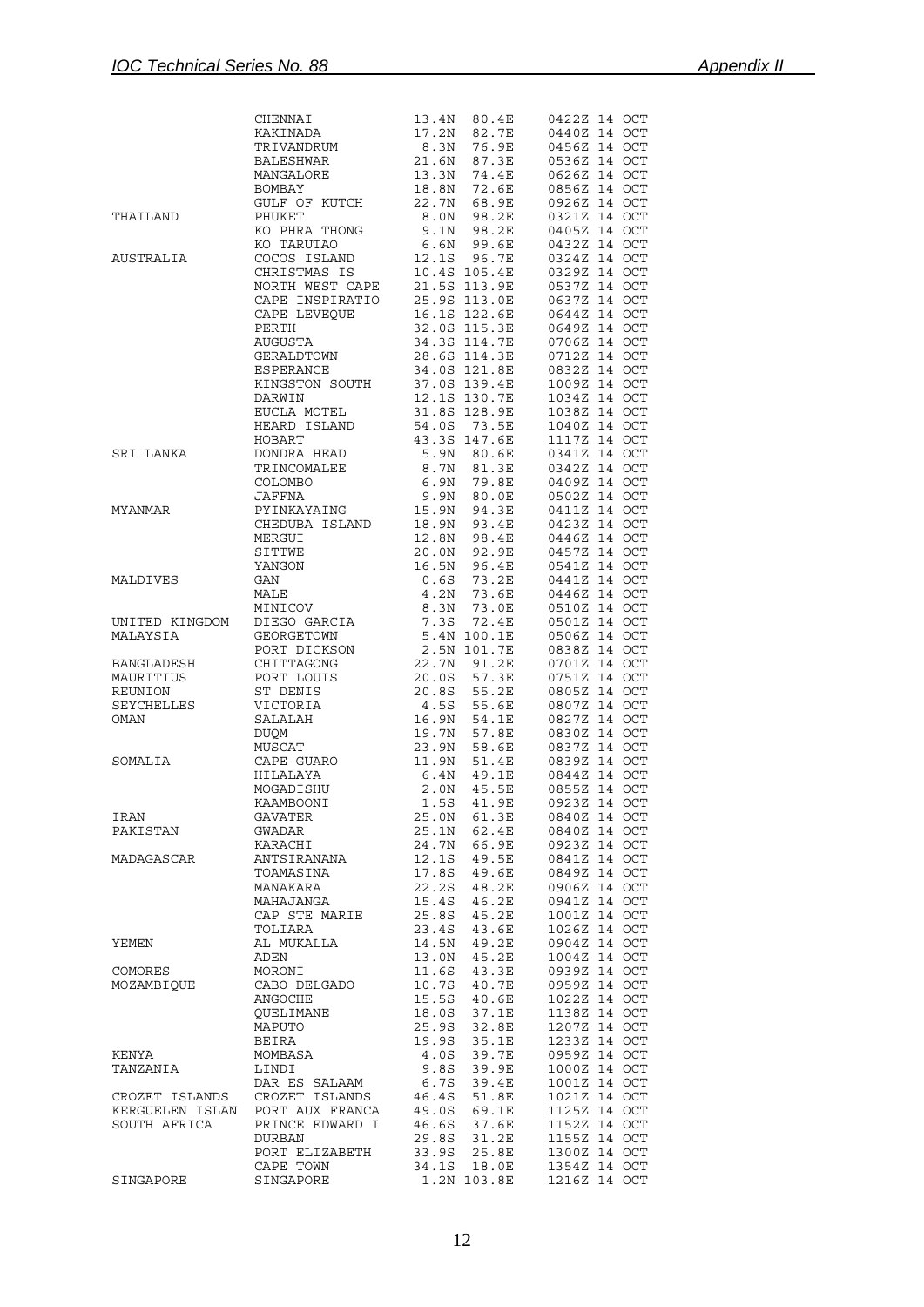| | | | | |
|---|---|---|---|---|
| | CHENNAI | 13.4N | 80.4E | 0422Z 14 OCT |
| | KAKINADA | 17.2N | 82.7E | 0440Z 14 OCT |
| | TRIVANDRUM | 8.3N | 76.9E | 0456Z 14 OCT |
| | BALESHWAR | 21.6N | 87.3E | 0536Z 14 OCT |
| | MANGALORE | 13.3N | 74.4E | 0626Z 14 OCT |
| | BOMBAY | 18.8N | 72.6E | 0856Z 14 OCT |
| | GULF OF KUTCH | 22.7N | 68.9E | 0926Z 14 OCT |
| THAILAND | PHUKET | 8.0N | 98.2E | 0321Z 14 OCT |
| | KO PHRA THONG | 9.1N | 98.2E | 0405Z 14 OCT |
| | KO TARUTAO | 6.6N | 99.6E | 0432Z 14 OCT |
| AUSTRALIA | COCOS ISLAND | 12.1S | 96.7E | 0324Z 14 OCT |
| | CHRISTMAS IS | 10.4S | 105.4E | 0329Z 14 OCT |
| | NORTH WEST CAPE | 21.5S | 113.9E | 0537Z 14 OCT |
| | CAPE INSPIRATIO | 25.9S | 113.0E | 0637Z 14 OCT |
| | CAPE LEVEQUE | 16.1S | 122.6E | 0644Z 14 OCT |
| | PERTH | 32.0S | 115.3E | 0649Z 14 OCT |
| | AUGUSTA | 34.3S | 114.7E | 0706Z 14 OCT |
| | GERALDTOWN | 28.6S | 114.3E | 0712Z 14 OCT |
| | ESPERANCE | 34.0S | 121.8E | 0832Z 14 OCT |
| | KINGSTON SOUTH | 37.0S | 139.4E | 1009Z 14 OCT |
| | DARWIN | 12.1S | 130.7E | 1034Z 14 OCT |
| | EUCLA MOTEL | 31.8S | 128.9E | 1038Z 14 OCT |
| | HEARD ISLAND | 54.0S | 73.5E | 1040Z 14 OCT |
| | HOBART | 43.3S | 147.6E | 1117Z 14 OCT |
| SRI LANKA | DONDRA HEAD | 5.9N | 80.6E | 0341Z 14 OCT |
| | TRINCOMALEE | 8.7N | 81.3E | 0342Z 14 OCT |
| | COLOMBO | 6.9N | 79.8E | 0409Z 14 OCT |
| | JAFFNA | 9.9N | 80.0E | 0502Z 14 OCT |
| MYANMAR | PYINKAYAING | 15.9N | 94.3E | 0411Z 14 OCT |
| | CHEDUBA ISLAND | 18.9N | 93.4E | 0423Z 14 OCT |
| | MERGUI | 12.8N | 98.4E | 0446Z 14 OCT |
| | SITTWE | 20.0N | 92.9E | 0457Z 14 OCT |
| | YANGON | 16.5N | 96.4E | 0541Z 14 OCT |
| MALDIVES | GAN | 0.6S | 73.2E | 0441Z 14 OCT |
| | MALE | 4.2N | 73.6E | 0446Z 14 OCT |
| | MINICOV | 8.3N | 73.0E | 0510Z 14 OCT |
| UNITED KINGDOM | DIEGO GARCIA | 7.3S | 72.4E | 0501Z 14 OCT |
| MALAYSIA | GEORGETOWN | 5.4N | 100.1E | 0506Z 14 OCT |
| | PORT DICKSON | 2.5N | 101.7E | 0838Z 14 OCT |
| BANGLADESH | CHITTAGONG | 22.7N | 91.2E | 0701Z 14 OCT |
| MAURITIUS | PORT LOUIS | 20.0S | 57.3E | 0751Z 14 OCT |
| REUNION | ST DENIS | 20.8S | 55.2E | 0805Z 14 OCT |
| SEYCHELLES | VICTORIA | 4.5S | 55.6E | 0807Z 14 OCT |
| OMAN | SALALAH | 16.9N | 54.1E | 0827Z 14 OCT |
| | DUQM | 19.7N | 57.8E | 0830Z 14 OCT |
| | MUSCAT | 23.9N | 58.6E | 0837Z 14 OCT |
| SOMALIA | CAPE GUARO | 11.9N | 51.4E | 0839Z 14 OCT |
| | HILALAYA | 6.4N | 49.1E | 0844Z 14 OCT |
| | MOGADISHU | 2.0N | 45.5E | 0855Z 14 OCT |
| | KAAMBOONI | 1.5S | 41.9E | 0923Z 14 OCT |
| IRAN | GAVATER | 25.0N | 61.3E | 0840Z 14 OCT |
| PAKISTAN | GWADAR | 25.1N | 62.4E | 0840Z 14 OCT |
| | KARACHI | 24.7N | 66.9E | 0923Z 14 OCT |
| MADAGASCAR | ANTSIRANANA | 12.1S | 49.5E | 0841Z 14 OCT |
| | TOAMASINA | 17.8S | 49.6E | 0849Z 14 OCT |
| | MANAKARA | 22.2S | 48.2E | 0906Z 14 OCT |
| | MAHAJANGA | 15.4S | 46.2E | 0941Z 14 OCT |
| | CAP STE MARIE | 25.8S | 45.2E | 1001Z 14 OCT |
| | TOLIARA | 23.4S | 43.6E | 1026Z 14 OCT |
| YEMEN | AL MUKALLA | 14.5N | 49.2E | 0904Z 14 OCT |
| | ADEN | 13.0N | 45.2E | 1004Z 14 OCT |
| COMORES | MORONI | 11.6S | 43.3E | 0939Z 14 OCT |
| MOZAMBIQUE | CABO DELGADO | 10.7S | 40.7E | 0959Z 14 OCT |
| | ANGOCHE | 15.5S | 40.6E | 1022Z 14 OCT |
| | QUELIMANE | 18.0S | 37.1E | 1138Z 14 OCT |
| | MAPUTO | 25.9S | 32.8E | 1207Z 14 OCT |
| | BEIRA | 19.9S | 35.1E | 1233Z 14 OCT |
| KENYA | MOMBASA | 4.0S | 39.7E | 0959Z 14 OCT |
| TANZANIA | LINDI | 9.8S | 39.9E | 1000Z 14 OCT |
| | DAR ES SALAAM | 6.7S | 39.4E | 1001Z 14 OCT |
| CROZET ISLANDS | CROZET ISLANDS | 46.4S | 51.8E | 1021Z 14 OCT |
| KERGUELEN ISLAN | PORT AUX FRANCA | 49.0S | 69.1E | 1125Z 14 OCT |
| SOUTH AFRICA | PRINCE EDWARD I | 46.6S | 37.6E | 1152Z 14 OCT |
| | DURBAN | 29.8S | 31.2E | 1155Z 14 OCT |
| | PORT ELIZABETH | 33.9S | 25.8E | 1300Z 14 OCT |
| | CAPE TOWN | 34.1S | 18.0E | 1354Z 14 OCT |
| SINGAPORE | SINGAPORE | 1.2N | 103.8E | 1216Z 14 OCT |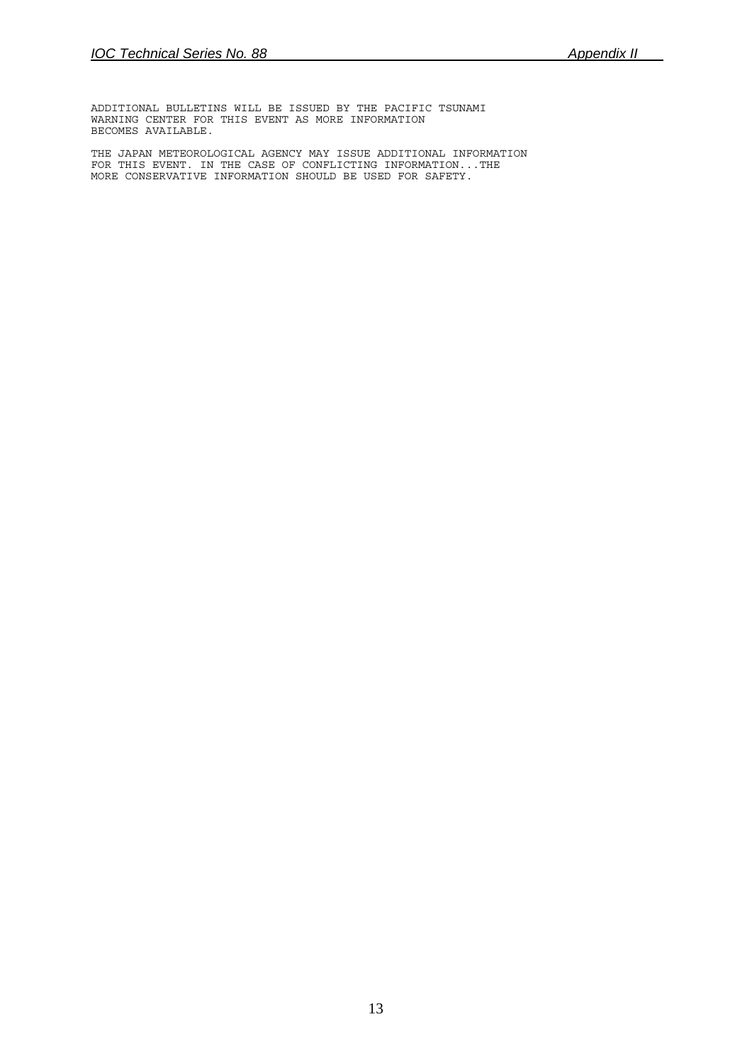```
ADDITIONAL BULLETINS WILL BE ISSUED BY THE PACIFIC TSUNAMI
WARNING CENTER FOR THIS EVENT AS MORE INFORMATION
BECOMES AVAILABLE.

THE JAPAN METEOROLOGICAL AGENCY MAY ISSUE ADDITIONAL INFORMATION
FOR THIS EVENT. IN THE CASE OF CONFLICTING INFORMATION...THE
MORE CONSERVATIVE INFORMATION SHOULD BE USED FOR SAFETY.
```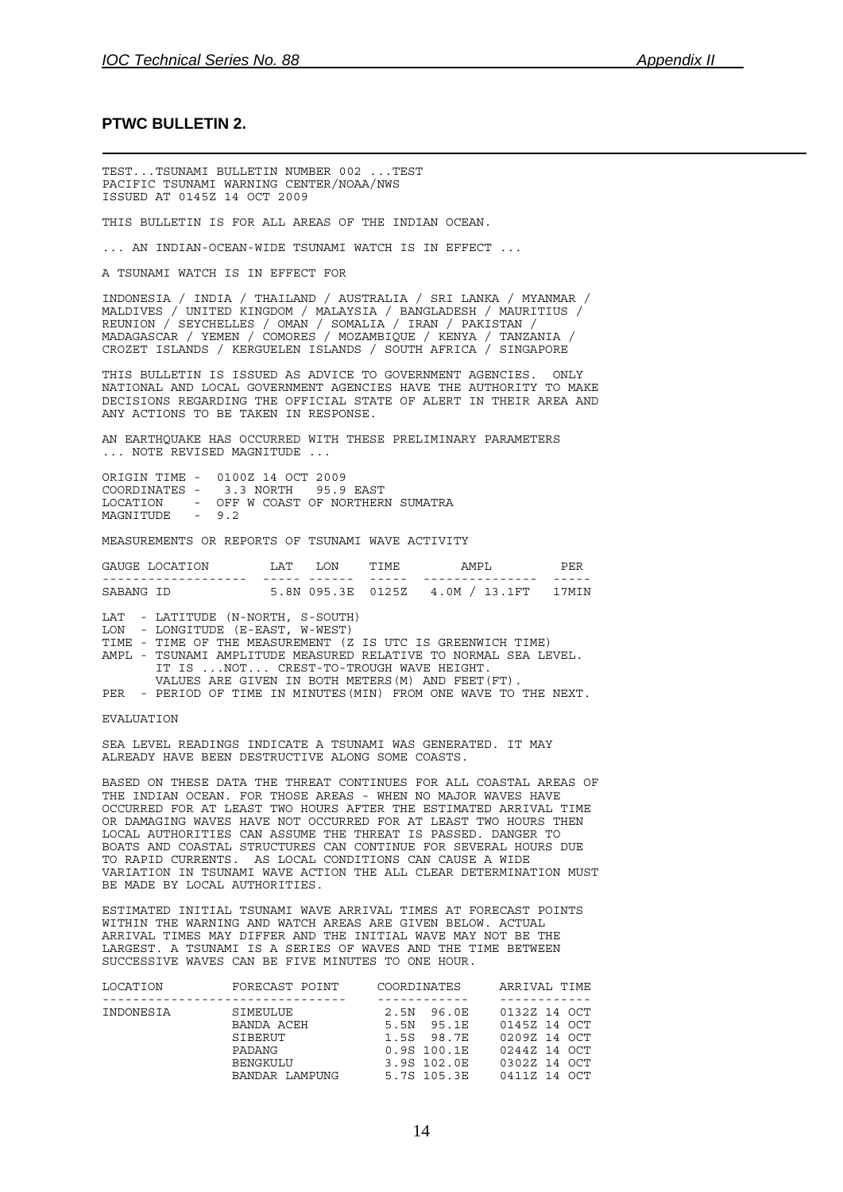## PTWC BULLETIN 2.

TEST...TSUNAMI BULLETIN NUMBER 002 ...TEST
PACIFIC TSUNAMI WARNING CENTER/NOAA/NWS
ISSUED AT 0145Z 14 OCT 2009

THIS BULLETIN IS FOR ALL AREAS OF THE INDIAN OCEAN.

... AN INDIAN-OCEAN-WIDE TSUNAMI WATCH IS IN EFFECT ...

A TSUNAMI WATCH IS IN EFFECT FOR

INDONESIA / INDIA / THAILAND / AUSTRALIA / SRI LANKA / MYANMAR / MALDIVES / UNITED KINGDOM / MALAYSIA / BANGLADESH / MAURITIUS / REUNION / SEYCHELLES / OMAN / SOMALIA / IRAN / PAKISTAN / MADAGASCAR / YEMEN / COMORES / MOZAMBIQUE / KENYA / TANZANIA / CROZET ISLANDS / KERGUELEN ISLANDS / SOUTH AFRICA / SINGAPORE

THIS BULLETIN IS ISSUED AS ADVICE TO GOVERNMENT AGENCIES. ONLY NATIONAL AND LOCAL GOVERNMENT AGENCIES HAVE THE AUTHORITY TO MAKE DECISIONS REGARDING THE OFFICIAL STATE OF ALERT IN THEIR AREA AND ANY ACTIONS TO BE TAKEN IN RESPONSE.

AN EARTHQUAKE HAS OCCURRED WITH THESE PRELIMINARY PARAMETERS
... NOTE REVISED MAGNITUDE ...

```
ORIGIN TIME -  0100Z 14 OCT 2009
COORDINATES -   3.3 NORTH   95.9 EAST
LOCATION    -  OFF W COAST OF NORTHERN SUMATRA
MAGNITUDE   -  9.2
```

MEASUREMENTS OR REPORTS OF TSUNAMI WAVE ACTIVITY

| GAUGE LOCATION | LAT | LON | TIME | AMPL | PER |
|---|---|---|---|---|---|
| SABANG ID | 5.8N | 095.3E | 0125Z | 4.0M / 13.1FT | 17MIN |

```
LAT  - LATITUDE (N-NORTH, S-SOUTH)
LON  - LONGITUDE (E-EAST, W-WEST)
TIME - TIME OF THE MEASUREMENT (Z IS UTC IS GREENWICH TIME)
AMPL - TSUNAMI AMPLITUDE MEASURED RELATIVE TO NORMAL SEA LEVEL.
       IT IS ...NOT... CREST-TO-TROUGH WAVE HEIGHT.
       VALUES ARE GIVEN IN BOTH METERS(M) AND FEET(FT).
PER  - PERIOD OF TIME IN MINUTES(MIN) FROM ONE WAVE TO THE NEXT.
```

EVALUATION

SEA LEVEL READINGS INDICATE A TSUNAMI WAS GENERATED. IT MAY ALREADY HAVE BEEN DESTRUCTIVE ALONG SOME COASTS.

BASED ON THESE DATA THE THREAT CONTINUES FOR ALL COASTAL AREAS OF THE INDIAN OCEAN. FOR THOSE AREAS - WHEN NO MAJOR WAVES HAVE OCCURRED FOR AT LEAST TWO HOURS AFTER THE ESTIMATED ARRIVAL TIME OR DAMAGING WAVES HAVE NOT OCCURRED FOR AT LEAST TWO HOURS THEN LOCAL AUTHORITIES CAN ASSUME THE THREAT IS PASSED. DANGER TO BOATS AND COASTAL STRUCTURES CAN CONTINUE FOR SEVERAL HOURS DUE TO RAPID CURRENTS. AS LOCAL CONDITIONS CAN CAUSE A WIDE VARIATION IN TSUNAMI WAVE ACTION THE ALL CLEAR DETERMINATION MUST BE MADE BY LOCAL AUTHORITIES.

ESTIMATED INITIAL TSUNAMI WAVE ARRIVAL TIMES AT FORECAST POINTS WITHIN THE WARNING AND WATCH AREAS ARE GIVEN BELOW. ACTUAL ARRIVAL TIMES MAY DIFFER AND THE INITIAL WAVE MAY NOT BE THE LARGEST. A TSUNAMI IS A SERIES OF WAVES AND THE TIME BETWEEN SUCCESSIVE WAVES CAN BE FIVE MINUTES TO ONE HOUR.

| LOCATION | FORECAST POINT | COORDINATES | ARRIVAL TIME |
|---|---|---|---|
| INDONESIA | SIMEULUE | 2.5N 96.0E | 0132Z 14 OCT |
| | BANDA ACEH | 5.5N 95.1E | 0145Z 14 OCT |
| | SIBERUT | 1.5S 98.7E | 0209Z 14 OCT |
| | PADANG | 0.9S 100.1E | 0244Z 14 OCT |
| | BENGKULU | 3.9S 102.0E | 0302Z 14 OCT |
| | BANDAR LAMPUNG | 5.7S 105.3E | 0411Z 14 OCT |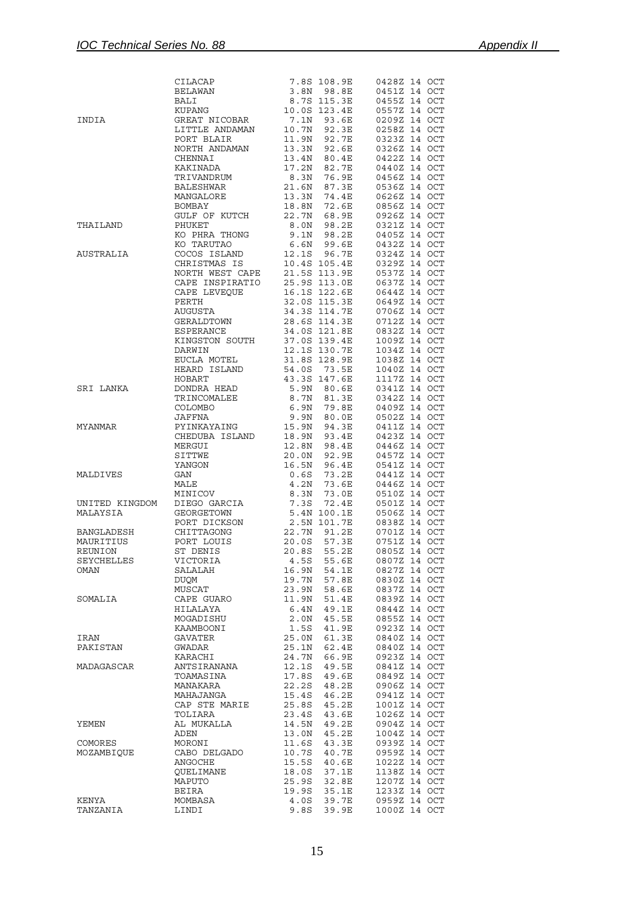| | | | | |
|---|---|---|---|---|
| | CILACAP | 7.8S | 108.9E | 0428Z 14 OCT |
| | BELAWAN | 3.8N | 98.8E | 0451Z 14 OCT |
| | BALI | 8.7S | 115.3E | 0455Z 14 OCT |
| | KUPANG | 10.0S | 123.4E | 0557Z 14 OCT |
| INDIA | GREAT NICOBAR | 7.1N | 93.6E | 0209Z 14 OCT |
| | LITTLE ANDAMAN | 10.7N | 92.3E | 0258Z 14 OCT |
| | PORT BLAIR | 11.9N | 92.7E | 0323Z 14 OCT |
| | NORTH ANDAMAN | 13.3N | 92.6E | 0326Z 14 OCT |
| | CHENNAI | 13.4N | 80.4E | 0422Z 14 OCT |
| | KAKINADA | 17.2N | 82.7E | 0440Z 14 OCT |
| | TRIVANDRUM | 8.3N | 76.9E | 0456Z 14 OCT |
| | BALESHWAR | 21.6N | 87.3E | 0536Z 14 OCT |
| | MANGALORE | 13.3N | 74.4E | 0626Z 14 OCT |
| | BOMBAY | 18.8N | 72.6E | 0856Z 14 OCT |
| | GULF OF KUTCH | 22.7N | 68.9E | 0926Z 14 OCT |
| THAILAND | PHUKET | 8.0N | 98.2E | 0321Z 14 OCT |
| | KO PHRA THONG | 9.1N | 98.2E | 0405Z 14 OCT |
| | KO TARUTAO | 6.6N | 99.6E | 0432Z 14 OCT |
| AUSTRALIA | COCOS ISLAND | 12.1S | 96.7E | 0324Z 14 OCT |
| | CHRISTMAS IS | 10.4S | 105.4E | 0329Z 14 OCT |
| | NORTH WEST CAPE | 21.5S | 113.9E | 0537Z 14 OCT |
| | CAPE INSPIRATIO | 25.9S | 113.0E | 0637Z 14 OCT |
| | CAPE LEVEQUE | 16.1S | 122.6E | 0644Z 14 OCT |
| | PERTH | 32.0S | 115.3E | 0649Z 14 OCT |
| | AUGUSTA | 34.3S | 114.7E | 0706Z 14 OCT |
| | GERALDTOWN | 28.6S | 114.3E | 0712Z 14 OCT |
| | ESPERANCE | 34.0S | 121.8E | 0832Z 14 OCT |
| | KINGSTON SOUTH | 37.0S | 139.4E | 1009Z 14 OCT |
| | DARWIN | 12.1S | 130.7E | 1034Z 14 OCT |
| | EUCLA MOTEL | 31.8S | 128.9E | 1038Z 14 OCT |
| | HEARD ISLAND | 54.0S | 73.5E | 1040Z 14 OCT |
| | HOBART | 43.3S | 147.6E | 1117Z 14 OCT |
| SRI LANKA | DONDRA HEAD | 5.9N | 80.6E | 0341Z 14 OCT |
| | TRINCOMALEE | 8.7N | 81.3E | 0342Z 14 OCT |
| | COLOMBO | 6.9N | 79.8E | 0409Z 14 OCT |
| | JAFFNA | 9.9N | 80.0E | 0502Z 14 OCT |
| MYANMAR | PYINKAYAING | 15.9N | 94.3E | 0411Z 14 OCT |
| | CHEDUBA ISLAND | 18.9N | 93.4E | 0423Z 14 OCT |
| | MERGUI | 12.8N | 98.4E | 0446Z 14 OCT |
| | SITTWE | 20.0N | 92.9E | 0457Z 14 OCT |
| | YANGON | 16.5N | 96.4E | 0541Z 14 OCT |
| MALDIVES | GAN | 0.6S | 73.2E | 0441Z 14 OCT |
| | MALE | 4.2N | 73.6E | 0446Z 14 OCT |
| | MINICOV | 8.3N | 73.0E | 0510Z 14 OCT |
| UNITED KINGDOM | DIEGO GARCIA | 7.3S | 72.4E | 0501Z 14 OCT |
| MALAYSIA | GEORGETOWN | 5.4N | 100.1E | 0506Z 14 OCT |
| | PORT DICKSON | 2.5N | 101.7E | 0838Z 14 OCT |
| BANGLADESH | CHITTAGONG | 22.7N | 91.2E | 0701Z 14 OCT |
| MAURITIUS | PORT LOUIS | 20.0S | 57.3E | 0751Z 14 OCT |
| REUNION | ST DENIS | 20.8S | 55.2E | 0805Z 14 OCT |
| SEYCHELLES | VICTORIA | 4.5S | 55.6E | 0807Z 14 OCT |
| OMAN | SALALAH | 16.9N | 54.1E | 0827Z 14 OCT |
| | DUQM | 19.7N | 57.8E | 0830Z 14 OCT |
| | MUSCAT | 23.9N | 58.6E | 0837Z 14 OCT |
| SOMALIA | CAPE GUARO | 11.9N | 51.4E | 0839Z 14 OCT |
| | HILALAYA | 6.4N | 49.1E | 0844Z 14 OCT |
| | MOGADISHU | 2.0N | 45.5E | 0855Z 14 OCT |
| | KAAMBOONI | 1.5S | 41.9E | 0923Z 14 OCT |
| IRAN | GAVATER | 25.0N | 61.3E | 0840Z 14 OCT |
| PAKISTAN | GWADAR | 25.1N | 62.4E | 0840Z 14 OCT |
| | KARACHI | 24.7N | 66.9E | 0923Z 14 OCT |
| MADAGASCAR | ANTSIRANANA | 12.1S | 49.5E | 0841Z 14 OCT |
| | TOAMASINA | 17.8S | 49.6E | 0849Z 14 OCT |
| | MANAKARA | 22.2S | 48.2E | 0906Z 14 OCT |
| | MAHAJANGA | 15.4S | 46.2E | 0941Z 14 OCT |
| | CAP STE MARIE | 25.8S | 45.2E | 1001Z 14 OCT |
| | TOLIARA | 23.4S | 43.6E | 1026Z 14 OCT |
| YEMEN | AL MUKALLA | 14.5N | 49.2E | 0904Z 14 OCT |
| | ADEN | 13.0N | 45.2E | 1004Z 14 OCT |
| COMORES | MORONI | 11.6S | 43.3E | 0939Z 14 OCT |
| MOZAMBIQUE | CABO DELGADO | 10.7S | 40.7E | 0959Z 14 OCT |
| | ANGOCHE | 15.5S | 40.6E | 1022Z 14 OCT |
| | QUELIMANE | 18.0S | 37.1E | 1138Z 14 OCT |
| | MAPUTO | 25.9S | 32.8E | 1207Z 14 OCT |
| | BEIRA | 19.9S | 35.1E | 1233Z 14 OCT |
| KENYA | MOMBASA | 4.0S | 39.7E | 0959Z 14 OCT |
| TANZANIA | LINDI | 9.8S | 39.9E | 1000Z 14 OCT |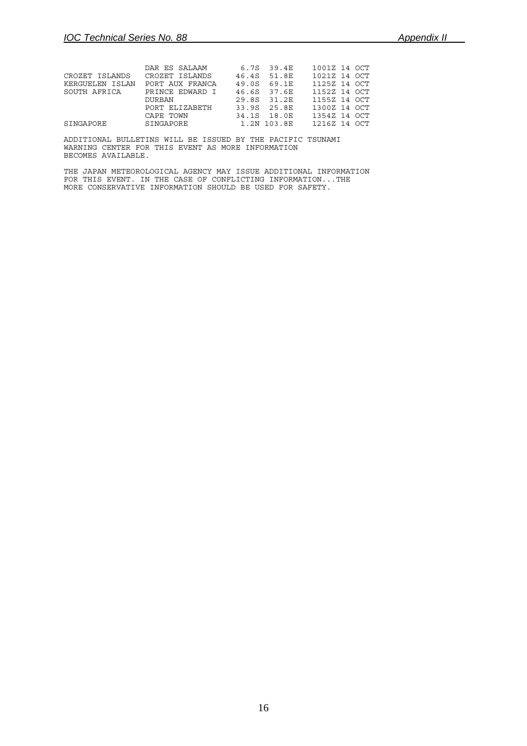| | | | | |
|---|---|---|---|---|
| | DAR ES SALAAM | 6.7S | 39.4E | 1001Z 14 OCT |
| CROZET ISLANDS | CROZET ISLANDS | 46.4S | 51.8E | 1021Z 14 OCT |
| KERGUELEN ISLAN | PORT AUX FRANCA | 49.0S | 69.1E | 1125Z 14 OCT |
| SOUTH AFRICA | PRINCE EDWARD I | 46.6S | 37.6E | 1152Z 14 OCT |
| | DURBAN | 29.8S | 31.2E | 1155Z 14 OCT |
| | PORT ELIZABETH | 33.9S | 25.8E | 1300Z 14 OCT |
| | CAPE TOWN | 34.1S | 18.0E | 1354Z 14 OCT |
| SINGAPORE | SINGAPORE | 1.2N | 103.8E | 1216Z 14 OCT |

ADDITIONAL BULLETINS WILL BE ISSUED BY THE PACIFIC TSUNAMI WARNING CENTER FOR THIS EVENT AS MORE INFORMATION BECOMES AVAILABLE.

THE JAPAN METEOROLOGICAL AGENCY MAY ISSUE ADDITIONAL INFORMATION FOR THIS EVENT. IN THE CASE OF CONFLICTING INFORMATION...THE MORE CONSERVATIVE INFORMATION SHOULD BE USED FOR SAFETY.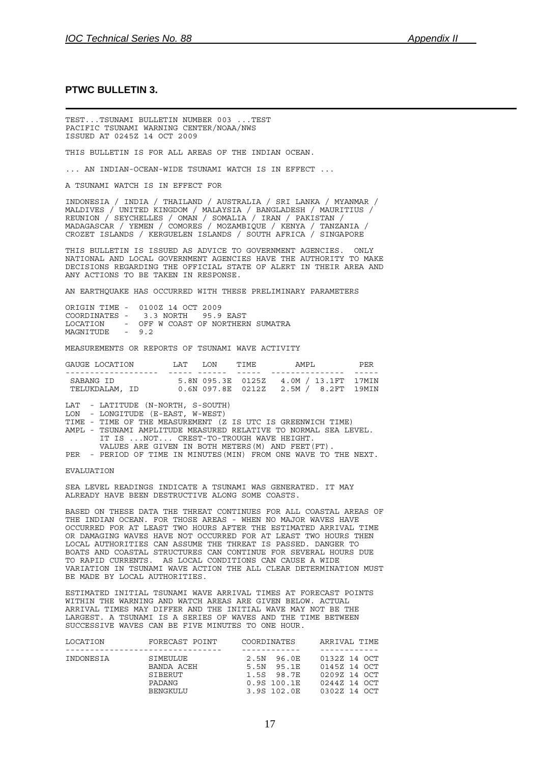## PTWC BULLETIN 3.

```
TEST...TSUNAMI BULLETIN NUMBER 003 ...TEST
PACIFIC TSUNAMI WARNING CENTER/NOAA/NWS
ISSUED AT 0245Z 14 OCT 2009

THIS BULLETIN IS FOR ALL AREAS OF THE INDIAN OCEAN.

... AN INDIAN-OCEAN-WIDE TSUNAMI WATCH IS IN EFFECT ...

A TSUNAMI WATCH IS IN EFFECT FOR

INDONESIA / INDIA / THAILAND / AUSTRALIA / SRI LANKA / MYANMAR /
MALDIVES / UNITED KINGDOM / MALAYSIA / BANGLADESH / MAURITIUS /
REUNION / SEYCHELLES / OMAN / SOMALIA / IRAN / PAKISTAN /
MADAGASCAR / YEMEN / COMORES / MOZAMBIQUE / KENYA / TANZANIA /
CROZET ISLANDS / KERGUELEN ISLANDS / SOUTH AFRICA / SINGAPORE

THIS BULLETIN IS ISSUED AS ADVICE TO GOVERNMENT AGENCIES.  ONLY
NATIONAL AND LOCAL GOVERNMENT AGENCIES HAVE THE AUTHORITY TO MAKE
DECISIONS REGARDING THE OFFICIAL STATE OF ALERT IN THEIR AREA AND
ANY ACTIONS TO BE TAKEN IN RESPONSE.

AN EARTHQUAKE HAS OCCURRED WITH THESE PRELIMINARY PARAMETERS

ORIGIN TIME -  0100Z 14 OCT 2009
COORDINATES -   3.3 NORTH   95.9 EAST
LOCATION    -  OFF W COAST OF NORTHERN SUMATRA
MAGNITUDE   -  9.2

MEASUREMENTS OR REPORTS OF TSUNAMI WAVE ACTIVITY

GAUGE LOCATION        LAT   LON    TIME        AMPL         PER
------------------- ----- ------ ----- --------------- -----
 SABANG ID           5.8N 095.3E  0125Z   4.0M / 13.1FT  17MIN
 TELUKDALAM, ID      0.6N 097.8E  0212Z   2.5M /  8.2FT  19MIN

LAT  - LATITUDE (N-NORTH, S-SOUTH)
LON  - LONGITUDE (E-EAST, W-WEST)
TIME - TIME OF THE MEASUREMENT (Z IS UTC IS GREENWICH TIME)
AMPL - TSUNAMI AMPLITUDE MEASURED RELATIVE TO NORMAL SEA LEVEL.
       IT IS ...NOT... CREST-TO-TROUGH WAVE HEIGHT.
       VALUES ARE GIVEN IN BOTH METERS(M) AND FEET(FT).
PER  - PERIOD OF TIME IN MINUTES(MIN) FROM ONE WAVE TO THE NEXT.

EVALUATION

SEA LEVEL READINGS INDICATE A TSUNAMI WAS GENERATED. IT MAY
ALREADY HAVE BEEN DESTRUCTIVE ALONG SOME COASTS.

BASED ON THESE DATA THE THREAT CONTINUES FOR ALL COASTAL AREAS OF
THE INDIAN OCEAN. FOR THOSE AREAS - WHEN NO MAJOR WAVES HAVE
OCCURRED FOR AT LEAST TWO HOURS AFTER THE ESTIMATED ARRIVAL TIME
OR DAMAGING WAVES HAVE NOT OCCURRED FOR AT LEAST TWO HOURS THEN
LOCAL AUTHORITIES CAN ASSUME THE THREAT IS PASSED. DANGER TO
BOATS AND COASTAL STRUCTURES CAN CONTINUE FOR SEVERAL HOURS DUE
TO RAPID CURRENTS.  AS LOCAL CONDITIONS CAN CAUSE A WIDE
VARIATION IN TSUNAMI WAVE ACTION THE ALL CLEAR DETERMINATION MUST
BE MADE BY LOCAL AUTHORITIES.

ESTIMATED INITIAL TSUNAMI WAVE ARRIVAL TIMES AT FORECAST POINTS
WITHIN THE WARNING AND WATCH AREAS ARE GIVEN BELOW. ACTUAL
ARRIVAL TIMES MAY DIFFER AND THE INITIAL WAVE MAY NOT BE THE
LARGEST. A TSUNAMI IS A SERIES OF WAVES AND THE TIME BETWEEN
SUCCESSIVE WAVES CAN BE FIVE MINUTES TO ONE HOUR.

LOCATION         FORECAST POINT       COORDINATES      ARRIVAL TIME
--------------------------------     ------------     ------------
INDONESIA        SIMEULUE              2.5N  96.0E    0132Z 14 OCT
                 BANDA ACEH            5.5N  95.1E    0145Z 14 OCT
                 SIBERUT               1.5S  98.7E    0209Z 14 OCT
                 PADANG                0.9S 100.1E    0244Z 14 OCT
                 BENGKULU              3.9S 102.0E    0302Z 14 OCT
```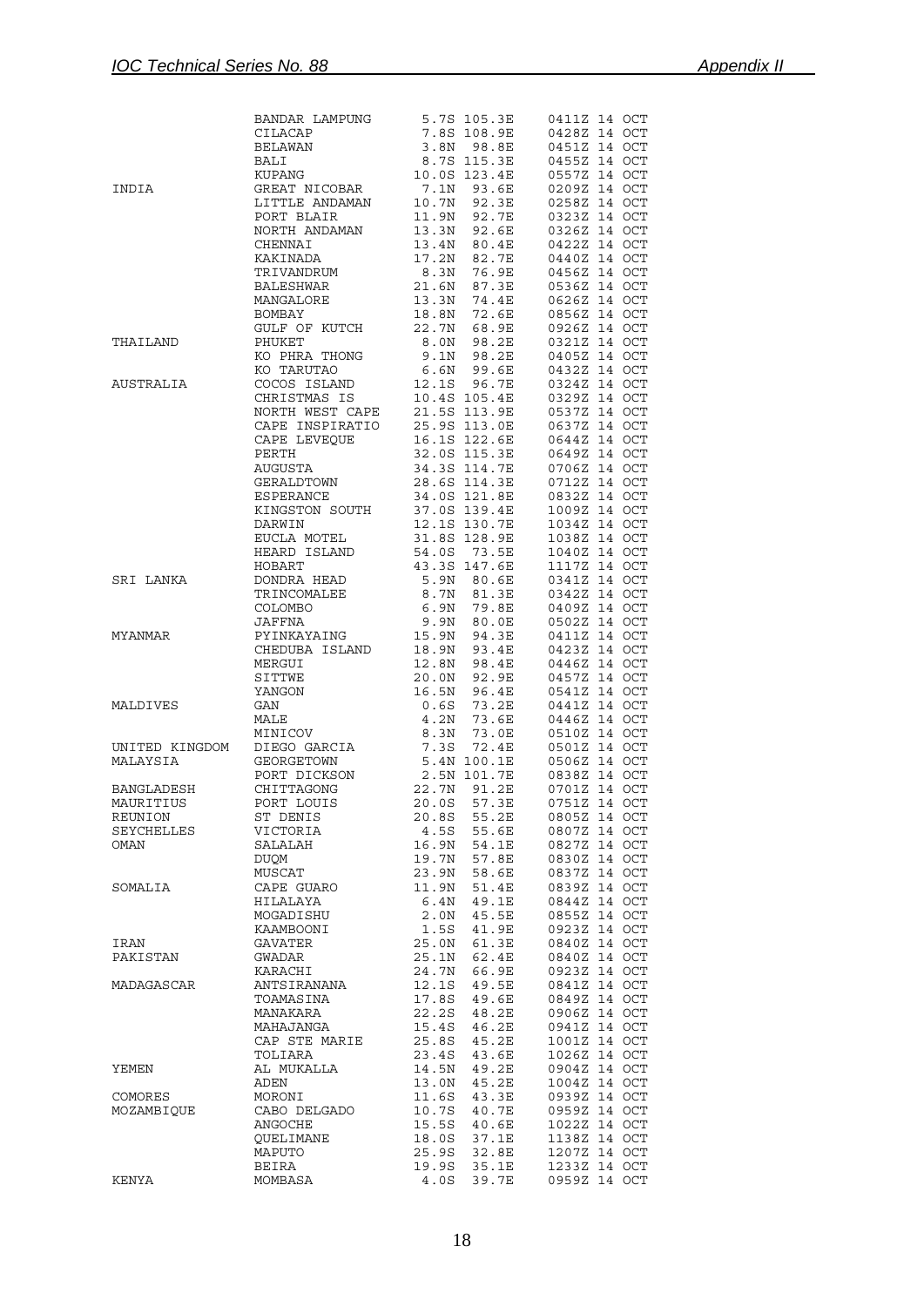| | | | | |
|---|---|---|---|---|
| | BANDAR LAMPUNG | 5.7S | 105.3E | 0411Z 14 OCT |
| | CILACAP | 7.8S | 108.9E | 0428Z 14 OCT |
| | BELAWAN | 3.8N | 98.8E | 0451Z 14 OCT |
| | BALI | 8.7S | 115.3E | 0455Z 14 OCT |
| | KUPANG | 10.0S | 123.4E | 0557Z 14 OCT |
| INDIA | GREAT NICOBAR | 7.1N | 93.6E | 0209Z 14 OCT |
| | LITTLE ANDAMAN | 10.7N | 92.3E | 0258Z 14 OCT |
| | PORT BLAIR | 11.9N | 92.7E | 0323Z 14 OCT |
| | NORTH ANDAMAN | 13.3N | 92.6E | 0326Z 14 OCT |
| | CHENNAI | 13.4N | 80.4E | 0422Z 14 OCT |
| | KAKINADA | 17.2N | 82.7E | 0440Z 14 OCT |
| | TRIVANDRUM | 8.3N | 76.9E | 0456Z 14 OCT |
| | BALESHWAR | 21.6N | 87.3E | 0536Z 14 OCT |
| | MANGALORE | 13.3N | 74.4E | 0626Z 14 OCT |
| | BOMBAY | 18.8N | 72.6E | 0856Z 14 OCT |
| | GULF OF KUTCH | 22.7N | 68.9E | 0926Z 14 OCT |
| THAILAND | PHUKET | 8.0N | 98.2E | 0321Z 14 OCT |
| | KO PHRA THONG | 9.1N | 98.2E | 0405Z 14 OCT |
| | KO TARUTAO | 6.6N | 99.6E | 0432Z 14 OCT |
| AUSTRALIA | COCOS ISLAND | 12.1S | 96.7E | 0324Z 14 OCT |
| | CHRISTMAS IS | 10.4S | 105.4E | 0329Z 14 OCT |
| | NORTH WEST CAPE | 21.5S | 113.9E | 0537Z 14 OCT |
| | CAPE INSPIRATIO | 25.9S | 113.0E | 0637Z 14 OCT |
| | CAPE LEVEQUE | 16.1S | 122.6E | 0644Z 14 OCT |
| | PERTH | 32.0S | 115.3E | 0649Z 14 OCT |
| | AUGUSTA | 34.3S | 114.7E | 0706Z 14 OCT |
| | GERALDTOWN | 28.6S | 114.3E | 0712Z 14 OCT |
| | ESPERANCE | 34.0S | 121.8E | 0832Z 14 OCT |
| | KINGSTON SOUTH | 37.0S | 139.4E | 1009Z 14 OCT |
| | DARWIN | 12.1S | 130.7E | 1034Z 14 OCT |
| | EUCLA MOTEL | 31.8S | 128.9E | 1038Z 14 OCT |
| | HEARD ISLAND | 54.0S | 73.5E | 1040Z 14 OCT |
| | HOBART | 43.3S | 147.6E | 1117Z 14 OCT |
| SRI LANKA | DONDRA HEAD | 5.9N | 80.6E | 0341Z 14 OCT |
| | TRINCOMALEE | 8.7N | 81.3E | 0342Z 14 OCT |
| | COLOMBO | 6.9N | 79.8E | 0409Z 14 OCT |
| | JAFFNA | 9.9N | 80.0E | 0502Z 14 OCT |
| MYANMAR | PYINKAYAING | 15.9N | 94.3E | 0411Z 14 OCT |
| | CHEDUBA ISLAND | 18.9N | 93.4E | 0423Z 14 OCT |
| | MERGUI | 12.8N | 98.4E | 0446Z 14 OCT |
| | SITTWE | 20.0N | 92.9E | 0457Z 14 OCT |
| | YANGON | 16.5N | 96.4E | 0541Z 14 OCT |
| MALDIVES | GAN | 0.6S | 73.2E | 0441Z 14 OCT |
| | MALE | 4.2N | 73.6E | 0446Z 14 OCT |
| | MINICOV | 8.3N | 73.0E | 0510Z 14 OCT |
| UNITED KINGDOM | DIEGO GARCIA | 7.3S | 72.4E | 0501Z 14 OCT |
| MALAYSIA | GEORGETOWN | 5.4N | 100.1E | 0506Z 14 OCT |
| | PORT DICKSON | 2.5N | 101.7E | 0838Z 14 OCT |
| BANGLADESH | CHITTAGONG | 22.7N | 91.2E | 0701Z 14 OCT |
| MAURITIUS | PORT LOUIS | 20.0S | 57.3E | 0751Z 14 OCT |
| REUNION | ST DENIS | 20.8S | 55.2E | 0805Z 14 OCT |
| SEYCHELLES | VICTORIA | 4.5S | 55.6E | 0807Z 14 OCT |
| OMAN | SALALAH | 16.9N | 54.1E | 0827Z 14 OCT |
| | DUQM | 19.7N | 57.8E | 0830Z 14 OCT |
| | MUSCAT | 23.9N | 58.6E | 0837Z 14 OCT |
| SOMALIA | CAPE GUARO | 11.9N | 51.4E | 0839Z 14 OCT |
| | HILALAYA | 6.4N | 49.1E | 0844Z 14 OCT |
| | MOGADISHU | 2.0N | 45.5E | 0855Z 14 OCT |
| | KAAMBOONI | 1.5S | 41.9E | 0923Z 14 OCT |
| IRAN | GAVATER | 25.0N | 61.3E | 0840Z 14 OCT |
| PAKISTAN | GWADAR | 25.1N | 62.4E | 0840Z 14 OCT |
| | KARACHI | 24.7N | 66.9E | 0923Z 14 OCT |
| MADAGASCAR | ANTSIRANANA | 12.1S | 49.5E | 0841Z 14 OCT |
| | TOAMASINA | 17.8S | 49.6E | 0849Z 14 OCT |
| | MANAKARA | 22.2S | 48.2E | 0906Z 14 OCT |
| | MAHAJANGA | 15.4S | 46.2E | 0941Z 14 OCT |
| | CAP STE MARIE | 25.8S | 45.2E | 1001Z 14 OCT |
| | TOLIARA | 23.4S | 43.6E | 1026Z 14 OCT |
| YEMEN | AL MUKALLA | 14.5N | 49.2E | 0904Z 14 OCT |
| | ADEN | 13.0N | 45.2E | 1004Z 14 OCT |
| COMORES | MORONI | 11.6S | 43.3E | 0939Z 14 OCT |
| MOZAMBIQUE | CABO DELGADO | 10.7S | 40.7E | 0959Z 14 OCT |
| | ANGOCHE | 15.5S | 40.6E | 1022Z 14 OCT |
| | QUELIMANE | 18.0S | 37.1E | 1138Z 14 OCT |
| | MAPUTO | 25.9S | 32.8E | 1207Z 14 OCT |
| | BEIRA | 19.9S | 35.1E | 1233Z 14 OCT |
| KENYA | MOMBASA | 4.0S | 39.7E | 0959Z 14 OCT |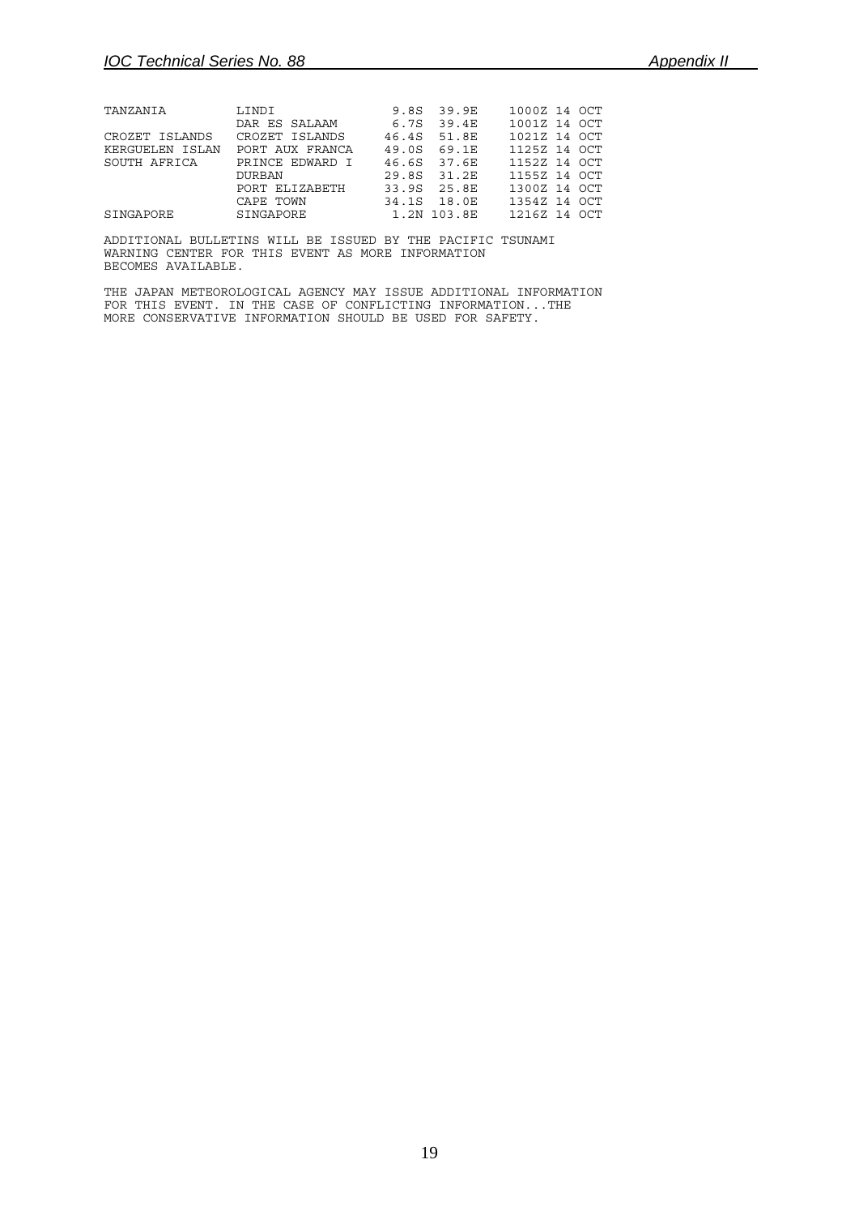```
TANZANIA        LINDI             9.8S  39.9E    1000Z 14 OCT
                DAR ES SALAAM     6.7S  39.4E    1001Z 14 OCT
CROZET ISLANDS  CROZET ISLANDS   46.4S  51.8E    1021Z 14 OCT
KERGUELEN ISLAN PORT AUX FRANCA  49.0S  69.1E    1125Z 14 OCT
SOUTH AFRICA    PRINCE EDWARD I  46.6S  37.6E    1152Z 14 OCT
                DURBAN           29.8S  31.2E    1155Z 14 OCT
                PORT ELIZABETH   33.9S  25.8E    1300Z 14 OCT
                CAPE TOWN        34.1S  18.0E    1354Z 14 OCT
SINGAPORE       SINGAPORE         1.2N 103.8E    1216Z 14 OCT

ADDITIONAL BULLETINS WILL BE ISSUED BY THE PACIFIC TSUNAMI
WARNING CENTER FOR THIS EVENT AS MORE INFORMATION
BECOMES AVAILABLE.

THE JAPAN METEOROLOGICAL AGENCY MAY ISSUE ADDITIONAL INFORMATION
FOR THIS EVENT. IN THE CASE OF CONFLICTING INFORMATION...THE
MORE CONSERVATIVE INFORMATION SHOULD BE USED FOR SAFETY.
```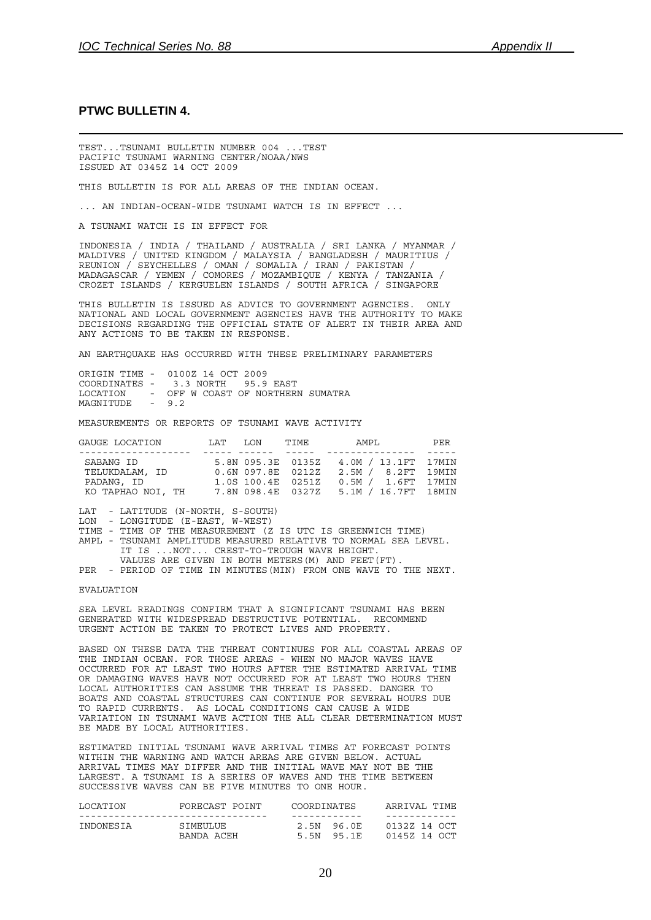## PTWC BULLETIN 4.

```
TEST...TSUNAMI BULLETIN NUMBER 004 ...TEST
PACIFIC TSUNAMI WARNING CENTER/NOAA/NWS
ISSUED AT 0345Z 14 OCT 2009

THIS BULLETIN IS FOR ALL AREAS OF THE INDIAN OCEAN.

... AN INDIAN-OCEAN-WIDE TSUNAMI WATCH IS IN EFFECT ...

A TSUNAMI WATCH IS IN EFFECT FOR

INDONESIA / INDIA / THAILAND / AUSTRALIA / SRI LANKA / MYANMAR /
MALDIVES / UNITED KINGDOM / MALAYSIA / BANGLADESH / MAURITIUS /
REUNION / SEYCHELLES / OMAN / SOMALIA / IRAN / PAKISTAN /
MADAGASCAR / YEMEN / COMORES / MOZAMBIQUE / KENYA / TANZANIA /
CROZET ISLANDS / KERGUELEN ISLANDS / SOUTH AFRICA / SINGAPORE

THIS BULLETIN IS ISSUED AS ADVICE TO GOVERNMENT AGENCIES.  ONLY
NATIONAL AND LOCAL GOVERNMENT AGENCIES HAVE THE AUTHORITY TO MAKE
DECISIONS REGARDING THE OFFICIAL STATE OF ALERT IN THEIR AREA AND
ANY ACTIONS TO BE TAKEN IN RESPONSE.

AN EARTHQUAKE HAS OCCURRED WITH THESE PRELIMINARY PARAMETERS

ORIGIN TIME -  0100Z 14 OCT 2009
COORDINATES -   3.3 NORTH   95.9 EAST
LOCATION    -  OFF W COAST OF NORTHERN SUMATRA
MAGNITUDE   -  9.2

MEASUREMENTS OR REPORTS OF TSUNAMI WAVE ACTIVITY

GAUGE LOCATION        LAT   LON     TIME        AMPL         PER
-------------------  ----- ------  -----  ---------------  -----
 SABANG ID            5.8N 095.3E  0135Z   4.0M / 13.1FT  17MIN
 TELUKDALAM, ID       0.6N 097.8E  0212Z   2.5M /  8.2FT  19MIN
 PADANG, ID           1.0S 100.4E  0251Z   0.5M /  1.6FT  17MIN
 KO TAPHAO NOI, TH    7.8N 098.4E  0327Z   5.1M / 16.7FT  18MIN

LAT  - LATITUDE (N-NORTH, S-SOUTH)
LON  - LONGITUDE (E-EAST, W-WEST)
TIME - TIME OF THE MEASUREMENT (Z IS UTC IS GREENWICH TIME)
AMPL - TSUNAMI AMPLITUDE MEASURED RELATIVE TO NORMAL SEA LEVEL.
       IT IS ...NOT... CREST-TO-TROUGH WAVE HEIGHT.
       VALUES ARE GIVEN IN BOTH METERS(M) AND FEET(FT).
PER  - PERIOD OF TIME IN MINUTES(MIN) FROM ONE WAVE TO THE NEXT.

EVALUATION

SEA LEVEL READINGS CONFIRM THAT A SIGNIFICANT TSUNAMI HAS BEEN
GENERATED WITH WIDESPREAD DESTRUCTIVE POTENTIAL.  RECOMMEND
URGENT ACTION BE TAKEN TO PROTECT LIVES AND PROPERTY.

BASED ON THESE DATA THE THREAT CONTINUES FOR ALL COASTAL AREAS OF
THE INDIAN OCEAN. FOR THOSE AREAS - WHEN NO MAJOR WAVES HAVE
OCCURRED FOR AT LEAST TWO HOURS AFTER THE ESTIMATED ARRIVAL TIME
OR DAMAGING WAVES HAVE NOT OCCURRED FOR AT LEAST TWO HOURS THEN
LOCAL AUTHORITIES CAN ASSUME THE THREAT IS PASSED. DANGER TO
BOATS AND COASTAL STRUCTURES CAN CONTINUE FOR SEVERAL HOURS DUE
TO RAPID CURRENTS.  AS LOCAL CONDITIONS CAN CAUSE A WIDE
VARIATION IN TSUNAMI WAVE ACTION THE ALL CLEAR DETERMINATION MUST
BE MADE BY LOCAL AUTHORITIES.

ESTIMATED INITIAL TSUNAMI WAVE ARRIVAL TIMES AT FORECAST POINTS
WITHIN THE WARNING AND WATCH AREAS ARE GIVEN BELOW. ACTUAL
ARRIVAL TIMES MAY DIFFER AND THE INITIAL WAVE MAY NOT BE THE
LARGEST. A TSUNAMI IS A SERIES OF WAVES AND THE TIME BETWEEN
SUCCESSIVE WAVES CAN BE FIVE MINUTES TO ONE HOUR.

LOCATION       FORECAST POINT     COORDINATES     ARRIVAL TIME
--------------------------------  ------------    ------------
INDONESIA      SIMEULUE            2.5N  96.0E    0132Z 14 OCT
               BANDA ACEH          5.5N  95.1E    0145Z 14 OCT
```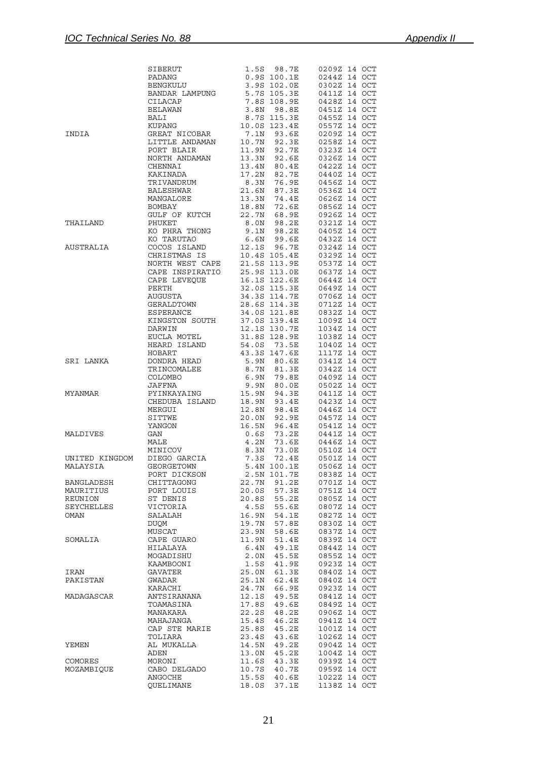| | | | | |
|---|---|---|---|---|
| | SIBERUT | 1.5S | 98.7E | 0209Z 14 OCT |
| | PADANG | 0.9S | 100.1E | 0244Z 14 OCT |
| | BENGKULU | 3.9S | 102.0E | 0302Z 14 OCT |
| | BANDAR LAMPUNG | 5.7S | 105.3E | 0411Z 14 OCT |
| | CILACAP | 7.8S | 108.9E | 0428Z 14 OCT |
| | BELAWAN | 3.8N | 98.8E | 0451Z 14 OCT |
| | BALI | 8.7S | 115.3E | 0455Z 14 OCT |
| | KUPANG | 10.0S | 123.4E | 0557Z 14 OCT |
| INDIA | GREAT NICOBAR | 7.1N | 93.6E | 0209Z 14 OCT |
| | LITTLE ANDAMAN | 10.7N | 92.3E | 0258Z 14 OCT |
| | PORT BLAIR | 11.9N | 92.7E | 0323Z 14 OCT |
| | NORTH ANDAMAN | 13.3N | 92.6E | 0326Z 14 OCT |
| | CHENNAI | 13.4N | 80.4E | 0422Z 14 OCT |
| | KAKINADA | 17.2N | 82.7E | 0440Z 14 OCT |
| | TRIVANDRUM | 8.3N | 76.9E | 0456Z 14 OCT |
| | BALESHWAR | 21.6N | 87.3E | 0536Z 14 OCT |
| | MANGALORE | 13.3N | 74.4E | 0626Z 14 OCT |
| | BOMBAY | 18.8N | 72.6E | 0856Z 14 OCT |
| | GULF OF KUTCH | 22.7N | 68.9E | 0926Z 14 OCT |
| THAILAND | PHUKET | 8.0N | 98.2E | 0321Z 14 OCT |
| | KO PHRA THONG | 9.1N | 98.2E | 0405Z 14 OCT |
| | KO TARUTAO | 6.6N | 99.6E | 0432Z 14 OCT |
| AUSTRALIA | COCOS ISLAND | 12.1S | 96.7E | 0324Z 14 OCT |
| | CHRISTMAS IS | 10.4S | 105.4E | 0329Z 14 OCT |
| | NORTH WEST CAPE | 21.5S | 113.9E | 0537Z 14 OCT |
| | CAPE INSPIRATIO | 25.9S | 113.0E | 0637Z 14 OCT |
| | CAPE LEVEQUE | 16.1S | 122.6E | 0644Z 14 OCT |
| | PERTH | 32.0S | 115.3E | 0649Z 14 OCT |
| | AUGUSTA | 34.3S | 114.7E | 0706Z 14 OCT |
| | GERALDTOWN | 28.6S | 114.3E | 0712Z 14 OCT |
| | ESPERANCE | 34.0S | 121.8E | 0832Z 14 OCT |
| | KINGSTON SOUTH | 37.0S | 139.4E | 1009Z 14 OCT |
| | DARWIN | 12.1S | 130.7E | 1034Z 14 OCT |
| | EUCLA MOTEL | 31.8S | 128.9E | 1038Z 14 OCT |
| | HEARD ISLAND | 54.0S | 73.5E | 1040Z 14 OCT |
| | HOBART | 43.3S | 147.6E | 1117Z 14 OCT |
| SRI LANKA | DONDRA HEAD | 5.9N | 80.6E | 0341Z 14 OCT |
| | TRINCOMALEE | 8.7N | 81.3E | 0342Z 14 OCT |
| | COLOMBO | 6.9N | 79.8E | 0409Z 14 OCT |
| | JAFFNA | 9.9N | 80.0E | 0502Z 14 OCT |
| MYANMAR | PYINKAYAING | 15.9N | 94.3E | 0411Z 14 OCT |
| | CHEDUBA ISLAND | 18.9N | 93.4E | 0423Z 14 OCT |
| | MERGUI | 12.8N | 98.4E | 0446Z 14 OCT |
| | SITTWE | 20.0N | 92.9E | 0457Z 14 OCT |
| | YANGON | 16.5N | 96.4E | 0541Z 14 OCT |
| MALDIVES | GAN | 0.6S | 73.2E | 0441Z 14 OCT |
| | MALE | 4.2N | 73.6E | 0446Z 14 OCT |
| | MINICOV | 8.3N | 73.0E | 0510Z 14 OCT |
| UNITED KINGDOM | DIEGO GARCIA | 7.3S | 72.4E | 0501Z 14 OCT |
| MALAYSIA | GEORGETOWN | 5.4N | 100.1E | 0506Z 14 OCT |
| | PORT DICKSON | 2.5N | 101.7E | 0838Z 14 OCT |
| BANGLADESH | CHITTAGONG | 22.7N | 91.2E | 0701Z 14 OCT |
| MAURITIUS | PORT LOUIS | 20.0S | 57.3E | 0751Z 14 OCT |
| REUNION | ST DENIS | 20.8S | 55.2E | 0805Z 14 OCT |
| SEYCHELLES | VICTORIA | 4.5S | 55.6E | 0807Z 14 OCT |
| OMAN | SALALAH | 16.9N | 54.1E | 0827Z 14 OCT |
| | DUQM | 19.7N | 57.8E | 0830Z 14 OCT |
| | MUSCAT | 23.9N | 58.6E | 0837Z 14 OCT |
| SOMALIA | CAPE GUARO | 11.9N | 51.4E | 0839Z 14 OCT |
| | HILALAYA | 6.4N | 49.1E | 0844Z 14 OCT |
| | MOGADISHU | 2.0N | 45.5E | 0855Z 14 OCT |
| | KAAMBOONI | 1.5S | 41.9E | 0923Z 14 OCT |
| IRAN | GAVATER | 25.0N | 61.3E | 0840Z 14 OCT |
| PAKISTAN | GWADAR | 25.1N | 62.4E | 0840Z 14 OCT |
| | KARACHI | 24.7N | 66.9E | 0923Z 14 OCT |
| MADAGASCAR | ANTSIRANANA | 12.1S | 49.5E | 0841Z 14 OCT |
| | TOAMASINA | 17.8S | 49.6E | 0849Z 14 OCT |
| | MANAKARA | 22.2S | 48.2E | 0906Z 14 OCT |
| | MAHAJANGA | 15.4S | 46.2E | 0941Z 14 OCT |
| | CAP STE MARIE | 25.8S | 45.2E | 1001Z 14 OCT |
| | TOLIARA | 23.4S | 43.6E | 1026Z 14 OCT |
| YEMEN | AL MUKALLA | 14.5N | 49.2E | 0904Z 14 OCT |
| | ADEN | 13.0N | 45.2E | 1004Z 14 OCT |
| COMORES | MORONI | 11.6S | 43.3E | 0939Z 14 OCT |
| MOZAMBIQUE | CABO DELGADO | 10.7S | 40.7E | 0959Z 14 OCT |
| | ANGOCHE | 15.5S | 40.6E | 1022Z 14 OCT |
| | QUELIMANE | 18.0S | 37.1E | 1138Z 14 OCT |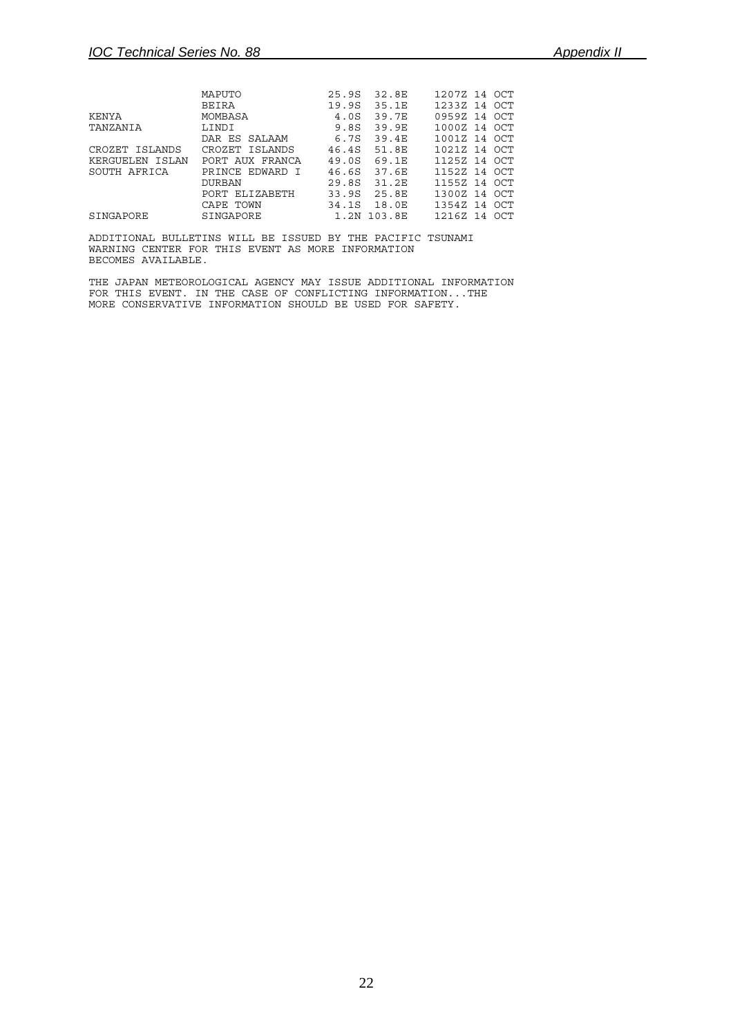```
                MAPUTO           25.9S  32.8E    1207Z 14 OCT
                BEIRA            19.9S  35.1E    1233Z 14 OCT
KENYA           MOMBASA           4.0S  39.7E    0959Z 14 OCT
TANZANIA        LINDI             9.8S  39.9E    1000Z 14 OCT
                DAR ES SALAAM     6.7S  39.4E    1001Z 14 OCT
CROZET ISLANDS  CROZET ISLANDS   46.4S  51.8E    1021Z 14 OCT
KERGUELEN ISLAN PORT AUX FRANCA  49.0S  69.1E    1125Z 14 OCT
SOUTH AFRICA    PRINCE EDWARD I  46.6S  37.6E    1152Z 14 OCT
                DURBAN           29.8S  31.2E    1155Z 14 OCT
                PORT ELIZABETH   33.9S  25.8E    1300Z 14 OCT
                CAPE TOWN        34.1S  18.0E    1354Z 14 OCT
SINGAPORE       SINGAPORE         1.2N 103.8E    1216Z 14 OCT

ADDITIONAL BULLETINS WILL BE ISSUED BY THE PACIFIC TSUNAMI
WARNING CENTER FOR THIS EVENT AS MORE INFORMATION
BECOMES AVAILABLE.

THE JAPAN METEOROLOGICAL AGENCY MAY ISSUE ADDITIONAL INFORMATION
FOR THIS EVENT. IN THE CASE OF CONFLICTING INFORMATION...THE
MORE CONSERVATIVE INFORMATION SHOULD BE USED FOR SAFETY.
```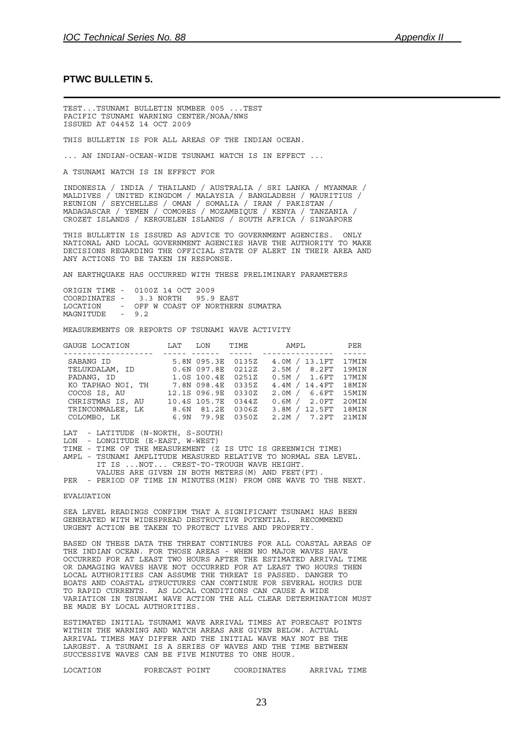## PTWC BULLETIN 5.

```
TEST...TSUNAMI BULLETIN NUMBER 005 ...TEST
PACIFIC TSUNAMI WARNING CENTER/NOAA/NWS
ISSUED AT 0445Z 14 OCT 2009

THIS BULLETIN IS FOR ALL AREAS OF THE INDIAN OCEAN.

... AN INDIAN-OCEAN-WIDE TSUNAMI WATCH IS IN EFFECT ...

A TSUNAMI WATCH IS IN EFFECT FOR

INDONESIA / INDIA / THAILAND / AUSTRALIA / SRI LANKA / MYANMAR /
MALDIVES / UNITED KINGDOM / MALAYSIA / BANGLADESH / MAURITIUS /
REUNION / SEYCHELLES / OMAN / SOMALIA / IRAN / PAKISTAN /
MADAGASCAR / YEMEN / COMORES / MOZAMBIQUE / KENYA / TANZANIA /
CROZET ISLANDS / KERGUELEN ISLANDS / SOUTH AFRICA / SINGAPORE

THIS BULLETIN IS ISSUED AS ADVICE TO GOVERNMENT AGENCIES.  ONLY
NATIONAL AND LOCAL GOVERNMENT AGENCIES HAVE THE AUTHORITY TO MAKE
DECISIONS REGARDING THE OFFICIAL STATE OF ALERT IN THEIR AREA AND
ANY ACTIONS TO BE TAKEN IN RESPONSE.

AN EARTHQUAKE HAS OCCURRED WITH THESE PRELIMINARY PARAMETERS

ORIGIN TIME -  0100Z 14 OCT 2009
COORDINATES -   3.3 NORTH   95.9 EAST
LOCATION    -  OFF W COAST OF NORTHERN SUMATRA
MAGNITUDE   -  9.2

MEASUREMENTS OR REPORTS OF TSUNAMI WAVE ACTIVITY

GAUGE LOCATION        LAT   LON     TIME        AMPL          PER
------------------- ----- ------  -----  ---------------  -----
 SABANG ID           5.8N 095.3E  0135Z   4.0M / 13.1FT  17MIN
 TELUKDALAM, ID      0.6N 097.8E  0212Z   2.5M /  8.2FT  19MIN
 PADANG, ID          1.0S 100.4E  0251Z   0.5M /  1.6FT  17MIN
 KO TAPHAO NOI, TH   7.8N 098.4E  0335Z   4.4M / 14.4FT  18MIN
 COCOS IS, AU       12.1S 096.9E  0330Z   2.0M /  6.6FT  15MIN
 CHRISTMAS IS, AU   10.4S 105.7E  0344Z   0.6M /  2.0FT  20MIN
 TRINCONMALEE, LK    8.6N  81.2E  0306Z   3.8M / 12.5FT  18MIN
 COLOMBO, LK         6.9N  79.9E  0350Z   2.2M /  7.2FT  21MIN

LAT  - LATITUDE (N-NORTH, S-SOUTH)
LON  - LONGITUDE (E-EAST, W-WEST)
TIME - TIME OF THE MEASUREMENT (Z IS UTC IS GREENWICH TIME)
AMPL - TSUNAMI AMPLITUDE MEASURED RELATIVE TO NORMAL SEA LEVEL.
       IT IS ...NOT... CREST-TO-TROUGH WAVE HEIGHT.
       VALUES ARE GIVEN IN BOTH METERS(M) AND FEET(FT).
PER  - PERIOD OF TIME IN MINUTES(MIN) FROM ONE WAVE TO THE NEXT.

EVALUATION

SEA LEVEL READINGS CONFIRM THAT A SIGNIFICANT TSUNAMI HAS BEEN
GENERATED WITH WIDESPREAD DESTRUCTIVE POTENTIAL.  RECOMMEND
URGENT ACTION BE TAKEN TO PROTECT LIVES AND PROPERTY.

BASED ON THESE DATA THE THREAT CONTINUES FOR ALL COASTAL AREAS OF
THE INDIAN OCEAN. FOR THOSE AREAS - WHEN NO MAJOR WAVES HAVE
OCCURRED FOR AT LEAST TWO HOURS AFTER THE ESTIMATED ARRIVAL TIME
OR DAMAGING WAVES HAVE NOT OCCURRED FOR AT LEAST TWO HOURS THEN
LOCAL AUTHORITIES CAN ASSUME THE THREAT IS PASSED. DANGER TO
BOATS AND COASTAL STRUCTURES CAN CONTINUE FOR SEVERAL HOURS DUE
TO RAPID CURRENTS.  AS LOCAL CONDITIONS CAN CAUSE A WIDE
VARIATION IN TSUNAMI WAVE ACTION THE ALL CLEAR DETERMINATION MUST
BE MADE BY LOCAL AUTHORITIES.

ESTIMATED INITIAL TSUNAMI WAVE ARRIVAL TIMES AT FORECAST POINTS
WITHIN THE WARNING AND WATCH AREAS ARE GIVEN BELOW. ACTUAL
ARRIVAL TIMES MAY DIFFER AND THE INITIAL WAVE MAY NOT BE THE
LARGEST. A TSUNAMI IS A SERIES OF WAVES AND THE TIME BETWEEN
SUCCESSIVE WAVES CAN BE FIVE MINUTES TO ONE HOUR.

LOCATION         FORECAST POINT     COORDINATES     ARRIVAL TIME
```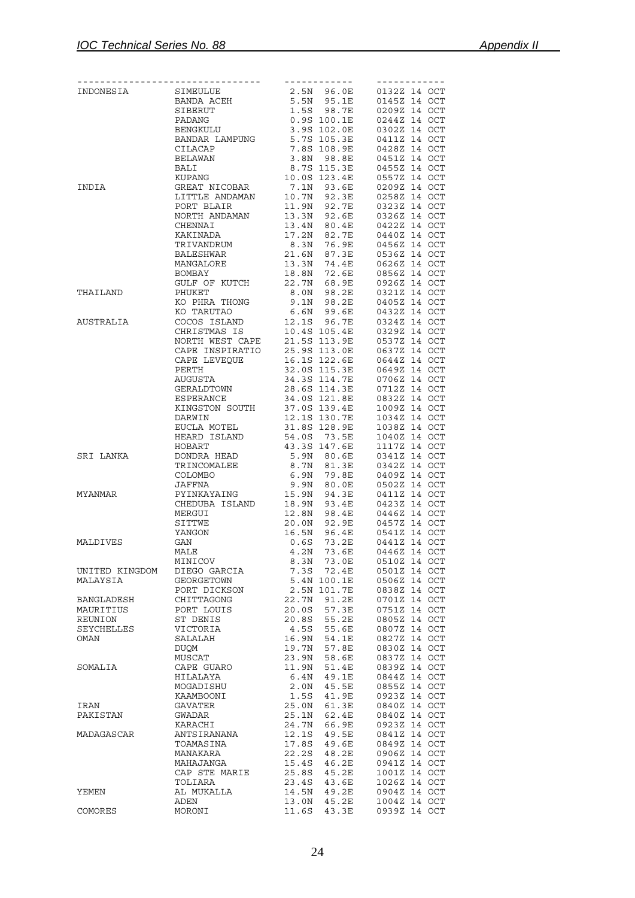| | | | |
|---|---|---|---|
| INDONESIA | SIMEULUE | 2.5N 96.0E | 0132Z 14 OCT |
| | BANDA ACEH | 5.5N 95.1E | 0145Z 14 OCT |
| | SIBERUT | 1.5S 98.7E | 0209Z 14 OCT |
| | PADANG | 0.9S 100.1E | 0244Z 14 OCT |
| | BENGKULU | 3.9S 102.0E | 0302Z 14 OCT |
| | BANDAR LAMPUNG | 5.7S 105.3E | 0411Z 14 OCT |
| | CILACAP | 7.8S 108.9E | 0428Z 14 OCT |
| | BELAWAN | 3.8N 98.8E | 0451Z 14 OCT |
| | BALI | 8.7S 115.3E | 0455Z 14 OCT |
| | KUPANG | 10.0S 123.4E | 0557Z 14 OCT |
| INDIA | GREAT NICOBAR | 7.1N 93.6E | 0209Z 14 OCT |
| | LITTLE ANDAMAN | 10.7N 92.3E | 0258Z 14 OCT |
| | PORT BLAIR | 11.9N 92.7E | 0323Z 14 OCT |
| | NORTH ANDAMAN | 13.3N 92.6E | 0326Z 14 OCT |
| | CHENNAI | 13.4N 80.4E | 0422Z 14 OCT |
| | KAKINADA | 17.2N 82.7E | 0440Z 14 OCT |
| | TRIVANDRUM | 8.3N 76.9E | 0456Z 14 OCT |
| | BALESHWAR | 21.6N 87.3E | 0536Z 14 OCT |
| | MANGALORE | 13.3N 74.4E | 0626Z 14 OCT |
| | BOMBAY | 18.8N 72.6E | 0856Z 14 OCT |
| | GULF OF KUTCH | 22.7N 68.9E | 0926Z 14 OCT |
| THAILAND | PHUKET | 8.0N 98.2E | 0321Z 14 OCT |
| | KO PHRA THONG | 9.1N 98.2E | 0405Z 14 OCT |
| | KO TARUTAO | 6.6N 99.6E | 0432Z 14 OCT |
| AUSTRALIA | COCOS ISLAND | 12.1S 96.7E | 0324Z 14 OCT |
| | CHRISTMAS IS | 10.4S 105.4E | 0329Z 14 OCT |
| | NORTH WEST CAPE | 21.5S 113.9E | 0537Z 14 OCT |
| | CAPE INSPIRATIO | 25.9S 113.0E | 0637Z 14 OCT |
| | CAPE LEVEQUE | 16.1S 122.6E | 0644Z 14 OCT |
| | PERTH | 32.0S 115.3E | 0649Z 14 OCT |
| | AUGUSTA | 34.3S 114.7E | 0706Z 14 OCT |
| | GERALDTOWN | 28.6S 114.3E | 0712Z 14 OCT |
| | ESPERANCE | 34.0S 121.8E | 0832Z 14 OCT |
| | KINGSTON SOUTH | 37.0S 139.4E | 1009Z 14 OCT |
| | DARWIN | 12.1S 130.7E | 1034Z 14 OCT |
| | EUCLA MOTEL | 31.8S 128.9E | 1038Z 14 OCT |
| | HEARD ISLAND | 54.0S 73.5E | 1040Z 14 OCT |
| | HOBART | 43.3S 147.6E | 1117Z 14 OCT |
| SRI LANKA | DONDRA HEAD | 5.9N 80.6E | 0341Z 14 OCT |
| | TRINCOMALEE | 8.7N 81.3E | 0342Z 14 OCT |
| | COLOMBO | 6.9N 79.8E | 0409Z 14 OCT |
| | JAFFNA | 9.9N 80.0E | 0502Z 14 OCT |
| MYANMAR | PYINKAYAING | 15.9N 94.3E | 0411Z 14 OCT |
| | CHEDUBA ISLAND | 18.9N 93.4E | 0423Z 14 OCT |
| | MERGUI | 12.8N 98.4E | 0446Z 14 OCT |
| | SITTWE | 20.0N 92.9E | 0457Z 14 OCT |
| | YANGON | 16.5N 96.4E | 0541Z 14 OCT |
| MALDIVES | GAN | 0.6S 73.2E | 0441Z 14 OCT |
| | MALE | 4.2N 73.6E | 0446Z 14 OCT |
| | MINICOV | 8.3N 73.0E | 0510Z 14 OCT |
| UNITED KINGDOM | DIEGO GARCIA | 7.3S 72.4E | 0501Z 14 OCT |
| MALAYSIA | GEORGETOWN | 5.4N 100.1E | 0506Z 14 OCT |
| | PORT DICKSON | 2.5N 101.7E | 0838Z 14 OCT |
| BANGLADESH | CHITTAGONG | 22.7N 91.2E | 0701Z 14 OCT |
| MAURITIUS | PORT LOUIS | 20.0S 57.3E | 0751Z 14 OCT |
| REUNION | ST DENIS | 20.8S 55.2E | 0805Z 14 OCT |
| SEYCHELLES | VICTORIA | 4.5S 55.6E | 0807Z 14 OCT |
| OMAN | SALALAH | 16.9N 54.1E | 0827Z 14 OCT |
| | DUQM | 19.7N 57.8E | 0830Z 14 OCT |
| | MUSCAT | 23.9N 58.6E | 0837Z 14 OCT |
| SOMALIA | CAPE GUARO | 11.9N 51.4E | 0839Z 14 OCT |
| | HILALAYA | 6.4N 49.1E | 0844Z 14 OCT |
| | MOGADISHU | 2.0N 45.5E | 0855Z 14 OCT |
| | KAAMBOONI | 1.5S 41.9E | 0923Z 14 OCT |
| IRAN | GAVATER | 25.0N 61.3E | 0840Z 14 OCT |
| PAKISTAN | GWADAR | 25.1N 62.4E | 0840Z 14 OCT |
| | KARACHI | 24.7N 66.9E | 0923Z 14 OCT |
| MADAGASCAR | ANTSIRANANA | 12.1S 49.5E | 0841Z 14 OCT |
| | TOAMASINA | 17.8S 49.6E | 0849Z 14 OCT |
| | MANAKARA | 22.2S 48.2E | 0906Z 14 OCT |
| | MAHAJANGA | 15.4S 46.2E | 0941Z 14 OCT |
| | CAP STE MARIE | 25.8S 45.2E | 1001Z 14 OCT |
| | TOLIARA | 23.4S 43.6E | 1026Z 14 OCT |
| YEMEN | AL MUKALLA | 14.5N 49.2E | 0904Z 14 OCT |
| | ADEN | 13.0N 45.2E | 1004Z 14 OCT |
| COMORES | MORONI | 11.6S 43.3E | 0939Z 14 OCT |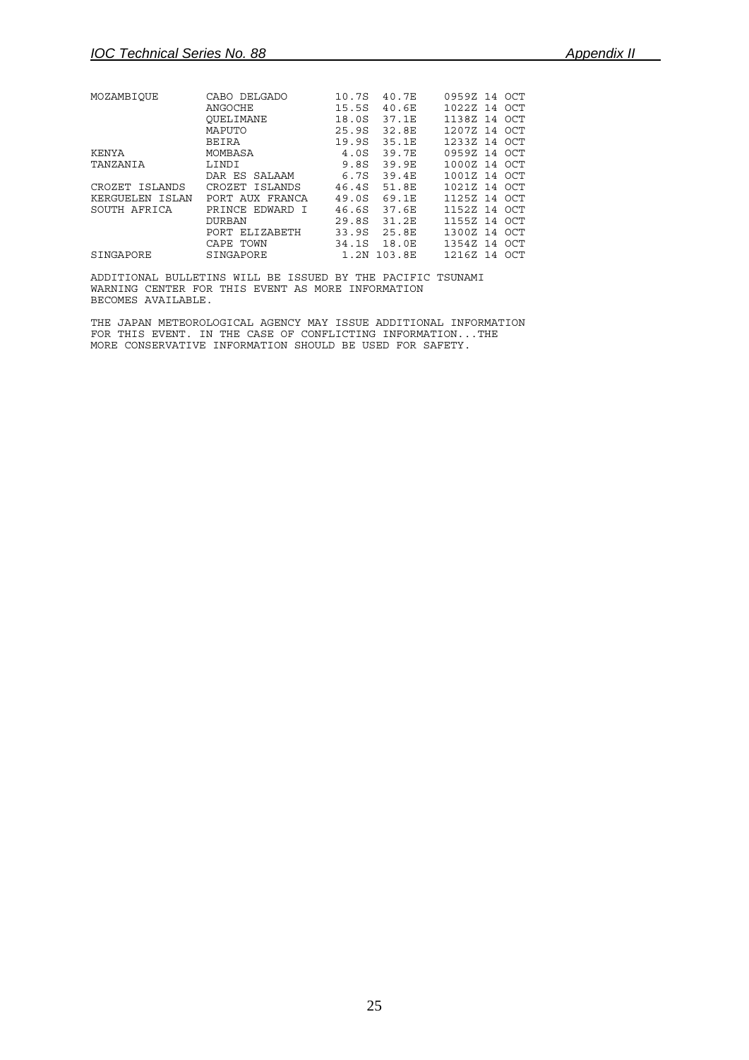| | | | | |
|---|---|---|---|---|
| MOZAMBIQUE | CABO DELGADO | 10.7S | 40.7E | 0959Z 14 OCT |
| | ANGOCHE | 15.5S | 40.6E | 1022Z 14 OCT |
| | QUELIMANE | 18.0S | 37.1E | 1138Z 14 OCT |
| | MAPUTO | 25.9S | 32.8E | 1207Z 14 OCT |
| | BEIRA | 19.9S | 35.1E | 1233Z 14 OCT |
| KENYA | MOMBASA | 4.0S | 39.7E | 0959Z 14 OCT |
| TANZANIA | LINDI | 9.8S | 39.9E | 1000Z 14 OCT |
| | DAR ES SALAAM | 6.7S | 39.4E | 1001Z 14 OCT |
| CROZET ISLANDS | CROZET ISLANDS | 46.4S | 51.8E | 1021Z 14 OCT |
| KERGUELEN ISLAN | PORT AUX FRANCA | 49.0S | 69.1E | 1125Z 14 OCT |
| SOUTH AFRICA | PRINCE EDWARD I | 46.6S | 37.6E | 1152Z 14 OCT |
| | DURBAN | 29.8S | 31.2E | 1155Z 14 OCT |
| | PORT ELIZABETH | 33.9S | 25.8E | 1300Z 14 OCT |
| | CAPE TOWN | 34.1S | 18.0E | 1354Z 14 OCT |
| SINGAPORE | SINGAPORE | 1.2N | 103.8E | 1216Z 14 OCT |

ADDITIONAL BULLETINS WILL BE ISSUED BY THE PACIFIC TSUNAMI WARNING CENTER FOR THIS EVENT AS MORE INFORMATION BECOMES AVAILABLE.

THE JAPAN METEOROLOGICAL AGENCY MAY ISSUE ADDITIONAL INFORMATION FOR THIS EVENT. IN THE CASE OF CONFLICTING INFORMATION...THE MORE CONSERVATIVE INFORMATION SHOULD BE USED FOR SAFETY.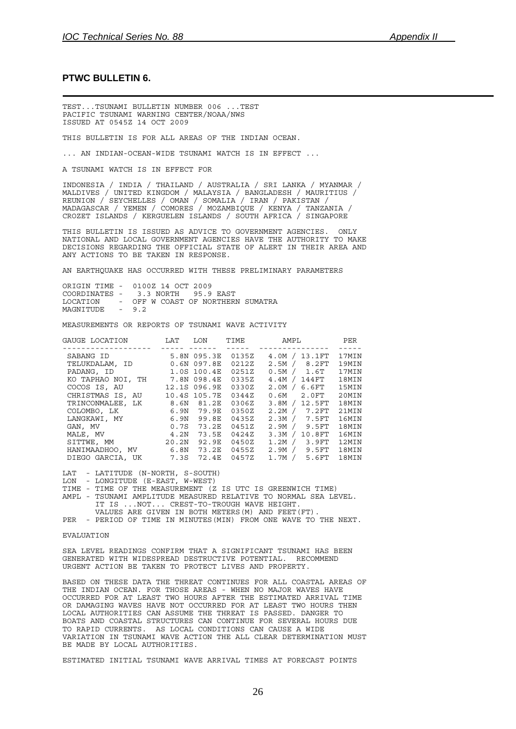## PTWC BULLETIN 6.

```
TEST...TSUNAMI BULLETIN NUMBER 006 ...TEST
PACIFIC TSUNAMI WARNING CENTER/NOAA/NWS
ISSUED AT 0545Z 14 OCT 2009

THIS BULLETIN IS FOR ALL AREAS OF THE INDIAN OCEAN.

... AN INDIAN-OCEAN-WIDE TSUNAMI WATCH IS IN EFFECT ...

A TSUNAMI WATCH IS IN EFFECT FOR

INDONESIA / INDIA / THAILAND / AUSTRALIA / SRI LANKA / MYANMAR /
MALDIVES / UNITED KINGDOM / MALAYSIA / BANGLADESH / MAURITIUS /
REUNION / SEYCHELLES / OMAN / SOMALIA / IRAN / PAKISTAN /
MADAGASCAR / YEMEN / COMORES / MOZAMBIQUE / KENYA / TANZANIA /
CROZET ISLANDS / KERGUELEN ISLANDS / SOUTH AFRICA / SINGAPORE

THIS BULLETIN IS ISSUED AS ADVICE TO GOVERNMENT AGENCIES.  ONLY
NATIONAL AND LOCAL GOVERNMENT AGENCIES HAVE THE AUTHORITY TO MAKE
DECISIONS REGARDING THE OFFICIAL STATE OF ALERT IN THEIR AREA AND
ANY ACTIONS TO BE TAKEN IN RESPONSE.

AN EARTHQUAKE HAS OCCURRED WITH THESE PRELIMINARY PARAMETERS

ORIGIN TIME -  0100Z 14 OCT 2009
COORDINATES -   3.3 NORTH   95.9 EAST
LOCATION    -  OFF W COAST OF NORTHERN SUMATRA
MAGNITUDE   -  9.2

MEASUREMENTS OR REPORTS OF TSUNAMI WAVE ACTIVITY

GAUGE LOCATION        LAT   LON     TIME        AMPL          PER
-------------------  ----- ------  -----  ---------------  -----
 SABANG ID            5.8N 095.3E  0135Z   4.0M / 13.1FT   17MIN
 TELUKDALAM, ID       0.6N 097.8E  0212Z   2.5M /  8.2FT   19MIN
 PADANG, ID           1.0S 100.4E  0251Z   0.5M /  1.6T    17MIN
 KO TAPHAO NOI, TH    7.8N 098.4E  0335Z   4.4M / 144FT    18MIN
 COCOS IS, AU        12.1S 096.9E  0330Z   2.0M / 6.6FT    15MIN
 CHRISTMAS IS, AU    10.4S 105.7E  0344Z   0.6M   2.0FT    20MIN
 TRINCONMALEE, LK     8.6N  81.2E  0306Z   3.8M / 12.5FT   18MIN
 COLOMBO, LK          6.9N  79.9E  0350Z   2.2M /  7.2FT   21MIN
 LANGKAWI, MY         6.9N  99.8E  0435Z   2.3M /  7.5FT   16MIN
 GAN, MV              0.7S  73.2E  0451Z   2.9M /  9.5FT   18MIN
 MALE, MV             4.2N  73.5E  0424Z   3.3M / 10.8FT   16MIN
 SITTWE, MM          20.2N  92.9E  0450Z   1.2M /  3.9FT   12MIN
 HANIMAADHOO, MV      6.8N  73.2E  0455Z   2.9M /  9.5FT   18MIN
 DIEGO GARCIA, UK     7.3S  72.4E  0457Z   1.7M /  5.6FT   18MIN

LAT  - LATITUDE (N-NORTH, S-SOUTH)
LON  - LONGITUDE (E-EAST, W-WEST)
TIME - TIME OF THE MEASUREMENT (Z IS UTC IS GREENWICH TIME)
AMPL - TSUNAMI AMPLITUDE MEASURED RELATIVE TO NORMAL SEA LEVEL.
       IT IS ...NOT... CREST-TO-TROUGH WAVE HEIGHT.
       VALUES ARE GIVEN IN BOTH METERS(M) AND FEET(FT).
PER  - PERIOD OF TIME IN MINUTES(MIN) FROM ONE WAVE TO THE NEXT.

EVALUATION

SEA LEVEL READINGS CONFIRM THAT A SIGNIFICANT TSUNAMI HAS BEEN
GENERATED WITH WIDESPREAD DESTRUCTIVE POTENTIAL.  RECOMMEND
URGENT ACTION BE TAKEN TO PROTECT LIVES AND PROPERTY.

BASED ON THESE DATA THE THREAT CONTINUES FOR ALL COASTAL AREAS OF
THE INDIAN OCEAN. FOR THOSE AREAS - WHEN NO MAJOR WAVES HAVE
OCCURRED FOR AT LEAST TWO HOURS AFTER THE ESTIMATED ARRIVAL TIME
OR DAMAGING WAVES HAVE NOT OCCURRED FOR AT LEAST TWO HOURS THEN
LOCAL AUTHORITIES CAN ASSUME THE THREAT IS PASSED. DANGER TO
BOATS AND COASTAL STRUCTURES CAN CONTINUE FOR SEVERAL HOURS DUE
TO RAPID CURRENTS.  AS LOCAL CONDITIONS CAN CAUSE A WIDE
VARIATION IN TSUNAMI WAVE ACTION THE ALL CLEAR DETERMINATION MUST
BE MADE BY LOCAL AUTHORITIES.

ESTIMATED INITIAL TSUNAMI WAVE ARRIVAL TIMES AT FORECAST POINTS
```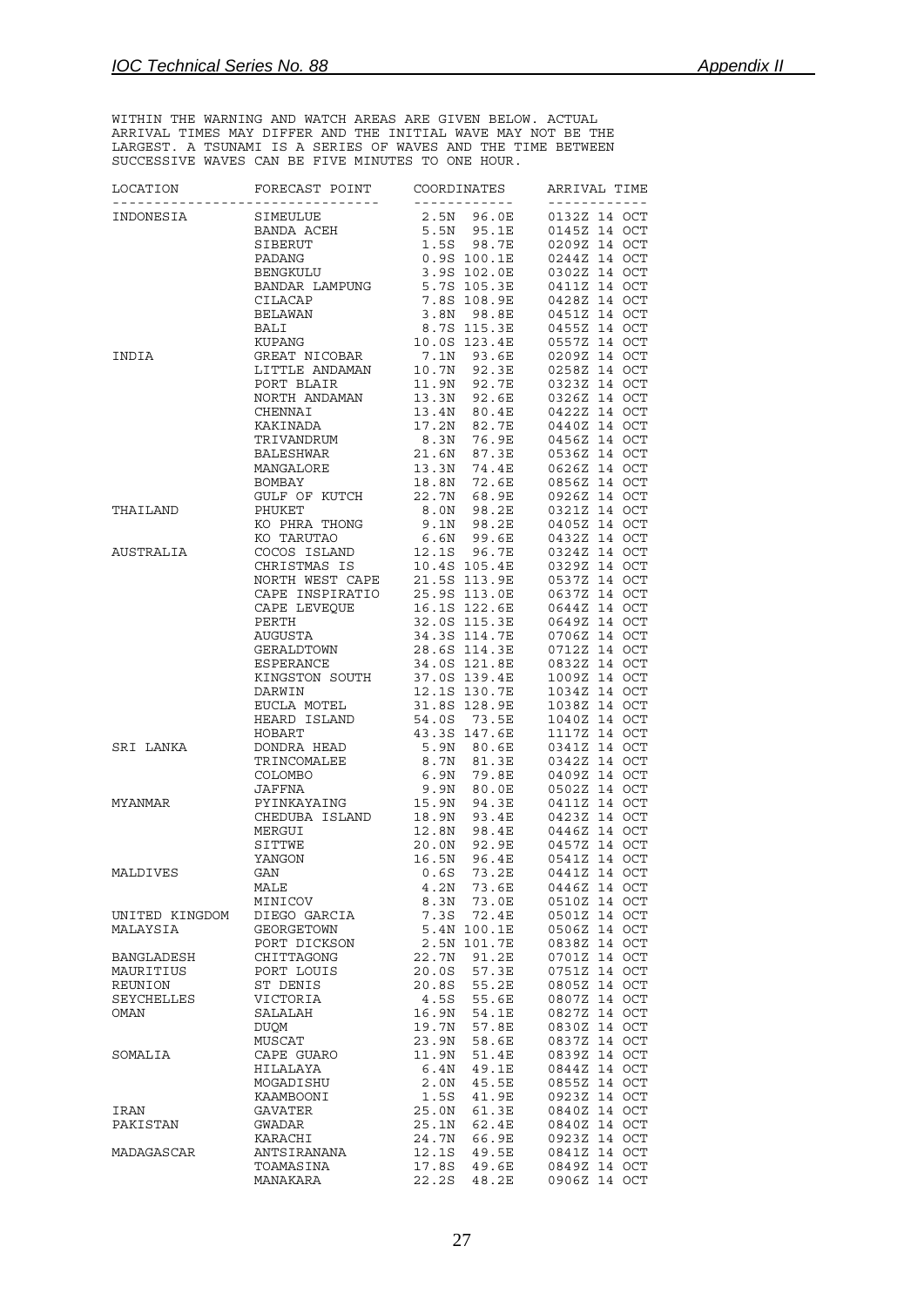WITHIN THE WARNING AND WATCH AREAS ARE GIVEN BELOW. ACTUAL ARRIVAL TIMES MAY DIFFER AND THE INITIAL WAVE MAY NOT BE THE LARGEST. A TSUNAMI IS A SERIES OF WAVES AND THE TIME BETWEEN SUCCESSIVE WAVES CAN BE FIVE MINUTES TO ONE HOUR.

| LOCATION | FORECAST POINT | COORDINATES | ARRIVAL TIME |
|---|---|---|---|
| INDONESIA | SIMEULUE | 2.5N 96.0E | 0132Z 14 OCT |
| | BANDA ACEH | 5.5N 95.1E | 0145Z 14 OCT |
| | SIBERUT | 1.5S 98.7E | 0209Z 14 OCT |
| | PADANG | 0.9S 100.1E | 0244Z 14 OCT |
| | BENGKULU | 3.9S 102.0E | 0302Z 14 OCT |
| | BANDAR LAMPUNG | 5.7S 105.3E | 0411Z 14 OCT |
| | CILACAP | 7.8S 108.9E | 0428Z 14 OCT |
| | BELAWAN | 3.8N 98.8E | 0451Z 14 OCT |
| | BALI | 8.7S 115.3E | 0455Z 14 OCT |
| | KUPANG | 10.0S 123.4E | 0557Z 14 OCT |
| INDIA | GREAT NICOBAR | 7.1N 93.6E | 0209Z 14 OCT |
| | LITTLE ANDAMAN | 10.7N 92.3E | 0258Z 14 OCT |
| | PORT BLAIR | 11.9N 92.7E | 0323Z 14 OCT |
| | NORTH ANDAMAN | 13.3N 92.6E | 0326Z 14 OCT |
| | CHENNAI | 13.4N 80.4E | 0422Z 14 OCT |
| | KAKINADA | 17.2N 82.7E | 0440Z 14 OCT |
| | TRIVANDRUM | 8.3N 76.9E | 0456Z 14 OCT |
| | BALESHWAR | 21.6N 87.3E | 0536Z 14 OCT |
| | MANGALORE | 13.3N 74.4E | 0626Z 14 OCT |
| | BOMBAY | 18.8N 72.6E | 0856Z 14 OCT |
| | GULF OF KUTCH | 22.7N 68.9E | 0926Z 14 OCT |
| THAILAND | PHUKET | 8.0N 98.2E | 0321Z 14 OCT |
| | KO PHRA THONG | 9.1N 98.2E | 0405Z 14 OCT |
| | KO TARUTAO | 6.6N 99.6E | 0432Z 14 OCT |
| AUSTRALIA | COCOS ISLAND | 12.1S 96.7E | 0324Z 14 OCT |
| | CHRISTMAS IS | 10.4S 105.4E | 0329Z 14 OCT |
| | NORTH WEST CAPE | 21.5S 113.9E | 0537Z 14 OCT |
| | CAPE INSPIRATIO | 25.9S 113.0E | 0637Z 14 OCT |
| | CAPE LEVEQUE | 16.1S 122.6E | 0644Z 14 OCT |
| | PERTH | 32.0S 115.3E | 0649Z 14 OCT |
| | AUGUSTA | 34.3S 114.7E | 0706Z 14 OCT |
| | GERALDTOWN | 28.6S 114.3E | 0712Z 14 OCT |
| | ESPERANCE | 34.0S 121.8E | 0832Z 14 OCT |
| | KINGSTON SOUTH | 37.0S 139.4E | 1009Z 14 OCT |
| | DARWIN | 12.1S 130.7E | 1034Z 14 OCT |
| | EUCLA MOTEL | 31.8S 128.9E | 1038Z 14 OCT |
| | HEARD ISLAND | 54.0S 73.5E | 1040Z 14 OCT |
| | HOBART | 43.3S 147.6E | 1117Z 14 OCT |
| SRI LANKA | DONDRA HEAD | 5.9N 80.6E | 0341Z 14 OCT |
| | TRINCOMALEE | 8.7N 81.3E | 0342Z 14 OCT |
| | COLOMBO | 6.9N 79.8E | 0409Z 14 OCT |
| | JAFFNA | 9.9N 80.0E | 0502Z 14 OCT |
| MYANMAR | PYINKAYAING | 15.9N 94.3E | 0411Z 14 OCT |
| | CHEDUBA ISLAND | 18.9N 93.4E | 0423Z 14 OCT |
| | MERGUI | 12.8N 98.4E | 0446Z 14 OCT |
| | SITTWE | 20.0N 92.9E | 0457Z 14 OCT |
| | YANGON | 16.5N 96.4E | 0541Z 14 OCT |
| MALDIVES | GAN | 0.6S 73.2E | 0441Z 14 OCT |
| | MALE | 4.2N 73.6E | 0446Z 14 OCT |
| | MINICOV | 8.3N 73.0E | 0510Z 14 OCT |
| UNITED KINGDOM | DIEGO GARCIA | 7.3S 72.4E | 0501Z 14 OCT |
| MALAYSIA | GEORGETOWN | 5.4N 100.1E | 0506Z 14 OCT |
| | PORT DICKSON | 2.5N 101.7E | 0838Z 14 OCT |
| BANGLADESH | CHITTAGONG | 22.7N 91.2E | 0701Z 14 OCT |
| MAURITIUS | PORT LOUIS | 20.0S 57.3E | 0751Z 14 OCT |
| REUNION | ST DENIS | 20.8S 55.2E | 0805Z 14 OCT |
| SEYCHELLES | VICTORIA | 4.5S 55.6E | 0807Z 14 OCT |
| OMAN | SALALAH | 16.9N 54.1E | 0827Z 14 OCT |
| | DUQM | 19.7N 57.8E | 0830Z 14 OCT |
| | MUSCAT | 23.9N 58.6E | 0837Z 14 OCT |
| SOMALIA | CAPE GUARO | 11.9N 51.4E | 0839Z 14 OCT |
| | HILALAYA | 6.4N 49.1E | 0844Z 14 OCT |
| | MOGADISHU | 2.0N 45.5E | 0855Z 14 OCT |
| | KAAMBOONI | 1.5S 41.9E | 0923Z 14 OCT |
| IRAN | GAVATER | 25.0N 61.3E | 0840Z 14 OCT |
| PAKISTAN | GWADAR | 25.1N 62.4E | 0840Z 14 OCT |
| | KARACHI | 24.7N 66.9E | 0923Z 14 OCT |
| MADAGASCAR | ANTSIRANANA | 12.1S 49.5E | 0841Z 14 OCT |
| | TOAMASINA | 17.8S 49.6E | 0849Z 14 OCT |
| | MANAKARA | 22.2S 48.2E | 0906Z 14 OCT |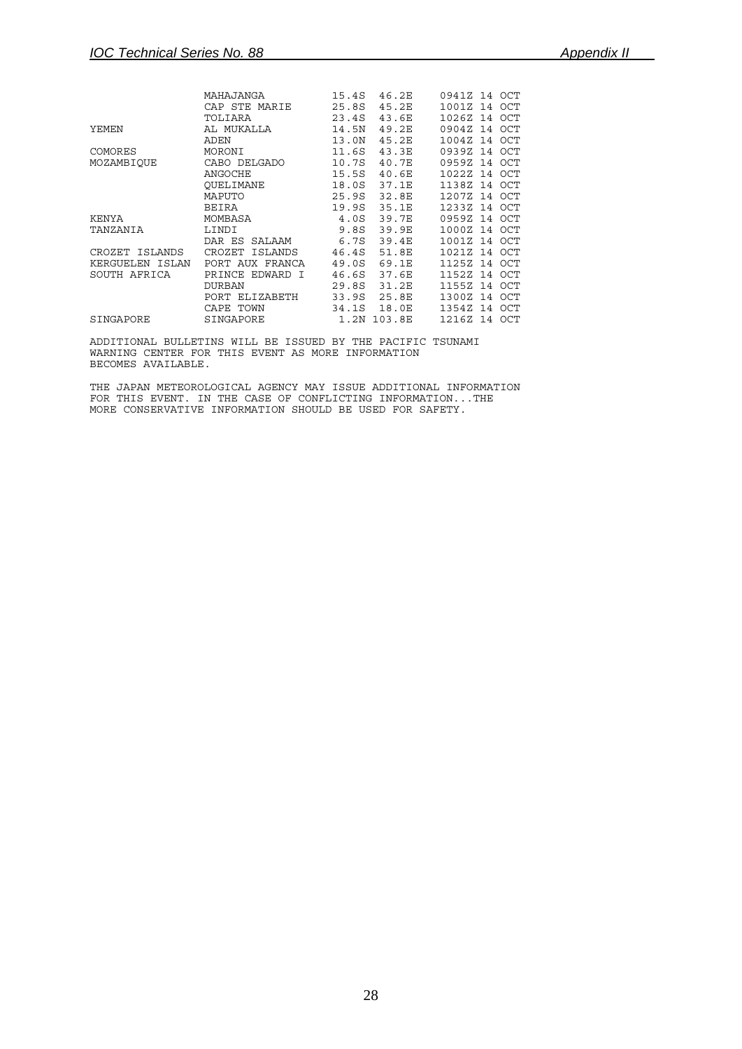```
                MAHAJANGA        15.4S  46.2E    0941Z 14 OCT
                CAP STE MARIE    25.8S  45.2E    1001Z 14 OCT
                TOLIARA          23.4S  43.6E    1026Z 14 OCT
YEMEN           AL MUKALLA       14.5N  49.2E    0904Z 14 OCT
                ADEN             13.0N  45.2E    1004Z 14 OCT
COMORES         MORONI           11.6S  43.3E    0939Z 14 OCT
MOZAMBIQUE      CABO DELGADO     10.7S  40.7E    0959Z 14 OCT
                ANGOCHE          15.5S  40.6E    1022Z 14 OCT
                QUELIMANE        18.0S  37.1E    1138Z 14 OCT
                MAPUTO           25.9S  32.8E    1207Z 14 OCT
                BEIRA            19.9S  35.1E    1233Z 14 OCT
KENYA           MOMBASA           4.0S  39.7E    0959Z 14 OCT
TANZANIA        LINDI             9.8S  39.9E    1000Z 14 OCT
                DAR ES SALAAM     6.7S  39.4E    1001Z 14 OCT
CROZET ISLANDS  CROZET ISLANDS   46.4S  51.8E    1021Z 14 OCT
KERGUELEN ISLAN PORT AUX FRANCA  49.0S  69.1E    1125Z 14 OCT
SOUTH AFRICA    PRINCE EDWARD I  46.6S  37.6E    1152Z 14 OCT
                DURBAN           29.8S  31.2E    1155Z 14 OCT
                PORT ELIZABETH   33.9S  25.8E    1300Z 14 OCT
                CAPE TOWN        34.1S  18.0E    1354Z 14 OCT
SINGAPORE       SINGAPORE         1.2N 103.8E    1216Z 14 OCT

ADDITIONAL BULLETINS WILL BE ISSUED BY THE PACIFIC TSUNAMI
WARNING CENTER FOR THIS EVENT AS MORE INFORMATION
BECOMES AVAILABLE.

THE JAPAN METEOROLOGICAL AGENCY MAY ISSUE ADDITIONAL INFORMATION
FOR THIS EVENT. IN THE CASE OF CONFLICTING INFORMATION...THE
MORE CONSERVATIVE INFORMATION SHOULD BE USED FOR SAFETY.
```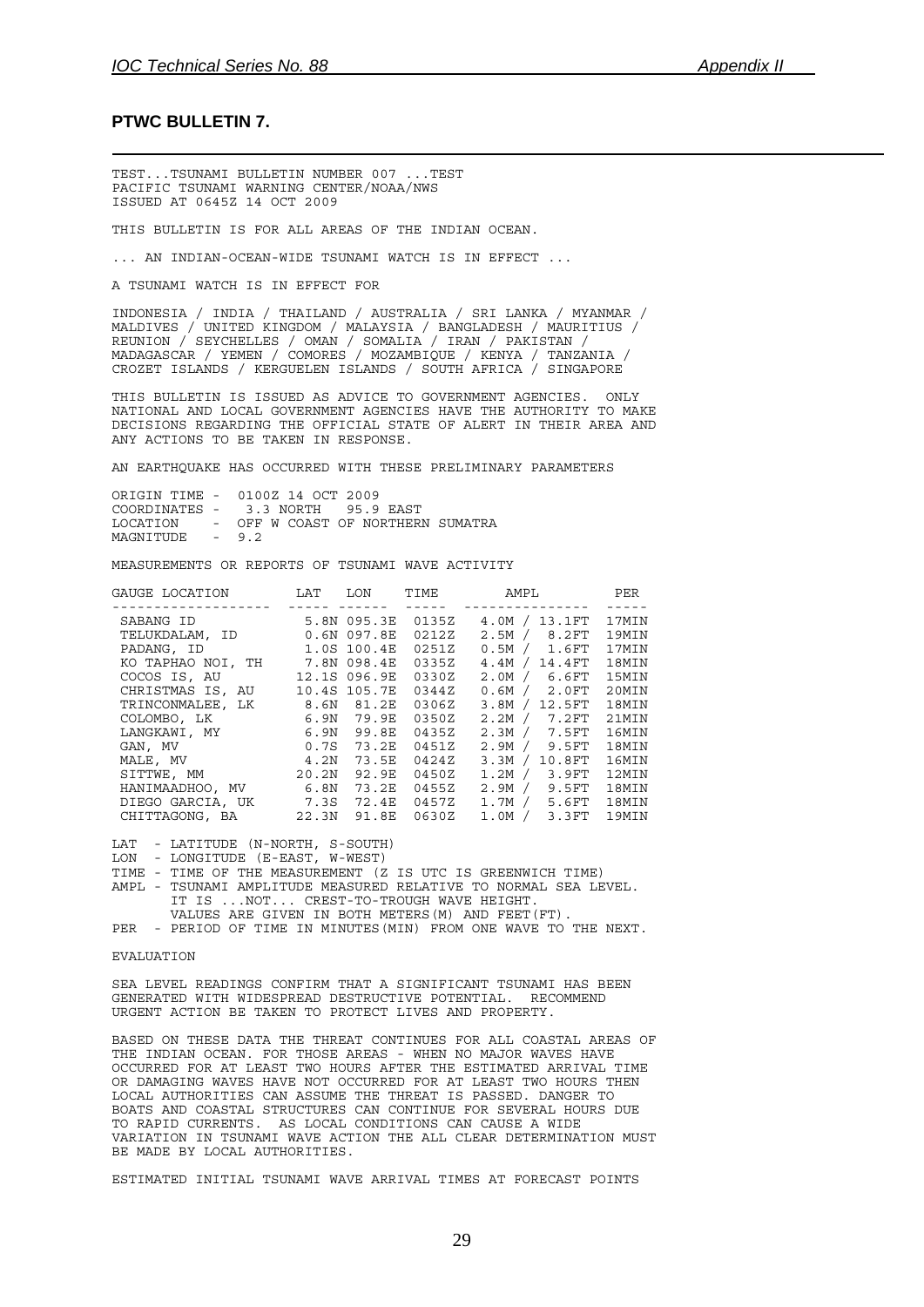## PTWC BULLETIN 7.

TEST...TSUNAMI BULLETIN NUMBER 007 ...TEST
PACIFIC TSUNAMI WARNING CENTER/NOAA/NWS
ISSUED AT 0645Z 14 OCT 2009

THIS BULLETIN IS FOR ALL AREAS OF THE INDIAN OCEAN.

... AN INDIAN-OCEAN-WIDE TSUNAMI WATCH IS IN EFFECT ...

A TSUNAMI WATCH IS IN EFFECT FOR

INDONESIA / INDIA / THAILAND / AUSTRALIA / SRI LANKA / MYANMAR / MALDIVES / UNITED KINGDOM / MALAYSIA / BANGLADESH / MAURITIUS / REUNION / SEYCHELLES / OMAN / SOMALIA / IRAN / PAKISTAN / MADAGASCAR / YEMEN / COMORES / MOZAMBIQUE / KENYA / TANZANIA / CROZET ISLANDS / KERGUELEN ISLANDS / SOUTH AFRICA / SINGAPORE

THIS BULLETIN IS ISSUED AS ADVICE TO GOVERNMENT AGENCIES. ONLY NATIONAL AND LOCAL GOVERNMENT AGENCIES HAVE THE AUTHORITY TO MAKE DECISIONS REGARDING THE OFFICIAL STATE OF ALERT IN THEIR AREA AND ANY ACTIONS TO BE TAKEN IN RESPONSE.

AN EARTHQUAKE HAS OCCURRED WITH THESE PRELIMINARY PARAMETERS

```
ORIGIN TIME -  0100Z 14 OCT 2009
COORDINATES -    3.3 NORTH   95.9 EAST
LOCATION    -  OFF W COAST OF NORTHERN SUMATRA
MAGNITUDE   -  9.2
```

MEASUREMENTS OR REPORTS OF TSUNAMI WAVE ACTIVITY

| GAUGE LOCATION | LAT | LON | TIME | AMPL | PER |
|---|---|---|---|---|---|
| SABANG ID | 5.8N | 095.3E | 0135Z | 4.0M / 13.1FT | 17MIN |
| TELUKDALAM, ID | 0.6N | 097.8E | 0212Z | 2.5M / 8.2FT | 19MIN |
| PADANG, ID | 1.0S | 100.4E | 0251Z | 0.5M / 1.6FT | 17MIN |
| KO TAPHAO NOI, TH | 7.8N | 098.4E | 0335Z | 4.4M / 14.4FT | 18MIN |
| COCOS IS, AU | 12.1S | 096.9E | 0330Z | 2.0M / 6.6FT | 15MIN |
| CHRISTMAS IS, AU | 10.4S | 105.7E | 0344Z | 0.6M / 2.0FT | 20MIN |
| TRINCONMALEE, LK | 8.6N | 81.2E | 0306Z | 3.8M / 12.5FT | 18MIN |
| COLOMBO, LK | 6.9N | 79.9E | 0350Z | 2.2M / 7.2FT | 21MIN |
| LANGKAWI, MY | 6.9N | 99.8E | 0435Z | 2.3M / 7.5FT | 16MIN |
| GAN, MV | 0.7S | 73.2E | 0451Z | 2.9M / 9.5FT | 18MIN |
| MALE, MV | 4.2N | 73.5E | 0424Z | 3.3M / 10.8FT | 16MIN |
| SITTWE, MM | 20.2N | 92.9E | 0450Z | 1.2M / 3.9FT | 12MIN |
| HANIMAADHOO, MV | 6.8N | 73.2E | 0455Z | 2.9M / 9.5FT | 18MIN |
| DIEGO GARCIA, UK | 7.3S | 72.4E | 0457Z | 1.7M / 5.6FT | 18MIN |
| CHITTAGONG, BA | 22.3N | 91.8E | 0630Z | 1.0M / 3.3FT | 19MIN |

```
LAT  - LATITUDE (N-NORTH, S-SOUTH)
LON  - LONGITUDE (E-EAST, W-WEST)
TIME - TIME OF THE MEASUREMENT (Z IS UTC IS GREENWICH TIME)
AMPL - TSUNAMI AMPLITUDE MEASURED RELATIVE TO NORMAL SEA LEVEL.
       IT IS ...NOT... CREST-TO-TROUGH WAVE HEIGHT.
       VALUES ARE GIVEN IN BOTH METERS(M) AND FEET(FT).
PER  - PERIOD OF TIME IN MINUTES(MIN) FROM ONE WAVE TO THE NEXT.
```

EVALUATION

SEA LEVEL READINGS CONFIRM THAT A SIGNIFICANT TSUNAMI HAS BEEN GENERATED WITH WIDESPREAD DESTRUCTIVE POTENTIAL. RECOMMEND URGENT ACTION BE TAKEN TO PROTECT LIVES AND PROPERTY.

BASED ON THESE DATA THE THREAT CONTINUES FOR ALL COASTAL AREAS OF THE INDIAN OCEAN. FOR THOSE AREAS - WHEN NO MAJOR WAVES HAVE OCCURRED FOR AT LEAST TWO HOURS AFTER THE ESTIMATED ARRIVAL TIME OR DAMAGING WAVES HAVE NOT OCCURRED FOR AT LEAST TWO HOURS THEN LOCAL AUTHORITIES CAN ASSUME THE THREAT IS PASSED. DANGER TO BOATS AND COASTAL STRUCTURES CAN CONTINUE FOR SEVERAL HOURS DUE TO RAPID CURRENTS. AS LOCAL CONDITIONS CAN CAUSE A WIDE VARIATION IN TSUNAMI WAVE ACTION THE ALL CLEAR DETERMINATION MUST BE MADE BY LOCAL AUTHORITIES.

ESTIMATED INITIAL TSUNAMI WAVE ARRIVAL TIMES AT FORECAST POINTS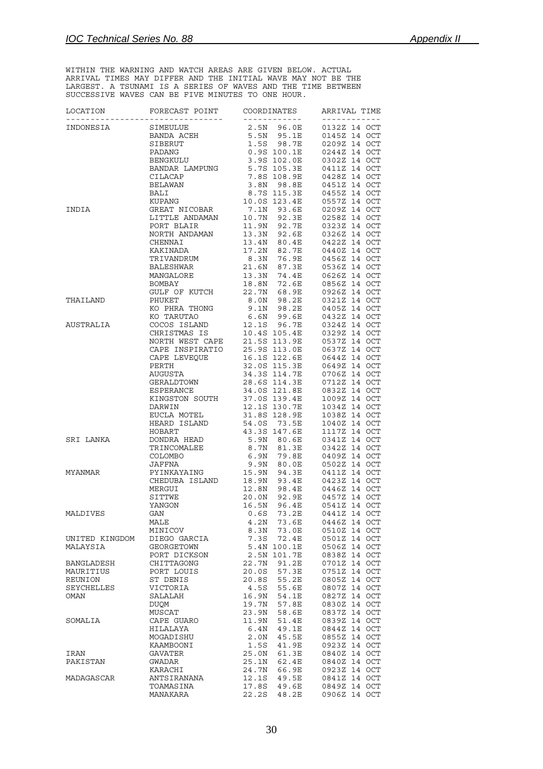WITHIN THE WARNING AND WATCH AREAS ARE GIVEN BELOW. ACTUAL ARRIVAL TIMES MAY DIFFER AND THE INITIAL WAVE MAY NOT BE THE LARGEST. A TSUNAMI IS A SERIES OF WAVES AND THE TIME BETWEEN SUCCESSIVE WAVES CAN BE FIVE MINUTES TO ONE HOUR.

| LOCATION | FORECAST POINT | COORDINATES | ARRIVAL TIME |
|---|---|---|---|
| INDONESIA | SIMEULUE | 2.5N 96.0E | 0132Z 14 OCT |
| | BANDA ACEH | 5.5N 95.1E | 0145Z 14 OCT |
| | SIBERUT | 1.5S 98.7E | 0209Z 14 OCT |
| | PADANG | 0.9S 100.1E | 0244Z 14 OCT |
| | BENGKULU | 3.9S 102.0E | 0302Z 14 OCT |
| | BANDAR LAMPUNG | 5.7S 105.3E | 0411Z 14 OCT |
| | CILACAP | 7.8S 108.9E | 0428Z 14 OCT |
| | BELAWAN | 3.8N 98.8E | 0451Z 14 OCT |
| | BALI | 8.7S 115.3E | 0455Z 14 OCT |
| | KUPANG | 10.0S 123.4E | 0557Z 14 OCT |
| INDIA | GREAT NICOBAR | 7.1N 93.6E | 0209Z 14 OCT |
| | LITTLE ANDAMAN | 10.7N 92.3E | 0258Z 14 OCT |
| | PORT BLAIR | 11.9N 92.7E | 0323Z 14 OCT |
| | NORTH ANDAMAN | 13.3N 92.6E | 0326Z 14 OCT |
| | CHENNAI | 13.4N 80.4E | 0422Z 14 OCT |
| | KAKINADA | 17.2N 82.7E | 0440Z 14 OCT |
| | TRIVANDRUM | 8.3N 76.9E | 0456Z 14 OCT |
| | BALESHWAR | 21.6N 87.3E | 0536Z 14 OCT |
| | MANGALORE | 13.3N 74.4E | 0626Z 14 OCT |
| | BOMBAY | 18.8N 72.6E | 0856Z 14 OCT |
| | GULF OF KUTCH | 22.7N 68.9E | 0926Z 14 OCT |
| THAILAND | PHUKET | 8.0N 98.2E | 0321Z 14 OCT |
| | KO PHRA THONG | 9.1N 98.2E | 0405Z 14 OCT |
| | KO TARUTAO | 6.6N 99.6E | 0432Z 14 OCT |
| AUSTRALIA | COCOS ISLAND | 12.1S 96.7E | 0324Z 14 OCT |
| | CHRISTMAS IS | 10.4S 105.4E | 0329Z 14 OCT |
| | NORTH WEST CAPE | 21.5S 113.9E | 0537Z 14 OCT |
| | CAPE INSPIRATIO | 25.9S 113.0E | 0637Z 14 OCT |
| | CAPE LEVEQUE | 16.1S 122.6E | 0644Z 14 OCT |
| | PERTH | 32.0S 115.3E | 0649Z 14 OCT |
| | AUGUSTA | 34.3S 114.7E | 0706Z 14 OCT |
| | GERALDTOWN | 28.6S 114.3E | 0712Z 14 OCT |
| | ESPERANCE | 34.0S 121.8E | 0832Z 14 OCT |
| | KINGSTON SOUTH | 37.0S 139.4E | 1009Z 14 OCT |
| | DARWIN | 12.1S 130.7E | 1034Z 14 OCT |
| | EUCLA MOTEL | 31.8S 128.9E | 1038Z 14 OCT |
| | HEARD ISLAND | 54.0S 73.5E | 1040Z 14 OCT |
| | HOBART | 43.3S 147.6E | 1117Z 14 OCT |
| SRI LANKA | DONDRA HEAD | 5.9N 80.6E | 0341Z 14 OCT |
| | TRINCOMALEE | 8.7N 81.3E | 0342Z 14 OCT |
| | COLOMBO | 6.9N 79.8E | 0409Z 14 OCT |
| | JAFFNA | 9.9N 80.0E | 0502Z 14 OCT |
| MYANMAR | PYINKAYAING | 15.9N 94.3E | 0411Z 14 OCT |
| | CHEDUBA ISLAND | 18.9N 93.4E | 0423Z 14 OCT |
| | MERGUI | 12.8N 98.4E | 0446Z 14 OCT |
| | SITTWE | 20.0N 92.9E | 0457Z 14 OCT |
| | YANGON | 16.5N 96.4E | 0541Z 14 OCT |
| MALDIVES | GAN | 0.6S 73.2E | 0441Z 14 OCT |
| | MALE | 4.2N 73.6E | 0446Z 14 OCT |
| | MINICOV | 8.3N 73.0E | 0510Z 14 OCT |
| UNITED KINGDOM | DIEGO GARCIA | 7.3S 72.4E | 0501Z 14 OCT |
| MALAYSIA | GEORGETOWN | 5.4N 100.1E | 0506Z 14 OCT |
| | PORT DICKSON | 2.5N 101.7E | 0838Z 14 OCT |
| BANGLADESH | CHITTAGONG | 22.7N 91.2E | 0701Z 14 OCT |
| MAURITIUS | PORT LOUIS | 20.0S 57.3E | 0751Z 14 OCT |
| REUNION | ST DENIS | 20.8S 55.2E | 0805Z 14 OCT |
| SEYCHELLES | VICTORIA | 4.5S 55.6E | 0807Z 14 OCT |
| OMAN | SALALAH | 16.9N 54.1E | 0827Z 14 OCT |
| | DUQM | 19.7N 57.8E | 0830Z 14 OCT |
| | MUSCAT | 23.9N 58.6E | 0837Z 14 OCT |
| SOMALIA | CAPE GUARO | 11.9N 51.4E | 0839Z 14 OCT |
| | HILALAYA | 6.4N 49.1E | 0844Z 14 OCT |
| | MOGADISHU | 2.0N 45.5E | 0855Z 14 OCT |
| | KAAMBOONI | 1.5S 41.9E | 0923Z 14 OCT |
| IRAN | GAVATER | 25.0N 61.3E | 0840Z 14 OCT |
| PAKISTAN | GWADAR | 25.1N 62.4E | 0840Z 14 OCT |
| | KARACHI | 24.7N 66.9E | 0923Z 14 OCT |
| MADAGASCAR | ANTSIRANANA | 12.1S 49.5E | 0841Z 14 OCT |
| | TOAMASINA | 17.8S 49.6E | 0849Z 14 OCT |
| | MANAKARA | 22.2S 48.2E | 0906Z 14 OCT |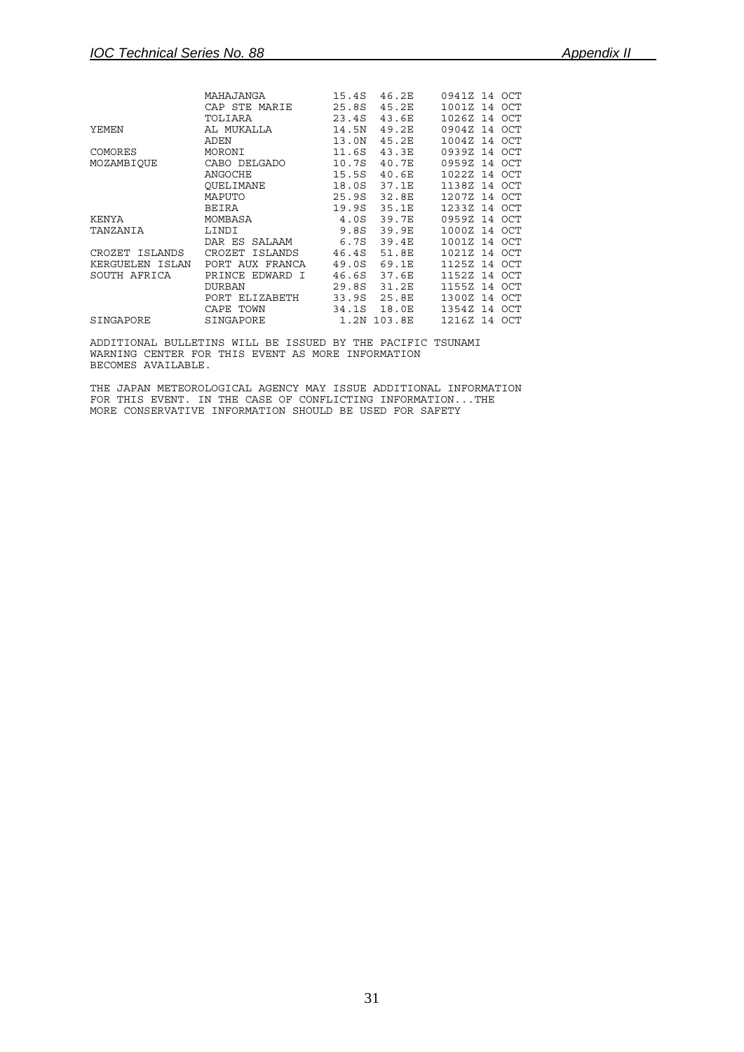| | | | | |
|---|---|---|---|---|
| | MAHAJANGA | 15.4S | 46.2E | 0941Z 14 OCT |
| | CAP STE MARIE | 25.8S | 45.2E | 1001Z 14 OCT |
| | TOLIARA | 23.4S | 43.6E | 1026Z 14 OCT |
| YEMEN | AL MUKALLA | 14.5N | 49.2E | 0904Z 14 OCT |
| | ADEN | 13.0N | 45.2E | 1004Z 14 OCT |
| COMORES | MORONI | 11.6S | 43.3E | 0939Z 14 OCT |
| MOZAMBIQUE | CABO DELGADO | 10.7S | 40.7E | 0959Z 14 OCT |
| | ANGOCHE | 15.5S | 40.6E | 1022Z 14 OCT |
| | QUELIMANE | 18.0S | 37.1E | 1138Z 14 OCT |
| | MAPUTO | 25.9S | 32.8E | 1207Z 14 OCT |
| | BEIRA | 19.9S | 35.1E | 1233Z 14 OCT |
| KENYA | MOMBASA | 4.0S | 39.7E | 0959Z 14 OCT |
| TANZANIA | LINDI | 9.8S | 39.9E | 1000Z 14 OCT |
| | DAR ES SALAAM | 6.7S | 39.4E | 1001Z 14 OCT |
| CROZET ISLANDS | CROZET ISLANDS | 46.4S | 51.8E | 1021Z 14 OCT |
| KERGUELEN ISLAN | PORT AUX FRANCA | 49.0S | 69.1E | 1125Z 14 OCT |
| SOUTH AFRICA | PRINCE EDWARD I | 46.6S | 37.6E | 1152Z 14 OCT |
| | DURBAN | 29.8S | 31.2E | 1155Z 14 OCT |
| | PORT ELIZABETH | 33.9S | 25.8E | 1300Z 14 OCT |
| | CAPE TOWN | 34.1S | 18.0E | 1354Z 14 OCT |
| SINGAPORE | SINGAPORE | 1.2N | 103.8E | 1216Z 14 OCT |

ADDITIONAL BULLETINS WILL BE ISSUED BY THE PACIFIC TSUNAMI WARNING CENTER FOR THIS EVENT AS MORE INFORMATION BECOMES AVAILABLE.

THE JAPAN METEOROLOGICAL AGENCY MAY ISSUE ADDITIONAL INFORMATION FOR THIS EVENT. IN THE CASE OF CONFLICTING INFORMATION...THE MORE CONSERVATIVE INFORMATION SHOULD BE USED FOR SAFETY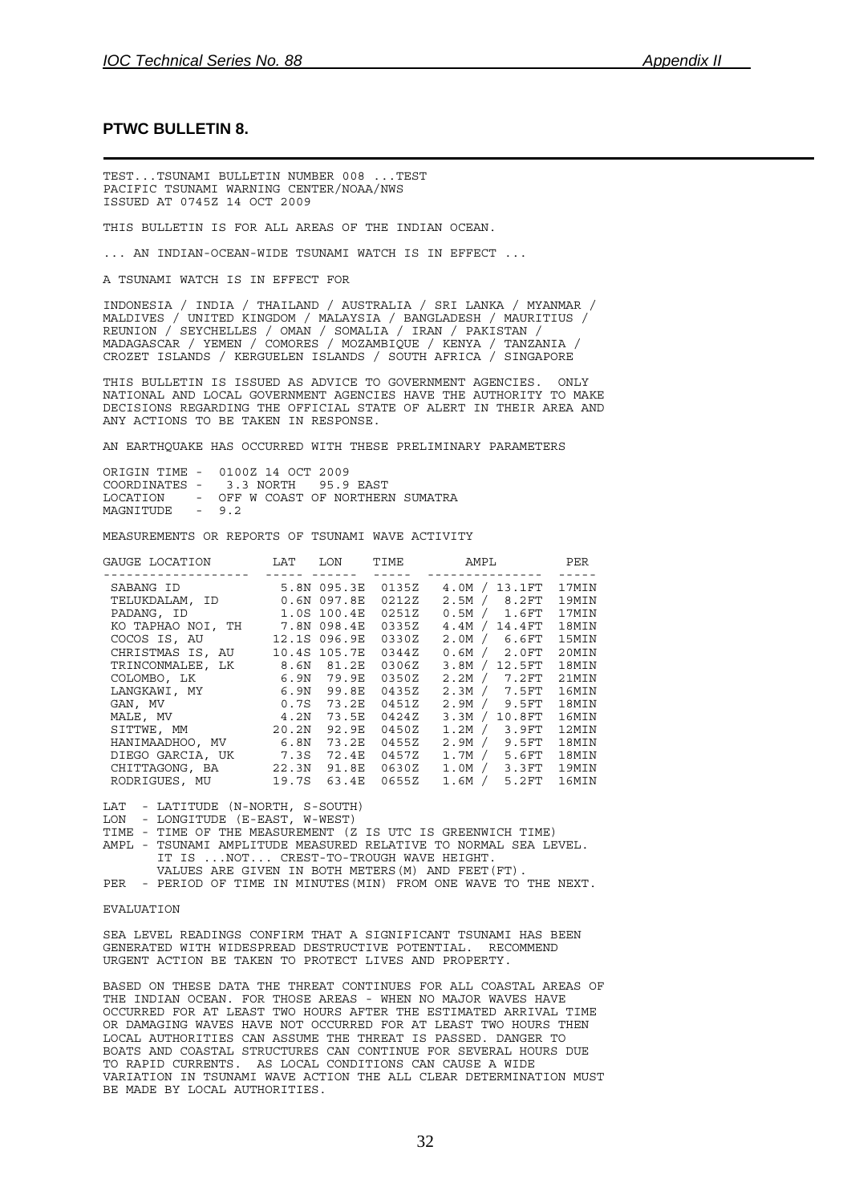**PTWC BULLETIN 8.**

TEST...TSUNAMI BULLETIN NUMBER 008 ...TEST
PACIFIC TSUNAMI WARNING CENTER/NOAA/NWS
ISSUED AT 0745Z 14 OCT 2009

THIS BULLETIN IS FOR ALL AREAS OF THE INDIAN OCEAN.

... AN INDIAN-OCEAN-WIDE TSUNAMI WATCH IS IN EFFECT ...

A TSUNAMI WATCH IS IN EFFECT FOR

INDONESIA / INDIA / THAILAND / AUSTRALIA / SRI LANKA / MYANMAR / MALDIVES / UNITED KINGDOM / MALAYSIA / BANGLADESH / MAURITIUS / REUNION / SEYCHELLES / OMAN / SOMALIA / IRAN / PAKISTAN / MADAGASCAR / YEMEN / COMORES / MOZAMBIQUE / KENYA / TANZANIA / CROZET ISLANDS / KERGUELEN ISLANDS / SOUTH AFRICA / SINGAPORE

THIS BULLETIN IS ISSUED AS ADVICE TO GOVERNMENT AGENCIES. ONLY NATIONAL AND LOCAL GOVERNMENT AGENCIES HAVE THE AUTHORITY TO MAKE DECISIONS REGARDING THE OFFICIAL STATE OF ALERT IN THEIR AREA AND ANY ACTIONS TO BE TAKEN IN RESPONSE.

AN EARTHQUAKE HAS OCCURRED WITH THESE PRELIMINARY PARAMETERS

```
ORIGIN TIME -  0100Z 14 OCT 2009
COORDINATES -   3.3 NORTH   95.9 EAST
LOCATION    -  OFF W COAST OF NORTHERN SUMATRA
MAGNITUDE   -  9.2
```

MEASUREMENTS OR REPORTS OF TSUNAMI WAVE ACTIVITY

| GAUGE LOCATION | LAT | LON | TIME | AMPL | PER |
|---|---|---|---|---|---|
| SABANG ID | 5.8N | 095.3E | 0135Z | 4.0M / 13.1FT | 17MIN |
| TELUKDALAM, ID | 0.6N | 097.8E | 0212Z | 2.5M / 8.2FT | 19MIN |
| PADANG, ID | 1.0S | 100.4E | 0251Z | 0.5M / 1.6FT | 17MIN |
| KO TAPHAO NOI, TH | 7.8N | 098.4E | 0335Z | 4.4M / 14.4FT | 18MIN |
| COCOS IS, AU | 12.1S | 096.9E | 0330Z | 2.0M / 6.6FT | 15MIN |
| CHRISTMAS IS, AU | 10.4S | 105.7E | 0344Z | 0.6M / 2.0FT | 20MIN |
| TRINCONMALEE, LK | 8.6N | 81.2E | 0306Z | 3.8M / 12.5FT | 18MIN |
| COLOMBO, LK | 6.9N | 79.9E | 0350Z | 2.2M / 7.2FT | 21MIN |
| LANGKAWI, MY | 6.9N | 99.8E | 0435Z | 2.3M / 7.5FT | 16MIN |
| GAN, MV | 0.7S | 73.2E | 0451Z | 2.9M / 9.5FT | 18MIN |
| MALE, MV | 4.2N | 73.5E | 0424Z | 3.3M / 10.8FT | 16MIN |
| SITTWE, MM | 20.2N | 92.9E | 0450Z | 1.2M / 3.9FT | 12MIN |
| HANIMAADHOO, MV | 6.8N | 73.2E | 0455Z | 2.9M / 9.5FT | 18MIN |
| DIEGO GARCIA, UK | 7.3S | 72.4E | 0457Z | 1.7M / 5.6FT | 18MIN |
| CHITTAGONG, BA | 22.3N | 91.8E | 0630Z | 1.0M / 3.3FT | 19MIN |
| RODRIGUES, MU | 19.7S | 63.4E | 0655Z | 1.6M / 5.2FT | 16MIN |

```
LAT  - LATITUDE (N-NORTH, S-SOUTH)
LON  - LONGITUDE (E-EAST, W-WEST)
TIME - TIME OF THE MEASUREMENT (Z IS UTC IS GREENWICH TIME)
AMPL - TSUNAMI AMPLITUDE MEASURED RELATIVE TO NORMAL SEA LEVEL.
       IT IS ...NOT... CREST-TO-TROUGH WAVE HEIGHT.
       VALUES ARE GIVEN IN BOTH METERS(M) AND FEET(FT).
PER  - PERIOD OF TIME IN MINUTES(MIN) FROM ONE WAVE TO THE NEXT.
```

EVALUATION

SEA LEVEL READINGS CONFIRM THAT A SIGNIFICANT TSUNAMI HAS BEEN GENERATED WITH WIDESPREAD DESTRUCTIVE POTENTIAL. RECOMMEND URGENT ACTION BE TAKEN TO PROTECT LIVES AND PROPERTY.

BASED ON THESE DATA THE THREAT CONTINUES FOR ALL COASTAL AREAS OF THE INDIAN OCEAN. FOR THOSE AREAS - WHEN NO MAJOR WAVES HAVE OCCURRED FOR AT LEAST TWO HOURS AFTER THE ESTIMATED ARRIVAL TIME OR DAMAGING WAVES HAVE NOT OCCURRED FOR AT LEAST TWO HOURS THEN LOCAL AUTHORITIES CAN ASSUME THE THREAT IS PASSED. DANGER TO BOATS AND COASTAL STRUCTURES CAN CONTINUE FOR SEVERAL HOURS DUE TO RAPID CURRENTS. AS LOCAL CONDITIONS CAN CAUSE A WIDE VARIATION IN TSUNAMI WAVE ACTION THE ALL CLEAR DETERMINATION MUST BE MADE BY LOCAL AUTHORITIES.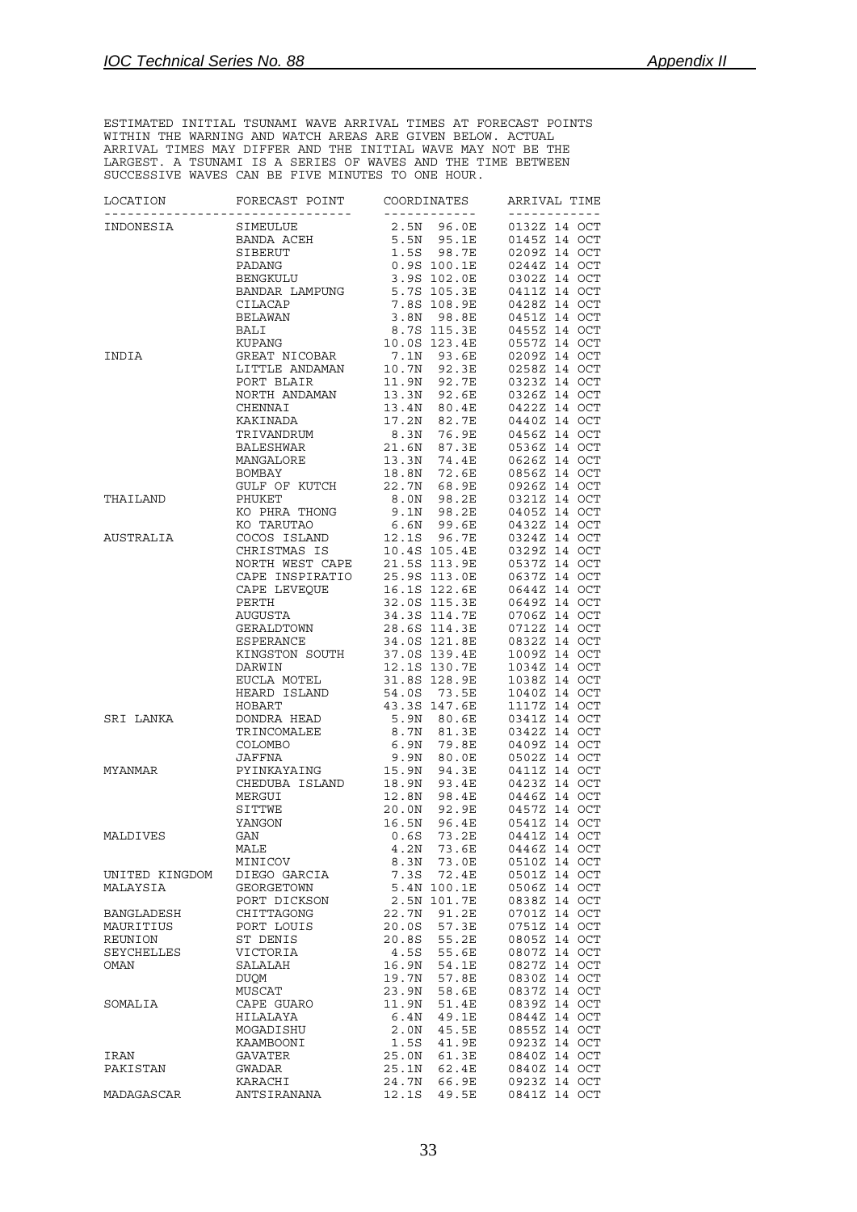ESTIMATED INITIAL TSUNAMI WAVE ARRIVAL TIMES AT FORECAST POINTS WITHIN THE WARNING AND WATCH AREAS ARE GIVEN BELOW. ACTUAL ARRIVAL TIMES MAY DIFFER AND THE INITIAL WAVE MAY NOT BE THE LARGEST. A TSUNAMI IS A SERIES OF WAVES AND THE TIME BETWEEN SUCCESSIVE WAVES CAN BE FIVE MINUTES TO ONE HOUR.

| LOCATION | FORECAST POINT | COORDINATES | ARRIVAL TIME |
|---|---|---|---|
| INDONESIA | SIMEULUE | 2.5N 96.0E | 0132Z 14 OCT |
| | BANDA ACEH | 5.5N 95.1E | 0145Z 14 OCT |
| | SIBERUT | 1.5S 98.7E | 0209Z 14 OCT |
| | PADANG | 0.9S 100.1E | 0244Z 14 OCT |
| | BENGKULU | 3.9S 102.0E | 0302Z 14 OCT |
| | BANDAR LAMPUNG | 5.7S 105.3E | 0411Z 14 OCT |
| | CILACAP | 7.8S 108.9E | 0428Z 14 OCT |
| | BELAWAN | 3.8N 98.8E | 0451Z 14 OCT |
| | BALI | 8.7S 115.3E | 0455Z 14 OCT |
| | KUPANG | 10.0S 123.4E | 0557Z 14 OCT |
| INDIA | GREAT NICOBAR | 7.1N 93.6E | 0209Z 14 OCT |
| | LITTLE ANDAMAN | 10.7N 92.3E | 0258Z 14 OCT |
| | PORT BLAIR | 11.9N 92.7E | 0323Z 14 OCT |
| | NORTH ANDAMAN | 13.3N 92.6E | 0326Z 14 OCT |
| | CHENNAI | 13.4N 80.4E | 0422Z 14 OCT |
| | KAKINADA | 17.2N 82.7E | 0440Z 14 OCT |
| | TRIVANDRUM | 8.3N 76.9E | 0456Z 14 OCT |
| | BALESHWAR | 21.6N 87.3E | 0536Z 14 OCT |
| | MANGALORE | 13.3N 74.4E | 0626Z 14 OCT |
| | BOMBAY | 18.8N 72.6E | 0856Z 14 OCT |
| | GULF OF KUTCH | 22.7N 68.9E | 0926Z 14 OCT |
| THAILAND | PHUKET | 8.0N 98.2E | 0321Z 14 OCT |
| | KO PHRA THONG | 9.1N 98.2E | 0405Z 14 OCT |
| | KO TARUTAO | 6.6N 99.6E | 0432Z 14 OCT |
| AUSTRALIA | COCOS ISLAND | 12.1S 96.7E | 0324Z 14 OCT |
| | CHRISTMAS IS | 10.4S 105.4E | 0329Z 14 OCT |
| | NORTH WEST CAPE | 21.5S 113.9E | 0537Z 14 OCT |
| | CAPE INSPIRATIO | 25.9S 113.0E | 0637Z 14 OCT |
| | CAPE LEVEQUE | 16.1S 122.6E | 0644Z 14 OCT |
| | PERTH | 32.0S 115.3E | 0649Z 14 OCT |
| | AUGUSTA | 34.3S 114.7E | 0706Z 14 OCT |
| | GERALDTOWN | 28.6S 114.3E | 0712Z 14 OCT |
| | ESPERANCE | 34.0S 121.8E | 0832Z 14 OCT |
| | KINGSTON SOUTH | 37.0S 139.4E | 1009Z 14 OCT |
| | DARWIN | 12.1S 130.7E | 1034Z 14 OCT |
| | EUCLA MOTEL | 31.8S 128.9E | 1038Z 14 OCT |
| | HEARD ISLAND | 54.0S 73.5E | 1040Z 14 OCT |
| | HOBART | 43.3S 147.6E | 1117Z 14 OCT |
| SRI LANKA | DONDRA HEAD | 5.9N 80.6E | 0341Z 14 OCT |
| | TRINCOMALEE | 8.7N 81.3E | 0342Z 14 OCT |
| | COLOMBO | 6.9N 79.8E | 0409Z 14 OCT |
| | JAFFNA | 9.9N 80.0E | 0502Z 14 OCT |
| MYANMAR | PYINKAYAING | 15.9N 94.3E | 0411Z 14 OCT |
| | CHEDUBA ISLAND | 18.9N 93.4E | 0423Z 14 OCT |
| | MERGUI | 12.8N 98.4E | 0446Z 14 OCT |
| | SITTWE | 20.0N 92.9E | 0457Z 14 OCT |
| | YANGON | 16.5N 96.4E | 0541Z 14 OCT |
| MALDIVES | GAN | 0.6S 73.2E | 0441Z 14 OCT |
| | MALE | 4.2N 73.6E | 0446Z 14 OCT |
| | MINICOV | 8.3N 73.0E | 0510Z 14 OCT |
| UNITED KINGDOM | DIEGO GARCIA | 7.3S 72.4E | 0501Z 14 OCT |
| MALAYSIA | GEORGETOWN | 5.4N 100.1E | 0506Z 14 OCT |
| | PORT DICKSON | 2.5N 101.7E | 0838Z 14 OCT |
| BANGLADESH | CHITTAGONG | 22.7N 91.2E | 0701Z 14 OCT |
| MAURITIUS | PORT LOUIS | 20.0S 57.3E | 0751Z 14 OCT |
| REUNION | ST DENIS | 20.8S 55.2E | 0805Z 14 OCT |
| SEYCHELLES | VICTORIA | 4.5S 55.6E | 0807Z 14 OCT |
| OMAN | SALALAH | 16.9N 54.1E | 0827Z 14 OCT |
| | DUQM | 19.7N 57.8E | 0830Z 14 OCT |
| | MUSCAT | 23.9N 58.6E | 0837Z 14 OCT |
| SOMALIA | CAPE GUARO | 11.9N 51.4E | 0839Z 14 OCT |
| | HILALAYA | 6.4N 49.1E | 0844Z 14 OCT |
| | MOGADISHU | 2.0N 45.5E | 0855Z 14 OCT |
| | KAAMBOONI | 1.5S 41.9E | 0923Z 14 OCT |
| IRAN | GAVATER | 25.0N 61.3E | 0840Z 14 OCT |
| PAKISTAN | GWADAR | 25.1N 62.4E | 0840Z 14 OCT |
| | KARACHI | 24.7N 66.9E | 0923Z 14 OCT |
| MADAGASCAR | ANTSIRANANA | 12.1S 49.5E | 0841Z 14 OCT |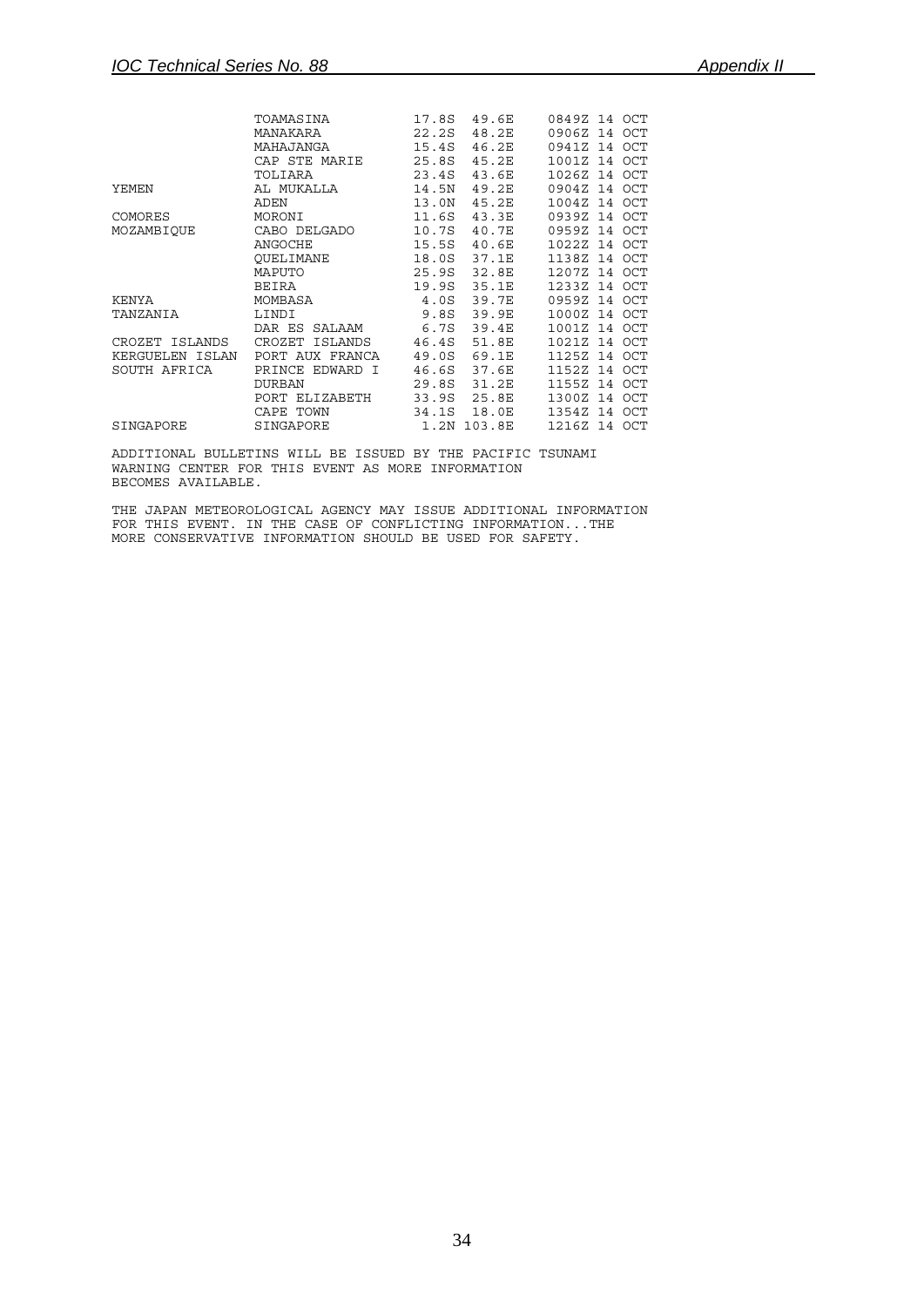| | | | | |
|---|---|---|---|---|
| | TOAMASINA | 17.8S | 49.6E | 0849Z 14 OCT |
| | MANAKARA | 22.2S | 48.2E | 0906Z 14 OCT |
| | MAHAJANGA | 15.4S | 46.2E | 0941Z 14 OCT |
| | CAP STE MARIE | 25.8S | 45.2E | 1001Z 14 OCT |
| | TOLIARA | 23.4S | 43.6E | 1026Z 14 OCT |
| YEMEN | AL MUKALLA | 14.5N | 49.2E | 0904Z 14 OCT |
| | ADEN | 13.0N | 45.2E | 1004Z 14 OCT |
| COMORES | MORONI | 11.6S | 43.3E | 0939Z 14 OCT |
| MOZAMBIQUE | CABO DELGADO | 10.7S | 40.7E | 0959Z 14 OCT |
| | ANGOCHE | 15.5S | 40.6E | 1022Z 14 OCT |
| | QUELIMANE | 18.0S | 37.1E | 1138Z 14 OCT |
| | MAPUTO | 25.9S | 32.8E | 1207Z 14 OCT |
| | BEIRA | 19.9S | 35.1E | 1233Z 14 OCT |
| KENYA | MOMBASA | 4.0S | 39.7E | 0959Z 14 OCT |
| TANZANIA | LINDI | 9.8S | 39.9E | 1000Z 14 OCT |
| | DAR ES SALAAM | 6.7S | 39.4E | 1001Z 14 OCT |
| CROZET ISLANDS | CROZET ISLANDS | 46.4S | 51.8E | 1021Z 14 OCT |
| KERGUELEN ISLAN | PORT AUX FRANCA | 49.0S | 69.1E | 1125Z 14 OCT |
| SOUTH AFRICA | PRINCE EDWARD I | 46.6S | 37.6E | 1152Z 14 OCT |
| | DURBAN | 29.8S | 31.2E | 1155Z 14 OCT |
| | PORT ELIZABETH | 33.9S | 25.8E | 1300Z 14 OCT |
| | CAPE TOWN | 34.1S | 18.0E | 1354Z 14 OCT |
| SINGAPORE | SINGAPORE | 1.2N | 103.8E | 1216Z 14 OCT |

ADDITIONAL BULLETINS WILL BE ISSUED BY THE PACIFIC TSUNAMI WARNING CENTER FOR THIS EVENT AS MORE INFORMATION BECOMES AVAILABLE.

THE JAPAN METEOROLOGICAL AGENCY MAY ISSUE ADDITIONAL INFORMATION FOR THIS EVENT. IN THE CASE OF CONFLICTING INFORMATION...THE MORE CONSERVATIVE INFORMATION SHOULD BE USED FOR SAFETY.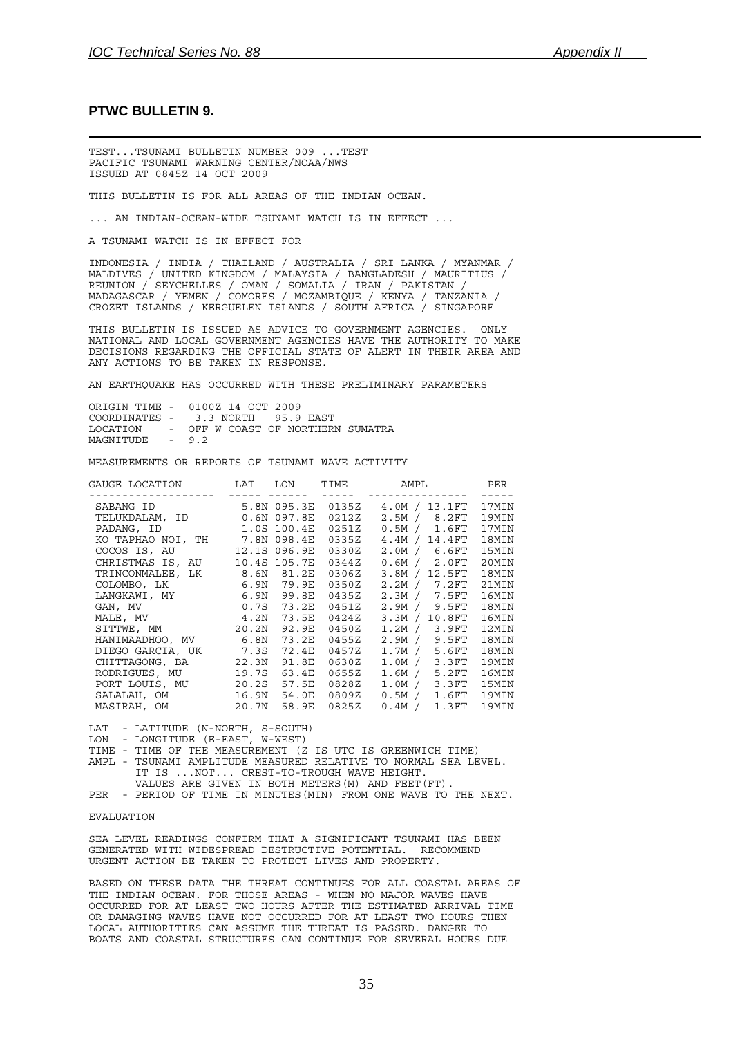## PTWC BULLETIN 9.

TEST...TSUNAMI BULLETIN NUMBER 009 ...TEST
PACIFIC TSUNAMI WARNING CENTER/NOAA/NWS
ISSUED AT 0845Z 14 OCT 2009

THIS BULLETIN IS FOR ALL AREAS OF THE INDIAN OCEAN.

... AN INDIAN-OCEAN-WIDE TSUNAMI WATCH IS IN EFFECT ...

A TSUNAMI WATCH IS IN EFFECT FOR

INDONESIA / INDIA / THAILAND / AUSTRALIA / SRI LANKA / MYANMAR / MALDIVES / UNITED KINGDOM / MALAYSIA / BANGLADESH / MAURITIUS / REUNION / SEYCHELLES / OMAN / SOMALIA / IRAN / PAKISTAN / MADAGASCAR / YEMEN / COMORES / MOZAMBIQUE / KENYA / TANZANIA / CROZET ISLANDS / KERGUELEN ISLANDS / SOUTH AFRICA / SINGAPORE

THIS BULLETIN IS ISSUED AS ADVICE TO GOVERNMENT AGENCIES. ONLY NATIONAL AND LOCAL GOVERNMENT AGENCIES HAVE THE AUTHORITY TO MAKE DECISIONS REGARDING THE OFFICIAL STATE OF ALERT IN THEIR AREA AND ANY ACTIONS TO BE TAKEN IN RESPONSE.

AN EARTHQUAKE HAS OCCURRED WITH THESE PRELIMINARY PARAMETERS

```
ORIGIN TIME -  0100Z 14 OCT 2009
COORDINATES -   3.3 NORTH   95.9 EAST
LOCATION    -  OFF W COAST OF NORTHERN SUMATRA
MAGNITUDE   -  9.2
```

MEASUREMENTS OR REPORTS OF TSUNAMI WAVE ACTIVITY

| GAUGE LOCATION | LAT | LON | TIME | AMPL | PER |
|---|---|---|---|---|---|
| SABANG ID | 5.8N | 095.3E | 0135Z | 4.0M / 13.1FT | 17MIN |
| TELUKDALAM, ID | 0.6N | 097.8E | 0212Z | 2.5M / 8.2FT | 19MIN |
| PADANG, ID | 1.0S | 100.4E | 0251Z | 0.5M / 1.6FT | 17MIN |
| KO TAPHAO NOI, TH | 7.8N | 098.4E | 0335Z | 4.4M / 14.4FT | 18MIN |
| COCOS IS, AU | 12.1S | 096.9E | 0330Z | 2.0M / 6.6FT | 15MIN |
| CHRISTMAS IS, AU | 10.4S | 105.7E | 0344Z | 0.6M / 2.0FT | 20MIN |
| TRINCONMALEE, LK | 8.6N | 81.2E | 0306Z | 3.8M / 12.5FT | 18MIN |
| COLOMBO, LK | 6.9N | 79.9E | 0350Z | 2.2M / 7.2FT | 21MIN |
| LANGKAWI, MY | 6.9N | 99.8E | 0435Z | 2.3M / 7.5FT | 16MIN |
| GAN, MV | 0.7S | 73.2E | 0451Z | 2.9M / 9.5FT | 18MIN |
| MALE, MV | 4.2N | 73.5E | 0424Z | 3.3M / 10.8FT | 16MIN |
| SITTWE, MM | 20.2N | 92.9E | 0450Z | 1.2M / 3.9FT | 12MIN |
| HANIMAADHOO, MV | 6.8N | 73.2E | 0455Z | 2.9M / 9.5FT | 18MIN |
| DIEGO GARCIA, UK | 7.3S | 72.4E | 0457Z | 1.7M / 5.6FT | 18MIN |
| CHITTAGONG, BA | 22.3N | 91.8E | 0630Z | 1.0M / 3.3FT | 19MIN |
| RODRIGUES, MU | 19.7S | 63.4E | 0655Z | 1.6M / 5.2FT | 16MIN |
| PORT LOUIS, MU | 20.2S | 57.5E | 0828Z | 1.0M / 3.3FT | 15MIN |
| SALALAH, OM | 16.9N | 54.0E | 0809Z | 0.5M / 1.6FT | 19MIN |
| MASIRAH, OM | 20.7N | 58.9E | 0825Z | 0.4M / 1.3FT | 19MIN |

```
LAT  - LATITUDE (N-NORTH, S-SOUTH)
LON  - LONGITUDE (E-EAST, W-WEST)
TIME - TIME OF THE MEASUREMENT (Z IS UTC IS GREENWICH TIME)
AMPL - TSUNAMI AMPLITUDE MEASURED RELATIVE TO NORMAL SEA LEVEL.
       IT IS ...NOT... CREST-TO-TROUGH WAVE HEIGHT.
       VALUES ARE GIVEN IN BOTH METERS(M) AND FEET(FT).
PER  - PERIOD OF TIME IN MINUTES(MIN) FROM ONE WAVE TO THE NEXT.
```

EVALUATION

SEA LEVEL READINGS CONFIRM THAT A SIGNIFICANT TSUNAMI HAS BEEN GENERATED WITH WIDESPREAD DESTRUCTIVE POTENTIAL. RECOMMEND URGENT ACTION BE TAKEN TO PROTECT LIVES AND PROPERTY.

BASED ON THESE DATA THE THREAT CONTINUES FOR ALL COASTAL AREAS OF THE INDIAN OCEAN. FOR THOSE AREAS - WHEN NO MAJOR WAVES HAVE OCCURRED FOR AT LEAST TWO HOURS AFTER THE ESTIMATED ARRIVAL TIME OR DAMAGING WAVES HAVE NOT OCCURRED FOR AT LEAST TWO HOURS THEN LOCAL AUTHORITIES CAN ASSUME THE THREAT IS PASSED. DANGER TO BOATS AND COASTAL STRUCTURES CAN CONTINUE FOR SEVERAL HOURS DUE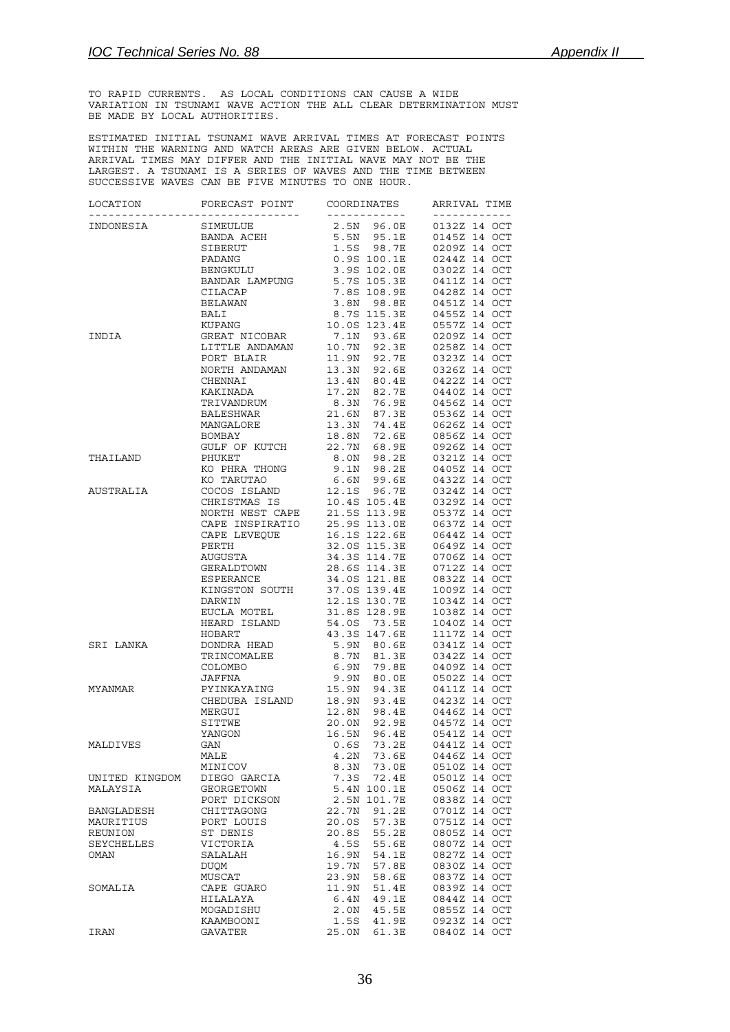TO RAPID CURRENTS. AS LOCAL CONDITIONS CAN CAUSE A WIDE VARIATION IN TSUNAMI WAVE ACTION THE ALL CLEAR DETERMINATION MUST BE MADE BY LOCAL AUTHORITIES.

ESTIMATED INITIAL TSUNAMI WAVE ARRIVAL TIMES AT FORECAST POINTS WITHIN THE WARNING AND WATCH AREAS ARE GIVEN BELOW. ACTUAL ARRIVAL TIMES MAY DIFFER AND THE INITIAL WAVE MAY NOT BE THE LARGEST. A TSUNAMI IS A SERIES OF WAVES AND THE TIME BETWEEN SUCCESSIVE WAVES CAN BE FIVE MINUTES TO ONE HOUR.

| LOCATION | FORECAST POINT | COORDINATES | ARRIVAL TIME |
|---|---|---|---|
| INDONESIA | SIMEULUE | 2.5N 96.0E | 0132Z 14 OCT |
| | BANDA ACEH | 5.5N 95.1E | 0145Z 14 OCT |
| | SIBERUT | 1.5S 98.7E | 0209Z 14 OCT |
| | PADANG | 0.9S 100.1E | 0244Z 14 OCT |
| | BENGKULU | 3.9S 102.0E | 0302Z 14 OCT |
| | BANDAR LAMPUNG | 5.7S 105.3E | 0411Z 14 OCT |
| | CILACAP | 7.8S 108.9E | 0428Z 14 OCT |
| | BELAWAN | 3.8N 98.8E | 0451Z 14 OCT |
| | BALI | 8.7S 115.3E | 0455Z 14 OCT |
| | KUPANG | 10.0S 123.4E | 0557Z 14 OCT |
| INDIA | GREAT NICOBAR | 7.1N 93.6E | 0209Z 14 OCT |
| | LITTLE ANDAMAN | 10.7N 92.3E | 0258Z 14 OCT |
| | PORT BLAIR | 11.9N 92.7E | 0323Z 14 OCT |
| | NORTH ANDAMAN | 13.3N 92.6E | 0326Z 14 OCT |
| | CHENNAI | 13.4N 80.4E | 0422Z 14 OCT |
| | KAKINADA | 17.2N 82.7E | 0440Z 14 OCT |
| | TRIVANDRUM | 8.3N 76.9E | 0456Z 14 OCT |
| | BALESHWAR | 21.6N 87.3E | 0536Z 14 OCT |
| | MANGALORE | 13.3N 74.4E | 0626Z 14 OCT |
| | BOMBAY | 18.8N 72.6E | 0856Z 14 OCT |
| | GULF OF KUTCH | 22.7N 68.9E | 0926Z 14 OCT |
| THAILAND | PHUKET | 8.0N 98.2E | 0321Z 14 OCT |
| | KO PHRA THONG | 9.1N 98.2E | 0405Z 14 OCT |
| | KO TARUTAO | 6.6N 99.6E | 0432Z 14 OCT |
| AUSTRALIA | COCOS ISLAND | 12.1S 96.7E | 0324Z 14 OCT |
| | CHRISTMAS IS | 10.4S 105.4E | 0329Z 14 OCT |
| | NORTH WEST CAPE | 21.5S 113.9E | 0537Z 14 OCT |
| | CAPE INSPIRATIO | 25.9S 113.0E | 0637Z 14 OCT |
| | CAPE LEVEQUE | 16.1S 122.6E | 0644Z 14 OCT |
| | PERTH | 32.0S 115.3E | 0649Z 14 OCT |
| | AUGUSTA | 34.3S 114.7E | 0706Z 14 OCT |
| | GERALDTOWN | 28.6S 114.3E | 0712Z 14 OCT |
| | ESPERANCE | 34.0S 121.8E | 0832Z 14 OCT |
| | KINGSTON SOUTH | 37.0S 139.4E | 1009Z 14 OCT |
| | DARWIN | 12.1S 130.7E | 1034Z 14 OCT |
| | EUCLA MOTEL | 31.8S 128.9E | 1038Z 14 OCT |
| | HEARD ISLAND | 54.0S 73.5E | 1040Z 14 OCT |
| | HOBART | 43.3S 147.6E | 1117Z 14 OCT |
| SRI LANKA | DONDRA HEAD | 5.9N 80.6E | 0341Z 14 OCT |
| | TRINCOMALEE | 8.7N 81.3E | 0342Z 14 OCT |
| | COLOMBO | 6.9N 79.8E | 0409Z 14 OCT |
| | JAFFNA | 9.9N 80.0E | 0502Z 14 OCT |
| MYANMAR | PYINKAYAING | 15.9N 94.3E | 0411Z 14 OCT |
| | CHEDUBA ISLAND | 18.9N 93.4E | 0423Z 14 OCT |
| | MERGUI | 12.8N 98.4E | 0446Z 14 OCT |
| | SITTWE | 20.0N 92.9E | 0457Z 14 OCT |
| | YANGON | 16.5N 96.4E | 0541Z 14 OCT |
| MALDIVES | GAN | 0.6S 73.2E | 0441Z 14 OCT |
| | MALE | 4.2N 73.6E | 0446Z 14 OCT |
| | MINICOV | 8.3N 73.0E | 0510Z 14 OCT |
| UNITED KINGDOM | DIEGO GARCIA | 7.3S 72.4E | 0501Z 14 OCT |
| MALAYSIA | GEORGETOWN | 5.4N 100.1E | 0506Z 14 OCT |
| | PORT DICKSON | 2.5N 101.7E | 0838Z 14 OCT |
| BANGLADESH | CHITTAGONG | 22.7N 91.2E | 0701Z 14 OCT |
| MAURITIUS | PORT LOUIS | 20.0S 57.3E | 0751Z 14 OCT |
| REUNION | ST DENIS | 20.8S 55.2E | 0805Z 14 OCT |
| SEYCHELLES | VICTORIA | 4.5S 55.6E | 0807Z 14 OCT |
| OMAN | SALALAH | 16.9N 54.1E | 0827Z 14 OCT |
| | DUQM | 19.7N 57.8E | 0830Z 14 OCT |
| | MUSCAT | 23.9N 58.6E | 0837Z 14 OCT |
| SOMALIA | CAPE GUARO | 11.9N 51.4E | 0839Z 14 OCT |
| | HILALAYA | 6.4N 49.1E | 0844Z 14 OCT |
| | MOGADISHU | 2.0N 45.5E | 0855Z 14 OCT |
| | KAAMBOONI | 1.5S 41.9E | 0923Z 14 OCT |
| IRAN | GAVATER | 25.0N 61.3E | 0840Z 14 OCT |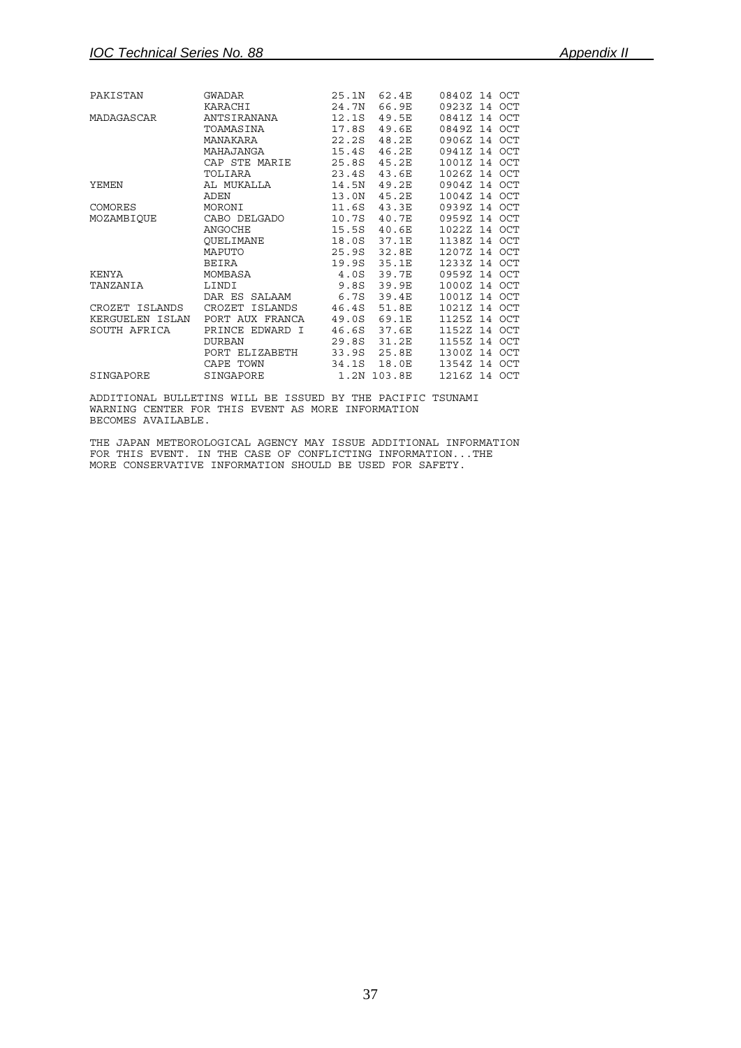```
PAKISTAN        GWADAR           25.1N  62.4E    0840Z 14 OCT
                KARACHI          24.7N  66.9E    0923Z 14 OCT
MADAGASCAR      ANTSIRANANA      12.1S  49.5E    0841Z 14 OCT
                TOAMASINA        17.8S  49.6E    0849Z 14 OCT
                MANAKARA         22.2S  48.2E    0906Z 14 OCT
                MAHAJANGA        15.4S  46.2E    0941Z 14 OCT
                CAP STE MARIE    25.8S  45.2E    1001Z 14 OCT
                TOLIARA          23.4S  43.6E    1026Z 14 OCT
YEMEN           AL MUKALLA       14.5N  49.2E    0904Z 14 OCT
                ADEN             13.0N  45.2E    1004Z 14 OCT
COMORES         MORONI           11.6S  43.3E    0939Z 14 OCT
MOZAMBIQUE      CABO DELGADO     10.7S  40.7E    0959Z 14 OCT
                ANGOCHE          15.5S  40.6E    1022Z 14 OCT
                QUELIMANE        18.0S  37.1E    1138Z 14 OCT
                MAPUTO           25.9S  32.8E    1207Z 14 OCT
                BEIRA            19.9S  35.1E    1233Z 14 OCT
KENYA           MOMBASA           4.0S  39.7E    0959Z 14 OCT
TANZANIA        LINDI             9.8S  39.9E    1000Z 14 OCT
                DAR ES SALAAM     6.7S  39.4E    1001Z 14 OCT
CROZET ISLANDS  CROZET ISLANDS   46.4S  51.8E    1021Z 14 OCT
KERGUELEN ISLAN PORT AUX FRANCA  49.0S  69.1E    1125Z 14 OCT
SOUTH AFRICA    PRINCE EDWARD I  46.6S  37.6E    1152Z 14 OCT
                DURBAN           29.8S  31.2E    1155Z 14 OCT
                PORT ELIZABETH   33.9S  25.8E    1300Z 14 OCT
                CAPE TOWN        34.1S  18.0E    1354Z 14 OCT
SINGAPORE       SINGAPORE         1.2N 103.8E    1216Z 14 OCT

ADDITIONAL BULLETINS WILL BE ISSUED BY THE PACIFIC TSUNAMI
WARNING CENTER FOR THIS EVENT AS MORE INFORMATION
BECOMES AVAILABLE.

THE JAPAN METEOROLOGICAL AGENCY MAY ISSUE ADDITIONAL INFORMATION
FOR THIS EVENT. IN THE CASE OF CONFLICTING INFORMATION...THE
MORE CONSERVATIVE INFORMATION SHOULD BE USED FOR SAFETY.
```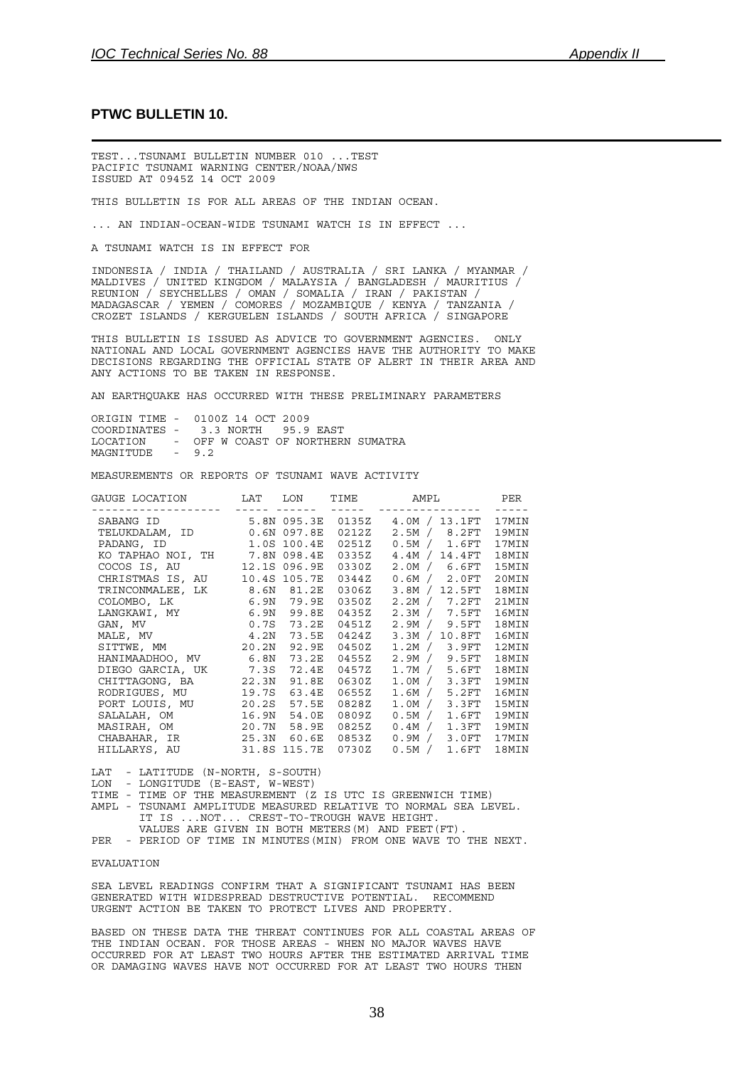## PTWC BULLETIN 10.

TEST...TSUNAMI BULLETIN NUMBER 010 ...TEST
PACIFIC TSUNAMI WARNING CENTER/NOAA/NWS
ISSUED AT 0945Z 14 OCT 2009

THIS BULLETIN IS FOR ALL AREAS OF THE INDIAN OCEAN.

... AN INDIAN-OCEAN-WIDE TSUNAMI WATCH IS IN EFFECT ...

A TSUNAMI WATCH IS IN EFFECT FOR

INDONESIA / INDIA / THAILAND / AUSTRALIA / SRI LANKA / MYANMAR / MALDIVES / UNITED KINGDOM / MALAYSIA / BANGLADESH / MAURITIUS / REUNION / SEYCHELLES / OMAN / SOMALIA / IRAN / PAKISTAN / MADAGASCAR / YEMEN / COMORES / MOZAMBIQUE / KENYA / TANZANIA / CROZET ISLANDS / KERGUELEN ISLANDS / SOUTH AFRICA / SINGAPORE

THIS BULLETIN IS ISSUED AS ADVICE TO GOVERNMENT AGENCIES. ONLY NATIONAL AND LOCAL GOVERNMENT AGENCIES HAVE THE AUTHORITY TO MAKE DECISIONS REGARDING THE OFFICIAL STATE OF ALERT IN THEIR AREA AND ANY ACTIONS TO BE TAKEN IN RESPONSE.

AN EARTHQUAKE HAS OCCURRED WITH THESE PRELIMINARY PARAMETERS

```
ORIGIN TIME -  0100Z 14 OCT 2009
COORDINATES -   3.3 NORTH   95.9 EAST
LOCATION    -  OFF W COAST OF NORTHERN SUMATRA
MAGNITUDE   -  9.2
```

MEASUREMENTS OR REPORTS OF TSUNAMI WAVE ACTIVITY

| GAUGE LOCATION | LAT | LON | TIME | AMPL | PER |
|---|---|---|---|---|---|
| SABANG ID | 5.8N | 095.3E | 0135Z | 4.0M / 13.1FT | 17MIN |
| TELUKDALAM, ID | 0.6N | 097.8E | 0212Z | 2.5M / 8.2FT | 19MIN |
| PADANG, ID | 1.0S | 100.4E | 0251Z | 0.5M / 1.6FT | 17MIN |
| KO TAPHAO NOI, TH | 7.8N | 098.4E | 0335Z | 4.4M / 14.4FT | 18MIN |
| COCOS IS, AU | 12.1S | 096.9E | 0330Z | 2.0M / 6.6FT | 15MIN |
| CHRISTMAS IS, AU | 10.4S | 105.7E | 0344Z | 0.6M / 2.0FT | 20MIN |
| TRINCONMALEE, LK | 8.6N | 81.2E | 0306Z | 3.8M / 12.5FT | 18MIN |
| COLOMBO, LK | 6.9N | 79.9E | 0350Z | 2.2M / 7.2FT | 21MIN |
| LANGKAWI, MY | 6.9N | 99.8E | 0435Z | 2.3M / 7.5FT | 16MIN |
| GAN, MV | 0.7S | 73.2E | 0451Z | 2.9M / 9.5FT | 18MIN |
| MALE, MV | 4.2N | 73.5E | 0424Z | 3.3M / 10.8FT | 16MIN |
| SITTWE, MM | 20.2N | 92.9E | 0450Z | 1.2M / 3.9FT | 12MIN |
| HANIMAADHOO, MV | 6.8N | 73.2E | 0455Z | 2.9M / 9.5FT | 18MIN |
| DIEGO GARCIA, UK | 7.3S | 72.4E | 0457Z | 1.7M / 5.6FT | 18MIN |
| CHITTAGONG, BA | 22.3N | 91.8E | 0630Z | 1.0M / 3.3FT | 19MIN |
| RODRIGUES, MU | 19.7S | 63.4E | 0655Z | 1.6M / 5.2FT | 16MIN |
| PORT LOUIS, MU | 20.2S | 57.5E | 0828Z | 1.0M / 3.3FT | 15MIN |
| SALALAH, OM | 16.9N | 54.0E | 0809Z | 0.5M / 1.6FT | 19MIN |
| MASIRAH, OM | 20.7N | 58.9E | 0825Z | 0.4M / 1.3FT | 19MIN |
| CHABAHAR, IR | 25.3N | 60.6E | 0853Z | 0.9M / 3.0FT | 17MIN |
| HILLARYS, AU | 31.8S | 115.7E | 0730Z | 0.5M / 1.6FT | 18MIN |

```
LAT  - LATITUDE (N-NORTH, S-SOUTH)
LON  - LONGITUDE (E-EAST, W-WEST)
TIME - TIME OF THE MEASUREMENT (Z IS UTC IS GREENWICH TIME)
AMPL - TSUNAMI AMPLITUDE MEASURED RELATIVE TO NORMAL SEA LEVEL.
       IT IS ...NOT... CREST-TO-TROUGH WAVE HEIGHT.
       VALUES ARE GIVEN IN BOTH METERS(M) AND FEET(FT).
PER  - PERIOD OF TIME IN MINUTES(MIN) FROM ONE WAVE TO THE NEXT.
```

EVALUATION

SEA LEVEL READINGS CONFIRM THAT A SIGNIFICANT TSUNAMI HAS BEEN GENERATED WITH WIDESPREAD DESTRUCTIVE POTENTIAL. RECOMMEND URGENT ACTION BE TAKEN TO PROTECT LIVES AND PROPERTY.

BASED ON THESE DATA THE THREAT CONTINUES FOR ALL COASTAL AREAS OF THE INDIAN OCEAN. FOR THOSE AREAS - WHEN NO MAJOR WAVES HAVE OCCURRED FOR AT LEAST TWO HOURS AFTER THE ESTIMATED ARRIVAL TIME OR DAMAGING WAVES HAVE NOT OCCURRED FOR AT LEAST TWO HOURS THEN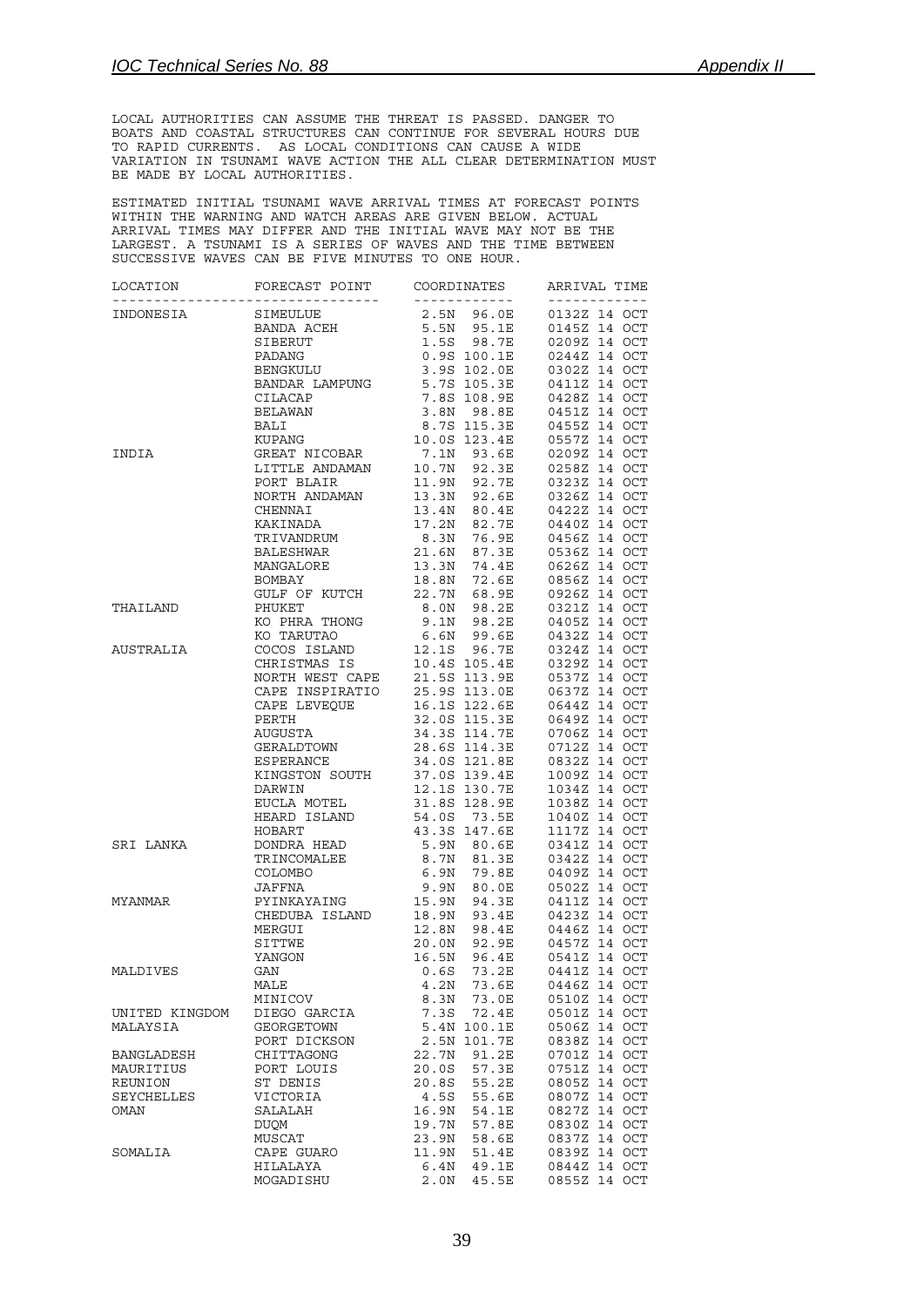LOCAL AUTHORITIES CAN ASSUME THE THREAT IS PASSED. DANGER TO BOATS AND COASTAL STRUCTURES CAN CONTINUE FOR SEVERAL HOURS DUE TO RAPID CURRENTS. AS LOCAL CONDITIONS CAN CAUSE A WIDE VARIATION IN TSUNAMI WAVE ACTION THE ALL CLEAR DETERMINATION MUST BE MADE BY LOCAL AUTHORITIES.

ESTIMATED INITIAL TSUNAMI WAVE ARRIVAL TIMES AT FORECAST POINTS WITHIN THE WARNING AND WATCH AREAS ARE GIVEN BELOW. ACTUAL ARRIVAL TIMES MAY DIFFER AND THE INITIAL WAVE MAY NOT BE THE LARGEST. A TSUNAMI IS A SERIES OF WAVES AND THE TIME BETWEEN SUCCESSIVE WAVES CAN BE FIVE MINUTES TO ONE HOUR.

| LOCATION | FORECAST POINT | COORDINATES | ARRIVAL TIME |
|---|---|---|---|
| INDONESIA | SIMEULUE | 2.5N 96.0E | 0132Z 14 OCT |
| | BANDA ACEH | 5.5N 95.1E | 0145Z 14 OCT |
| | SIBERUT | 1.5S 98.7E | 0209Z 14 OCT |
| | PADANG | 0.9S 100.1E | 0244Z 14 OCT |
| | BENGKULU | 3.9S 102.0E | 0302Z 14 OCT |
| | BANDAR LAMPUNG | 5.7S 105.3E | 0411Z 14 OCT |
| | CILACAP | 7.8S 108.9E | 0428Z 14 OCT |
| | BELAWAN | 3.8N 98.8E | 0451Z 14 OCT |
| | BALI | 8.7S 115.3E | 0455Z 14 OCT |
| | KUPANG | 10.0S 123.4E | 0557Z 14 OCT |
| INDIA | GREAT NICOBAR | 7.1N 93.6E | 0209Z 14 OCT |
| | LITTLE ANDAMAN | 10.7N 92.3E | 0258Z 14 OCT |
| | PORT BLAIR | 11.9N 92.7E | 0323Z 14 OCT |
| | NORTH ANDAMAN | 13.3N 92.6E | 0326Z 14 OCT |
| | CHENNAI | 13.4N 80.4E | 0422Z 14 OCT |
| | KAKINADA | 17.2N 82.7E | 0440Z 14 OCT |
| | TRIVANDRUM | 8.3N 76.9E | 0456Z 14 OCT |
| | BALESHWAR | 21.6N 87.3E | 0536Z 14 OCT |
| | MANGALORE | 13.3N 74.4E | 0626Z 14 OCT |
| | BOMBAY | 18.8N 72.6E | 0856Z 14 OCT |
| | GULF OF KUTCH | 22.7N 68.9E | 0926Z 14 OCT |
| THAILAND | PHUKET | 8.0N 98.2E | 0321Z 14 OCT |
| | KO PHRA THONG | 9.1N 98.2E | 0405Z 14 OCT |
| | KO TARUTAO | 6.6N 99.6E | 0432Z 14 OCT |
| AUSTRALIA | COCOS ISLAND | 12.1S 96.7E | 0324Z 14 OCT |
| | CHRISTMAS IS | 10.4S 105.4E | 0329Z 14 OCT |
| | NORTH WEST CAPE | 21.5S 113.9E | 0537Z 14 OCT |
| | CAPE INSPIRATIO | 25.9S 113.0E | 0637Z 14 OCT |
| | CAPE LEVEQUE | 16.1S 122.6E | 0644Z 14 OCT |
| | PERTH | 32.0S 115.3E | 0649Z 14 OCT |
| | AUGUSTA | 34.3S 114.7E | 0706Z 14 OCT |
| | GERALDTOWN | 28.6S 114.3E | 0712Z 14 OCT |
| | ESPERANCE | 34.0S 121.8E | 0832Z 14 OCT |
| | KINGSTON SOUTH | 37.0S 139.4E | 1009Z 14 OCT |
| | DARWIN | 12.1S 130.7E | 1034Z 14 OCT |
| | EUCLA MOTEL | 31.8S 128.9E | 1038Z 14 OCT |
| | HEARD ISLAND | 54.0S 73.5E | 1040Z 14 OCT |
| | HOBART | 43.3S 147.6E | 1117Z 14 OCT |
| SRI LANKA | DONDRA HEAD | 5.9N 80.6E | 0341Z 14 OCT |
| | TRINCOMALEE | 8.7N 81.3E | 0342Z 14 OCT |
| | COLOMBO | 6.9N 79.8E | 0409Z 14 OCT |
| | JAFFNA | 9.9N 80.0E | 0502Z 14 OCT |
| MYANMAR | PYINKAYAING | 15.9N 94.3E | 0411Z 14 OCT |
| | CHEDUBA ISLAND | 18.9N 93.4E | 0423Z 14 OCT |
| | MERGUI | 12.8N 98.4E | 0446Z 14 OCT |
| | SITTWE | 20.0N 92.9E | 0457Z 14 OCT |
| | YANGON | 16.5N 96.4E | 0541Z 14 OCT |
| MALDIVES | GAN | 0.6S 73.2E | 0441Z 14 OCT |
| | MALE | 4.2N 73.6E | 0446Z 14 OCT |
| | MINICOV | 8.3N 73.0E | 0510Z 14 OCT |
| UNITED KINGDOM | DIEGO GARCIA | 7.3S 72.4E | 0501Z 14 OCT |
| MALAYSIA | GEORGETOWN | 5.4N 100.1E | 0506Z 14 OCT |
| | PORT DICKSON | 2.5N 101.7E | 0838Z 14 OCT |
| BANGLADESH | CHITTAGONG | 22.7N 91.2E | 0701Z 14 OCT |
| MAURITIUS | PORT LOUIS | 20.0S 57.3E | 0751Z 14 OCT |
| REUNION | ST DENIS | 20.8S 55.2E | 0805Z 14 OCT |
| SEYCHELLES | VICTORIA | 4.5S 55.6E | 0807Z 14 OCT |
| OMAN | SALALAH | 16.9N 54.1E | 0827Z 14 OCT |
| | DUQM | 19.7N 57.8E | 0830Z 14 OCT |
| | MUSCAT | 23.9N 58.6E | 0837Z 14 OCT |
| SOMALIA | CAPE GUARO | 11.9N 51.4E | 0839Z 14 OCT |
| | HILALAYA | 6.4N 49.1E | 0844Z 14 OCT |
| | MOGADISHU | 2.0N 45.5E | 0855Z 14 OCT |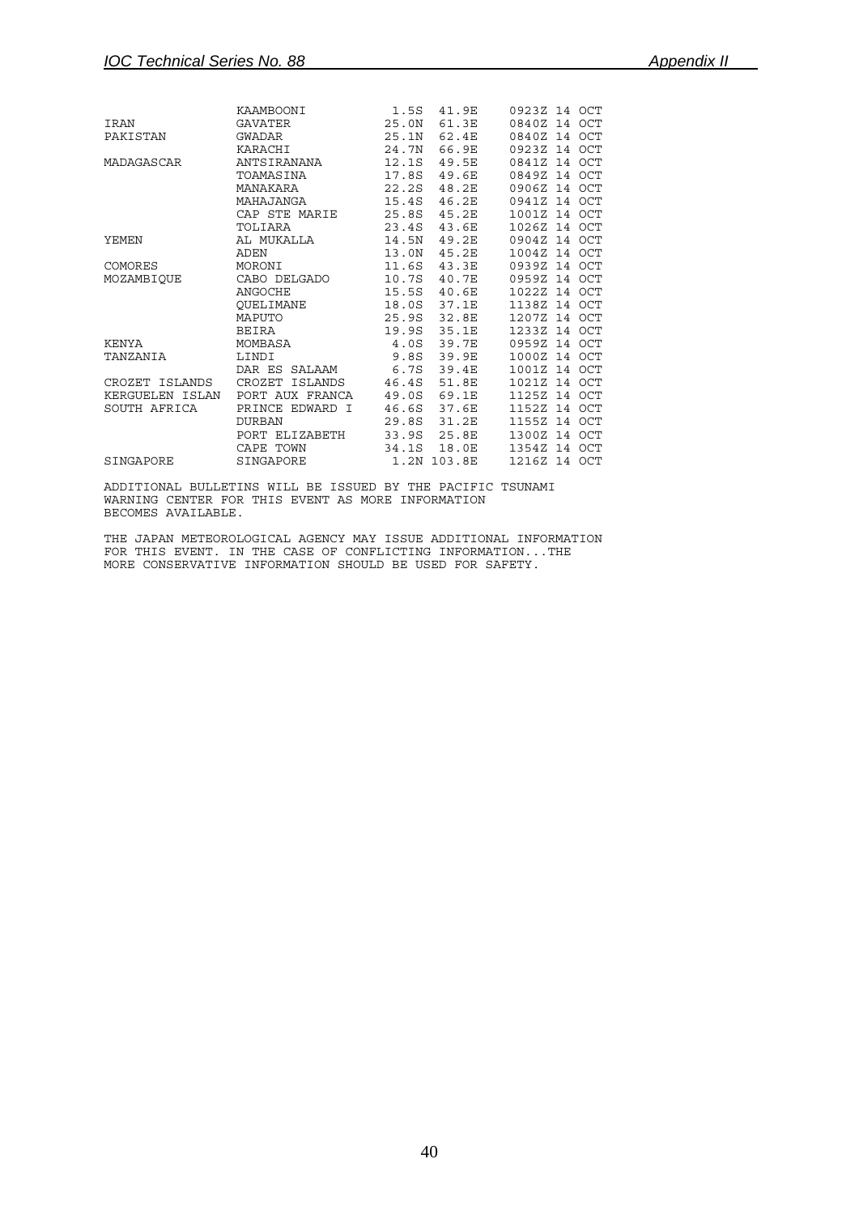```
                KAAMBOONI          1.5S  41.9E   0923Z 14 OCT
IRAN            GAVATER           25.0N  61.3E   0840Z 14 OCT
PAKISTAN        GWADAR            25.1N  62.4E   0840Z 14 OCT
                KARACHI           24.7N  66.9E   0923Z 14 OCT
MADAGASCAR      ANTSIRANANA       12.1S  49.5E   0841Z 14 OCT
                TOAMASINA         17.8S  49.6E   0849Z 14 OCT
                MANAKARA          22.2S  48.2E   0906Z 14 OCT
                MAHAJANGA         15.4S  46.2E   0941Z 14 OCT
                CAP STE MARIE     25.8S  45.2E   1001Z 14 OCT
                TOLIARA           23.4S  43.6E   1026Z 14 OCT
YEMEN           AL MUKALLA        14.5N  49.2E   0904Z 14 OCT
                ADEN              13.0N  45.2E   1004Z 14 OCT
COMORES         MORONI            11.6S  43.3E   0939Z 14 OCT
MOZAMBIQUE      CABO DELGADO      10.7S  40.7E   0959Z 14 OCT
                ANGOCHE           15.5S  40.6E   1022Z 14 OCT
                QUELIMANE         18.0S  37.1E   1138Z 14 OCT
                MAPUTO            25.9S  32.8E   1207Z 14 OCT
                BEIRA             19.9S  35.1E   1233Z 14 OCT
KENYA           MOMBASA            4.0S  39.7E   0959Z 14 OCT
TANZANIA        LINDI              9.8S  39.9E   1000Z 14 OCT
                DAR ES SALAAM      6.7S  39.4E   1001Z 14 OCT
CROZET ISLANDS  CROZET ISLANDS    46.4S  51.8E   1021Z 14 OCT
KERGUELEN ISLAN PORT AUX FRANCA   49.0S  69.1E   1125Z 14 OCT
SOUTH AFRICA    PRINCE EDWARD I   46.6S  37.6E   1152Z 14 OCT
                DURBAN            29.8S  31.2E   1155Z 14 OCT
                PORT ELIZABETH    33.9S  25.8E   1300Z 14 OCT
                CAPE TOWN         34.1S  18.0E   1354Z 14 OCT
SINGAPORE       SINGAPORE          1.2N 103.8E   1216Z 14 OCT

ADDITIONAL BULLETINS WILL BE ISSUED BY THE PACIFIC TSUNAMI
WARNING CENTER FOR THIS EVENT AS MORE INFORMATION
BECOMES AVAILABLE.

THE JAPAN METEOROLOGICAL AGENCY MAY ISSUE ADDITIONAL INFORMATION
FOR THIS EVENT. IN THE CASE OF CONFLICTING INFORMATION...THE
MORE CONSERVATIVE INFORMATION SHOULD BE USED FOR SAFETY.
```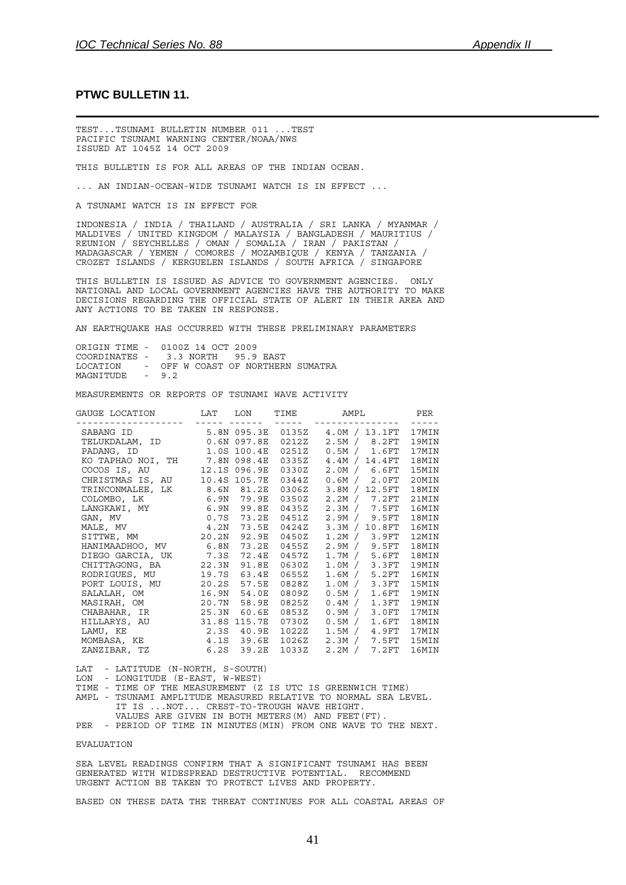## PTWC BULLETIN 11.

TEST...TSUNAMI BULLETIN NUMBER 011 ...TEST
PACIFIC TSUNAMI WARNING CENTER/NOAA/NWS
ISSUED AT 1045Z 14 OCT 2009

THIS BULLETIN IS FOR ALL AREAS OF THE INDIAN OCEAN.

... AN INDIAN-OCEAN-WIDE TSUNAMI WATCH IS IN EFFECT ...

A TSUNAMI WATCH IS IN EFFECT FOR

INDONESIA / INDIA / THAILAND / AUSTRALIA / SRI LANKA / MYANMAR / MALDIVES / UNITED KINGDOM / MALAYSIA / BANGLADESH / MAURITIUS / REUNION / SEYCHELLES / OMAN / SOMALIA / IRAN / PAKISTAN / MADAGASCAR / YEMEN / COMORES / MOZAMBIQUE / KENYA / TANZANIA / CROZET ISLANDS / KERGUELEN ISLANDS / SOUTH AFRICA / SINGAPORE

THIS BULLETIN IS ISSUED AS ADVICE TO GOVERNMENT AGENCIES. ONLY NATIONAL AND LOCAL GOVERNMENT AGENCIES HAVE THE AUTHORITY TO MAKE DECISIONS REGARDING THE OFFICIAL STATE OF ALERT IN THEIR AREA AND ANY ACTIONS TO BE TAKEN IN RESPONSE.

AN EARTHQUAKE HAS OCCURRED WITH THESE PRELIMINARY PARAMETERS

```
ORIGIN TIME -  0100Z 14 OCT 2009
COORDINATES -   3.3 NORTH   95.9 EAST
LOCATION    - OFF W COAST OF NORTHERN SUMATRA
MAGNITUDE   - 9.2
```

MEASUREMENTS OR REPORTS OF TSUNAMI WAVE ACTIVITY

| GAUGE LOCATION | LAT | LON | TIME | AMPL | PER |
|---|---|---|---|---|---|
| SABANG ID | 5.8N | 095.3E | 0135Z | 4.0M / 13.1FT | 17MIN |
| TELUKDALAM, ID | 0.6N | 097.8E | 0212Z | 2.5M / 8.2FT | 19MIN |
| PADANG, ID | 1.0S | 100.4E | 0251Z | 0.5M / 1.6FT | 17MIN |
| KO TAPHAO NOI, TH | 7.8N | 098.4E | 0335Z | 4.4M / 14.4FT | 18MIN |
| COCOS IS, AU | 12.1S | 096.9E | 0330Z | 2.0M / 6.6FT | 15MIN |
| CHRISTMAS IS, AU | 10.4S | 105.7E | 0344Z | 0.6M / 2.0FT | 20MIN |
| TRINCONMALEE, LK | 8.6N | 81.2E | 0306Z | 3.8M / 12.5FT | 18MIN |
| COLOMBO, LK | 6.9N | 79.9E | 0350Z | 2.2M / 7.2FT | 21MIN |
| LANGKAWI, MY | 6.9N | 99.8E | 0435Z | 2.3M / 7.5FT | 16MIN |
| GAN, MV | 0.7S | 73.2E | 0451Z | 2.9M / 9.5FT | 18MIN |
| MALE, MV | 4.2N | 73.5E | 0424Z | 3.3M / 10.8FT | 16MIN |
| SITTWE, MM | 20.2N | 92.9E | 0450Z | 1.2M / 3.9FT | 12MIN |
| HANIMAADHOO, MV | 6.8N | 73.2E | 0455Z | 2.9M / 9.5FT | 18MIN |
| DIEGO GARCIA, UK | 7.3S | 72.4E | 0457Z | 1.7M / 5.6FT | 18MIN |
| CHITTAGONG, BA | 22.3N | 91.8E | 0630Z | 1.0M / 3.3FT | 19MIN |
| RODRIGUES, MU | 19.7S | 63.4E | 0655Z | 1.6M / 5.2FT | 16MIN |
| PORT LOUIS, MU | 20.2S | 57.5E | 0828Z | 1.0M / 3.3FT | 15MIN |
| SALALAH, OM | 16.9N | 54.0E | 0809Z | 0.5M / 1.6FT | 19MIN |
| MASIRAH, OM | 20.7N | 58.9E | 0825Z | 0.4M / 1.3FT | 19MIN |
| CHABAHAR, IR | 25.3N | 60.6E | 0853Z | 0.9M / 3.0FT | 17MIN |
| HILLARYS, AU | 31.8S | 115.7E | 0730Z | 0.5M / 1.6FT | 18MIN |
| LAMU, KE | 2.3S | 40.9E | 1022Z | 1.5M / 4.9FT | 17MIN |
| MOMBASA, KE | 4.1S | 39.6E | 1026Z | 2.3M / 7.5FT | 15MIN |
| ZANZIBAR, TZ | 6.2S | 39.2E | 1033Z | 2.2M / 7.2FT | 16MIN |

```
LAT  - LATITUDE (N-NORTH, S-SOUTH)
LON  - LONGITUDE (E-EAST, W-WEST)
TIME - TIME OF THE MEASUREMENT (Z IS UTC IS GREENWICH TIME)
AMPL - TSUNAMI AMPLITUDE MEASURED RELATIVE TO NORMAL SEA LEVEL.
       IT IS ...NOT... CREST-TO-TROUGH WAVE HEIGHT.
       VALUES ARE GIVEN IN BOTH METERS(M) AND FEET(FT).
PER  - PERIOD OF TIME IN MINUTES(MIN) FROM ONE WAVE TO THE NEXT.
```

EVALUATION

SEA LEVEL READINGS CONFIRM THAT A SIGNIFICANT TSUNAMI HAS BEEN GENERATED WITH WIDESPREAD DESTRUCTIVE POTENTIAL. RECOMMEND URGENT ACTION BE TAKEN TO PROTECT LIVES AND PROPERTY.

BASED ON THESE DATA THE THREAT CONTINUES FOR ALL COASTAL AREAS OF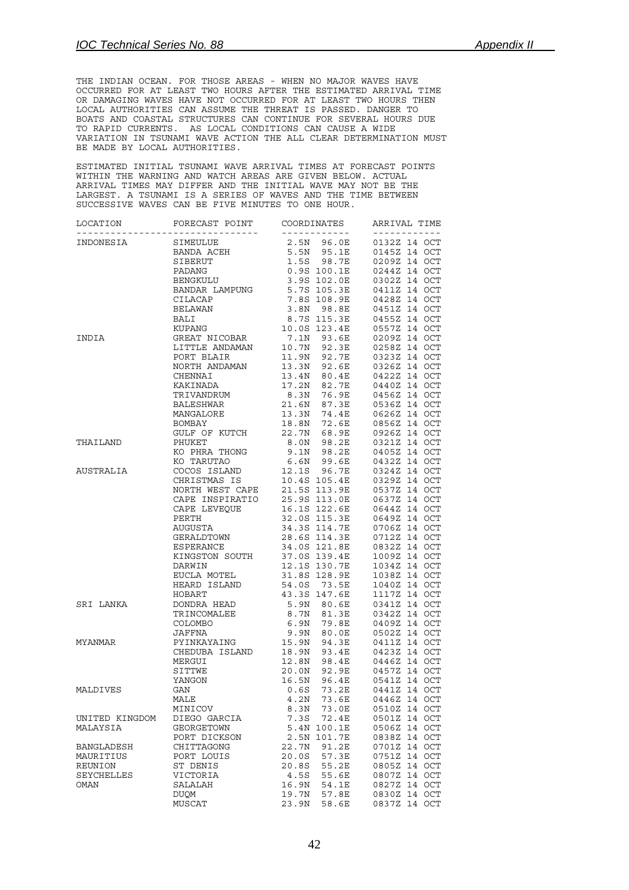THE INDIAN OCEAN. FOR THOSE AREAS - WHEN NO MAJOR WAVES HAVE OCCURRED FOR AT LEAST TWO HOURS AFTER THE ESTIMATED ARRIVAL TIME OR DAMAGING WAVES HAVE NOT OCCURRED FOR AT LEAST TWO HOURS THEN LOCAL AUTHORITIES CAN ASSUME THE THREAT IS PASSED. DANGER TO BOATS AND COASTAL STRUCTURES CAN CONTINUE FOR SEVERAL HOURS DUE TO RAPID CURRENTS. AS LOCAL CONDITIONS CAN CAUSE A WIDE VARIATION IN TSUNAMI WAVE ACTION THE ALL CLEAR DETERMINATION MUST BE MADE BY LOCAL AUTHORITIES.

ESTIMATED INITIAL TSUNAMI WAVE ARRIVAL TIMES AT FORECAST POINTS WITHIN THE WARNING AND WATCH AREAS ARE GIVEN BELOW. ACTUAL ARRIVAL TIMES MAY DIFFER AND THE INITIAL WAVE MAY NOT BE THE LARGEST. A TSUNAMI IS A SERIES OF WAVES AND THE TIME BETWEEN SUCCESSIVE WAVES CAN BE FIVE MINUTES TO ONE HOUR.

| LOCATION | FORECAST POINT | COORDINATES | ARRIVAL TIME |
|---|---|---|---|
| INDONESIA | SIMEULUE | 2.5N 96.0E | 0132Z 14 OCT |
| | BANDA ACEH | 5.5N 95.1E | 0145Z 14 OCT |
| | SIBERUT | 1.5S 98.7E | 0209Z 14 OCT |
| | PADANG | 0.9S 100.1E | 0244Z 14 OCT |
| | BENGKULU | 3.9S 102.0E | 0302Z 14 OCT |
| | BANDAR LAMPUNG | 5.7S 105.3E | 0411Z 14 OCT |
| | CILACAP | 7.8S 108.9E | 0428Z 14 OCT |
| | BELAWAN | 3.8N 98.8E | 0451Z 14 OCT |
| | BALI | 8.7S 115.3E | 0455Z 14 OCT |
| | KUPANG | 10.0S 123.4E | 0557Z 14 OCT |
| INDIA | GREAT NICOBAR | 7.1N 93.6E | 0209Z 14 OCT |
| | LITTLE ANDAMAN | 10.7N 92.3E | 0258Z 14 OCT |
| | PORT BLAIR | 11.9N 92.7E | 0323Z 14 OCT |
| | NORTH ANDAMAN | 13.3N 92.6E | 0326Z 14 OCT |
| | CHENNAI | 13.4N 80.4E | 0422Z 14 OCT |
| | KAKINADA | 17.2N 82.7E | 0440Z 14 OCT |
| | TRIVANDRUM | 8.3N 76.9E | 0456Z 14 OCT |
| | BALESHWAR | 21.6N 87.3E | 0536Z 14 OCT |
| | MANGALORE | 13.3N 74.4E | 0626Z 14 OCT |
| | BOMBAY | 18.8N 72.6E | 0856Z 14 OCT |
| | GULF OF KUTCH | 22.7N 68.9E | 0926Z 14 OCT |
| THAILAND | PHUKET | 8.0N 98.2E | 0321Z 14 OCT |
| | KO PHRA THONG | 9.1N 98.2E | 0405Z 14 OCT |
| | KO TARUTAO | 6.6N 99.6E | 0432Z 14 OCT |
| AUSTRALIA | COCOS ISLAND | 12.1S 96.7E | 0324Z 14 OCT |
| | CHRISTMAS IS | 10.4S 105.4E | 0329Z 14 OCT |
| | NORTH WEST CAPE | 21.5S 113.9E | 0537Z 14 OCT |
| | CAPE INSPIRATIO | 25.9S 113.0E | 0637Z 14 OCT |
| | CAPE LEVEQUE | 16.1S 122.6E | 0644Z 14 OCT |
| | PERTH | 32.0S 115.3E | 0649Z 14 OCT |
| | AUGUSTA | 34.3S 114.7E | 0706Z 14 OCT |
| | GERALDTOWN | 28.6S 114.3E | 0712Z 14 OCT |
| | ESPERANCE | 34.0S 121.8E | 0832Z 14 OCT |
| | KINGSTON SOUTH | 37.0S 139.4E | 1009Z 14 OCT |
| | DARWIN | 12.1S 130.7E | 1034Z 14 OCT |
| | EUCLA MOTEL | 31.8S 128.9E | 1038Z 14 OCT |
| | HEARD ISLAND | 54.0S 73.5E | 1040Z 14 OCT |
| | HOBART | 43.3S 147.6E | 1117Z 14 OCT |
| SRI LANKA | DONDRA HEAD | 5.9N 80.6E | 0341Z 14 OCT |
| | TRINCOMALEE | 8.7N 81.3E | 0342Z 14 OCT |
| | COLOMBO | 6.9N 79.8E | 0409Z 14 OCT |
| | JAFFNA | 9.9N 80.0E | 0502Z 14 OCT |
| MYANMAR | PYINKAYAING | 15.9N 94.3E | 0411Z 14 OCT |
| | CHEDUBA ISLAND | 18.9N 93.4E | 0423Z 14 OCT |
| | MERGUI | 12.8N 98.4E | 0446Z 14 OCT |
| | SITTWE | 20.0N 92.9E | 0457Z 14 OCT |
| | YANGON | 16.5N 96.4E | 0541Z 14 OCT |
| MALDIVES | GAN | 0.6S 73.2E | 0441Z 14 OCT |
| | MALE | 4.2N 73.6E | 0446Z 14 OCT |
| | MINICOV | 8.3N 73.0E | 0510Z 14 OCT |
| UNITED KINGDOM | DIEGO GARCIA | 7.3S 72.4E | 0501Z 14 OCT |
| MALAYSIA | GEORGETOWN | 5.4N 100.1E | 0506Z 14 OCT |
| | PORT DICKSON | 2.5N 101.7E | 0838Z 14 OCT |
| BANGLADESH | CHITTAGONG | 22.7N 91.2E | 0701Z 14 OCT |
| MAURITIUS | PORT LOUIS | 20.0S 57.3E | 0751Z 14 OCT |
| REUNION | ST DENIS | 20.8S 55.2E | 0805Z 14 OCT |
| SEYCHELLES | VICTORIA | 4.5S 55.6E | 0807Z 14 OCT |
| OMAN | SALALAH | 16.9N 54.1E | 0827Z 14 OCT |
| | DUQM | 19.7N 57.8E | 0830Z 14 OCT |
| | MUSCAT | 23.9N 58.6E | 0837Z 14 OCT |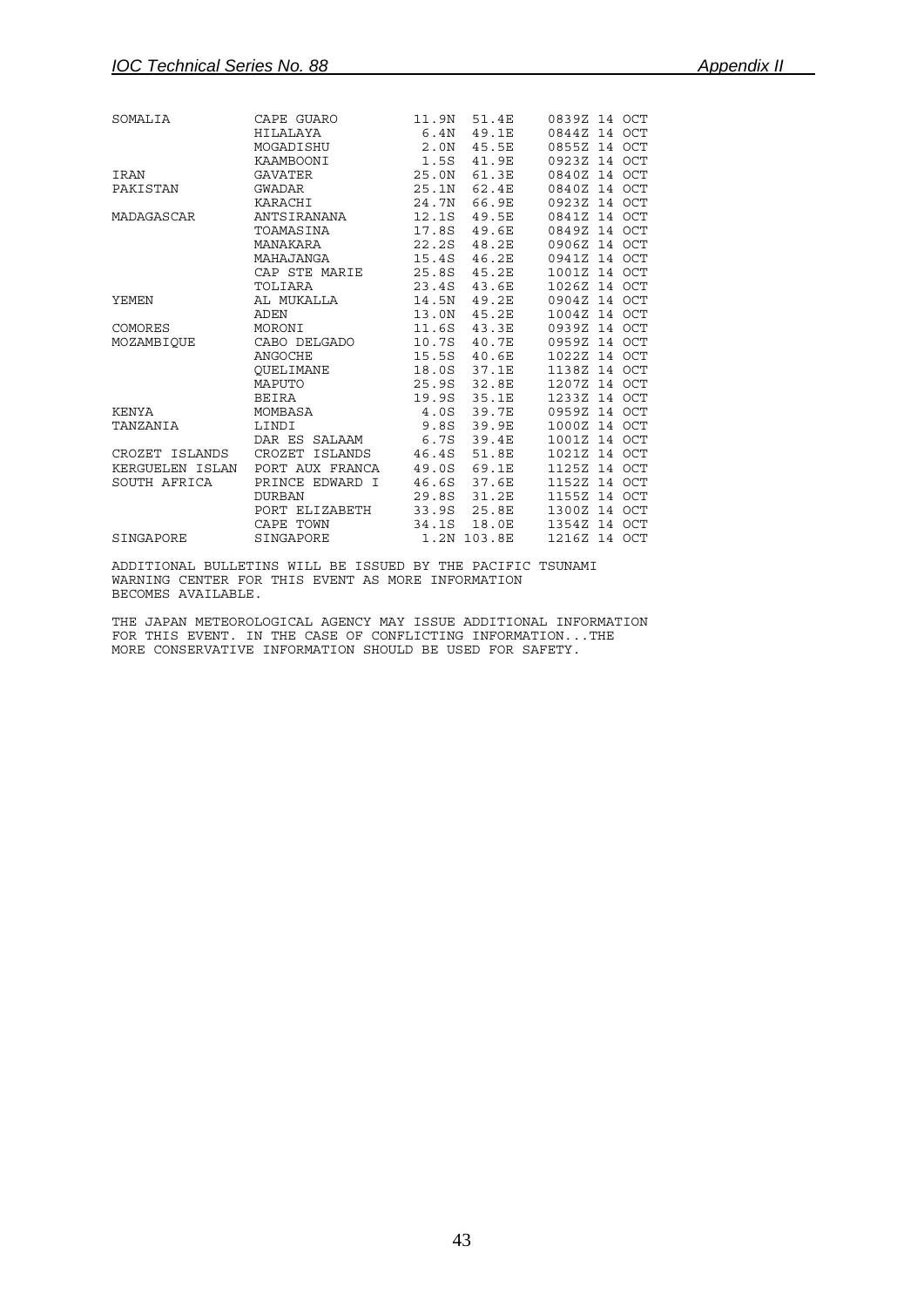```
SOMALIA          CAPE GUARO        11.9N  51.4E    0839Z 14 OCT
                 HILALAYA           6.4N  49.1E    0844Z 14 OCT
                 MOGADISHU          2.0N  45.5E    0855Z 14 OCT
                 KAAMBOONI          1.5S  41.9E    0923Z 14 OCT
IRAN             GAVATER           25.0N  61.3E    0840Z 14 OCT
PAKISTAN         GWADAR            25.1N  62.4E    0840Z 14 OCT
                 KARACHI           24.7N  66.9E    0923Z 14 OCT
MADAGASCAR       ANTSIRANANA       12.1S  49.5E    0841Z 14 OCT
                 TOAMASINA         17.8S  49.6E    0849Z 14 OCT
                 MANAKARA          22.2S  48.2E    0906Z 14 OCT
                 MAHAJANGA         15.4S  46.2E    0941Z 14 OCT
                 CAP STE MARIE     25.8S  45.2E    1001Z 14 OCT
                 TOLIARA           23.4S  43.6E    1026Z 14 OCT
YEMEN            AL MUKALLA        14.5N  49.2E    0904Z 14 OCT
                 ADEN              13.0N  45.2E    1004Z 14 OCT
COMORES          MORONI            11.6S  43.3E    0939Z 14 OCT
MOZAMBIQUE       CABO DELGADO      10.7S  40.7E    0959Z 14 OCT
                 ANGOCHE           15.5S  40.6E    1022Z 14 OCT
                 QUELIMANE         18.0S  37.1E    1138Z 14 OCT
                 MAPUTO            25.9S  32.8E    1207Z 14 OCT
                 BEIRA             19.9S  35.1E    1233Z 14 OCT
KENYA            MOMBASA            4.0S  39.7E    0959Z 14 OCT
TANZANIA         LINDI              9.8S  39.9E    1000Z 14 OCT
                 DAR ES SALAAM      6.7S  39.4E    1001Z 14 OCT
CROZET ISLANDS   CROZET ISLANDS    46.4S  51.8E    1021Z 14 OCT
KERGUELEN ISLAN  PORT AUX FRANCA   49.0S  69.1E    1125Z 14 OCT
SOUTH AFRICA     PRINCE EDWARD I   46.6S  37.6E    1152Z 14 OCT
                 DURBAN            29.8S  31.2E    1155Z 14 OCT
                 PORT ELIZABETH    33.9S  25.8E    1300Z 14 OCT
                 CAPE TOWN         34.1S  18.0E    1354Z 14 OCT
SINGAPORE        SINGAPORE          1.2N 103.8E    1216Z 14 OCT

ADDITIONAL BULLETINS WILL BE ISSUED BY THE PACIFIC TSUNAMI
WARNING CENTER FOR THIS EVENT AS MORE INFORMATION
BECOMES AVAILABLE.

THE JAPAN METEOROLOGICAL AGENCY MAY ISSUE ADDITIONAL INFORMATION
FOR THIS EVENT. IN THE CASE OF CONFLICTING INFORMATION...THE
MORE CONSERVATIVE INFORMATION SHOULD BE USED FOR SAFETY.
```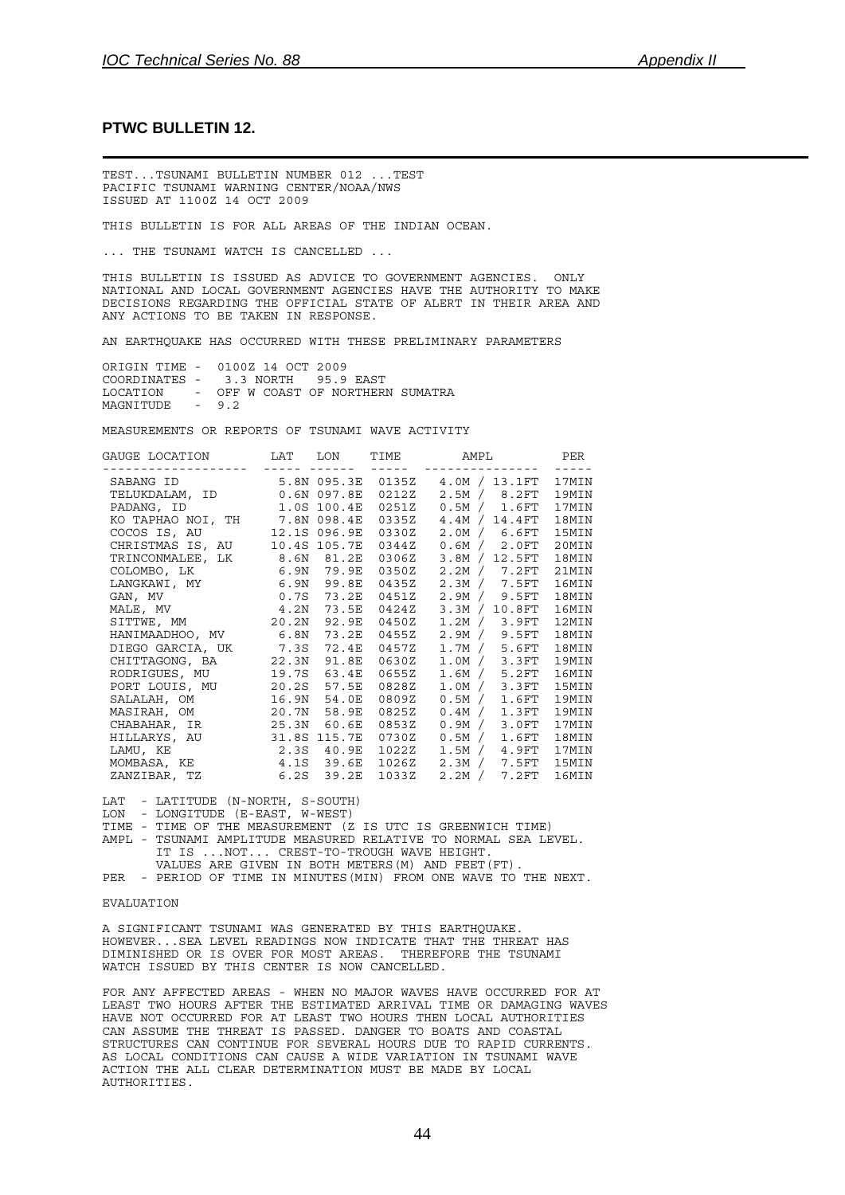## PTWC BULLETIN 12.

TEST...TSUNAMI BULLETIN NUMBER 012 ...TEST
PACIFIC TSUNAMI WARNING CENTER/NOAA/NWS
ISSUED AT 1100Z 14 OCT 2009

THIS BULLETIN IS FOR ALL AREAS OF THE INDIAN OCEAN.

... THE TSUNAMI WATCH IS CANCELLED ...

THIS BULLETIN IS ISSUED AS ADVICE TO GOVERNMENT AGENCIES. ONLY NATIONAL AND LOCAL GOVERNMENT AGENCIES HAVE THE AUTHORITY TO MAKE DECISIONS REGARDING THE OFFICIAL STATE OF ALERT IN THEIR AREA AND ANY ACTIONS TO BE TAKEN IN RESPONSE.

AN EARTHQUAKE HAS OCCURRED WITH THESE PRELIMINARY PARAMETERS

```
ORIGIN TIME -  0100Z 14 OCT 2009
COORDINATES -   3.3 NORTH   95.9 EAST
LOCATION    - OFF W COAST OF NORTHERN SUMATRA
MAGNITUDE   - 9.2
```

MEASUREMENTS OR REPORTS OF TSUNAMI WAVE ACTIVITY

| GAUGE LOCATION | LAT | LON | TIME | AMPL | PER |
|---|---|---|---|---|---|
| SABANG ID | 5.8N | 095.3E | 0135Z | 4.0M / 13.1FT | 17MIN |
| TELUKDALAM, ID | 0.6N | 097.8E | 0212Z | 2.5M / 8.2FT | 19MIN |
| PADANG, ID | 1.0S | 100.4E | 0251Z | 0.5M / 1.6FT | 17MIN |
| KO TAPHAO NOI, TH | 7.8N | 098.4E | 0335Z | 4.4M / 14.4FT | 18MIN |
| COCOS IS, AU | 12.1S | 096.9E | 0330Z | 2.0M / 6.6FT | 15MIN |
| CHRISTMAS IS, AU | 10.4S | 105.7E | 0344Z | 0.6M / 2.0FT | 20MIN |
| TRINCONMALEE, LK | 8.6N | 81.2E | 0306Z | 3.8M / 12.5FT | 18MIN |
| COLOMBO, LK | 6.9N | 79.9E | 0350Z | 2.2M / 7.2FT | 21MIN |
| LANGKAWI, MY | 6.9N | 99.8E | 0435Z | 2.3M / 7.5FT | 16MIN |
| GAN, MV | 0.7S | 73.2E | 0451Z | 2.9M / 9.5FT | 18MIN |
| MALE, MV | 4.2N | 73.5E | 0424Z | 3.3M / 10.8FT | 16MIN |
| SITTWE, MM | 20.2N | 92.9E | 0450Z | 1.2M / 3.9FT | 12MIN |
| HANIMAADHOO, MV | 6.8N | 73.2E | 0455Z | 2.9M / 9.5FT | 18MIN |
| DIEGO GARCIA, UK | 7.3S | 72.4E | 0457Z | 1.7M / 5.6FT | 18MIN |
| CHITTAGONG, BA | 22.3N | 91.8E | 0630Z | 1.0M / 3.3FT | 19MIN |
| RODRIGUES, MU | 19.7S | 63.4E | 0655Z | 1.6M / 5.2FT | 16MIN |
| PORT LOUIS, MU | 20.2S | 57.5E | 0828Z | 1.0M / 3.3FT | 15MIN |
| SALALAH, OM | 16.9N | 54.0E | 0809Z | 0.5M / 1.6FT | 19MIN |
| MASIRAH, OM | 20.7N | 58.9E | 0825Z | 0.4M / 1.3FT | 19MIN |
| CHABAHAR, IR | 25.3N | 60.6E | 0853Z | 0.9M / 3.0FT | 17MIN |
| HILLARYS, AU | 31.8S | 115.7E | 0730Z | 0.5M / 1.6FT | 18MIN |
| LAMU, KE | 2.3S | 40.9E | 1022Z | 1.5M / 4.9FT | 17MIN |
| MOMBASA, KE | 4.1S | 39.6E | 1026Z | 2.3M / 7.5FT | 15MIN |
| ZANZIBAR, TZ | 6.2S | 39.2E | 1033Z | 2.2M / 7.2FT | 16MIN |

```
LAT  - LATITUDE (N-NORTH, S-SOUTH)
LON  - LONGITUDE (E-EAST, W-WEST)
TIME - TIME OF THE MEASUREMENT (Z IS UTC IS GREENWICH TIME)
AMPL - TSUNAMI AMPLITUDE MEASURED RELATIVE TO NORMAL SEA LEVEL.
       IT IS ...NOT... CREST-TO-TROUGH WAVE HEIGHT.
       VALUES ARE GIVEN IN BOTH METERS(M) AND FEET(FT).
PER  - PERIOD OF TIME IN MINUTES(MIN) FROM ONE WAVE TO THE NEXT.
```

EVALUATION

A SIGNIFICANT TSUNAMI WAS GENERATED BY THIS EARTHQUAKE. HOWEVER...SEA LEVEL READINGS NOW INDICATE THAT THE THREAT HAS DIMINISHED OR IS OVER FOR MOST AREAS. THEREFORE THE TSUNAMI WATCH ISSUED BY THIS CENTER IS NOW CANCELLED.

FOR ANY AFFECTED AREAS - WHEN NO MAJOR WAVES HAVE OCCURRED FOR AT LEAST TWO HOURS AFTER THE ESTIMATED ARRIVAL TIME OR DAMAGING WAVES HAVE NOT OCCURRED FOR AT LEAST TWO HOURS THEN LOCAL AUTHORITIES CAN ASSUME THE THREAT IS PASSED. DANGER TO BOATS AND COASTAL STRUCTURES CAN CONTINUE FOR SEVERAL HOURS DUE TO RAPID CURRENTS. AS LOCAL CONDITIONS CAN CAUSE A WIDE VARIATION IN TSUNAMI WAVE ACTION THE ALL CLEAR DETERMINATION MUST BE MADE BY LOCAL AUTHORITIES.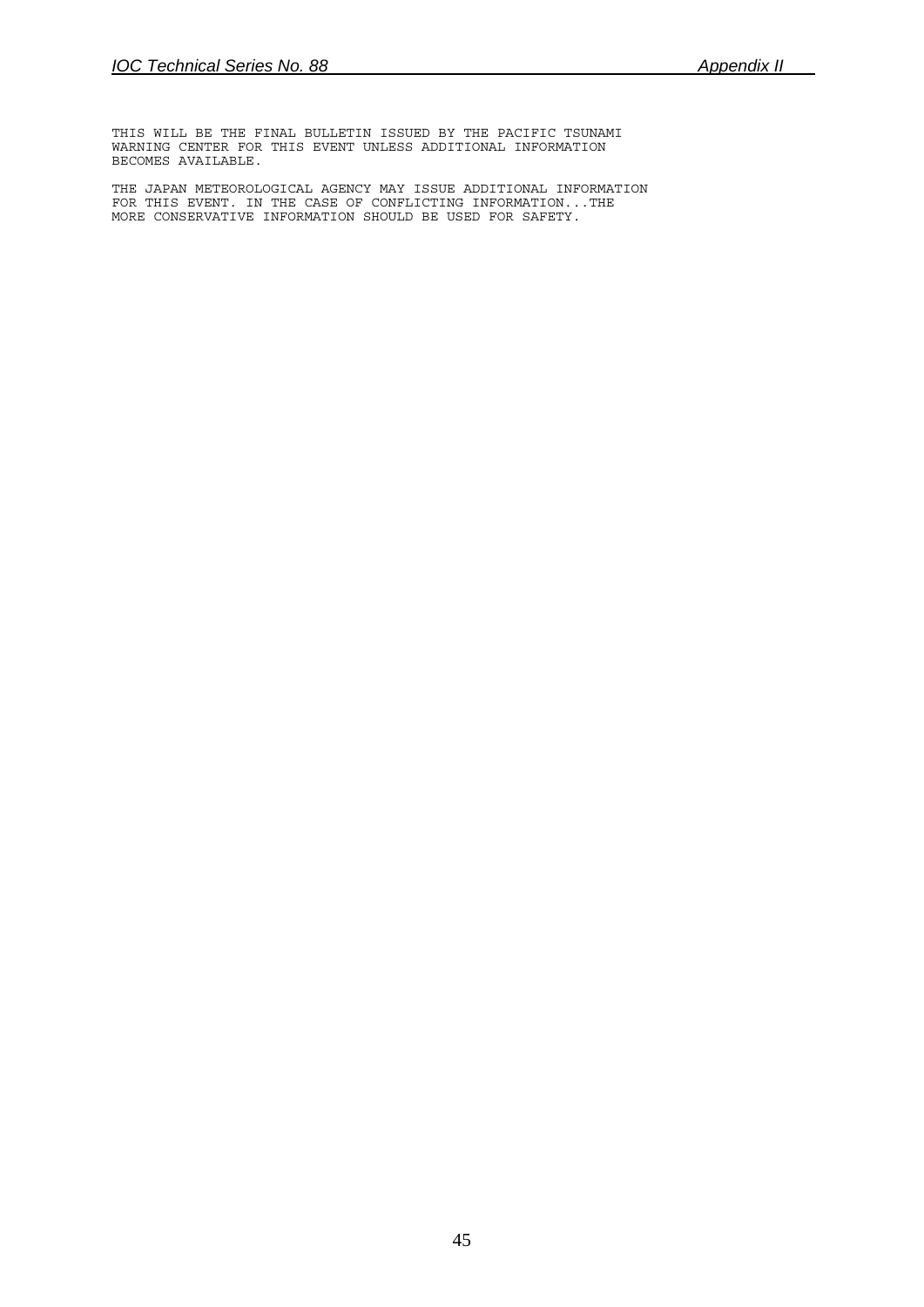THIS WILL BE THE FINAL BULLETIN ISSUED BY THE PACIFIC TSUNAMI WARNING CENTER FOR THIS EVENT UNLESS ADDITIONAL INFORMATION BECOMES AVAILABLE.

THE JAPAN METEOROLOGICAL AGENCY MAY ISSUE ADDITIONAL INFORMATION FOR THIS EVENT. IN THE CASE OF CONFLICTING INFORMATION...THE MORE CONSERVATIVE INFORMATION SHOULD BE USED FOR SAFETY.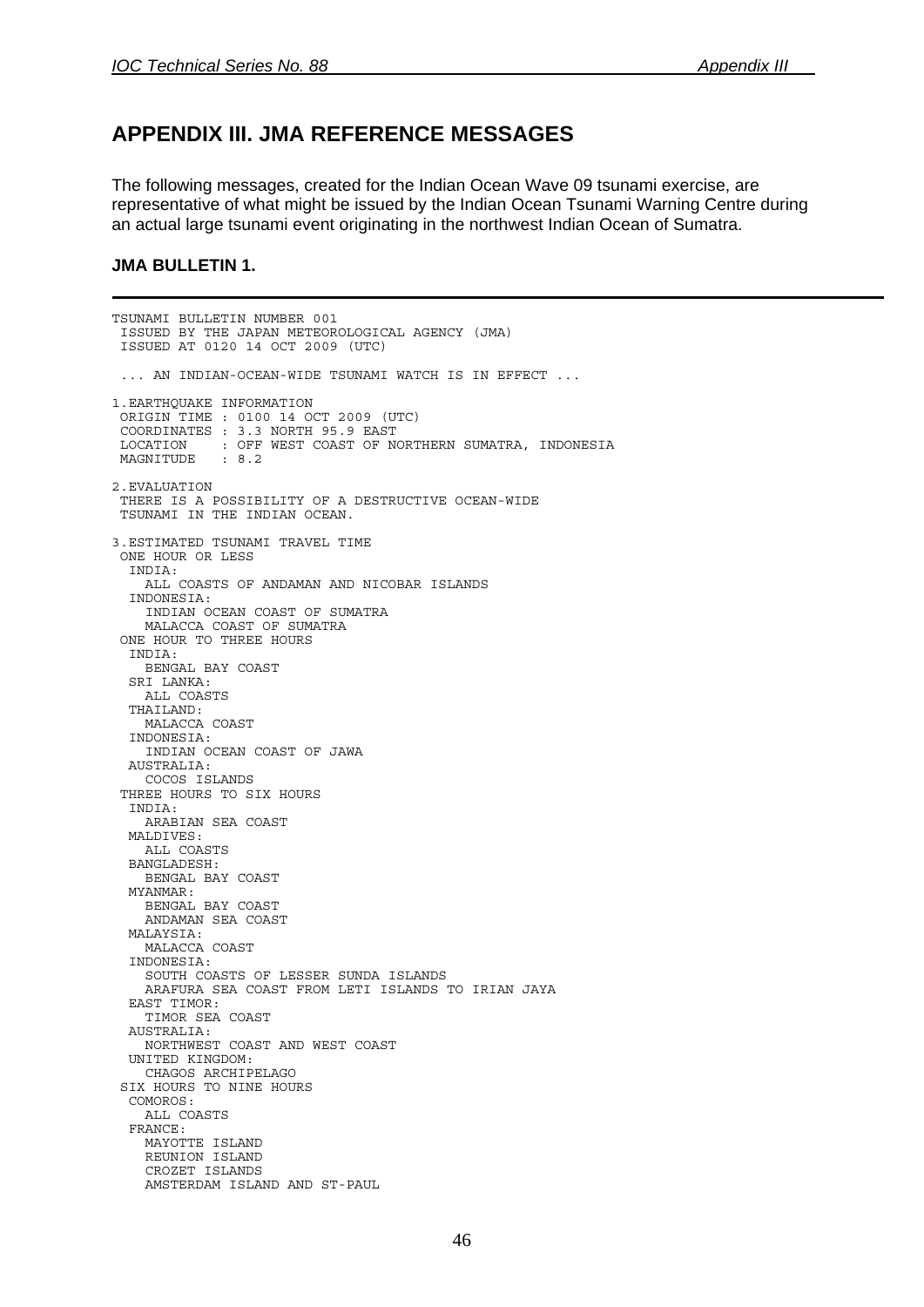## APPENDIX III. JMA REFERENCE MESSAGES

The following messages, created for the Indian Ocean Wave 09 tsunami exercise, are representative of what might be issued by the Indian Ocean Tsunami Warning Centre during an actual large tsunami event originating in the northwest Indian Ocean of Sumatra.

### JMA BULLETIN 1.

---

```
TSUNAMI BULLETIN NUMBER 001
 ISSUED BY THE JAPAN METEOROLOGICAL AGENCY (JMA)
 ISSUED AT 0120 14 OCT 2009 (UTC)

  ... AN INDIAN-OCEAN-WIDE TSUNAMI WATCH IS IN EFFECT ...

1.EARTHQUAKE INFORMATION
 ORIGIN TIME : 0100 14 OCT 2009 (UTC)
 COORDINATES : 3.3 NORTH 95.9 EAST
 LOCATION    : OFF WEST COAST OF NORTHERN SUMATRA, INDONESIA
 MAGNITUDE   : 8.2

2.EVALUATION
 THERE IS A POSSIBILITY OF A DESTRUCTIVE OCEAN-WIDE
 TSUNAMI IN THE INDIAN OCEAN.

3.ESTIMATED TSUNAMI TRAVEL TIME
 ONE HOUR OR LESS
  INDIA:
    ALL COASTS OF ANDAMAN AND NICOBAR ISLANDS
  INDONESIA:
    INDIAN OCEAN COAST OF SUMATRA
    MALACCA COAST OF SUMATRA
 ONE HOUR TO THREE HOURS
  INDIA:
    BENGAL BAY COAST
  SRI LANKA:
    ALL COASTS
  THAILAND:
    MALACCA COAST
  INDONESIA:
    INDIAN OCEAN COAST OF JAWA
  AUSTRALIA:
    COCOS ISLANDS
 THREE HOURS TO SIX HOURS
  INDIA:
    ARABIAN SEA COAST
  MALDIVES:
    ALL COASTS
  BANGLADESH:
    BENGAL BAY COAST
  MYANMAR:
    BENGAL BAY COAST
    ANDAMAN SEA COAST
  MALAYSIA:
    MALACCA COAST
  INDONESIA:
    SOUTH COASTS OF LESSER SUNDA ISLANDS
    ARAFURA SEA COAST FROM LETI ISLANDS TO IRIAN JAYA
  EAST TIMOR:
    TIMOR SEA COAST
  AUSTRALIA:
    NORTHWEST COAST AND WEST COAST
  UNITED KINGDOM:
    CHAGOS ARCHIPELAGO
 SIX HOURS TO NINE HOURS
  COMOROS:
    ALL COASTS
  FRANCE:
    MAYOTTE ISLAND
    REUNION ISLAND
    CROZET ISLANDS
    AMSTERDAM ISLAND AND ST-PAUL
```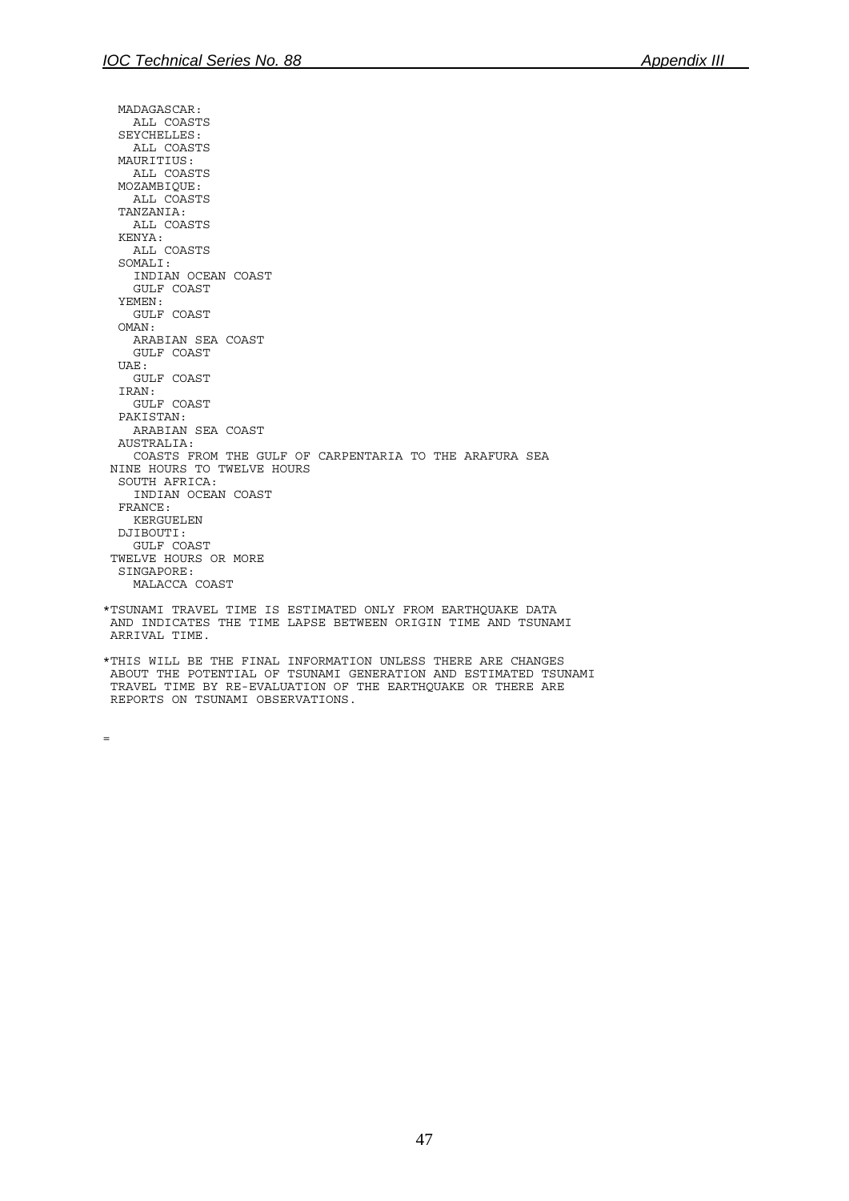```
   MADAGASCAR:
     ALL COASTS
   SEYCHELLES:
     ALL COASTS
   MAURITIUS:
     ALL COASTS
   MOZAMBIQUE:
     ALL COASTS
   TANZANIA:
     ALL COASTS
   KENYA:
     ALL COASTS
   SOMALI:
     INDIAN OCEAN COAST
     GULF COAST
   YEMEN:
     GULF COAST
   OMAN:
     ARABIAN SEA COAST
     GULF COAST
   UAE:
     GULF COAST
   IRAN:
     GULF COAST
   PAKISTAN:
     ARABIAN SEA COAST
   AUSTRALIA:
     COASTS FROM THE GULF OF CARPENTARIA TO THE ARAFURA SEA
  NINE HOURS TO TWELVE HOURS
   SOUTH AFRICA:
     INDIAN OCEAN COAST
   FRANCE:
     KERGUELEN
   DJIBOUTI:
     GULF COAST
  TWELVE HOURS OR MORE
   SINGAPORE:
     MALACCA COAST

 *TSUNAMI TRAVEL TIME IS ESTIMATED ONLY FROM EARTHQUAKE DATA
  AND INDICATES THE TIME LAPSE BETWEEN ORIGIN TIME AND TSUNAMI
  ARRIVAL TIME.

 *THIS WILL BE THE FINAL INFORMATION UNLESS THERE ARE CHANGES
  ABOUT THE POTENTIAL OF TSUNAMI GENERATION AND ESTIMATED TSUNAMI
  TRAVEL TIME BY RE-EVALUATION OF THE EARTHQUAKE OR THERE ARE
  REPORTS ON TSUNAMI OBSERVATIONS.

=
```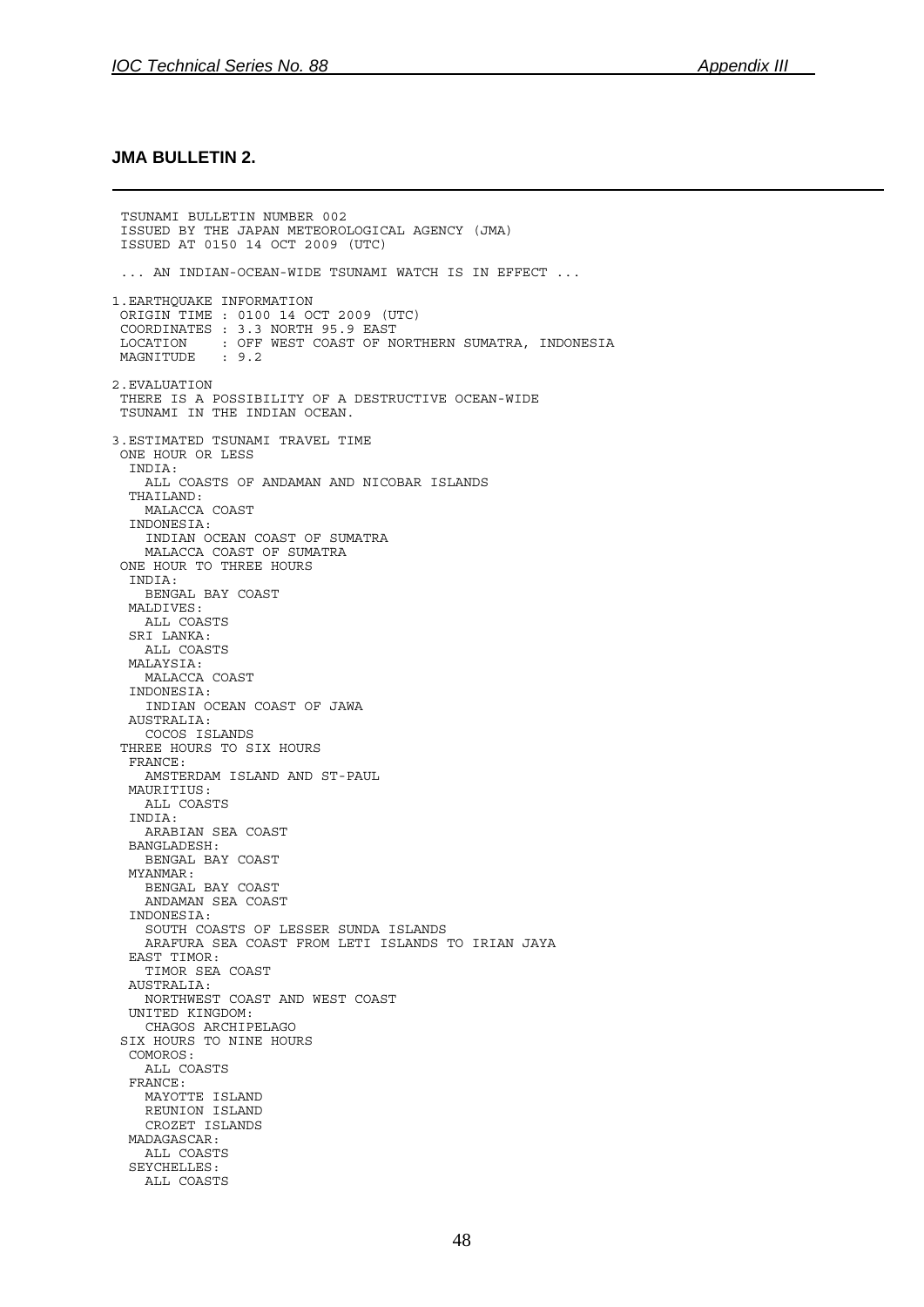## JMA BULLETIN 2.

```
 TSUNAMI BULLETIN NUMBER 002
 ISSUED BY THE JAPAN METEOROLOGICAL AGENCY (JMA)
 ISSUED AT 0150 14 OCT 2009 (UTC)

 ... AN INDIAN-OCEAN-WIDE TSUNAMI WATCH IS IN EFFECT ...

1.EARTHQUAKE INFORMATION
 ORIGIN TIME : 0100 14 OCT 2009 (UTC)
 COORDINATES : 3.3 NORTH 95.9 EAST
 LOCATION    : OFF WEST COAST OF NORTHERN SUMATRA, INDONESIA
 MAGNITUDE   : 9.2

2.EVALUATION
 THERE IS A POSSIBILITY OF A DESTRUCTIVE OCEAN-WIDE
 TSUNAMI IN THE INDIAN OCEAN.

3.ESTIMATED TSUNAMI TRAVEL TIME
 ONE HOUR OR LESS
  INDIA:
    ALL COASTS OF ANDAMAN AND NICOBAR ISLANDS
  THAILAND:
    MALACCA COAST
  INDONESIA:
    INDIAN OCEAN COAST OF SUMATRA
    MALACCA COAST OF SUMATRA
 ONE HOUR TO THREE HOURS
  INDIA:
    BENGAL BAY COAST
  MALDIVES:
    ALL COASTS
  SRI LANKA:
    ALL COASTS
  MALAYSIA:
    MALACCA COAST
  INDONESIA:
    INDIAN OCEAN COAST OF JAWA
  AUSTRALIA:
    COCOS ISLANDS
 THREE HOURS TO SIX HOURS
  FRANCE:
    AMSTERDAM ISLAND AND ST-PAUL
  MAURITIUS:
    ALL COASTS
  INDIA:
    ARABIAN SEA COAST
  BANGLADESH:
    BENGAL BAY COAST
  MYANMAR:
    BENGAL BAY COAST
    ANDAMAN SEA COAST
  INDONESIA:
    SOUTH COASTS OF LESSER SUNDA ISLANDS
    ARAFURA SEA COAST FROM LETI ISLANDS TO IRIAN JAYA
  EAST TIMOR:
    TIMOR SEA COAST
  AUSTRALIA:
    NORTHWEST COAST AND WEST COAST
  UNITED KINGDOM:
    CHAGOS ARCHIPELAGO
 SIX HOURS TO NINE HOURS
  COMOROS:
    ALL COASTS
  FRANCE:
    MAYOTTE ISLAND
    REUNION ISLAND
    CROZET ISLANDS
  MADAGASCAR:
    ALL COASTS
  SEYCHELLES:
    ALL COASTS
```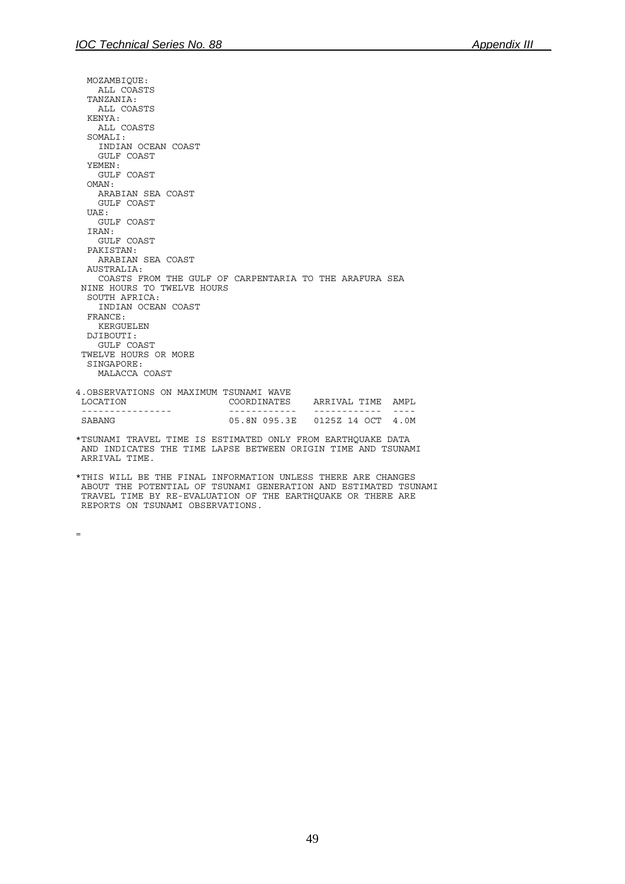```
  MOZAMBIQUE:
    ALL COASTS
  TANZANIA:
    ALL COASTS
  KENYA:
    ALL COASTS
  SOMALI:
    INDIAN OCEAN COAST
    GULF COAST
  YEMEN:
    GULF COAST
  OMAN:
    ARABIAN SEA COAST
    GULF COAST
  UAE:
    GULF COAST
  IRAN:
    GULF COAST
  PAKISTAN:
    ARABIAN SEA COAST
  AUSTRALIA:
    COASTS FROM THE GULF OF CARPENTARIA TO THE ARAFURA SEA
 NINE HOURS TO TWELVE HOURS
  SOUTH AFRICA:
    INDIAN OCEAN COAST
  FRANCE:
    KERGUELEN
  DJIBOUTI:
    GULF COAST
 TWELVE HOURS OR MORE
  SINGAPORE:
    MALACCA COAST

4.OBSERVATIONS ON MAXIMUM TSUNAMI WAVE
 LOCATION                 COORDINATES    ARRIVAL TIME  AMPL
 ----------------         ------------   ------------  ----
 SABANG                   05.8N 095.3E   0125Z 14 OCT  4.0M

*TSUNAMI TRAVEL TIME IS ESTIMATED ONLY FROM EARTHQUAKE DATA
 AND INDICATES THE TIME LAPSE BETWEEN ORIGIN TIME AND TSUNAMI
 ARRIVAL TIME.

*THIS WILL BE THE FINAL INFORMATION UNLESS THERE ARE CHANGES
 ABOUT THE POTENTIAL OF TSUNAMI GENERATION AND ESTIMATED TSUNAMI
 TRAVEL TIME BY RE-EVALUATION OF THE EARTHQUAKE OR THERE ARE
 REPORTS ON TSUNAMI OBSERVATIONS.

=
```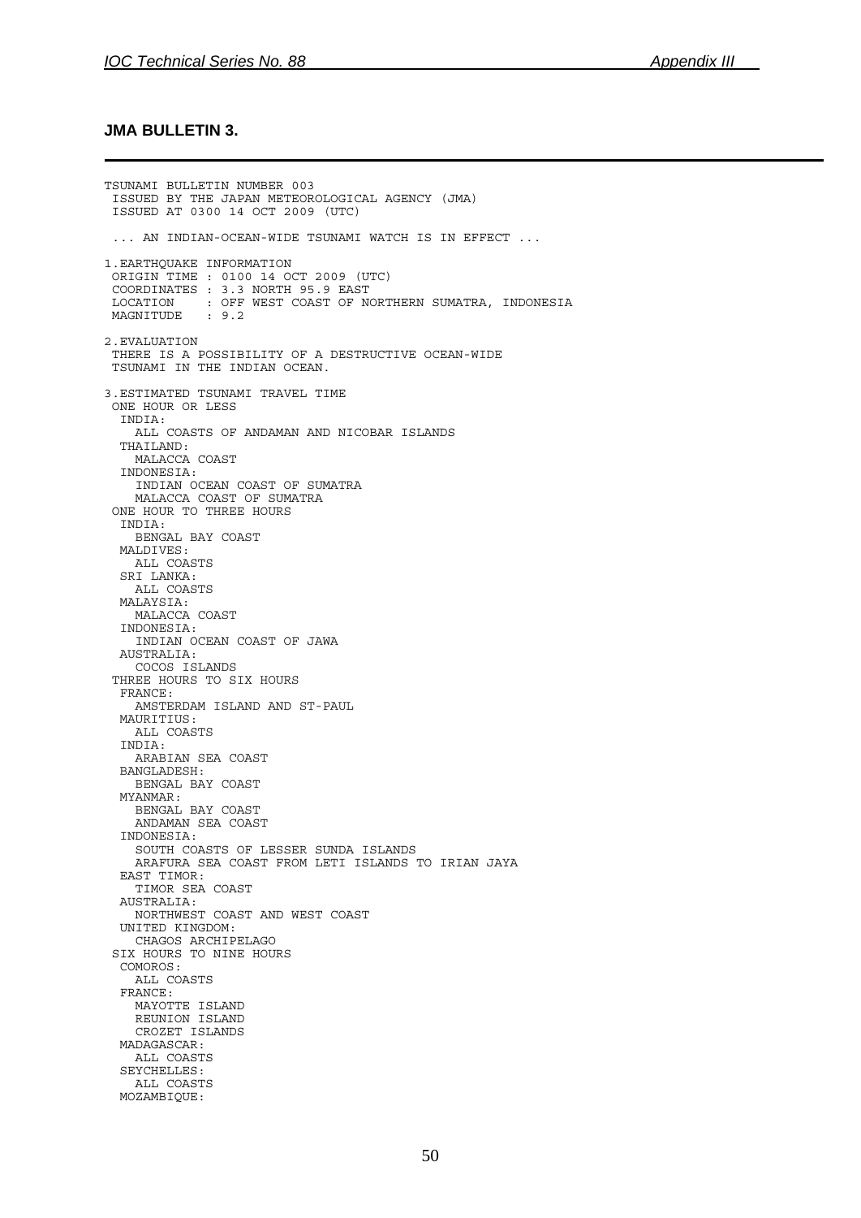**JMA BULLETIN 3.**

```
TSUNAMI BULLETIN NUMBER 003
 ISSUED BY THE JAPAN METEOROLOGICAL AGENCY (JMA)
 ISSUED AT 0300 14 OCT 2009 (UTC)

 ... AN INDIAN-OCEAN-WIDE TSUNAMI WATCH IS IN EFFECT ...

1.EARTHQUAKE INFORMATION
 ORIGIN TIME : 0100 14 OCT 2009 (UTC)
 COORDINATES : 3.3 NORTH 95.9 EAST
 LOCATION    : OFF WEST COAST OF NORTHERN SUMATRA, INDONESIA
 MAGNITUDE   : 9.2

2.EVALUATION
 THERE IS A POSSIBILITY OF A DESTRUCTIVE OCEAN-WIDE
 TSUNAMI IN THE INDIAN OCEAN.

3.ESTIMATED TSUNAMI TRAVEL TIME
 ONE HOUR OR LESS
  INDIA:
    ALL COASTS OF ANDAMAN AND NICOBAR ISLANDS
  THAILAND:
    MALACCA COAST
  INDONESIA:
    INDIAN OCEAN COAST OF SUMATRA
    MALACCA COAST OF SUMATRA
 ONE HOUR TO THREE HOURS
  INDIA:
    BENGAL BAY COAST
  MALDIVES:
    ALL COASTS
  SRI LANKA:
    ALL COASTS
  MALAYSIA:
    MALACCA COAST
  INDONESIA:
    INDIAN OCEAN COAST OF JAWA
  AUSTRALIA:
    COCOS ISLANDS
 THREE HOURS TO SIX HOURS
  FRANCE:
    AMSTERDAM ISLAND AND ST-PAUL
  MAURITIUS:
    ALL COASTS
  INDIA:
    ARABIAN SEA COAST
  BANGLADESH:
    BENGAL BAY COAST
  MYANMAR:
    BENGAL BAY COAST
    ANDAMAN SEA COAST
  INDONESIA:
    SOUTH COASTS OF LESSER SUNDA ISLANDS
    ARAFURA SEA COAST FROM LETI ISLANDS TO IRIAN JAYA
  EAST TIMOR:
    TIMOR SEA COAST
  AUSTRALIA:
    NORTHWEST COAST AND WEST COAST
  UNITED KINGDOM:
    CHAGOS ARCHIPELAGO
 SIX HOURS TO NINE HOURS
  COMOROS:
    ALL COASTS
  FRANCE:
    MAYOTTE ISLAND
    REUNION ISLAND
    CROZET ISLANDS
  MADAGASCAR:
    ALL COASTS
  SEYCHELLES:
    ALL COASTS
  MOZAMBIQUE:
```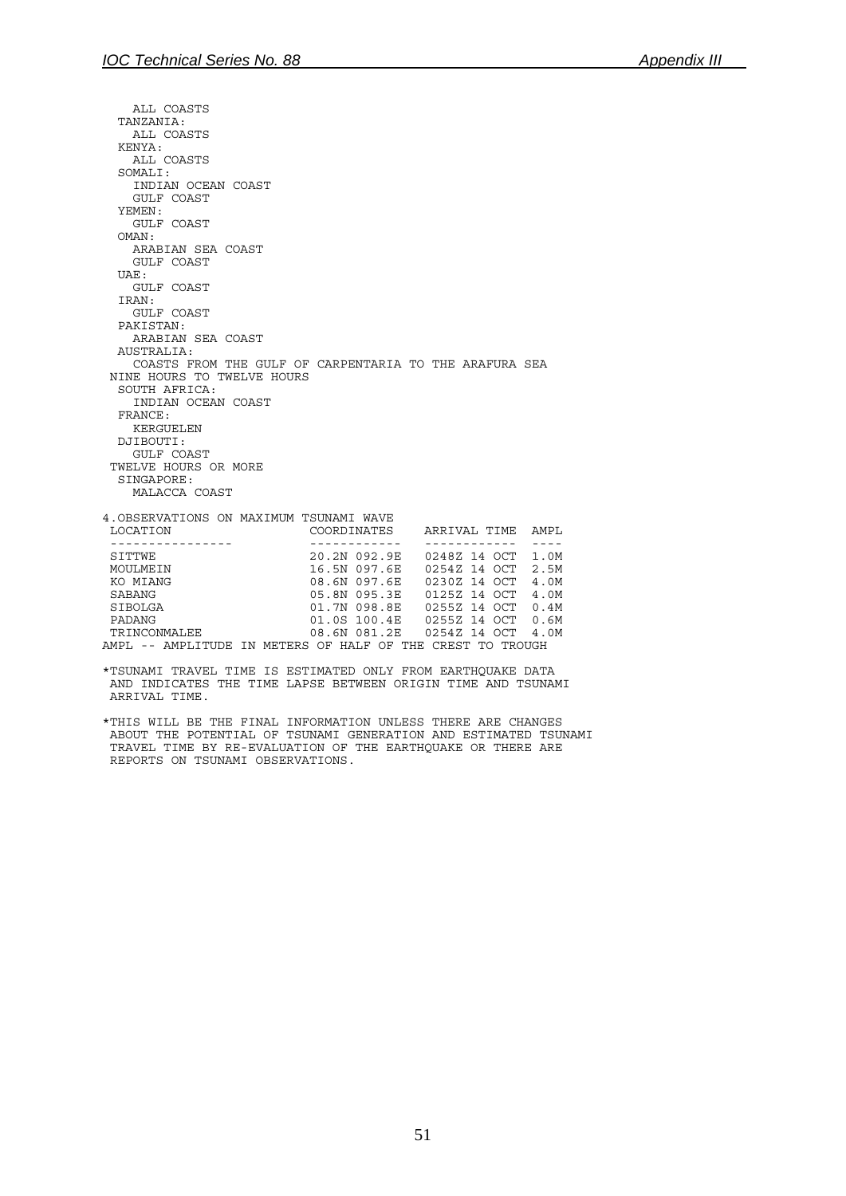```
    ALL COASTS
   TANZANIA:
    ALL COASTS
   KENYA:
    ALL COASTS
   SOMALI:
    INDIAN OCEAN COAST
    GULF COAST
   YEMEN:
    GULF COAST
   OMAN:
    ARABIAN SEA COAST
    GULF COAST
   UAE:
    GULF COAST
   IRAN:
    GULF COAST
   PAKISTAN:
    ARABIAN SEA COAST
   AUSTRALIA:
    COASTS FROM THE GULF OF CARPENTARIA TO THE ARAFURA SEA
  NINE HOURS TO TWELVE HOURS
   SOUTH AFRICA:
    INDIAN OCEAN COAST
   FRANCE:
    KERGUELEN
   DJIBOUTI:
    GULF COAST
  TWELVE HOURS OR MORE
   SINGAPORE:
    MALACCA COAST

4.OBSERVATIONS ON MAXIMUM TSUNAMI WAVE
 LOCATION                 COORDINATES    ARRIVAL TIME  AMPL
 ----------------         ------------   ------------  ----
 SITTWE                   20.2N 092.9E   0248Z 14 OCT  1.0M
 MOULMEIN                 16.5N 097.6E   0254Z 14 OCT  2.5M
 KO MIANG                 08.6N 097.6E   0230Z 14 OCT  4.0M
 SABANG                   05.8N 095.3E   0125Z 14 OCT  4.0M
 SIBOLGA                  01.7N 098.8E   0255Z 14 OCT  0.4M
 PADANG                   01.0S 100.4E   0255Z 14 OCT  0.6M
 TRINCONMALEE             08.6N 081.2E   0254Z 14 OCT  4.0M
AMPL -- AMPLITUDE IN METERS OF HALF OF THE CREST TO TROUGH

*TSUNAMI TRAVEL TIME IS ESTIMATED ONLY FROM EARTHQUAKE DATA
 AND INDICATES THE TIME LAPSE BETWEEN ORIGIN TIME AND TSUNAMI
 ARRIVAL TIME.

*THIS WILL BE THE FINAL INFORMATION UNLESS THERE ARE CHANGES
 ABOUT THE POTENTIAL OF TSUNAMI GENERATION AND ESTIMATED TSUNAMI
 TRAVEL TIME BY RE-EVALUATION OF THE EARTHQUAKE OR THERE ARE
 REPORTS ON TSUNAMI OBSERVATIONS.
```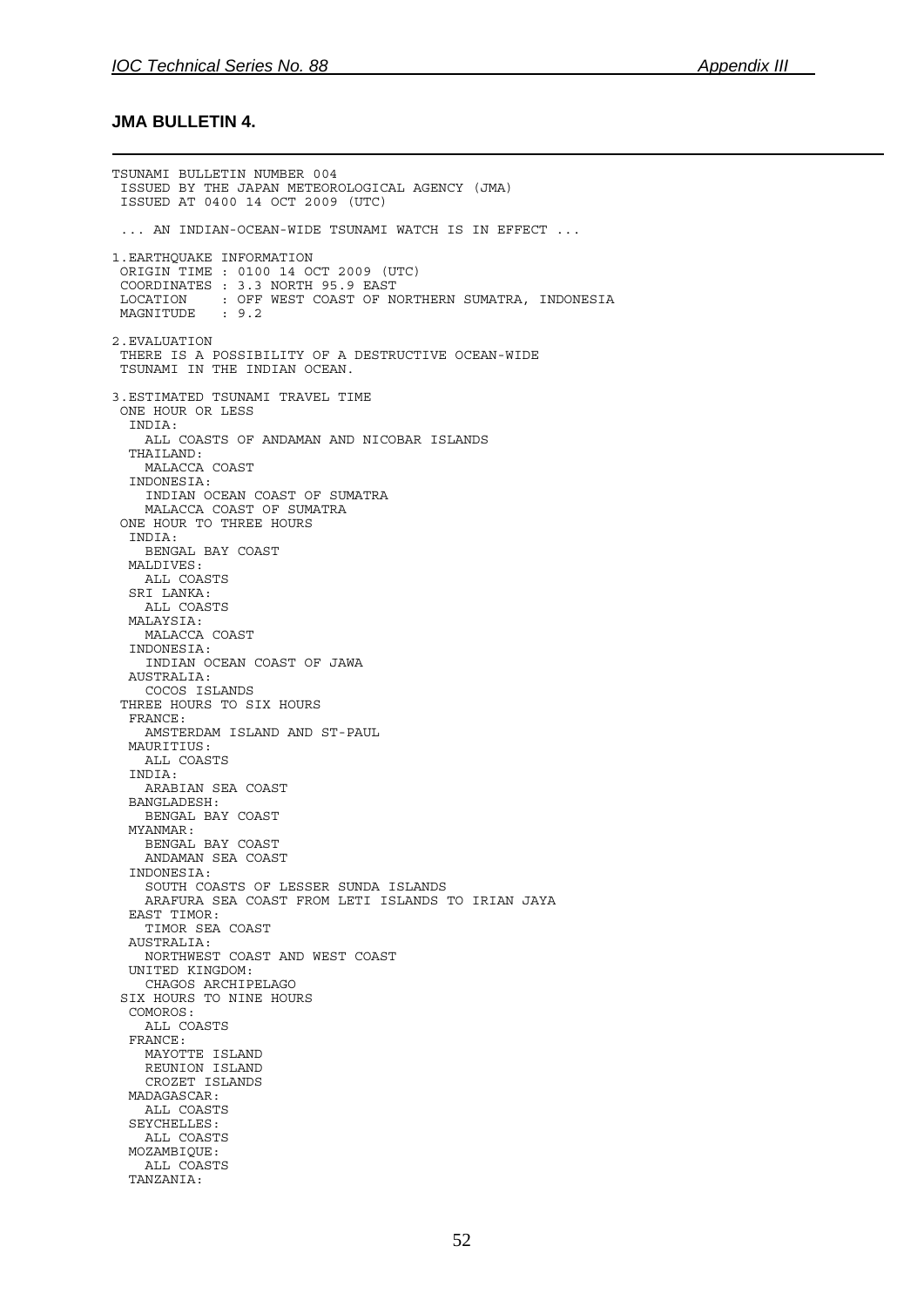### JMA BULLETIN 4.

```
TSUNAMI BULLETIN NUMBER 004
 ISSUED BY THE JAPAN METEOROLOGICAL AGENCY (JMA)
 ISSUED AT 0400 14 OCT 2009 (UTC)

  ... AN INDIAN-OCEAN-WIDE TSUNAMI WATCH IS IN EFFECT ...

1.EARTHQUAKE INFORMATION
 ORIGIN TIME : 0100 14 OCT 2009 (UTC)
 COORDINATES : 3.3 NORTH 95.9 EAST
 LOCATION    : OFF WEST COAST OF NORTHERN SUMATRA, INDONESIA
 MAGNITUDE   : 9.2

2.EVALUATION
 THERE IS A POSSIBILITY OF A DESTRUCTIVE OCEAN-WIDE
 TSUNAMI IN THE INDIAN OCEAN.

3.ESTIMATED TSUNAMI TRAVEL TIME
 ONE HOUR OR LESS
  INDIA:
    ALL COASTS OF ANDAMAN AND NICOBAR ISLANDS
  THAILAND:
    MALACCA COAST
  INDONESIA:
    INDIAN OCEAN COAST OF SUMATRA
    MALACCA COAST OF SUMATRA
 ONE HOUR TO THREE HOURS
  INDIA:
    BENGAL BAY COAST
  MALDIVES:
    ALL COASTS
  SRI LANKA:
    ALL COASTS
  MALAYSIA:
    MALACCA COAST
  INDONESIA:
    INDIAN OCEAN COAST OF JAWA
  AUSTRALIA:
    COCOS ISLANDS
 THREE HOURS TO SIX HOURS
  FRANCE:
    AMSTERDAM ISLAND AND ST-PAUL
  MAURITIUS:
    ALL COASTS
  INDIA:
    ARABIAN SEA COAST
  BANGLADESH:
    BENGAL BAY COAST
  MYANMAR:
    BENGAL BAY COAST
    ANDAMAN SEA COAST
  INDONESIA:
    SOUTH COASTS OF LESSER SUNDA ISLANDS
    ARAFURA SEA COAST FROM LETI ISLANDS TO IRIAN JAYA
  EAST TIMOR:
    TIMOR SEA COAST
  AUSTRALIA:
    NORTHWEST COAST AND WEST COAST
  UNITED KINGDOM:
    CHAGOS ARCHIPELAGO
 SIX HOURS TO NINE HOURS
  COMOROS:
    ALL COASTS
  FRANCE:
    MAYOTTE ISLAND
    REUNION ISLAND
    CROZET ISLANDS
  MADAGASCAR:
    ALL COASTS
  SEYCHELLES:
    ALL COASTS
  MOZAMBIQUE:
    ALL COASTS
  TANZANIA:
```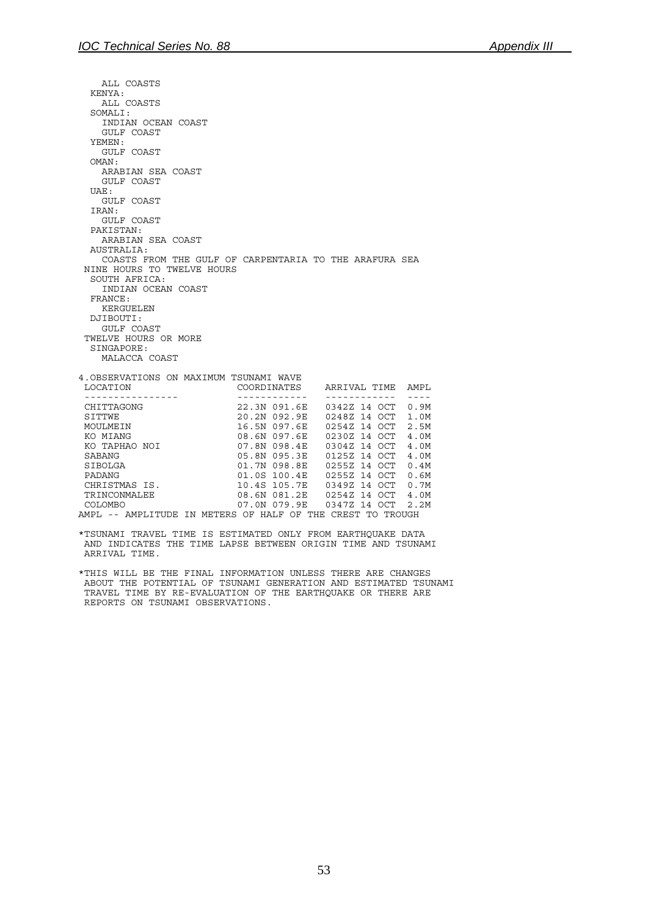```
    ALL COASTS
  KENYA:
    ALL COASTS
  SOMALI:
    INDIAN OCEAN COAST
    GULF COAST
  YEMEN:
    GULF COAST
  OMAN:
    ARABIAN SEA COAST
    GULF COAST
  UAE:
    GULF COAST
  IRAN:
    GULF COAST
  PAKISTAN:
    ARABIAN SEA COAST
  AUSTRALIA:
    COASTS FROM THE GULF OF CARPENTARIA TO THE ARAFURA SEA
 NINE HOURS TO TWELVE HOURS
  SOUTH AFRICA:
    INDIAN OCEAN COAST
  FRANCE:
    KERGUELEN
  DJIBOUTI:
    GULF COAST
 TWELVE HOURS OR MORE
  SINGAPORE:
    MALACCA COAST

4.OBSERVATIONS ON MAXIMUM TSUNAMI WAVE
 LOCATION                  COORDINATES    ARRIVAL TIME  AMPL
 ----------------          ------------   ------------  ----
 CHITTAGONG                22.3N 091.6E   0342Z 14 OCT  0.9M
 SITTWE                    20.2N 092.9E   0248Z 14 OCT  1.0M
 MOULMEIN                  16.5N 097.6E   0254Z 14 OCT  2.5M
 KO MIANG                  08.6N 097.6E   0230Z 14 OCT  4.0M
 KO TAPHAO NOI             07.8N 098.4E   0304Z 14 OCT  4.0M
 SABANG                    05.8N 095.3E   0125Z 14 OCT  4.0M
 SIBOLGA                   01.7N 098.8E   0255Z 14 OCT  0.4M
 PADANG                    01.0S 100.4E   0255Z 14 OCT  0.6M
 CHRISTMAS IS.             10.4S 105.7E   0349Z 14 OCT  0.7M
 TRINCONMALEE              08.6N 081.2E   0254Z 14 OCT  4.0M
 COLOMBO                   07.0N 079.9E   0347Z 14 OCT  2.2M
AMPL -- AMPLITUDE IN METERS OF HALF OF THE CREST TO TROUGH

*TSUNAMI TRAVEL TIME IS ESTIMATED ONLY FROM EARTHQUAKE DATA
 AND INDICATES THE TIME LAPSE BETWEEN ORIGIN TIME AND TSUNAMI
 ARRIVAL TIME.

*THIS WILL BE THE FINAL INFORMATION UNLESS THERE ARE CHANGES
 ABOUT THE POTENTIAL OF TSUNAMI GENERATION AND ESTIMATED TSUNAMI
 TRAVEL TIME BY RE-EVALUATION OF THE EARTHQUAKE OR THERE ARE
 REPORTS ON TSUNAMI OBSERVATIONS.
```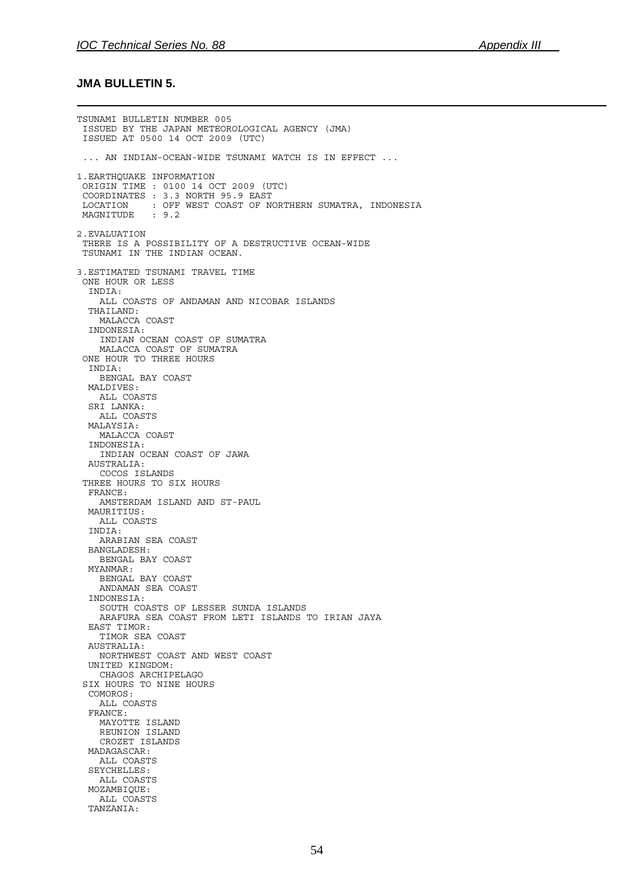## JMA BULLETIN 5.

```
TSUNAMI BULLETIN NUMBER 005
 ISSUED BY THE JAPAN METEOROLOGICAL AGENCY (JMA)
 ISSUED AT 0500 14 OCT 2009 (UTC)

 ... AN INDIAN-OCEAN-WIDE TSUNAMI WATCH IS IN EFFECT ...

1.EARTHQUAKE INFORMATION
 ORIGIN TIME : 0100 14 OCT 2009 (UTC)
 COORDINATES : 3.3 NORTH 95.9 EAST
 LOCATION    : OFF WEST COAST OF NORTHERN SUMATRA, INDONESIA
 MAGNITUDE   : 9.2

2.EVALUATION
 THERE IS A POSSIBILITY OF A DESTRUCTIVE OCEAN-WIDE
 TSUNAMI IN THE INDIAN OCEAN.

3.ESTIMATED TSUNAMI TRAVEL TIME
 ONE HOUR OR LESS
  INDIA:
    ALL COASTS OF ANDAMAN AND NICOBAR ISLANDS
  THAILAND:
    MALACCA COAST
  INDONESIA:
    INDIAN OCEAN COAST OF SUMATRA
    MALACCA COAST OF SUMATRA
 ONE HOUR TO THREE HOURS
  INDIA:
    BENGAL BAY COAST
  MALDIVES:
    ALL COASTS
  SRI LANKA:
    ALL COASTS
  MALAYSIA:
    MALACCA COAST
  INDONESIA:
    INDIAN OCEAN COAST OF JAWA
  AUSTRALIA:
    COCOS ISLANDS
 THREE HOURS TO SIX HOURS
  FRANCE:
    AMSTERDAM ISLAND AND ST-PAUL
  MAURITIUS:
    ALL COASTS
  INDIA:
    ARABIAN SEA COAST
  BANGLADESH:
    BENGAL BAY COAST
  MYANMAR:
    BENGAL BAY COAST
    ANDAMAN SEA COAST
  INDONESIA:
    SOUTH COASTS OF LESSER SUNDA ISLANDS
    ARAFURA SEA COAST FROM LETI ISLANDS TO IRIAN JAYA
  EAST TIMOR:
    TIMOR SEA COAST
  AUSTRALIA:
    NORTHWEST COAST AND WEST COAST
  UNITED KINGDOM:
    CHAGOS ARCHIPELAGO
 SIX HOURS TO NINE HOURS
  COMOROS:
    ALL COASTS
  FRANCE:
    MAYOTTE ISLAND
    REUNION ISLAND
    CROZET ISLANDS
  MADAGASCAR:
    ALL COASTS
  SEYCHELLES:
    ALL COASTS
  MOZAMBIQUE:
    ALL COASTS
  TANZANIA:
```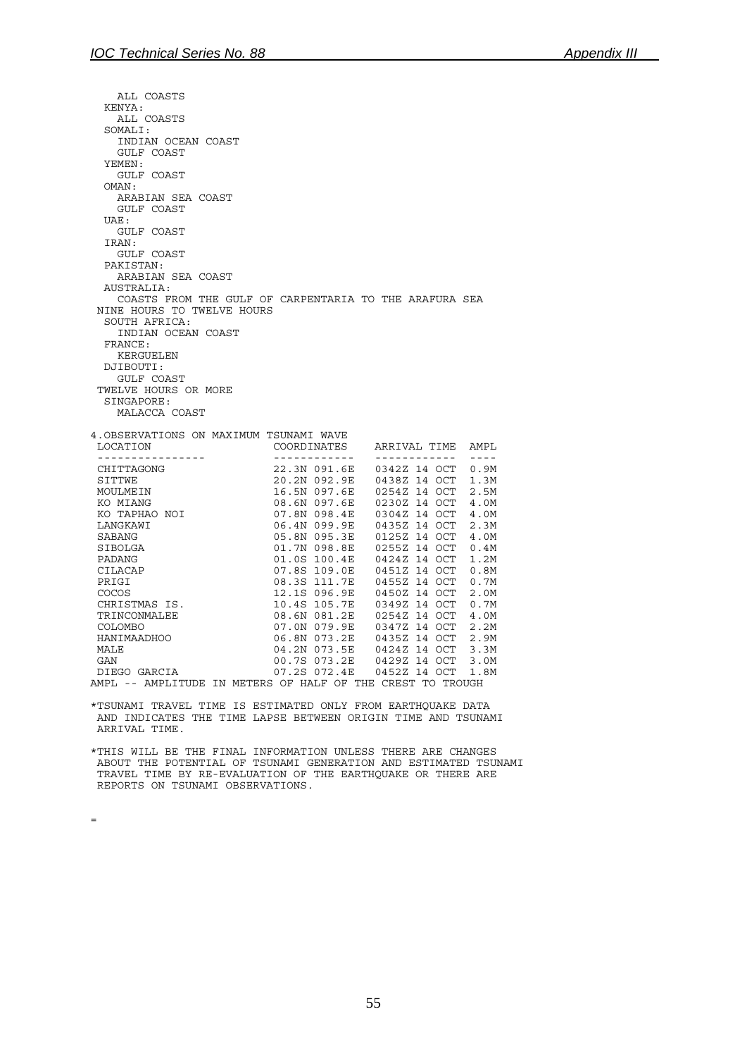ALL COASTS
KENYA:
ALL COASTS
SOMALI:
INDIAN OCEAN COAST
GULF COAST
YEMEN:
GULF COAST
OMAN:
ARABIAN SEA COAST
GULF COAST
UAE:
GULF COAST
IRAN:
GULF COAST
PAKISTAN:
ARABIAN SEA COAST
AUSTRALIA:
COASTS FROM THE GULF OF CARPENTARIA TO THE ARAFURA SEA
NINE HOURS TO TWELVE HOURS
SOUTH AFRICA:
INDIAN OCEAN COAST
FRANCE:
KERGUELEN
DJIBOUTI:
GULF COAST
TWELVE HOURS OR MORE
SINGAPORE:
MALACCA COAST

4.OBSERVATIONS ON MAXIMUM TSUNAMI WAVE

| LOCATION | COORDINATES | ARRIVAL TIME | AMPL |
|---|---|---|---|
| CHITTAGONG | 22.3N 091.6E | 0342Z 14 OCT | 0.9M |
| SITTWE | 20.2N 092.9E | 0438Z 14 OCT | 1.3M |
| MOULMEIN | 16.5N 097.6E | 0254Z 14 OCT | 2.5M |
| KO MIANG | 08.6N 097.6E | 0230Z 14 OCT | 4.0M |
| KO TAPHAO NOI | 07.8N 098.4E | 0304Z 14 OCT | 4.0M |
| LANGKAWI | 06.4N 099.9E | 0435Z 14 OCT | 2.3M |
| SABANG | 05.8N 095.3E | 0125Z 14 OCT | 4.0M |
| SIBOLGA | 01.7N 098.8E | 0255Z 14 OCT | 0.4M |
| PADANG | 01.0S 100.4E | 0424Z 14 OCT | 1.2M |
| CILACAP | 07.8S 109.0E | 0451Z 14 OCT | 0.8M |
| PRIGI | 08.3S 111.7E | 0455Z 14 OCT | 0.7M |
| COCOS | 12.1S 096.9E | 0450Z 14 OCT | 2.0M |
| CHRISTMAS IS. | 10.4S 105.7E | 0349Z 14 OCT | 0.7M |
| TRINCONMALEE | 08.6N 081.2E | 0254Z 14 OCT | 4.0M |
| COLOMBO | 07.0N 079.9E | 0347Z 14 OCT | 2.2M |
| HANIMAADHOO | 06.8N 073.2E | 0435Z 14 OCT | 2.9M |
| MALE | 04.2N 073.5E | 0424Z 14 OCT | 3.3M |
| GAN | 00.7S 073.2E | 0429Z 14 OCT | 3.0M |
| DIEGO GARCIA | 07.2S 072.4E | 0452Z 14 OCT | 1.8M |

AMPL -- AMPLITUDE IN METERS OF HALF OF THE CREST TO TROUGH

*TSUNAMI TRAVEL TIME IS ESTIMATED ONLY FROM EARTHQUAKE DATA AND INDICATES THE TIME LAPSE BETWEEN ORIGIN TIME AND TSUNAMI ARRIVAL TIME.

*THIS WILL BE THE FINAL INFORMATION UNLESS THERE ARE CHANGES ABOUT THE POTENTIAL OF TSUNAMI GENERATION AND ESTIMATED TSUNAMI TRAVEL TIME BY RE-EVALUATION OF THE EARTHQUAKE OR THERE ARE REPORTS ON TSUNAMI OBSERVATIONS.

=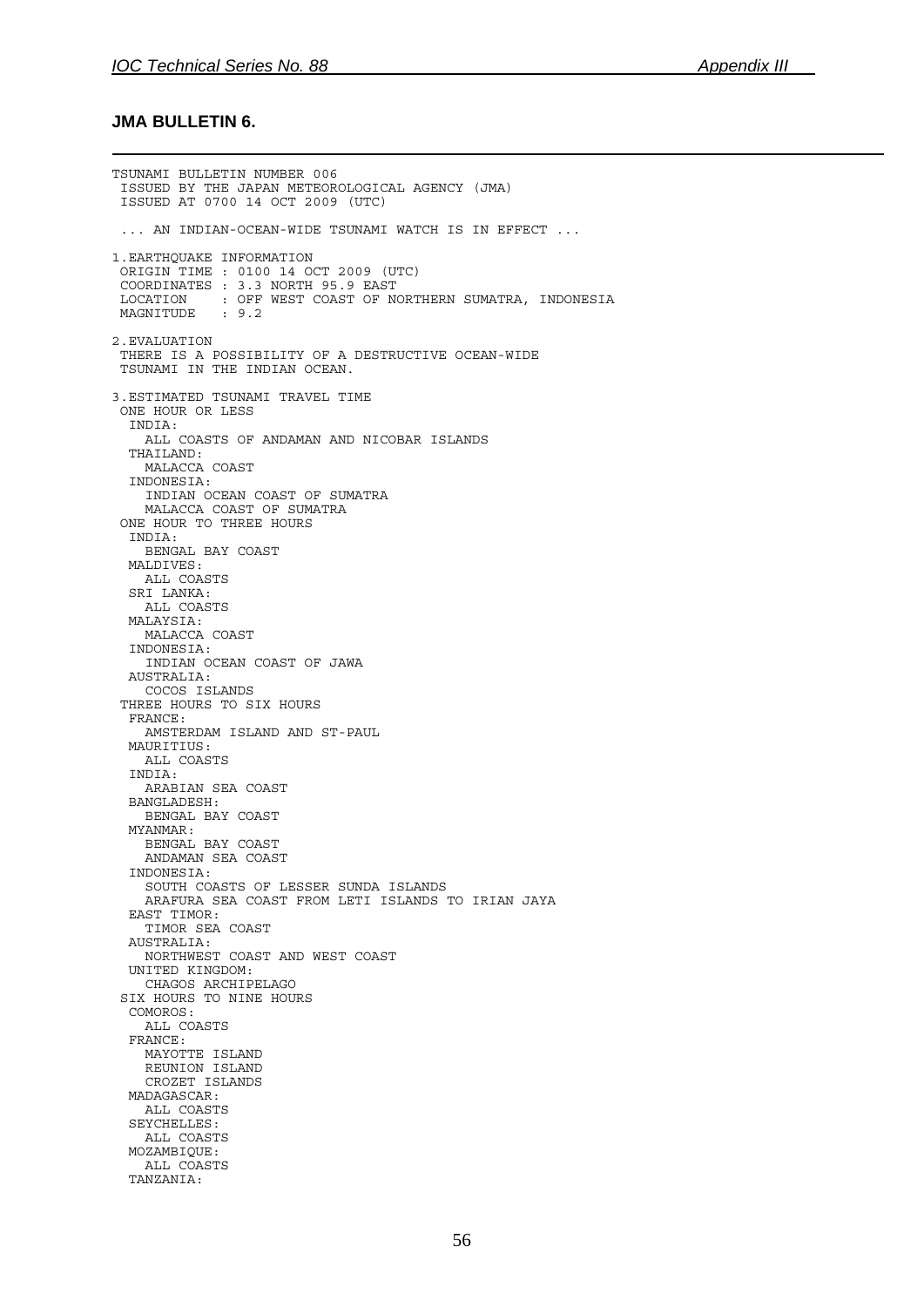### JMA BULLETIN 6.

```
TSUNAMI BULLETIN NUMBER 006
 ISSUED BY THE JAPAN METEOROLOGICAL AGENCY (JMA)
 ISSUED AT 0700 14 OCT 2009 (UTC)

 ... AN INDIAN-OCEAN-WIDE TSUNAMI WATCH IS IN EFFECT ...

1.EARTHQUAKE INFORMATION
 ORIGIN TIME : 0100 14 OCT 2009 (UTC)
 COORDINATES : 3.3 NORTH 95.9 EAST
 LOCATION    : OFF WEST COAST OF NORTHERN SUMATRA, INDONESIA
 MAGNITUDE   : 9.2

2.EVALUATION
 THERE IS A POSSIBILITY OF A DESTRUCTIVE OCEAN-WIDE
 TSUNAMI IN THE INDIAN OCEAN.

3.ESTIMATED TSUNAMI TRAVEL TIME
 ONE HOUR OR LESS
  INDIA:
    ALL COASTS OF ANDAMAN AND NICOBAR ISLANDS
  THAILAND:
    MALACCA COAST
  INDONESIA:
    INDIAN OCEAN COAST OF SUMATRA
    MALACCA COAST OF SUMATRA
 ONE HOUR TO THREE HOURS
  INDIA:
    BENGAL BAY COAST
  MALDIVES:
    ALL COASTS
  SRI LANKA:
    ALL COASTS
  MALAYSIA:
    MALACCA COAST
  INDONESIA:
    INDIAN OCEAN COAST OF JAWA
  AUSTRALIA:
    COCOS ISLANDS
 THREE HOURS TO SIX HOURS
  FRANCE:
    AMSTERDAM ISLAND AND ST-PAUL
  MAURITIUS:
    ALL COASTS
  INDIA:
    ARABIAN SEA COAST
  BANGLADESH:
    BENGAL BAY COAST
  MYANMAR:
    BENGAL BAY COAST
    ANDAMAN SEA COAST
  INDONESIA:
    SOUTH COASTS OF LESSER SUNDA ISLANDS
    ARAFURA SEA COAST FROM LETI ISLANDS TO IRIAN JAYA
  EAST TIMOR:
    TIMOR SEA COAST
  AUSTRALIA:
    NORTHWEST COAST AND WEST COAST
  UNITED KINGDOM:
    CHAGOS ARCHIPELAGO
 SIX HOURS TO NINE HOURS
  COMOROS:
    ALL COASTS
  FRANCE:
    MAYOTTE ISLAND
    REUNION ISLAND
    CROZET ISLANDS
  MADAGASCAR:
    ALL COASTS
  SEYCHELLES:
    ALL COASTS
  MOZAMBIQUE:
    ALL COASTS
  TANZANIA:
```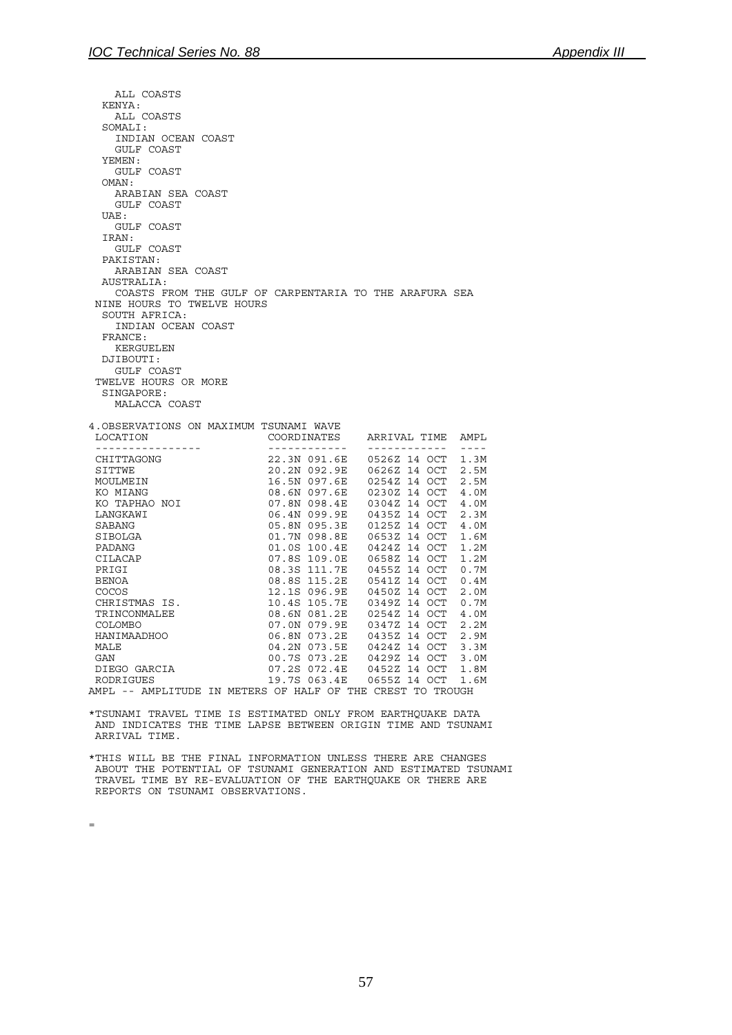```
    ALL COASTS
  KENYA:
    ALL COASTS
  SOMALI:
    INDIAN OCEAN COAST
    GULF COAST
  YEMEN:
    GULF COAST
  OMAN:
    ARABIAN SEA COAST
    GULF COAST
  UAE:
    GULF COAST
  IRAN:
    GULF COAST
  PAKISTAN:
    ARABIAN SEA COAST
  AUSTRALIA:
    COASTS FROM THE GULF OF CARPENTARIA TO THE ARAFURA SEA
 NINE HOURS TO TWELVE HOURS
  SOUTH AFRICA:
    INDIAN OCEAN COAST
  FRANCE:
    KERGUELEN
  DJIBOUTI:
    GULF COAST
 TWELVE HOURS OR MORE
  SINGAPORE:
    MALACCA COAST

4.OBSERVATIONS ON MAXIMUM TSUNAMI WAVE
 LOCATION                  COORDINATES    ARRIVAL TIME  AMPL
 ----------------          -----------    ------------  ----
 CHITTAGONG                22.3N 091.6E   0526Z 14 OCT  1.3M
 SITTWE                    20.2N 092.9E   0626Z 14 OCT  2.5M
 MOULMEIN                  16.5N 097.6E   0254Z 14 OCT  2.5M
 KO MIANG                  08.6N 097.6E   0230Z 14 OCT  4.0M
 KO TAPHAO NOI             07.8N 098.4E   0304Z 14 OCT  4.0M
 LANGKAWI                  06.4N 099.9E   0435Z 14 OCT  2.3M
 SABANG                    05.8N 095.3E   0125Z 14 OCT  4.0M
 SIBOLGA                   01.7N 098.8E   0653Z 14 OCT  1.6M
 PADANG                    01.0S 100.4E   0424Z 14 OCT  1.2M
 CILACAP                   07.8S 109.0E   0658Z 14 OCT  1.2M
 PRIGI                     08.3S 111.7E   0455Z 14 OCT  0.7M
 BENOA                     08.8S 115.2E   0541Z 14 OCT  0.4M
 COCOS                     12.1S 096.9E   0450Z 14 OCT  2.0M
 CHRISTMAS IS.             10.4S 105.7E   0349Z 14 OCT  0.7M
 TRINCONMALEE              08.6N 081.2E   0254Z 14 OCT  4.0M
 COLOMBO                   07.0N 079.9E   0347Z 14 OCT  2.2M
 HANIMAADHOO               06.8N 073.2E   0435Z 14 OCT  2.9M
 MALE                      04.2N 073.5E   0424Z 14 OCT  3.3M
 GAN                       00.7S 073.2E   0429Z 14 OCT  3.0M
 DIEGO GARCIA              07.2S 072.4E   0452Z 14 OCT  1.8M
 RODRIGUES                 19.7S 063.4E   0655Z 14 OCT  1.6M
AMPL -- AMPLITUDE IN METERS OF HALF OF THE CREST TO TROUGH

*TSUNAMI TRAVEL TIME IS ESTIMATED ONLY FROM EARTHQUAKE DATA
 AND INDICATES THE TIME LAPSE BETWEEN ORIGIN TIME AND TSUNAMI
 ARRIVAL TIME.

*THIS WILL BE THE FINAL INFORMATION UNLESS THERE ARE CHANGES
 ABOUT THE POTENTIAL OF TSUNAMI GENERATION AND ESTIMATED TSUNAMI
 TRAVEL TIME BY RE-EVALUATION OF THE EARTHQUAKE OR THERE ARE
 REPORTS ON TSUNAMI OBSERVATIONS.

=
```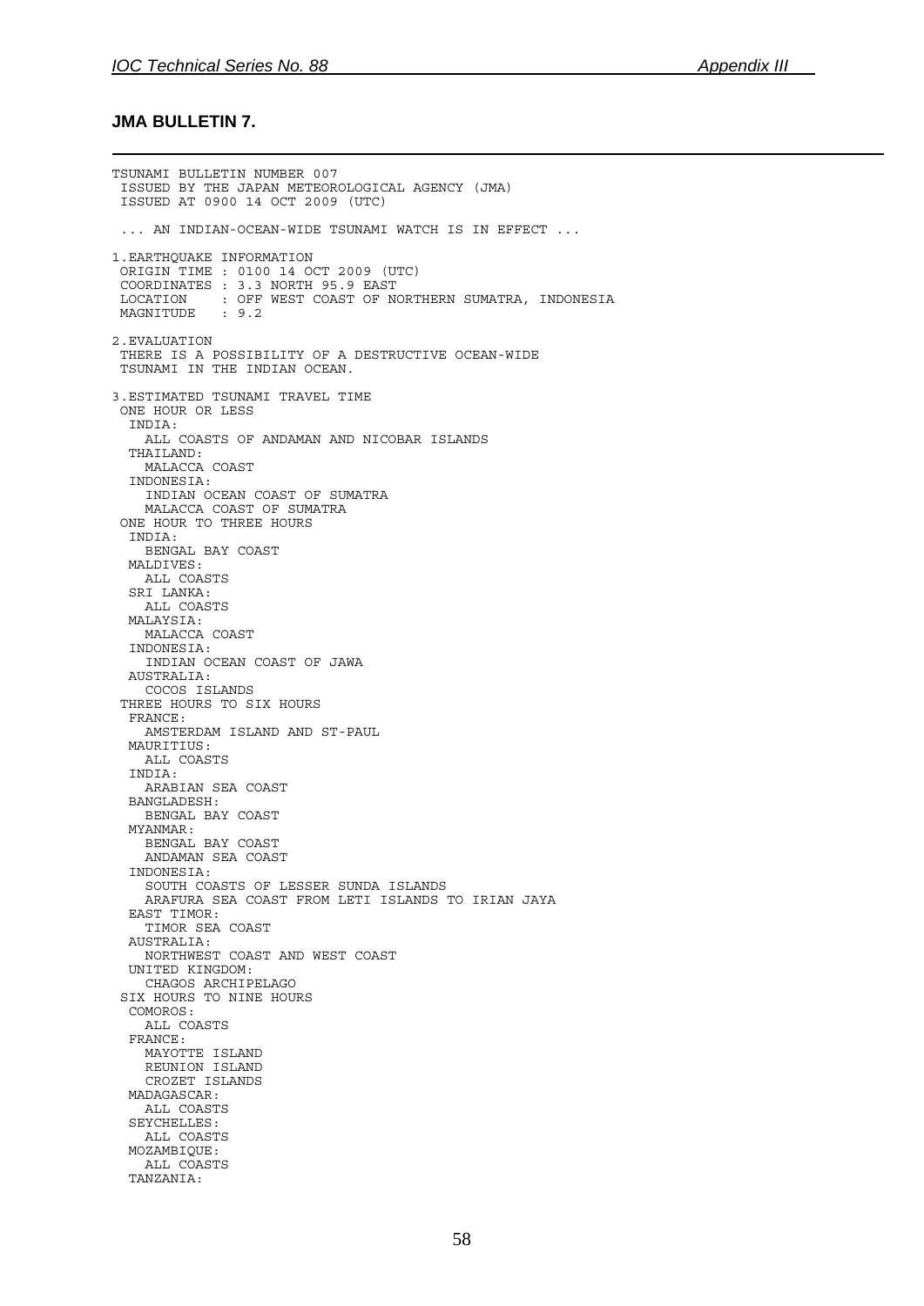## JMA BULLETIN 7.

```
TSUNAMI BULLETIN NUMBER 007
 ISSUED BY THE JAPAN METEOROLOGICAL AGENCY (JMA)
 ISSUED AT 0900 14 OCT 2009 (UTC)

 ... AN INDIAN-OCEAN-WIDE TSUNAMI WATCH IS IN EFFECT ...

1.EARTHQUAKE INFORMATION
 ORIGIN TIME : 0100 14 OCT 2009 (UTC)
 COORDINATES : 3.3 NORTH 95.9 EAST
 LOCATION    : OFF WEST COAST OF NORTHERN SUMATRA, INDONESIA
 MAGNITUDE   : 9.2

2.EVALUATION
 THERE IS A POSSIBILITY OF A DESTRUCTIVE OCEAN-WIDE
 TSUNAMI IN THE INDIAN OCEAN.

3.ESTIMATED TSUNAMI TRAVEL TIME
 ONE HOUR OR LESS
  INDIA:
    ALL COASTS OF ANDAMAN AND NICOBAR ISLANDS
  THAILAND:
    MALACCA COAST
  INDONESIA:
    INDIAN OCEAN COAST OF SUMATRA
    MALACCA COAST OF SUMATRA
 ONE HOUR TO THREE HOURS
  INDIA:
    BENGAL BAY COAST
  MALDIVES:
    ALL COASTS
  SRI LANKA:
    ALL COASTS
  MALAYSIA:
    MALACCA COAST
  INDONESIA:
    INDIAN OCEAN COAST OF JAWA
  AUSTRALIA:
    COCOS ISLANDS
 THREE HOURS TO SIX HOURS
  FRANCE:
    AMSTERDAM ISLAND AND ST-PAUL
  MAURITIUS:
    ALL COASTS
  INDIA:
    ARABIAN SEA COAST
  BANGLADESH:
    BENGAL BAY COAST
  MYANMAR:
    BENGAL BAY COAST
    ANDAMAN SEA COAST
  INDONESIA:
    SOUTH COASTS OF LESSER SUNDA ISLANDS
    ARAFURA SEA COAST FROM LETI ISLANDS TO IRIAN JAYA
  EAST TIMOR:
    TIMOR SEA COAST
  AUSTRALIA:
    NORTHWEST COAST AND WEST COAST
  UNITED KINGDOM:
    CHAGOS ARCHIPELAGO
 SIX HOURS TO NINE HOURS
  COMOROS:
    ALL COASTS
  FRANCE:
    MAYOTTE ISLAND
    REUNION ISLAND
    CROZET ISLANDS
  MADAGASCAR:
    ALL COASTS
  SEYCHELLES:
    ALL COASTS
  MOZAMBIQUE:
    ALL COASTS
  TANZANIA:
```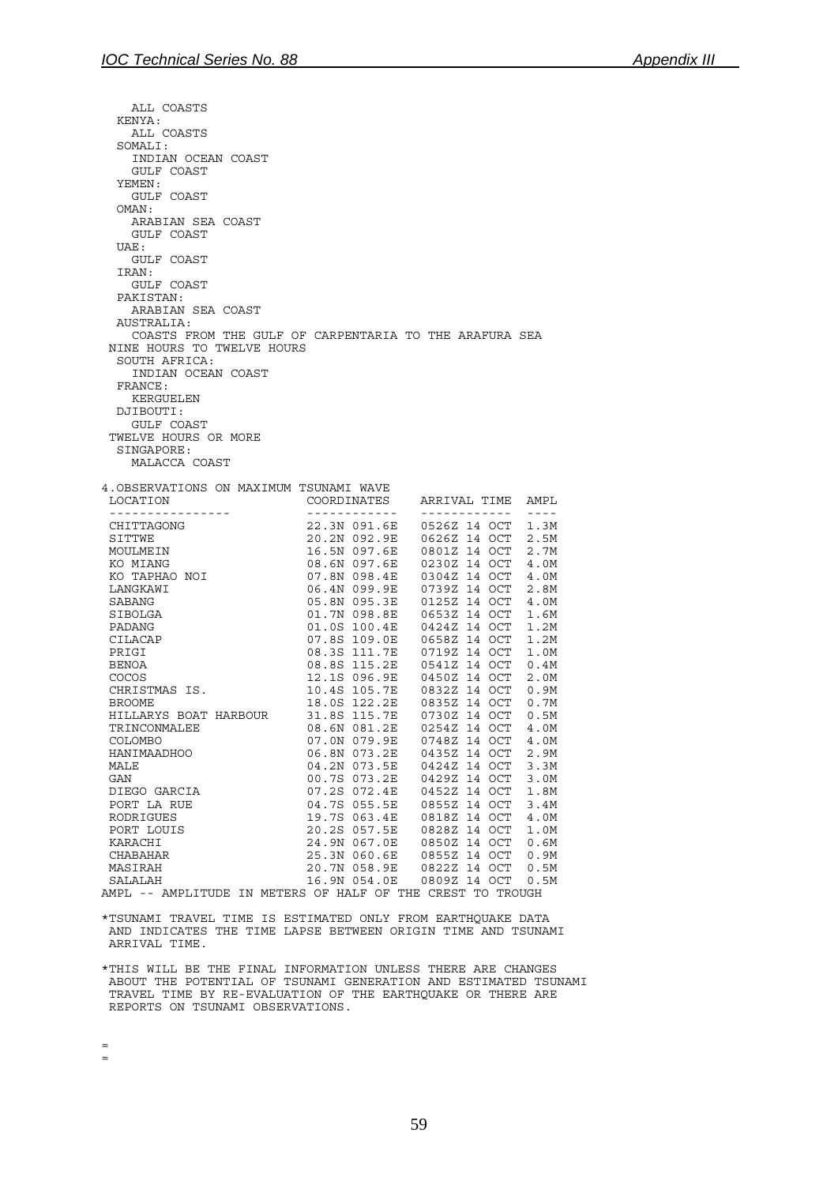ALL COASTS
KENYA:
ALL COASTS
SOMALI:
INDIAN OCEAN COAST
GULF COAST
YEMEN:
GULF COAST
OMAN:
ARABIAN SEA COAST
GULF COAST
UAE:
GULF COAST
IRAN:
GULF COAST
PAKISTAN:
ARABIAN SEA COAST
AUSTRALIA:
COASTS FROM THE GULF OF CARPENTARIA TO THE ARAFURA SEA
NINE HOURS TO TWELVE HOURS
SOUTH AFRICA:
INDIAN OCEAN COAST
FRANCE:
KERGUELEN
DJIBOUTI:
GULF COAST
TWELVE HOURS OR MORE
SINGAPORE:
MALACCA COAST

4.OBSERVATIONS ON MAXIMUM TSUNAMI WAVE

| LOCATION | COORDINATES | ARRIVAL TIME | AMPL |
|---|---|---|---|
| CHITTAGONG | 22.3N 091.6E | 0526Z 14 OCT | 1.3M |
| SITTWE | 20.2N 092.9E | 0626Z 14 OCT | 2.5M |
| MOULMEIN | 16.5N 097.6E | 0801Z 14 OCT | 2.7M |
| KO MIANG | 08.6N 097.6E | 0230Z 14 OCT | 4.0M |
| KO TAPHAO NOI | 07.8N 098.4E | 0304Z 14 OCT | 4.0M |
| LANGKAWI | 06.4N 099.9E | 0739Z 14 OCT | 2.8M |
| SABANG | 05.8N 095.3E | 0125Z 14 OCT | 4.0M |
| SIBOLGA | 01.7N 098.8E | 0653Z 14 OCT | 1.6M |
| PADANG | 01.0S 100.4E | 0424Z 14 OCT | 1.2M |
| CILACAP | 07.8S 109.0E | 0658Z 14 OCT | 1.2M |
| PRIGI | 08.3S 111.7E | 0719Z 14 OCT | 1.0M |
| BENOA | 08.8S 115.2E | 0541Z 14 OCT | 0.4M |
| COCOS | 12.1S 096.9E | 0450Z 14 OCT | 2.0M |
| CHRISTMAS IS. | 10.4S 105.7E | 0832Z 14 OCT | 0.9M |
| BROOME | 18.0S 122.2E | 0835Z 14 OCT | 0.7M |
| HILLARYS BOAT HARBOUR | 31.8S 115.7E | 0730Z 14 OCT | 0.5M |
| TRINCONMALEE | 08.6N 081.2E | 0254Z 14 OCT | 4.0M |
| COLOMBO | 07.0N 079.9E | 0748Z 14 OCT | 4.0M |
| HANIMAADHOO | 06.8N 073.2E | 0435Z 14 OCT | 2.9M |
| MALE | 04.2N 073.5E | 0424Z 14 OCT | 3.3M |
| GAN | 00.7S 073.2E | 0429Z 14 OCT | 3.0M |
| DIEGO GARCIA | 07.2S 072.4E | 0452Z 14 OCT | 1.8M |
| PORT LA RUE | 04.7S 055.5E | 0855Z 14 OCT | 3.4M |
| RODRIGUES | 19.7S 063.4E | 0818Z 14 OCT | 4.0M |
| PORT LOUIS | 20.2S 057.5E | 0828Z 14 OCT | 1.0M |
| KARACHI | 24.9N 067.0E | 0850Z 14 OCT | 0.6M |
| CHABAHAR | 25.3N 060.6E | 0855Z 14 OCT | 0.9M |
| MASIRAH | 20.7N 058.9E | 0822Z 14 OCT | 0.5M |
| SALALAH | 16.9N 054.0E | 0809Z 14 OCT | 0.5M |

AMPL -- AMPLITUDE IN METERS OF HALF OF THE CREST TO TROUGH

*TSUNAMI TRAVEL TIME IS ESTIMATED ONLY FROM EARTHQUAKE DATA AND INDICATES THE TIME LAPSE BETWEEN ORIGIN TIME AND TSUNAMI ARRIVAL TIME.

*THIS WILL BE THE FINAL INFORMATION UNLESS THERE ARE CHANGES ABOUT THE POTENTIAL OF TSUNAMI GENERATION AND ESTIMATED TSUNAMI TRAVEL TIME BY RE-EVALUATION OF THE EARTHQUAKE OR THERE ARE REPORTS ON TSUNAMI OBSERVATIONS.

=
=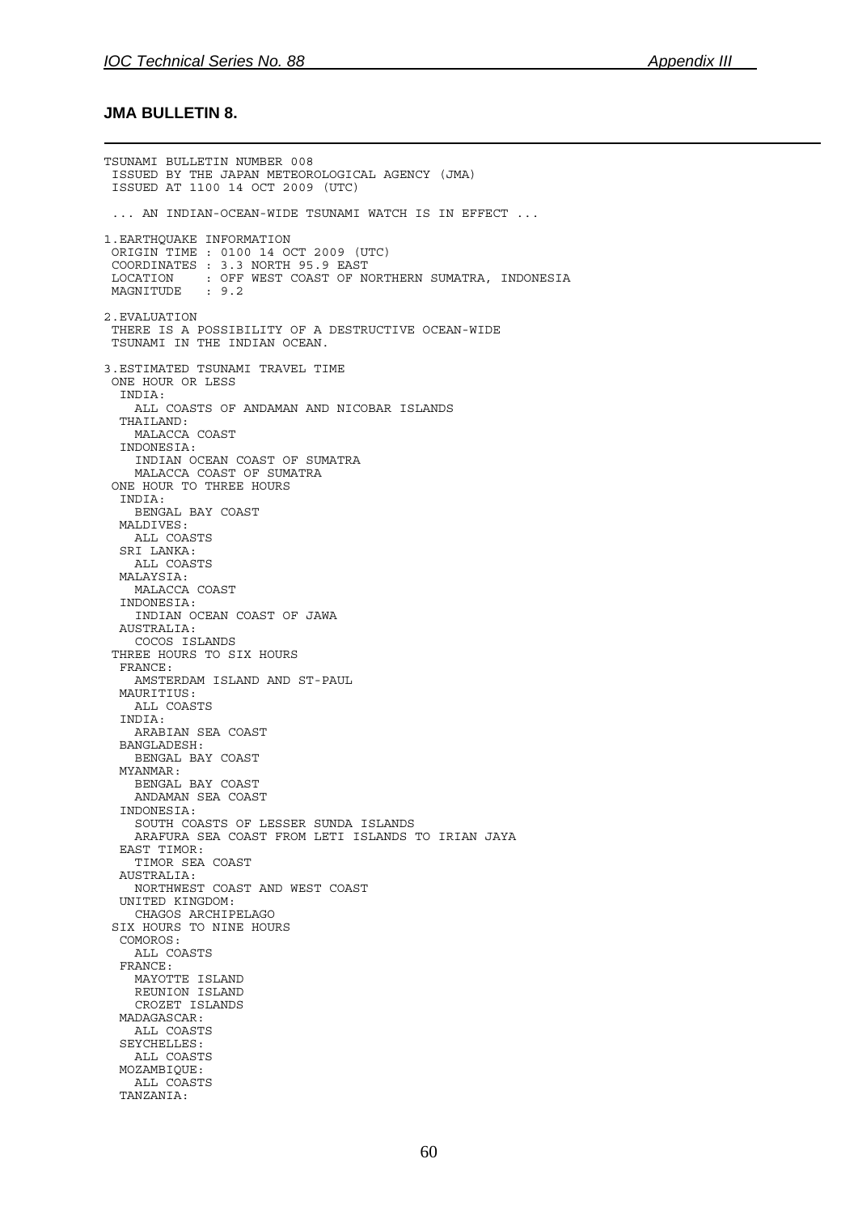**JMA BULLETIN 8.**

```
TSUNAMI BULLETIN NUMBER 008
 ISSUED BY THE JAPAN METEOROLOGICAL AGENCY (JMA)
 ISSUED AT 1100 14 OCT 2009 (UTC)

 ... AN INDIAN-OCEAN-WIDE TSUNAMI WATCH IS IN EFFECT ...

1.EARTHQUAKE INFORMATION
 ORIGIN TIME : 0100 14 OCT 2009 (UTC)
 COORDINATES : 3.3 NORTH 95.9 EAST
 LOCATION    : OFF WEST COAST OF NORTHERN SUMATRA, INDONESIA
 MAGNITUDE   : 9.2

2.EVALUATION
 THERE IS A POSSIBILITY OF A DESTRUCTIVE OCEAN-WIDE
 TSUNAMI IN THE INDIAN OCEAN.

3.ESTIMATED TSUNAMI TRAVEL TIME
 ONE HOUR OR LESS
  INDIA:
    ALL COASTS OF ANDAMAN AND NICOBAR ISLANDS
  THAILAND:
    MALACCA COAST
  INDONESIA:
    INDIAN OCEAN COAST OF SUMATRA
    MALACCA COAST OF SUMATRA
 ONE HOUR TO THREE HOURS
  INDIA:
    BENGAL BAY COAST
  MALDIVES:
    ALL COASTS
  SRI LANKA:
    ALL COASTS
  MALAYSIA:
    MALACCA COAST
  INDONESIA:
    INDIAN OCEAN COAST OF JAWA
  AUSTRALIA:
    COCOS ISLANDS
 THREE HOURS TO SIX HOURS
  FRANCE:
    AMSTERDAM ISLAND AND ST-PAUL
  MAURITIUS:
    ALL COASTS
  INDIA:
    ARABIAN SEA COAST
  BANGLADESH:
    BENGAL BAY COAST
  MYANMAR:
    BENGAL BAY COAST
    ANDAMAN SEA COAST
  INDONESIA:
    SOUTH COASTS OF LESSER SUNDA ISLANDS
    ARAFURA SEA COAST FROM LETI ISLANDS TO IRIAN JAYA
  EAST TIMOR:
    TIMOR SEA COAST
  AUSTRALIA:
    NORTHWEST COAST AND WEST COAST
  UNITED KINGDOM:
    CHAGOS ARCHIPELAGO
 SIX HOURS TO NINE HOURS
  COMOROS:
    ALL COASTS
  FRANCE:
    MAYOTTE ISLAND
    REUNION ISLAND
    CROZET ISLANDS
  MADAGASCAR:
    ALL COASTS
  SEYCHELLES:
    ALL COASTS
  MOZAMBIQUE:
    ALL COASTS
  TANZANIA:
```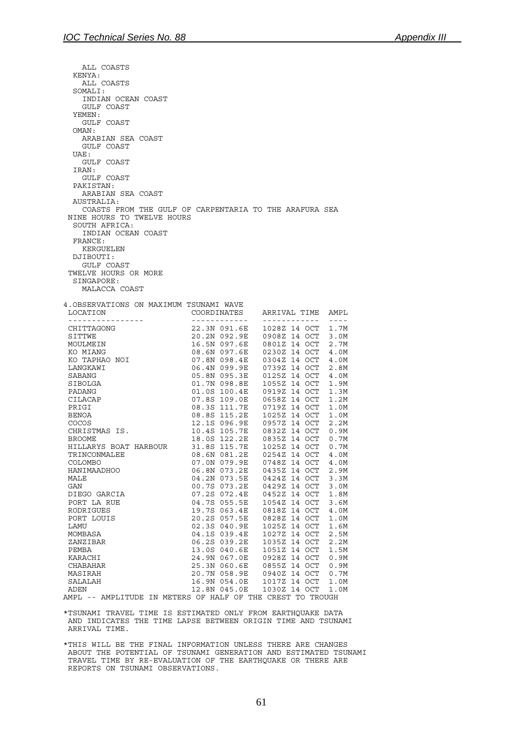```
    ALL COASTS
  KENYA:
    ALL COASTS
  SOMALI:
    INDIAN OCEAN COAST
    GULF COAST
  YEMEN:
    GULF COAST
  OMAN:
    ARABIAN SEA COAST
    GULF COAST
  UAE:
    GULF COAST
  IRAN:
    GULF COAST
  PAKISTAN:
    ARABIAN SEA COAST
  AUSTRALIA:
    COASTS FROM THE GULF OF CARPENTARIA TO THE ARAFURA SEA
 NINE HOURS TO TWELVE HOURS
  SOUTH AFRICA:
    INDIAN OCEAN COAST
  FRANCE:
    KERGUELEN
  DJIBOUTI:
    GULF COAST
 TWELVE HOURS OR MORE
  SINGAPORE:
    MALACCA COAST
```

4.OBSERVATIONS ON MAXIMUM TSUNAMI WAVE

| LOCATION | COORDINATES | ARRIVAL TIME | AMPL |
|---|---|---|---|
| CHITTAGONG | 22.3N 091.6E | 1028Z 14 OCT | 1.7M |
| SITTWE | 20.2N 092.9E | 0908Z 14 OCT | 3.0M |
| MOULMEIN | 16.5N 097.6E | 0801Z 14 OCT | 2.7M |
| KO MIANG | 08.6N 097.6E | 0230Z 14 OCT | 4.0M |
| KO TAPHAO NOI | 07.8N 098.4E | 0304Z 14 OCT | 4.0M |
| LANGKAWI | 06.4N 099.9E | 0739Z 14 OCT | 2.8M |
| SABANG | 05.8N 095.3E | 0125Z 14 OCT | 4.0M |
| SIBOLGA | 01.7N 098.8E | 1055Z 14 OCT | 1.9M |
| PADANG | 01.0S 100.4E | 0919Z 14 OCT | 1.3M |
| CILACAP | 07.8S 109.0E | 0658Z 14 OCT | 1.2M |
| PRIGI | 08.3S 111.7E | 0719Z 14 OCT | 1.0M |
| BENOA | 08.8S 115.2E | 1025Z 14 OCT | 1.0M |
| COCOS | 12.1S 096.9E | 0957Z 14 OCT | 2.2M |
| CHRISTMAS IS. | 10.4S 105.7E | 0832Z 14 OCT | 0.9M |
| BROOME | 18.0S 122.2E | 0835Z 14 OCT | 0.7M |
| HILLARYS BOAT HARBOUR | 31.8S 115.7E | 1025Z 14 OCT | 0.7M |
| TRINCONMALEE | 08.6N 081.2E | 0254Z 14 OCT | 4.0M |
| COLOMBO | 07.0N 079.9E | 0748Z 14 OCT | 4.0M |
| HANIMAADHOO | 06.8N 073.2E | 0435Z 14 OCT | 2.9M |
| MALE | 04.2N 073.5E | 0424Z 14 OCT | 3.3M |
| GAN | 00.7S 073.2E | 0429Z 14 OCT | 3.0M |
| DIEGO GARCIA | 07.2S 072.4E | 0452Z 14 OCT | 1.8M |
| PORT LA RUE | 04.7S 055.5E | 1054Z 14 OCT | 3.6M |
| RODRIGUES | 19.7S 063.4E | 0818Z 14 OCT | 4.0M |
| PORT LOUIS | 20.2S 057.5E | 0828Z 14 OCT | 1.0M |
| LAMU | 02.3S 040.9E | 1025Z 14 OCT | 1.6M |
| MOMBASA | 04.1S 039.4E | 1027Z 14 OCT | 2.5M |
| ZANZIBAR | 06.2S 039.2E | 1035Z 14 OCT | 2.2M |
| PEMBA | 13.0S 040.6E | 1051Z 14 OCT | 1.5M |
| KARACHI | 24.9N 067.0E | 0928Z 14 OCT | 0.9M |
| CHABAHAR | 25.3N 060.6E | 0855Z 14 OCT | 0.9M |
| MASIRAH | 20.7N 058.9E | 0940Z 14 OCT | 0.7M |
| SALALAH | 16.9N 054.0E | 1017Z 14 OCT | 1.0M |
| ADEN | 12.8N 045.0E | 1030Z 14 OCT | 1.0M |

AMPL -- AMPLITUDE IN METERS OF HALF OF THE CREST TO TROUGH

*TSUNAMI TRAVEL TIME IS ESTIMATED ONLY FROM EARTHQUAKE DATA AND INDICATES THE TIME LAPSE BETWEEN ORIGIN TIME AND TSUNAMI ARRIVAL TIME.

*THIS WILL BE THE FINAL INFORMATION UNLESS THERE ARE CHANGES ABOUT THE POTENTIAL OF TSUNAMI GENERATION AND ESTIMATED TSUNAMI TRAVEL TIME BY RE-EVALUATION OF THE EARTHQUAKE OR THERE ARE REPORTS ON TSUNAMI OBSERVATIONS.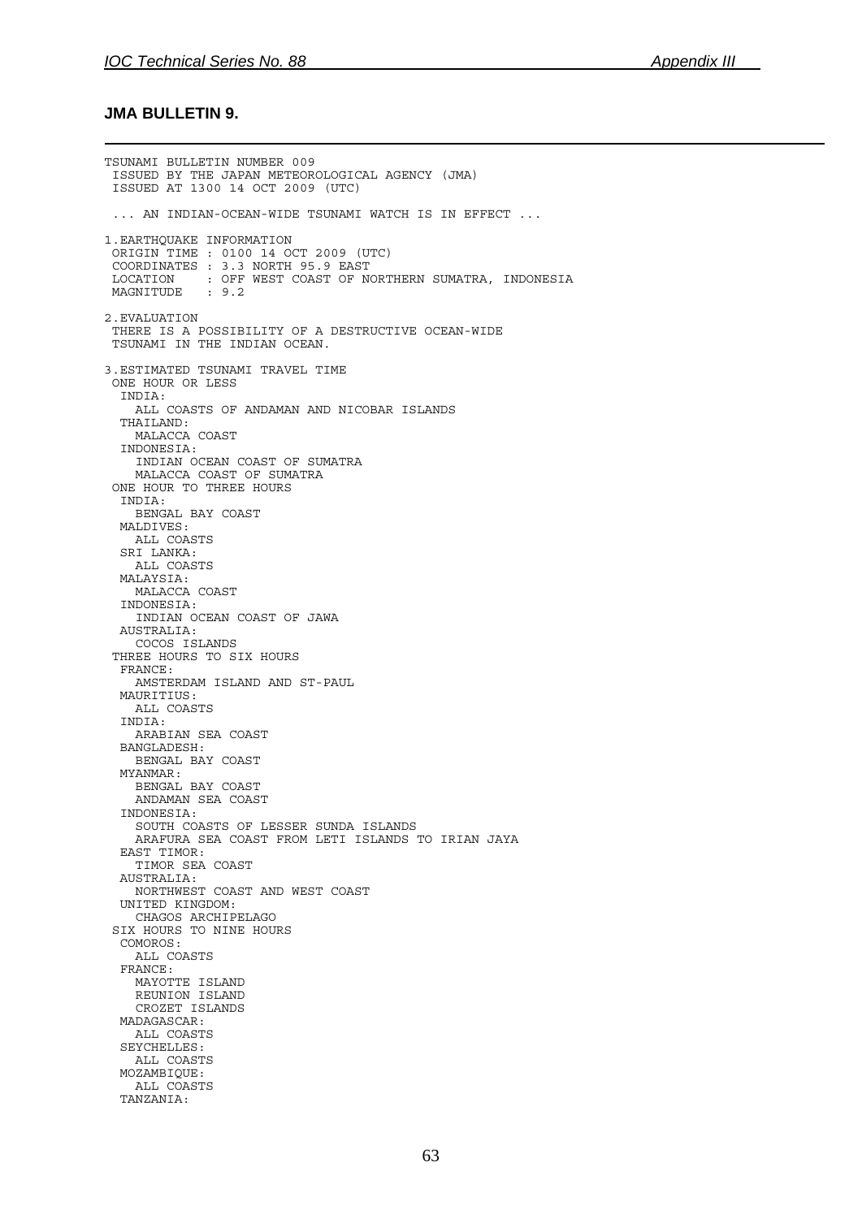### JMA BULLETIN 9.

```
TSUNAMI BULLETIN NUMBER 009
 ISSUED BY THE JAPAN METEOROLOGICAL AGENCY (JMA)
 ISSUED AT 1300 14 OCT 2009 (UTC)

  ... AN INDIAN-OCEAN-WIDE TSUNAMI WATCH IS IN EFFECT ...

1.EARTHQUAKE INFORMATION
 ORIGIN TIME : 0100 14 OCT 2009 (UTC)
 COORDINATES : 3.3 NORTH 95.9 EAST
 LOCATION    : OFF WEST COAST OF NORTHERN SUMATRA, INDONESIA
 MAGNITUDE   : 9.2

2.EVALUATION
 THERE IS A POSSIBILITY OF A DESTRUCTIVE OCEAN-WIDE
 TSUNAMI IN THE INDIAN OCEAN.

3.ESTIMATED TSUNAMI TRAVEL TIME
 ONE HOUR OR LESS
  INDIA:
    ALL COASTS OF ANDAMAN AND NICOBAR ISLANDS
  THAILAND:
    MALACCA COAST
  INDONESIA:
    INDIAN OCEAN COAST OF SUMATRA
    MALACCA COAST OF SUMATRA
 ONE HOUR TO THREE HOURS
  INDIA:
    BENGAL BAY COAST
  MALDIVES:
    ALL COASTS
  SRI LANKA:
    ALL COASTS
  MALAYSIA:
    MALACCA COAST
  INDONESIA:
    INDIAN OCEAN COAST OF JAWA
  AUSTRALIA:
    COCOS ISLANDS
 THREE HOURS TO SIX HOURS
  FRANCE:
    AMSTERDAM ISLAND AND ST-PAUL
  MAURITIUS:
    ALL COASTS
  INDIA:
    ARABIAN SEA COAST
  BANGLADESH:
    BENGAL BAY COAST
  MYANMAR:
    BENGAL BAY COAST
    ANDAMAN SEA COAST
  INDONESIA:
    SOUTH COASTS OF LESSER SUNDA ISLANDS
    ARAFURA SEA COAST FROM LETI ISLANDS TO IRIAN JAYA
  EAST TIMOR:
    TIMOR SEA COAST
  AUSTRALIA:
    NORTHWEST COAST AND WEST COAST
  UNITED KINGDOM:
    CHAGOS ARCHIPELAGO
 SIX HOURS TO NINE HOURS
  COMOROS:
    ALL COASTS
  FRANCE:
    MAYOTTE ISLAND
    REUNION ISLAND
    CROZET ISLANDS
  MADAGASCAR:
    ALL COASTS
  SEYCHELLES:
    ALL COASTS
  MOZAMBIQUE:
    ALL COASTS
  TANZANIA:
```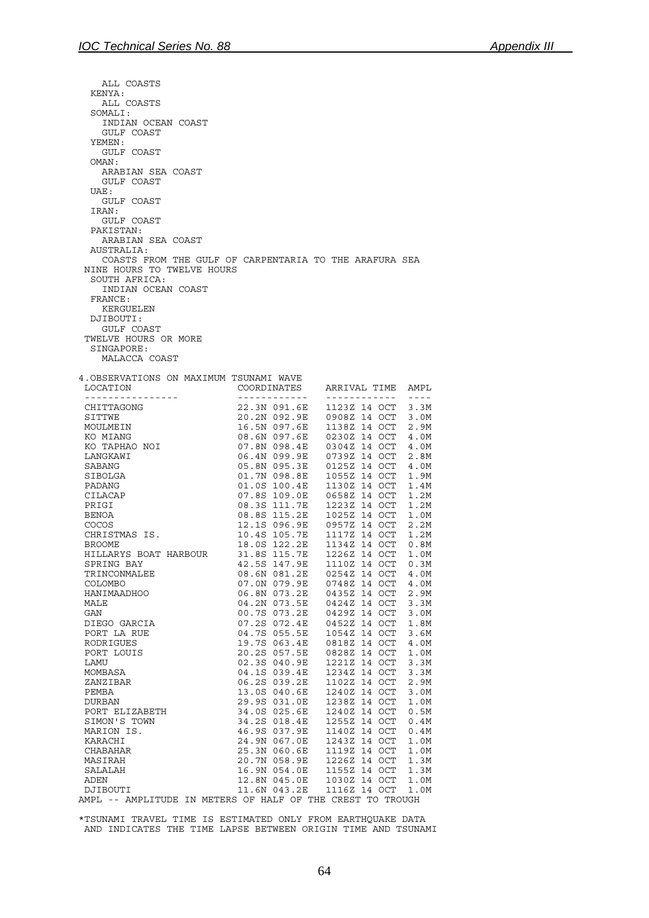ALL COASTS
KENYA:
ALL COASTS
SOMALI:
INDIAN OCEAN COAST
GULF COAST
YEMEN:
GULF COAST
OMAN:
ARABIAN SEA COAST
GULF COAST
UAE:
GULF COAST
IRAN:
GULF COAST
PAKISTAN:
ARABIAN SEA COAST
AUSTRALIA:
COASTS FROM THE GULF OF CARPENTARIA TO THE ARAFURA SEA
NINE HOURS TO TWELVE HOURS
SOUTH AFRICA:
INDIAN OCEAN COAST
FRANCE:
KERGUELEN
DJIBOUTI:
GULF COAST
TWELVE HOURS OR MORE
SINGAPORE:
MALACCA COAST

4.OBSERVATIONS ON MAXIMUM TSUNAMI WAVE

| LOCATION | COORDINATES | ARRIVAL TIME | AMPL |
|---|---|---|---|
| CHITTAGONG | 22.3N 091.6E | 1123Z 14 OCT | 3.3M |
| SITTWE | 20.2N 092.9E | 0908Z 14 OCT | 3.0M |
| MOULMEIN | 16.5N 097.6E | 1138Z 14 OCT | 2.9M |
| KO MIANG | 08.6N 097.6E | 0230Z 14 OCT | 4.0M |
| KO TAPHAO NOI | 07.8N 098.4E | 0304Z 14 OCT | 4.0M |
| LANGKAWI | 06.4N 099.9E | 0739Z 14 OCT | 2.8M |
| SABANG | 05.8N 095.3E | 0125Z 14 OCT | 4.0M |
| SIBOLGA | 01.7N 098.8E | 1055Z 14 OCT | 1.9M |
| PADANG | 01.0S 100.4E | 1130Z 14 OCT | 1.4M |
| CILACAP | 07.8S 109.0E | 0658Z 14 OCT | 1.2M |
| PRIGI | 08.3S 111.7E | 1223Z 14 OCT | 1.2M |
| BENOA | 08.8S 115.2E | 1025Z 14 OCT | 1.0M |
| COCOS | 12.1S 096.9E | 0957Z 14 OCT | 2.2M |
| CHRISTMAS IS. | 10.4S 105.7E | 1117Z 14 OCT | 1.2M |
| BROOME | 18.0S 122.2E | 1134Z 14 OCT | 0.8M |
| HILLARYS BOAT HARBOUR | 31.8S 115.7E | 1226Z 14 OCT | 1.0M |
| SPRING BAY | 42.5S 147.9E | 1110Z 14 OCT | 0.3M |
| TRINCONMALEE | 08.6N 081.2E | 0254Z 14 OCT | 4.0M |
| COLOMBO | 07.0N 079.9E | 0748Z 14 OCT | 4.0M |
| HANIMAADHOO | 06.8N 073.2E | 0435Z 14 OCT | 2.9M |
| MALE | 04.2N 073.5E | 0424Z 14 OCT | 3.3M |
| GAN | 00.7S 073.2E | 0429Z 14 OCT | 3.0M |
| DIEGO GARCIA | 07.2S 072.4E | 0452Z 14 OCT | 1.8M |
| PORT LA RUE | 04.7S 055.5E | 1054Z 14 OCT | 3.6M |
| RODRIGUES | 19.7S 063.4E | 0818Z 14 OCT | 4.0M |
| PORT LOUIS | 20.2S 057.5E | 0828Z 14 OCT | 1.0M |
| LAMU | 02.3S 040.9E | 1221Z 14 OCT | 3.3M |
| MOMBASA | 04.1S 039.4E | 1234Z 14 OCT | 3.3M |
| ZANZIBAR | 06.2S 039.2E | 1102Z 14 OCT | 2.9M |
| PEMBA | 13.0S 040.6E | 1240Z 14 OCT | 3.0M |
| DURBAN | 29.9S 031.0E | 1238Z 14 OCT | 1.0M |
| PORT ELIZABETH | 34.0S 025.6E | 1240Z 14 OCT | 0.5M |
| SIMON'S TOWN | 34.2S 018.4E | 1255Z 14 OCT | 0.4M |
| MARION IS. | 46.9S 037.9E | 1140Z 14 OCT | 0.4M |
| KARACHI | 24.9N 067.0E | 1243Z 14 OCT | 1.0M |
| CHABAHAR | 25.3N 060.6E | 1119Z 14 OCT | 1.0M |
| MASIRAH | 20.7N 058.9E | 1226Z 14 OCT | 1.3M |
| SALALAH | 16.9N 054.0E | 1155Z 14 OCT | 1.3M |
| ADEN | 12.8N 045.0E | 1030Z 14 OCT | 1.0M |
| DJIBOUTI | 11.6N 043.2E | 1116Z 14 OCT | 1.0M |

AMPL -- AMPLITUDE IN METERS OF HALF OF THE CREST TO TROUGH

*TSUNAMI TRAVEL TIME IS ESTIMATED ONLY FROM EARTHQUAKE DATA
AND INDICATES THE TIME LAPSE BETWEEN ORIGIN TIME AND TSUNAMI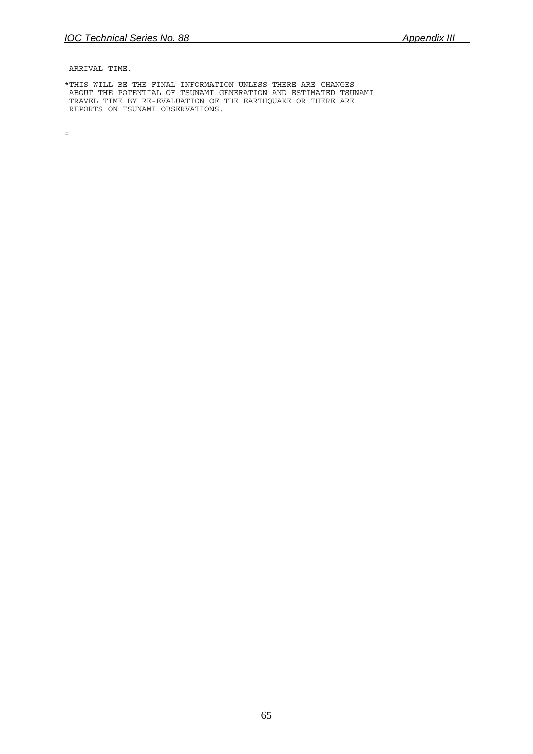```
 ARRIVAL TIME.

*THIS WILL BE THE FINAL INFORMATION UNLESS THERE ARE CHANGES
 ABOUT THE POTENTIAL OF TSUNAMI GENERATION AND ESTIMATED TSUNAMI
 TRAVEL TIME BY RE-EVALUATION OF THE EARTHQUAKE OR THERE ARE
 REPORTS ON TSUNAMI OBSERVATIONS.

=
```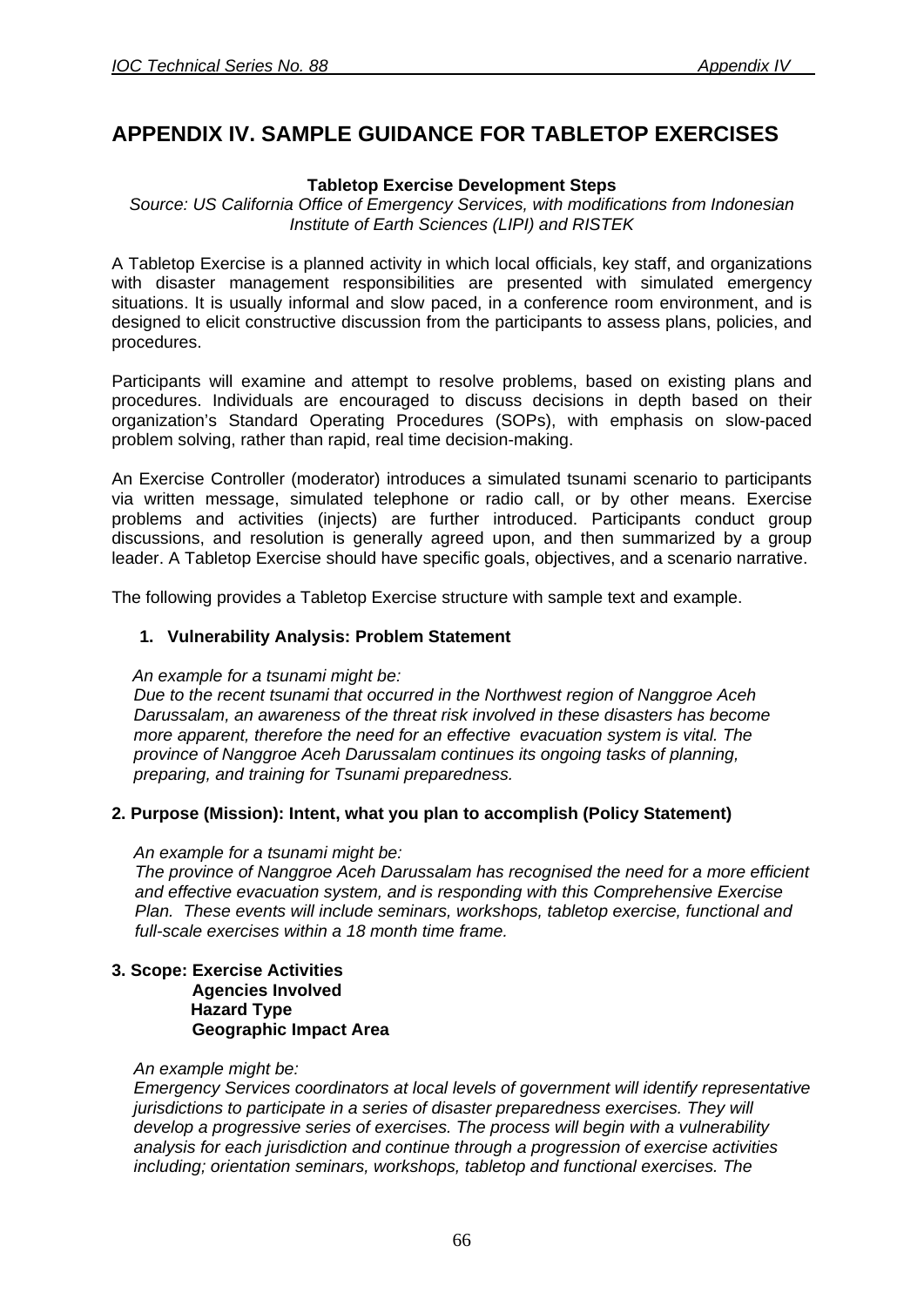# APPENDIX IV. SAMPLE GUIDANCE FOR TABLETOP EXERCISES

**Tabletop Exercise Development Steps**

*Source: US California Office of Emergency Services, with modifications from Indonesian Institute of Earth Sciences (LIPI) and RISTEK*

A Tabletop Exercise is a planned activity in which local officials, key staff, and organizations with disaster management responsibilities are presented with simulated emergency situations. It is usually informal and slow paced, in a conference room environment, and is designed to elicit constructive discussion from the participants to assess plans, policies, and procedures.

Participants will examine and attempt to resolve problems, based on existing plans and procedures. Individuals are encouraged to discuss decisions in depth based on their organization's Standard Operating Procedures (SOPs), with emphasis on slow-paced problem solving, rather than rapid, real time decision-making.

An Exercise Controller (moderator) introduces a simulated tsunami scenario to participants via written message, simulated telephone or radio call, or by other means. Exercise problems and activities (injects) are further introduced. Participants conduct group discussions, and resolution is generally agreed upon, and then summarized by a group leader. A Tabletop Exercise should have specific goals, objectives, and a scenario narrative.

The following provides a Tabletop Exercise structure with sample text and example.

**1. Vulnerability Analysis: Problem Statement**

*An example for a tsunami might be:*
*Due to the recent tsunami that occurred in the Northwest region of Nanggroe Aceh Darussalam, an awareness of the threat risk involved in these disasters has become more apparent, therefore the need for an effective evacuation system is vital. The province of Nanggroe Aceh Darussalam continues its ongoing tasks of planning, preparing, and training for Tsunami preparedness.*

**2. Purpose (Mission): Intent, what you plan to accomplish (Policy Statement)**

*An example for a tsunami might be:*
*The province of Nanggroe Aceh Darussalam has recognised the need for a more efficient and effective evacuation system, and is responding with this Comprehensive Exercise Plan. These events will include seminars, workshops, tabletop exercise, functional and full-scale exercises within a 18 month time frame.*

**3. Scope: Exercise Activities**
**Agencies Involved**
**Hazard Type**
**Geographic Impact Area**

*An example might be:*
*Emergency Services coordinators at local levels of government will identify representative jurisdictions to participate in a series of disaster preparedness exercises. They will develop a progressive series of exercises. The process will begin with a vulnerability analysis for each jurisdiction and continue through a progression of exercise activities including; orientation seminars, workshops, tabletop and functional exercises. The*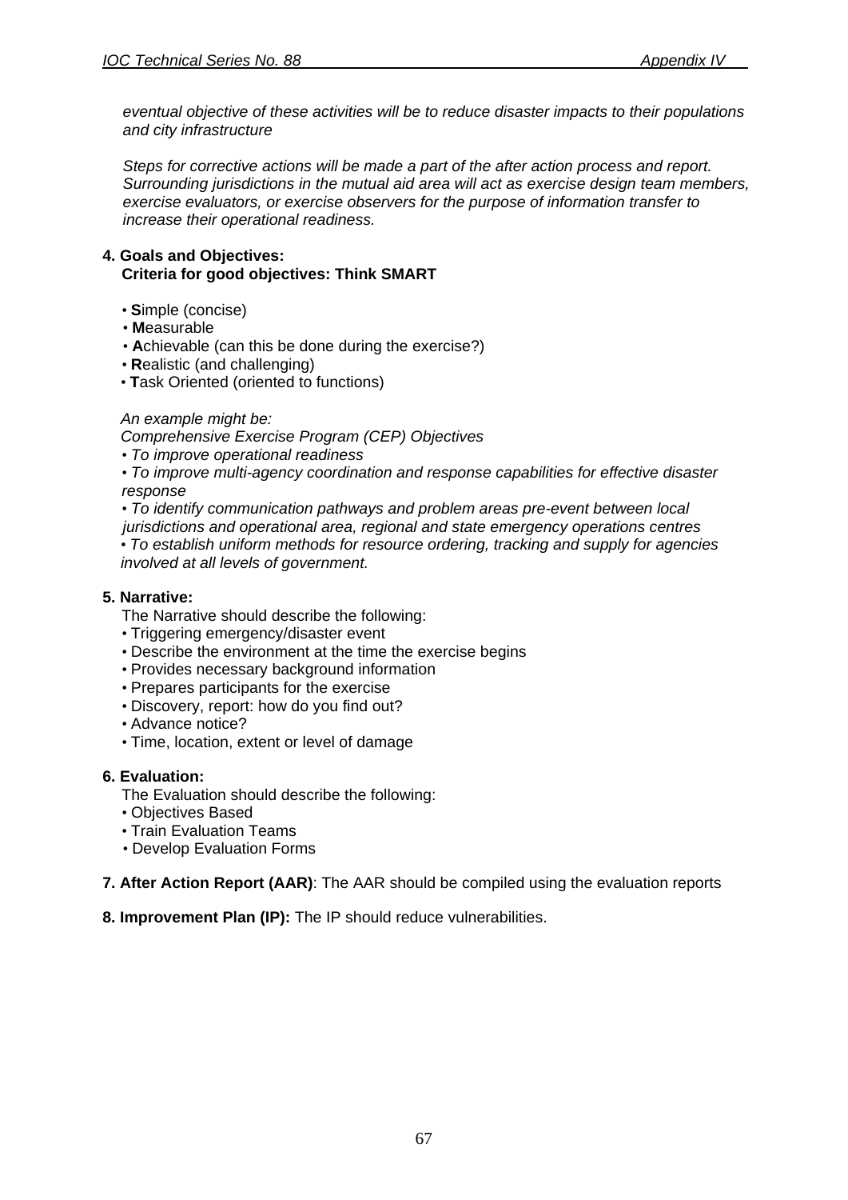*eventual objective of these activities will be to reduce disaster impacts to their populations and city infrastructure*

*Steps for corrective actions will be made a part of the after action process and report. Surrounding jurisdictions in the mutual aid area will act as exercise design team members, exercise evaluators, or exercise observers for the purpose of information transfer to increase their operational readiness.*

**4. Goals and Objectives:**
**Criteria for good objectives: Think SMART**

- **S**imple (concise)
- **M**easurable
- **A**chievable (can this be done during the exercise?)
- **R**ealistic (and challenging)
- **T**ask Oriented (oriented to functions)

*An example might be:*
*Comprehensive Exercise Program (CEP) Objectives*

- *To improve operational readiness*
- *To improve multi-agency coordination and response capabilities for effective disaster response*
- *To identify communication pathways and problem areas pre-event between local jurisdictions and operational area, regional and state emergency operations centres*
- *To establish uniform methods for resource ordering, tracking and supply for agencies involved at all levels of government.*

**5. Narrative:**

The Narrative should describe the following:

- Triggering emergency/disaster event
- Describe the environment at the time the exercise begins
- Provides necessary background information
- Prepares participants for the exercise
- Discovery, report: how do you find out?
- Advance notice?
- Time, location, extent or level of damage

**6. Evaluation:**

The Evaluation should describe the following:

- Objectives Based
- Train Evaluation Teams
- Develop Evaluation Forms

**7. After Action Report (AAR)**: The AAR should be compiled using the evaluation reports

**8. Improvement Plan (IP):** The IP should reduce vulnerabilities.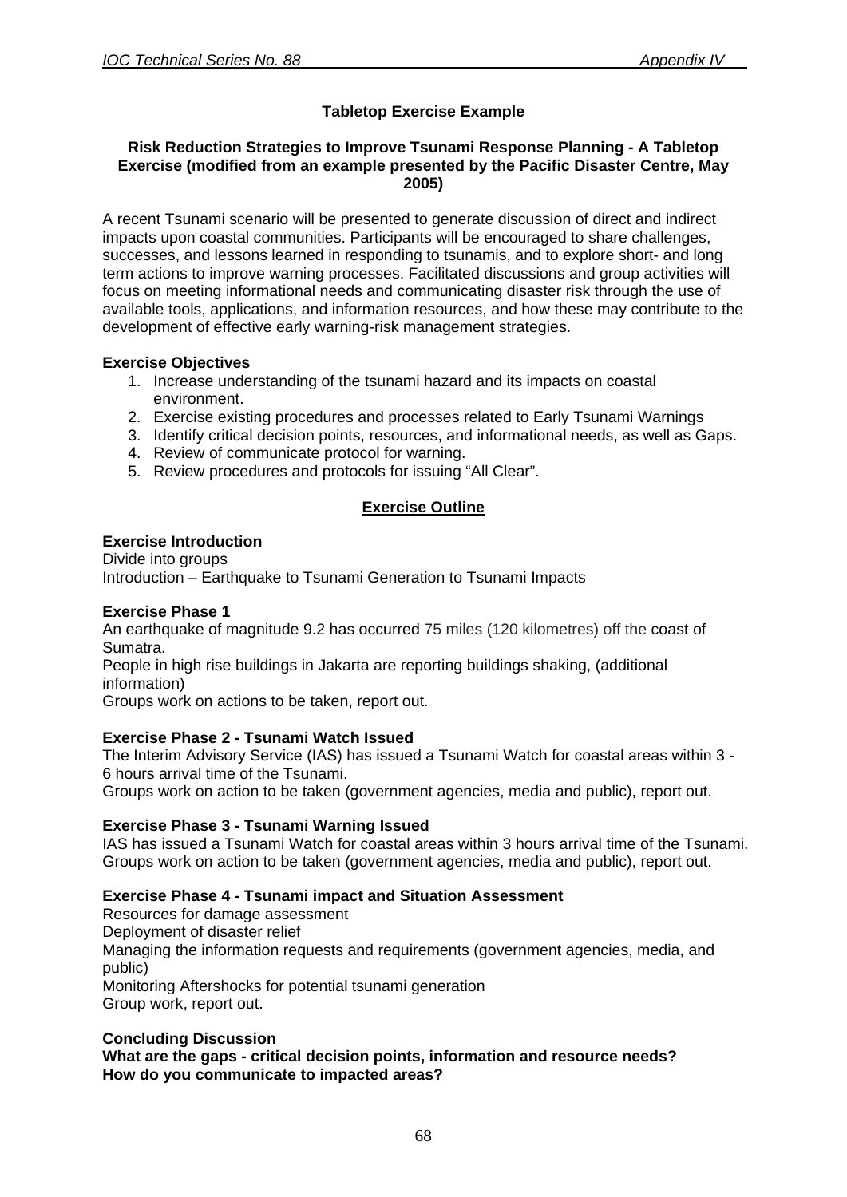## Tabletop Exercise Example

### Risk Reduction Strategies to Improve Tsunami Response Planning - A Tabletop Exercise (modified from an example presented by the Pacific Disaster Centre, May 2005)

A recent Tsunami scenario will be presented to generate discussion of direct and indirect impacts upon coastal communities. Participants will be encouraged to share challenges, successes, and lessons learned in responding to tsunamis, and to explore short- and long term actions to improve warning processes. Facilitated discussions and group activities will focus on meeting informational needs and communicating disaster risk through the use of available tools, applications, and information resources, and how these may contribute to the development of effective early warning-risk management strategies.

**Exercise Objectives**

1. Increase understanding of the tsunami hazard and its impacts on coastal environment.
2. Exercise existing procedures and processes related to Early Tsunami Warnings
3. Identify critical decision points, resources, and informational needs, as well as Gaps.
4. Review of communicate protocol for warning.
5. Review procedures and protocols for issuing "All Clear".

**Exercise Outline**

**Exercise Introduction**

Divide into groups
Introduction – Earthquake to Tsunami Generation to Tsunami Impacts

**Exercise Phase 1**

An earthquake of magnitude 9.2 has occurred 75 miles (120 kilometres) off the coast of Sumatra.
People in high rise buildings in Jakarta are reporting buildings shaking, (additional information)
Groups work on actions to be taken, report out.

**Exercise Phase 2 - Tsunami Watch Issued**

The Interim Advisory Service (IAS) has issued a Tsunami Watch for coastal areas within 3 - 6 hours arrival time of the Tsunami.
Groups work on action to be taken (government agencies, media and public), report out.

**Exercise Phase 3 - Tsunami Warning Issued**

IAS has issued a Tsunami Watch for coastal areas within 3 hours arrival time of the Tsunami.
Groups work on action to be taken (government agencies, media and public), report out.

**Exercise Phase 4 - Tsunami impact and Situation Assessment**

Resources for damage assessment
Deployment of disaster relief
Managing the information requests and requirements (government agencies, media, and public)
Monitoring Aftershocks for potential tsunami generation
Group work, report out.

**Concluding Discussion**

**What are the gaps - critical decision points, information and resource needs?**
**How do you communicate to impacted areas?**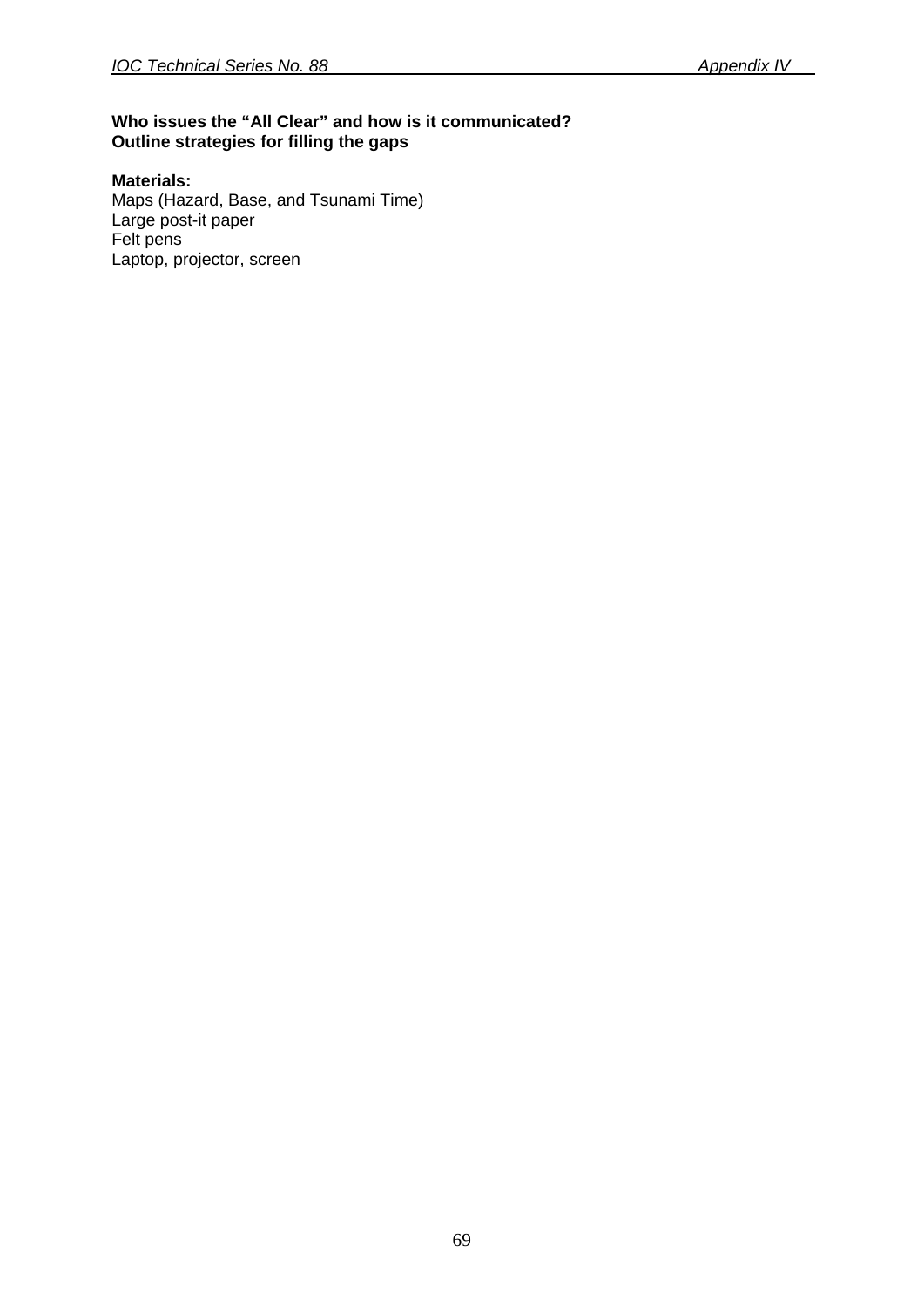**Who issues the "All Clear" and how is it communicated?**
**Outline strategies for filling the gaps**

**Materials:**
Maps (Hazard, Base, and Tsunami Time)
Large post-it paper
Felt pens
Laptop, projector, screen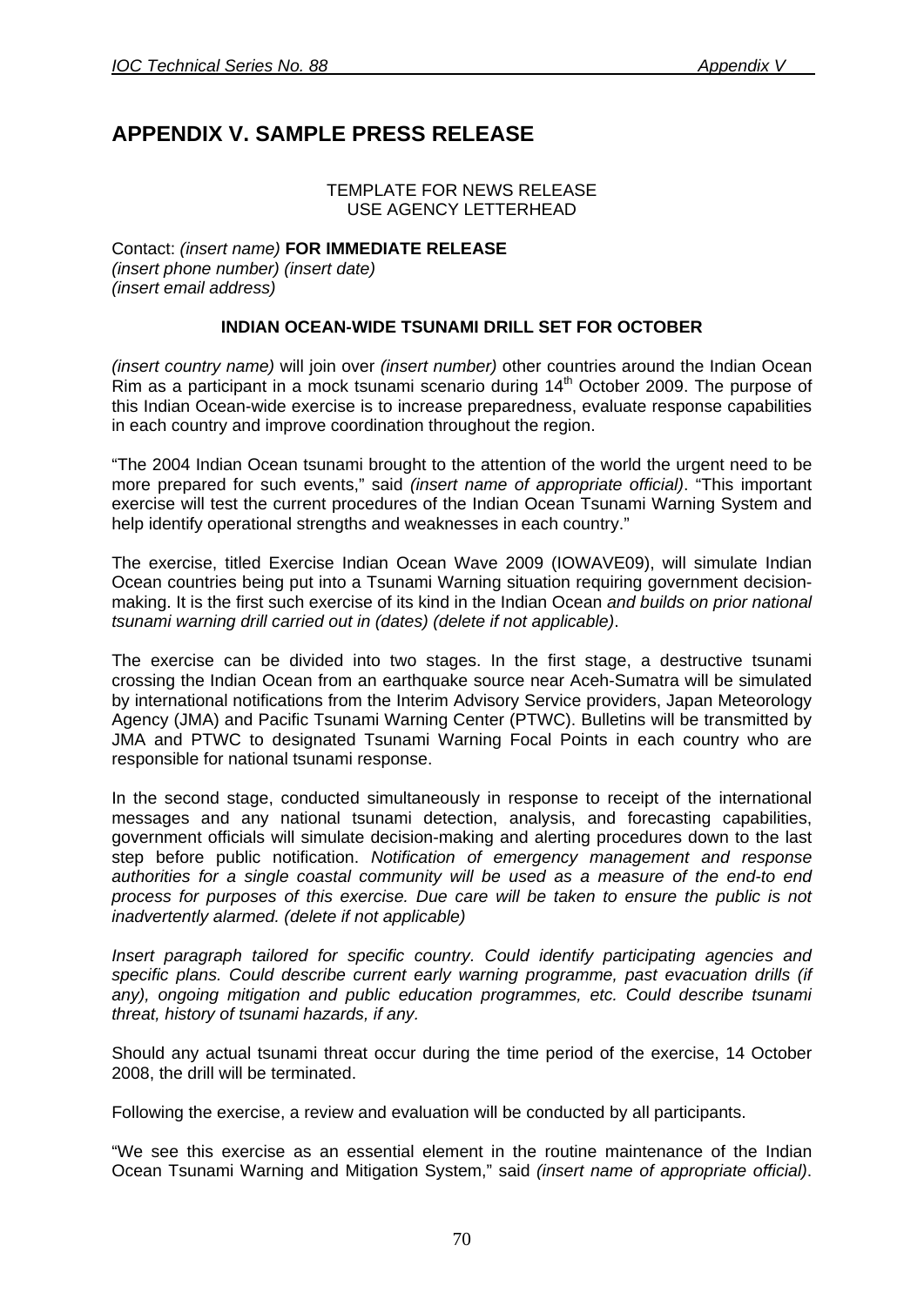# APPENDIX V. SAMPLE PRESS RELEASE

TEMPLATE FOR NEWS RELEASE
USE AGENCY LETTERHEAD

Contact: *(insert name)* **FOR IMMEDIATE RELEASE**
*(insert phone number) (insert date)*
*(insert email address)*

**INDIAN OCEAN-WIDE TSUNAMI DRILL SET FOR OCTOBER**

*(insert country name)* will join over *(insert number)* other countries around the Indian Ocean Rim as a participant in a mock tsunami scenario during 14th October 2009. The purpose of this Indian Ocean-wide exercise is to increase preparedness, evaluate response capabilities in each country and improve coordination throughout the region.

"The 2004 Indian Ocean tsunami brought to the attention of the world the urgent need to be more prepared for such events," said *(insert name of appropriate official)*. "This important exercise will test the current procedures of the Indian Ocean Tsunami Warning System and help identify operational strengths and weaknesses in each country."

The exercise, titled Exercise Indian Ocean Wave 2009 (IOWAVE09), will simulate Indian Ocean countries being put into a Tsunami Warning situation requiring government decision-making. It is the first such exercise of its kind in the Indian Ocean *and builds on prior national tsunami warning drill carried out in (dates) (delete if not applicable)*.

The exercise can be divided into two stages. In the first stage, a destructive tsunami crossing the Indian Ocean from an earthquake source near Aceh-Sumatra will be simulated by international notifications from the Interim Advisory Service providers, Japan Meteorology Agency (JMA) and Pacific Tsunami Warning Center (PTWC). Bulletins will be transmitted by JMA and PTWC to designated Tsunami Warning Focal Points in each country who are responsible for national tsunami response.

In the second stage, conducted simultaneously in response to receipt of the international messages and any national tsunami detection, analysis, and forecasting capabilities, government officials will simulate decision-making and alerting procedures down to the last step before public notification. *Notification of emergency management and response authorities for a single coastal community will be used as a measure of the end-to end process for purposes of this exercise. Due care will be taken to ensure the public is not inadvertently alarmed. (delete if not applicable)*

*Insert paragraph tailored for specific country. Could identify participating agencies and specific plans. Could describe current early warning programme, past evacuation drills (if any), ongoing mitigation and public education programmes, etc. Could describe tsunami threat, history of tsunami hazards, if any.*

Should any actual tsunami threat occur during the time period of the exercise, 14 October 2008, the drill will be terminated.

Following the exercise, a review and evaluation will be conducted by all participants.

"We see this exercise as an essential element in the routine maintenance of the Indian Ocean Tsunami Warning and Mitigation System," said *(insert name of appropriate official)*.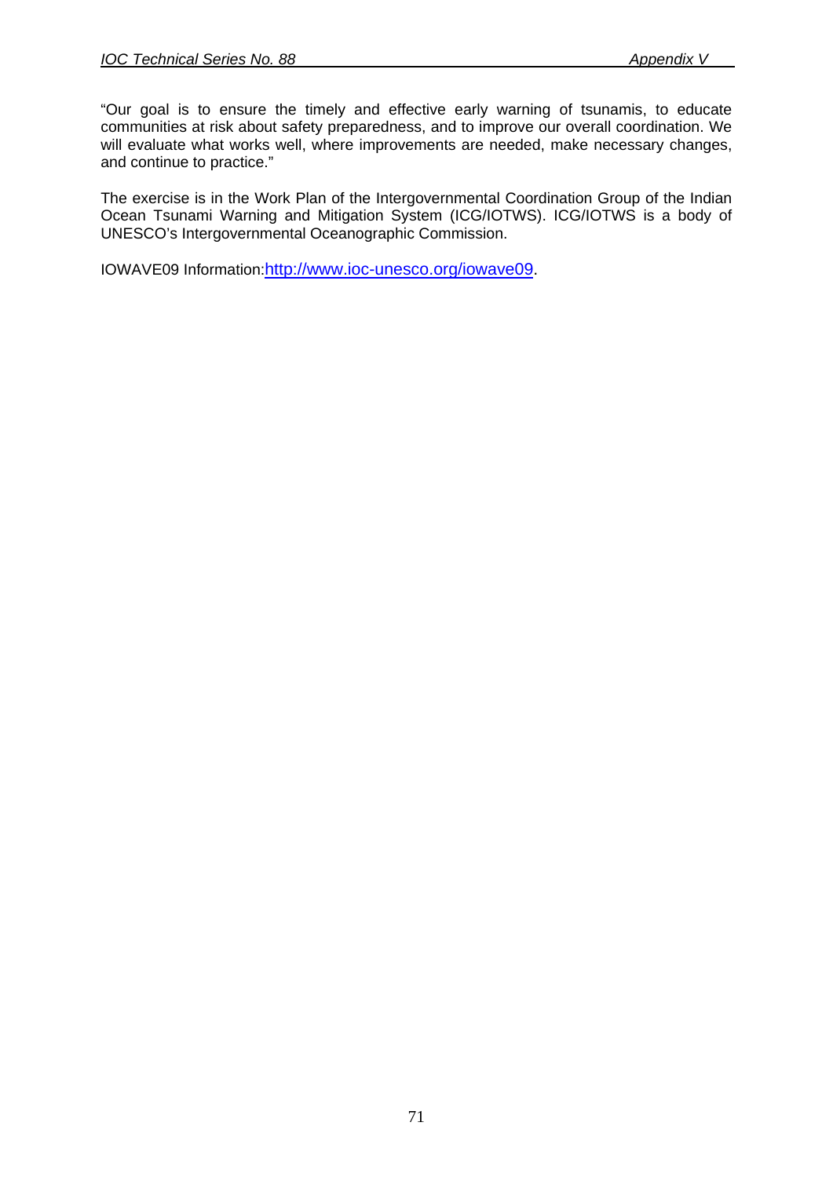"Our goal is to ensure the timely and effective early warning of tsunamis, to educate communities at risk about safety preparedness, and to improve our overall coordination. We will evaluate what works well, where improvements are needed, make necessary changes, and continue to practice."

The exercise is in the Work Plan of the Intergovernmental Coordination Group of the Indian Ocean Tsunami Warning and Mitigation System (ICG/IOTWS). ICG/IOTWS is a body of UNESCO's Intergovernmental Oceanographic Commission.

IOWAVE09 Information:http://www.ioc-unesco.org/iowave09.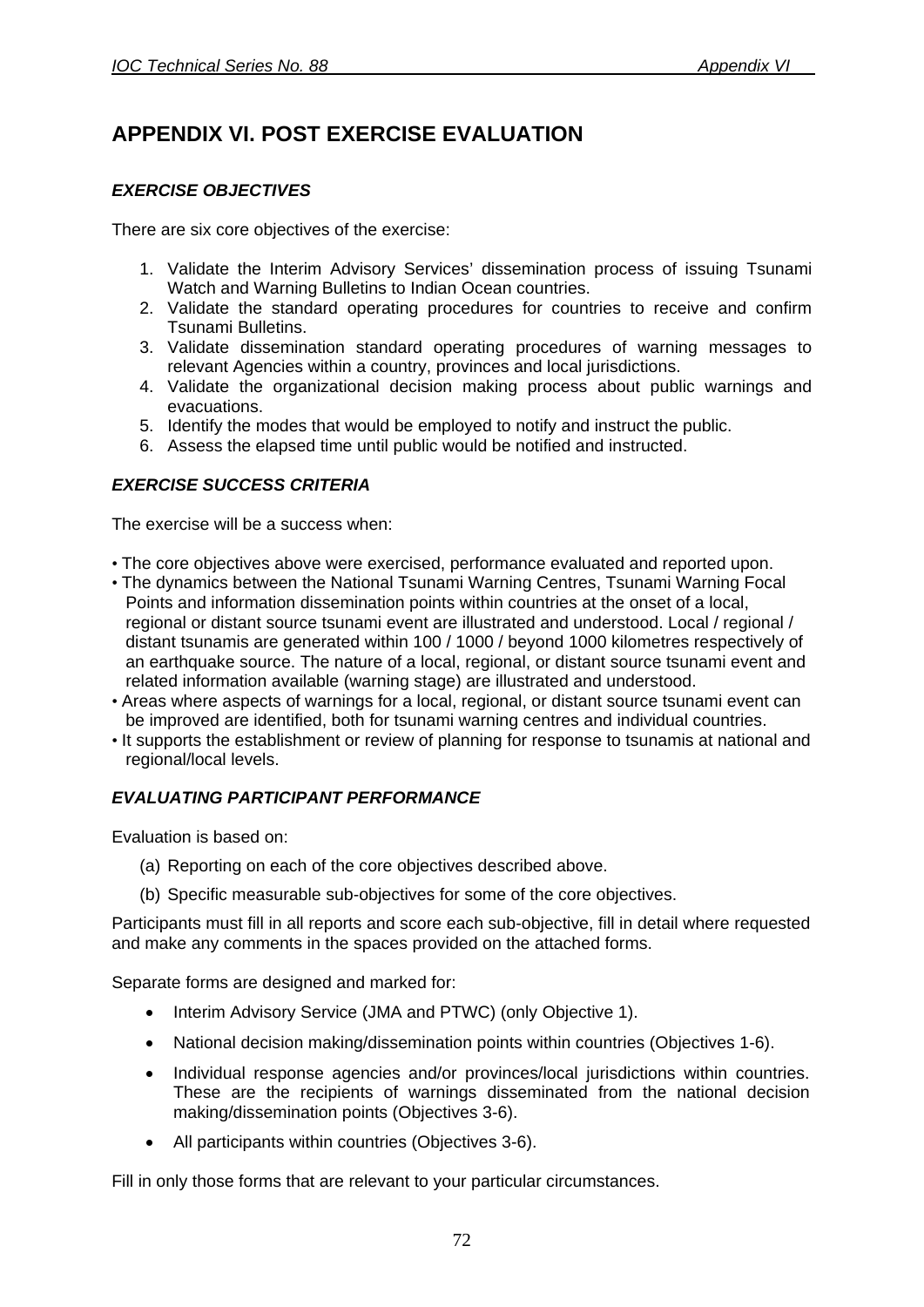# APPENDIX VI. POST EXERCISE EVALUATION

### *EXERCISE OBJECTIVES*

There are six core objectives of the exercise:

1. Validate the Interim Advisory Services' dissemination process of issuing Tsunami Watch and Warning Bulletins to Indian Ocean countries.
2. Validate the standard operating procedures for countries to receive and confirm Tsunami Bulletins.
3. Validate dissemination standard operating procedures of warning messages to relevant Agencies within a country, provinces and local jurisdictions.
4. Validate the organizational decision making process about public warnings and evacuations.
5. Identify the modes that would be employed to notify and instruct the public.
6. Assess the elapsed time until public would be notified and instructed.

### *EXERCISE SUCCESS CRITERIA*

The exercise will be a success when:

- The core objectives above were exercised, performance evaluated and reported upon.
- The dynamics between the National Tsunami Warning Centres, Tsunami Warning Focal Points and information dissemination points within countries at the onset of a local, regional or distant source tsunami event are illustrated and understood. Local / regional / distant tsunamis are generated within 100 / 1000 / beyond 1000 kilometres respectively of an earthquake source. The nature of a local, regional, or distant source tsunami event and related information available (warning stage) are illustrated and understood.
- Areas where aspects of warnings for a local, regional, or distant source tsunami event can be improved are identified, both for tsunami warning centres and individual countries.
- It supports the establishment or review of planning for response to tsunamis at national and regional/local levels.

### *EVALUATING PARTICIPANT PERFORMANCE*

Evaluation is based on:

(a) Reporting on each of the core objectives described above.

(b) Specific measurable sub-objectives for some of the core objectives.

Participants must fill in all reports and score each sub-objective, fill in detail where requested and make any comments in the spaces provided on the attached forms.

Separate forms are designed and marked for:

- Interim Advisory Service (JMA and PTWC) (only Objective 1).
- National decision making/dissemination points within countries (Objectives 1-6).
- Individual response agencies and/or provinces/local jurisdictions within countries. These are the recipients of warnings disseminated from the national decision making/dissemination points (Objectives 3-6).
- All participants within countries (Objectives 3-6).

Fill in only those forms that are relevant to your particular circumstances.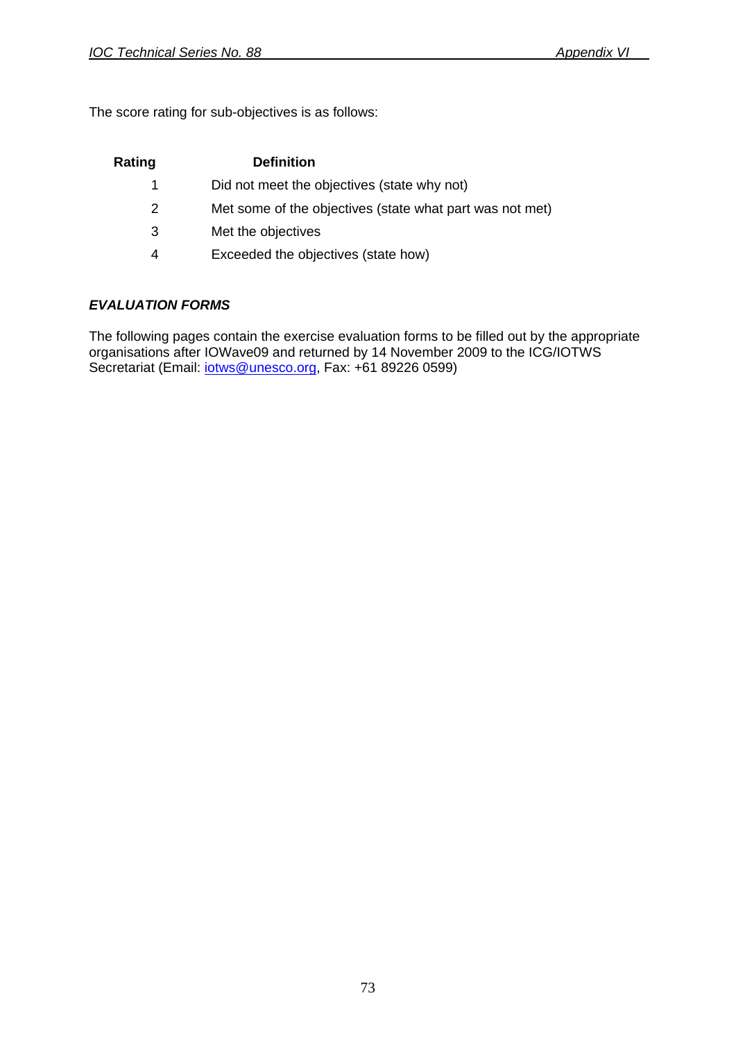The score rating for sub-objectives is as follows:

| Rating | Definition |
|---|---|
| 1 | Did not meet the objectives (state why not) |
| 2 | Met some of the objectives (state what part was not met) |
| 3 | Met the objectives |
| 4 | Exceeded the objectives (state how) |

***EVALUATION FORMS***

The following pages contain the exercise evaluation forms to be filled out by the appropriate organisations after IOWave09 and returned by 14 November 2009 to the ICG/IOTWS Secretariat (Email: iotws@unesco.org, Fax: +61 89226 0599)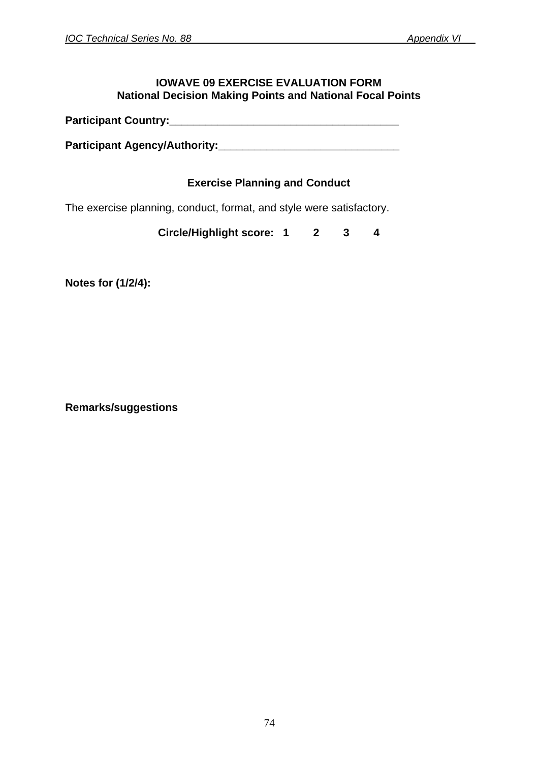**IOWAVE 09 EXERCISE EVALUATION FORM**
**National Decision Making Points and National Focal Points**

**Participant Country:**______________________________________

**Participant Agency/Authority:**______________________________

**Exercise Planning and Conduct**

The exercise planning, conduct, format, and style were satisfactory.

**Circle/Highlight score: 1 2 3 4**

**Notes for (1/2/4):**

**Remarks/suggestions**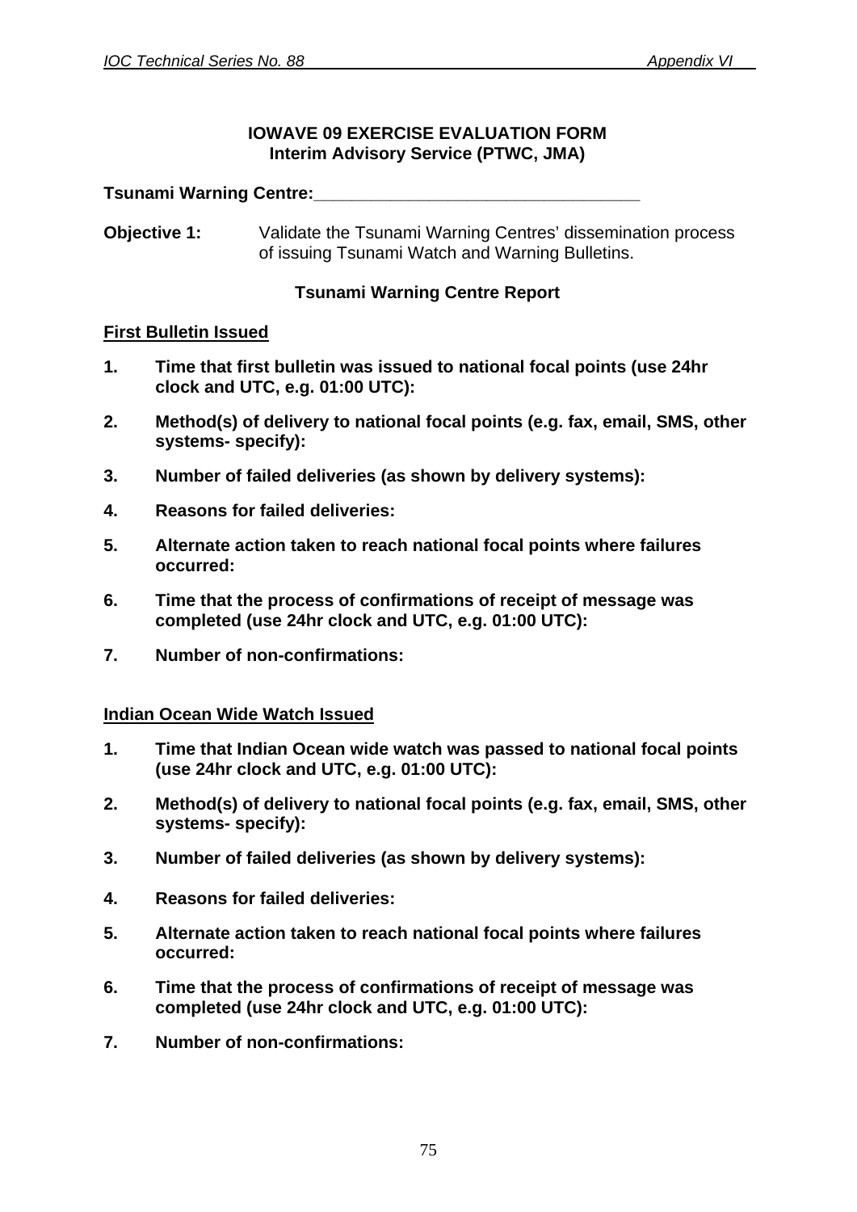**IOWAVE 09 EXERCISE EVALUATION FORM**
**Interim Advisory Service (PTWC, JMA)**

**Tsunami Warning Centre:**___________________________________

**Objective 1:** Validate the Tsunami Warning Centres' dissemination process of issuing Tsunami Watch and Warning Bulletins.

**Tsunami Warning Centre Report**

**First Bulletin Issued**

1. **Time that first bulletin was issued to national focal points (use 24hr clock and UTC, e.g. 01:00 UTC):**
2. **Method(s) of delivery to national focal points (e.g. fax, email, SMS, other systems- specify):**
3. **Number of failed deliveries (as shown by delivery systems):**
4. **Reasons for failed deliveries:**
5. **Alternate action taken to reach national focal points where failures occurred:**
6. **Time that the process of confirmations of receipt of message was completed (use 24hr clock and UTC, e.g. 01:00 UTC):**
7. **Number of non-confirmations:**

**Indian Ocean Wide Watch Issued**

1. **Time that Indian Ocean wide watch was passed to national focal points (use 24hr clock and UTC, e.g. 01:00 UTC):**
2. **Method(s) of delivery to national focal points (e.g. fax, email, SMS, other systems- specify):**
3. **Number of failed deliveries (as shown by delivery systems):**
4. **Reasons for failed deliveries:**
5. **Alternate action taken to reach national focal points where failures occurred:**
6. **Time that the process of confirmations of receipt of message was completed (use 24hr clock and UTC, e.g. 01:00 UTC):**
7. **Number of non-confirmations:**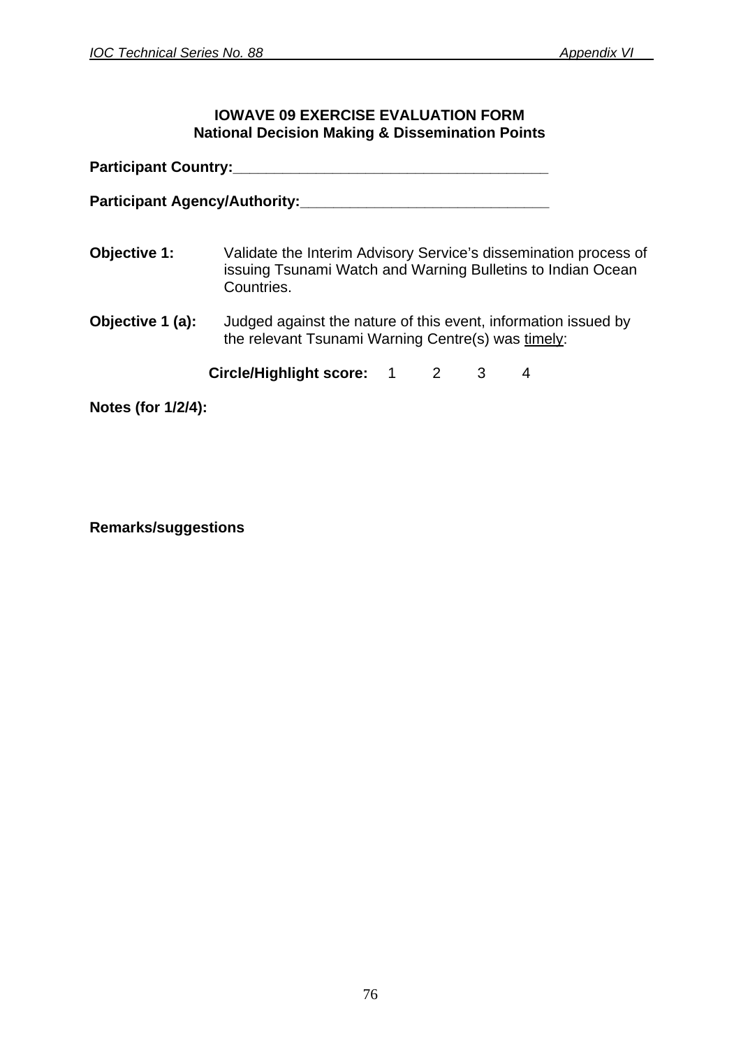**IOWAVE 09 EXERCISE EVALUATION FORM**
**National Decision Making & Dissemination Points**

**Participant Country:**_____________________________________

**Participant Agency/Authority:**_____________________________

**Objective 1:** Validate the Interim Advisory Service's dissemination process of issuing Tsunami Watch and Warning Bulletins to Indian Ocean Countries.

**Objective 1 (a):** Judged against the nature of this event, information issued by the relevant Tsunami Warning Centre(s) was <u>timely</u>:

**Circle/Highlight score:** 1 2 3 4

**Notes (for 1/2/4):**

**Remarks/suggestions**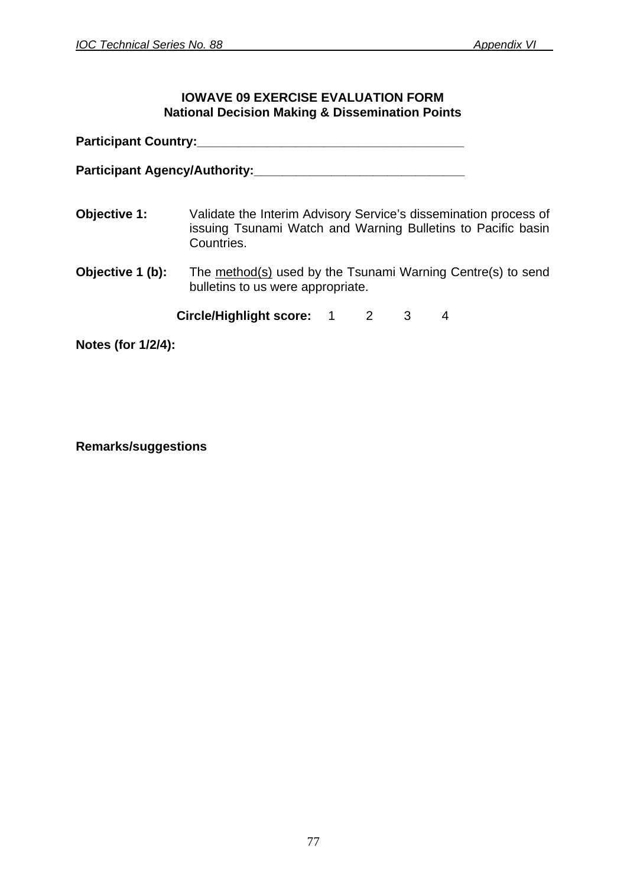**IOWAVE 09 EXERCISE EVALUATION FORM**
**National Decision Making & Dissemination Points**

**Participant Country:**_____________________________________

**Participant Agency/Authority:**_____________________________

**Objective 1:** Validate the Interim Advisory Service's dissemination process of issuing Tsunami Watch and Warning Bulletins to Pacific basin Countries.

**Objective 1 (b):** The method(s) used by the Tsunami Warning Centre(s) to send bulletins to us were appropriate.

**Circle/Highlight score:** 1 2 3 4

**Notes (for 1/2/4):**

**Remarks/suggestions**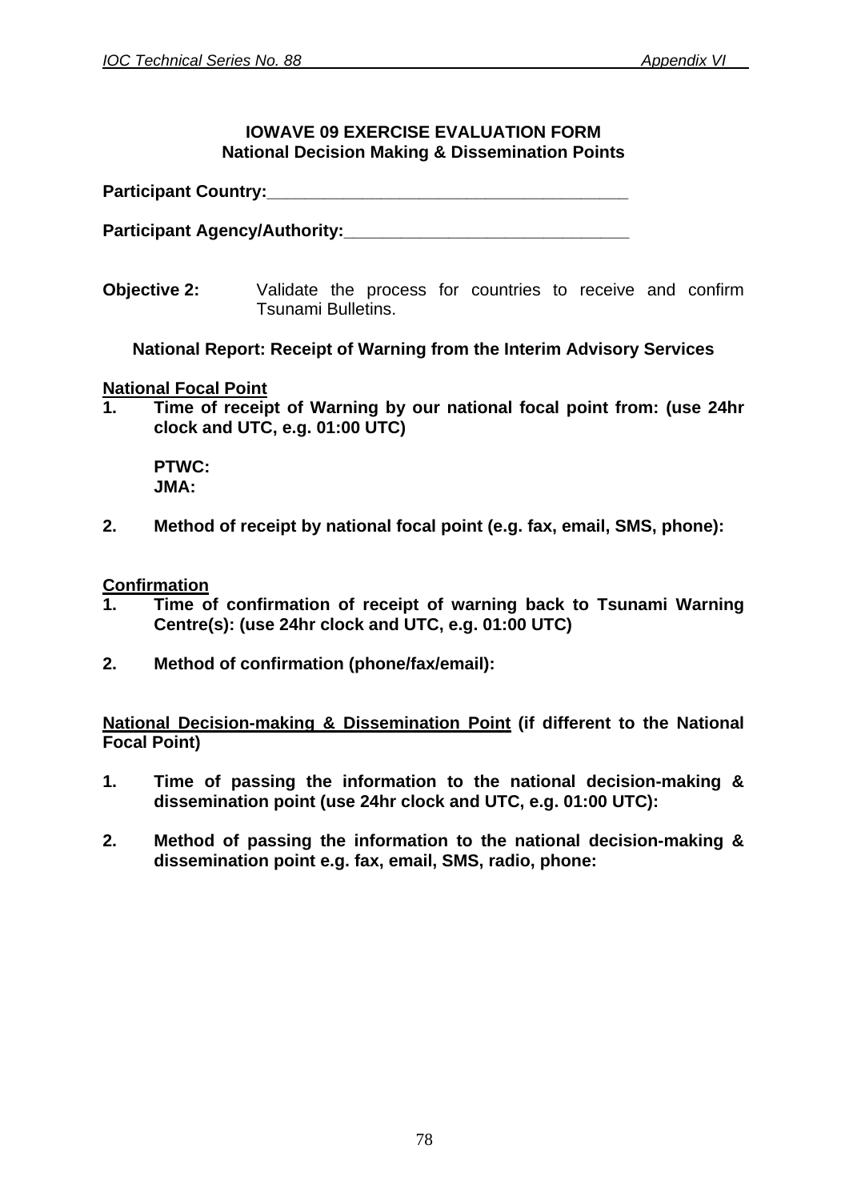**IOWAVE 09 EXERCISE EVALUATION FORM**
**National Decision Making & Dissemination Points**

**Participant Country:**______________________________________

**Participant Agency/Authority:**______________________________

**Objective 2:** Validate the process for countries to receive and confirm Tsunami Bulletins.

**National Report: Receipt of Warning from the Interim Advisory Services**

**<u>National Focal Point</u>**

1. **Time of receipt of Warning by our national focal point from: (use 24hr clock and UTC, e.g. 01:00 UTC)**

   **PTWC:**
   **JMA:**

2. **Method of receipt by national focal point (e.g. fax, email, SMS, phone):**

**<u>Confirmation</u>**

1. **Time of confirmation of receipt of warning back to Tsunami Warning Centre(s): (use 24hr clock and UTC, e.g. 01:00 UTC)**

2. **Method of confirmation (phone/fax/email):**

**<u>National Decision-making & Dissemination Point</u> (if different to the National Focal Point)**

1. **Time of passing the information to the national decision-making & dissemination point (use 24hr clock and UTC, e.g. 01:00 UTC):**

2. **Method of passing the information to the national decision-making & dissemination point e.g. fax, email, SMS, radio, phone:**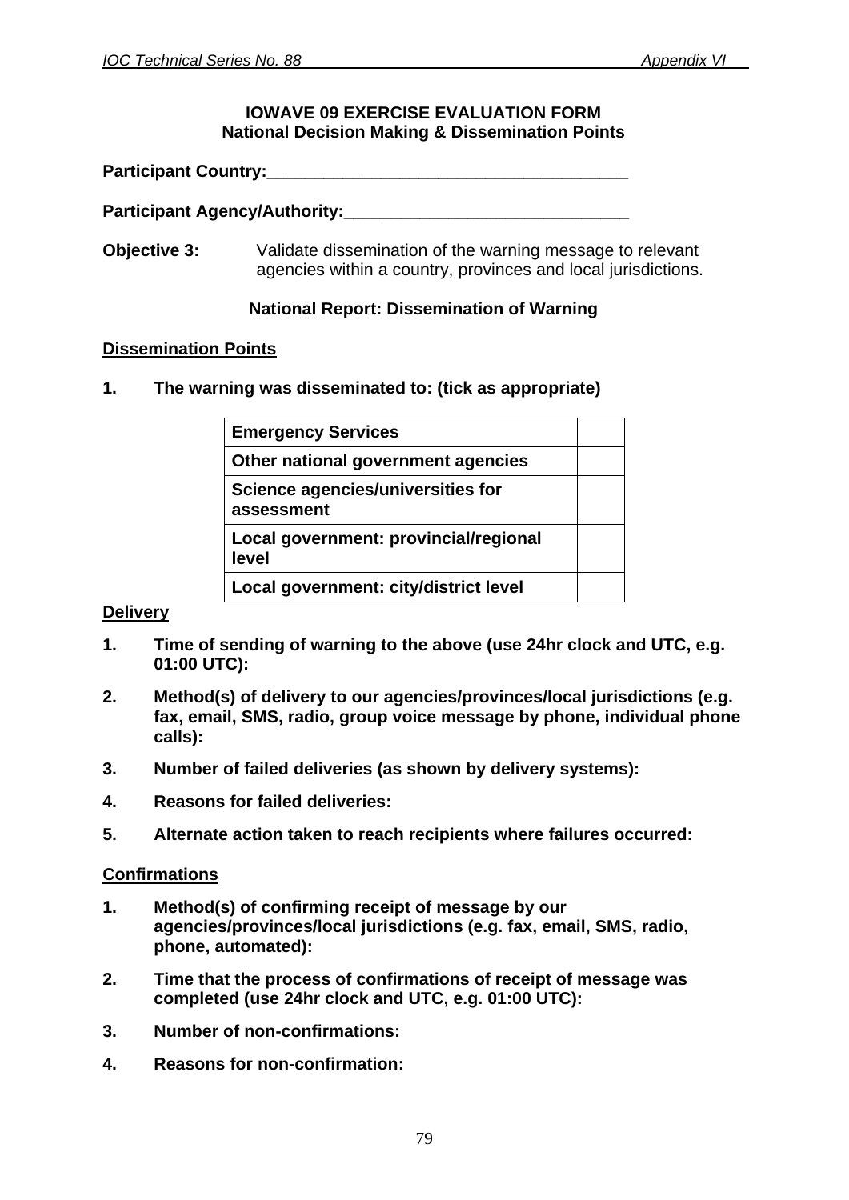**IOWAVE 09 EXERCISE EVALUATION FORM**
**National Decision Making & Dissemination Points**

**Participant Country:**______________________________________

**Participant Agency/Authority:**______________________________

**Objective 3:** Validate dissemination of the warning message to relevant agencies within a country, provinces and local jurisdictions.

**National Report: Dissemination of Warning**

**Dissemination Points**

**1. The warning was disseminated to: (tick as appropriate)**

| | |
|---|---|
| **Emergency Services** | |
| **Other national government agencies** | |
| **Science agencies/universities for assessment** | |
| **Local government: provincial/regional level** | |
| **Local government: city/district level** | |

**Delivery**

**1. Time of sending of warning to the above (use 24hr clock and UTC, e.g. 01:00 UTC):**

**2. Method(s) of delivery to our agencies/provinces/local jurisdictions (e.g. fax, email, SMS, radio, group voice message by phone, individual phone calls):**

**3. Number of failed deliveries (as shown by delivery systems):**

**4. Reasons for failed deliveries:**

**5. Alternate action taken to reach recipients where failures occurred:**

**Confirmations**

**1. Method(s) of confirming receipt of message by our agencies/provinces/local jurisdictions (e.g. fax, email, SMS, radio, phone, automated):**

**2. Time that the process of confirmations of receipt of message was completed (use 24hr clock and UTC, e.g. 01:00 UTC):**

**3. Number of non-confirmations:**

**4. Reasons for non-confirmation:**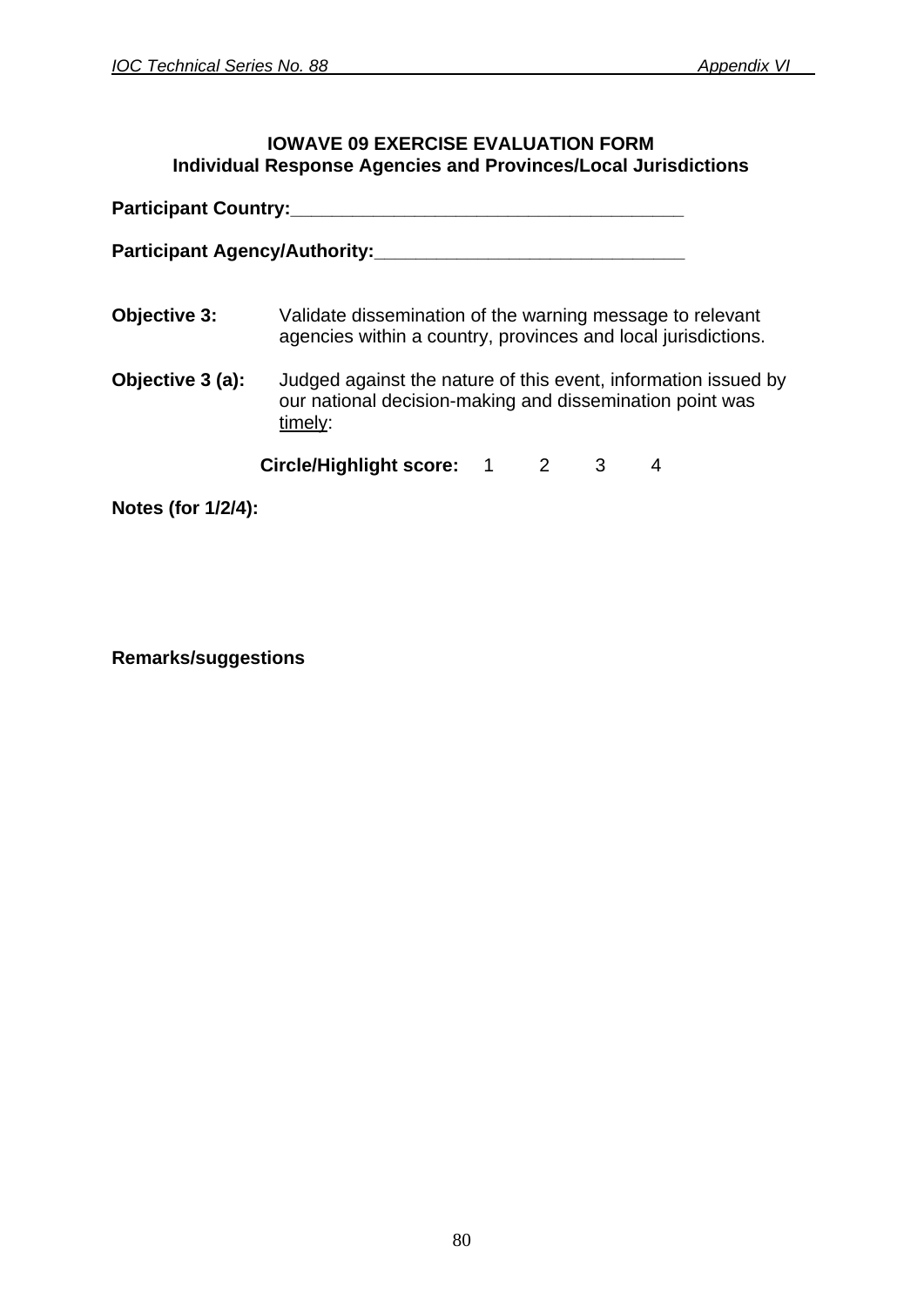**IOWAVE 09 EXERCISE EVALUATION FORM**
**Individual Response Agencies and Provinces/Local Jurisdictions**

**Participant Country:**______________________________________

**Participant Agency/Authority:**______________________________

**Objective 3:** Validate dissemination of the warning message to relevant agencies within a country, provinces and local jurisdictions.

**Objective 3 (a):** Judged against the nature of this event, information issued by our national decision-making and dissemination point was timely:

**Circle/Highlight score:** 1 2 3 4

**Notes (for 1/2/4):**

**Remarks/suggestions**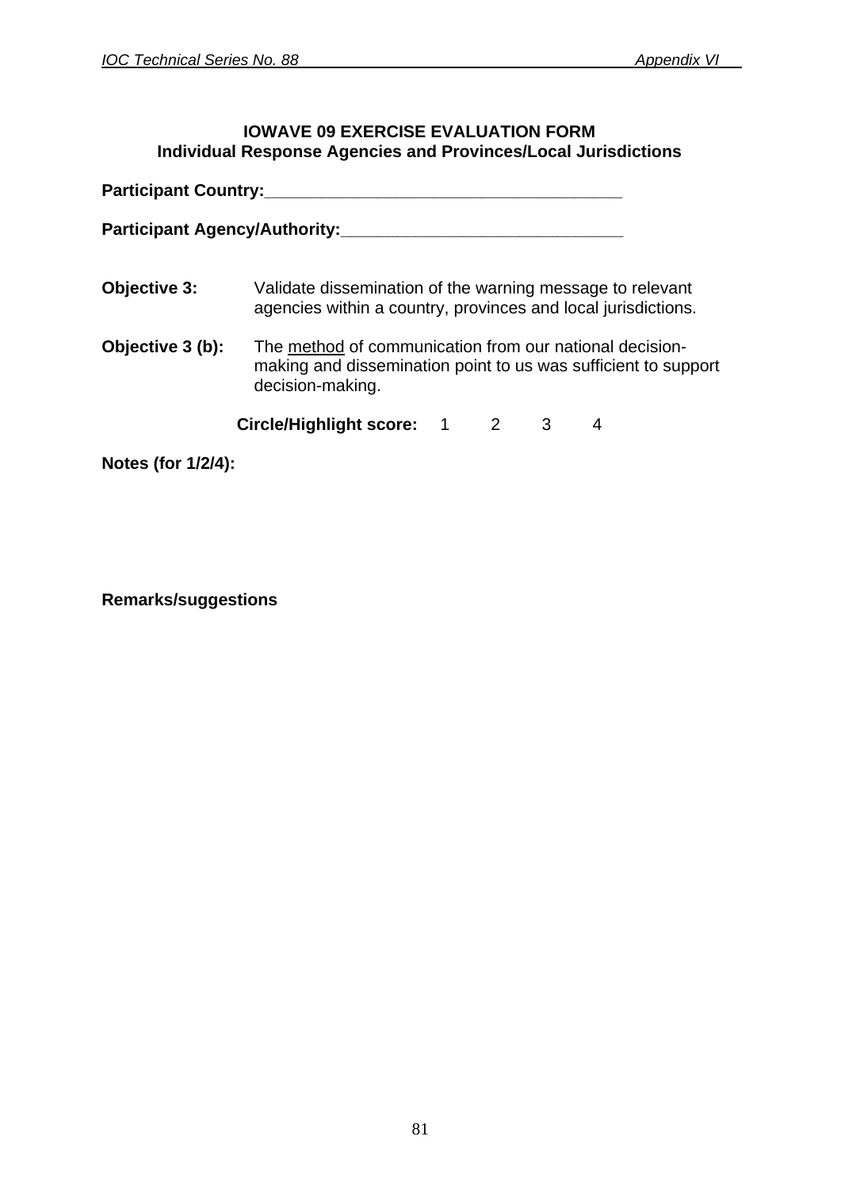## IOWAVE 09 EXERCISE EVALUATION FORM
### Individual Response Agencies and Provinces/Local Jurisdictions

**Participant Country:**_____________________________________

**Participant Agency/Authority:**_____________________________

**Objective 3:** Validate dissemination of the warning message to relevant agencies within a country, provinces and local jurisdictions.

**Objective 3 (b):** The method of communication from our national decision-making and dissemination point to us was sufficient to support decision-making.

**Circle/Highlight score:** 1 2 3 4

**Notes (for 1/2/4):**

**Remarks/suggestions**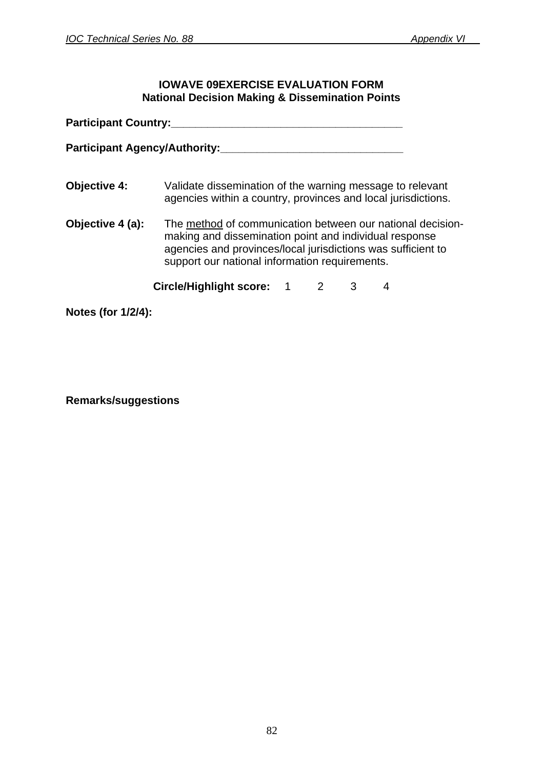**IOWAVE 09EXERCISE EVALUATION FORM**
**National Decision Making & Dissemination Points**

**Participant Country:**_______________________________________

**Participant Agency/Authority:**_______________________________

**Objective 4:** Validate dissemination of the warning message to relevant agencies within a country, provinces and local jurisdictions.

**Objective 4 (a):** The method of communication between our national decision-making and dissemination point and individual response agencies and provinces/local jurisdictions was sufficient to support our national information requirements.

**Circle/Highlight score:** 1 2 3 4

**Notes (for 1/2/4):**

**Remarks/suggestions**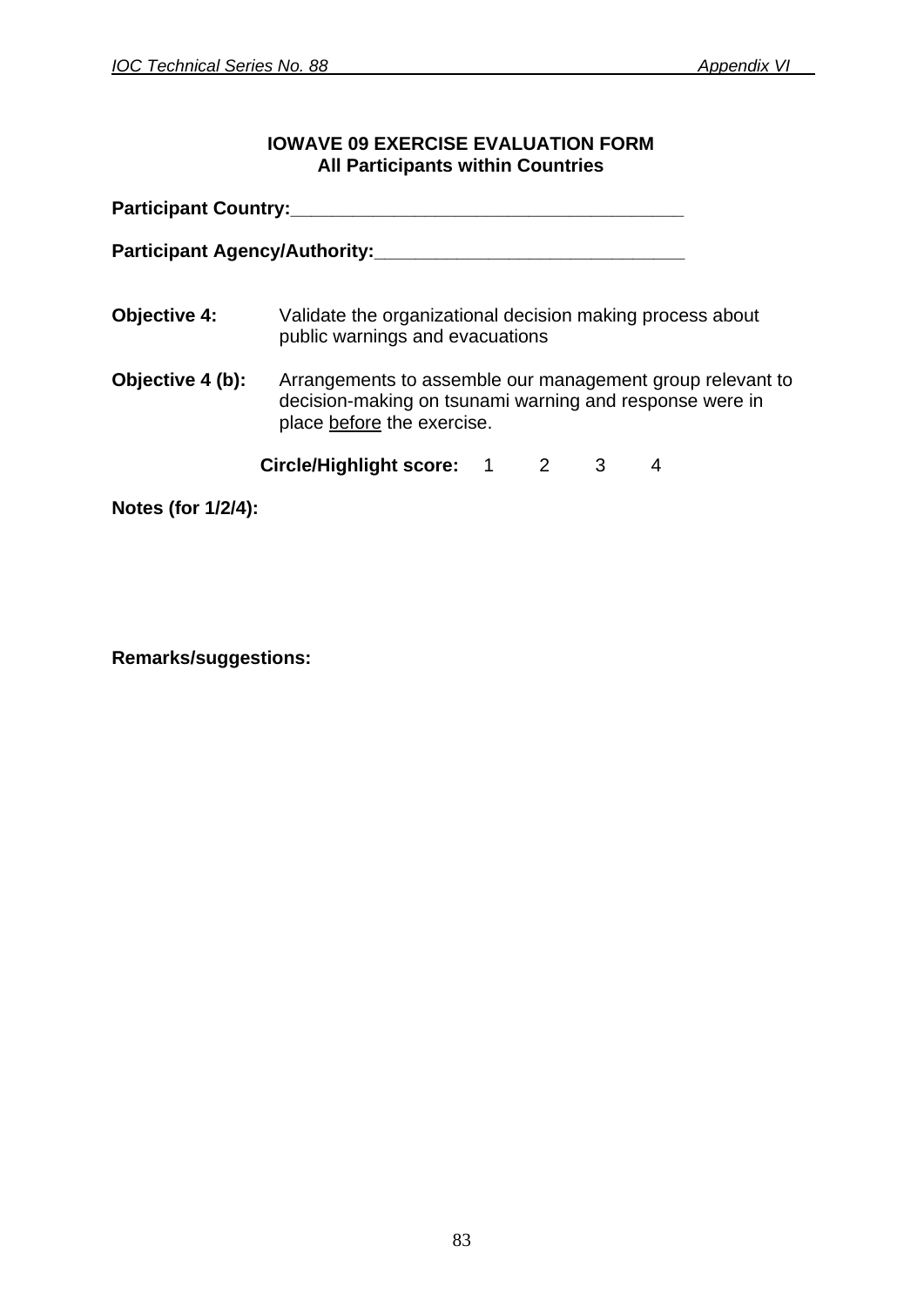**IOWAVE 09 EXERCISE EVALUATION FORM**
**All Participants within Countries**

**Participant Country:**______________________________________

**Participant Agency/Authority:**______________________________

**Objective 4:** Validate the organizational decision making process about public warnings and evacuations

**Objective 4 (b):** Arrangements to assemble our management group relevant to decision-making on tsunami warning and response were in place before the exercise.

**Circle/Highlight score:** 1 2 3 4

**Notes (for 1/2/4):**

**Remarks/suggestions:**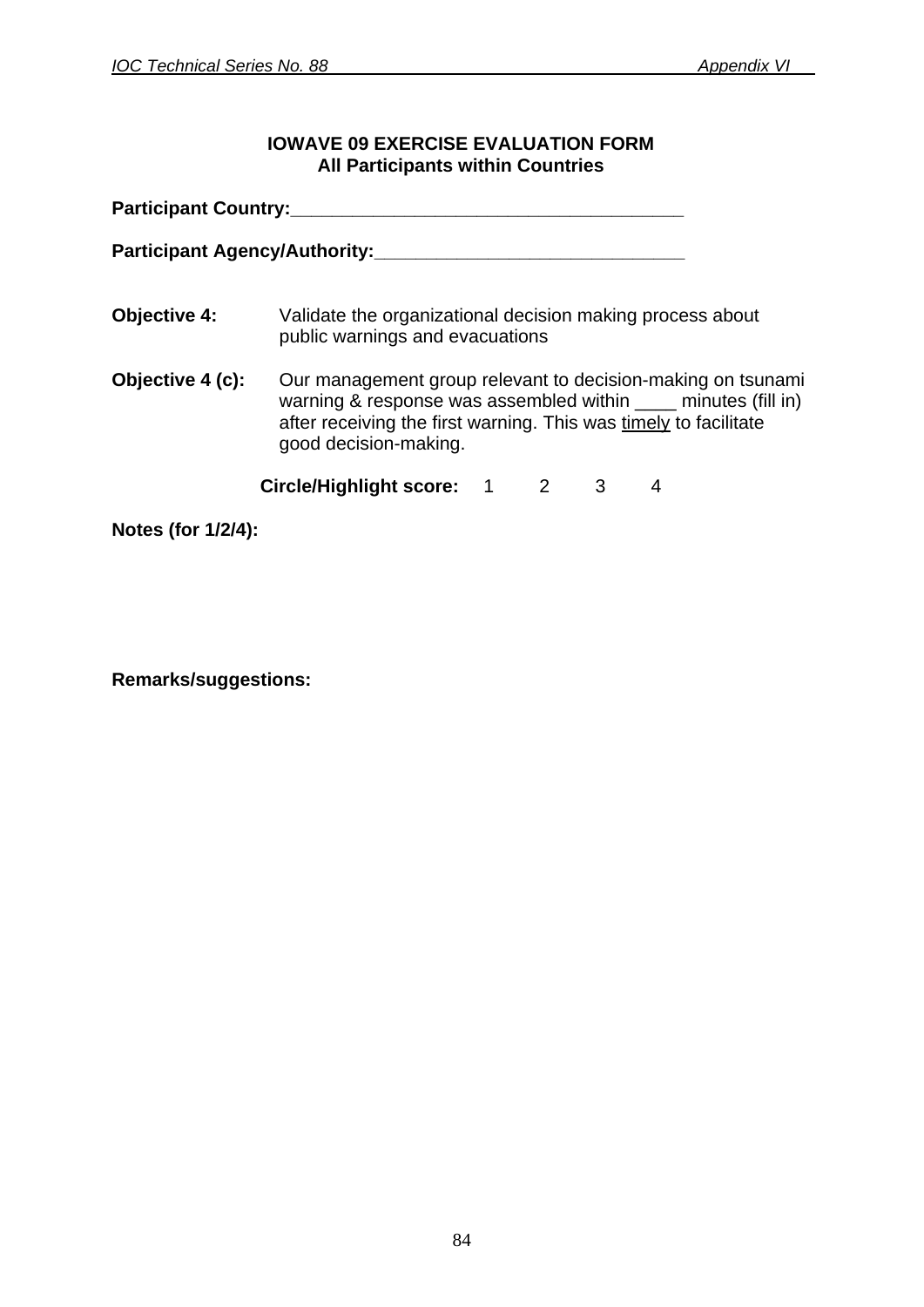## IOWAVE 09 EXERCISE EVALUATION FORM
### All Participants within Countries

**Participant Country:**_______________________________________

**Participant Agency/Authority:**______________________________

**Objective 4:** Validate the organizational decision making process about public warnings and evacuations

**Objective 4 (c):** Our management group relevant to decision-making on tsunami warning & response was assembled within ____ minutes (fill in) after receiving the first warning. This was <u>timely</u> to facilitate good decision-making.

**Circle/Highlight score:** 1 2 3 4

**Notes (for 1/2/4):**

**Remarks/suggestions:**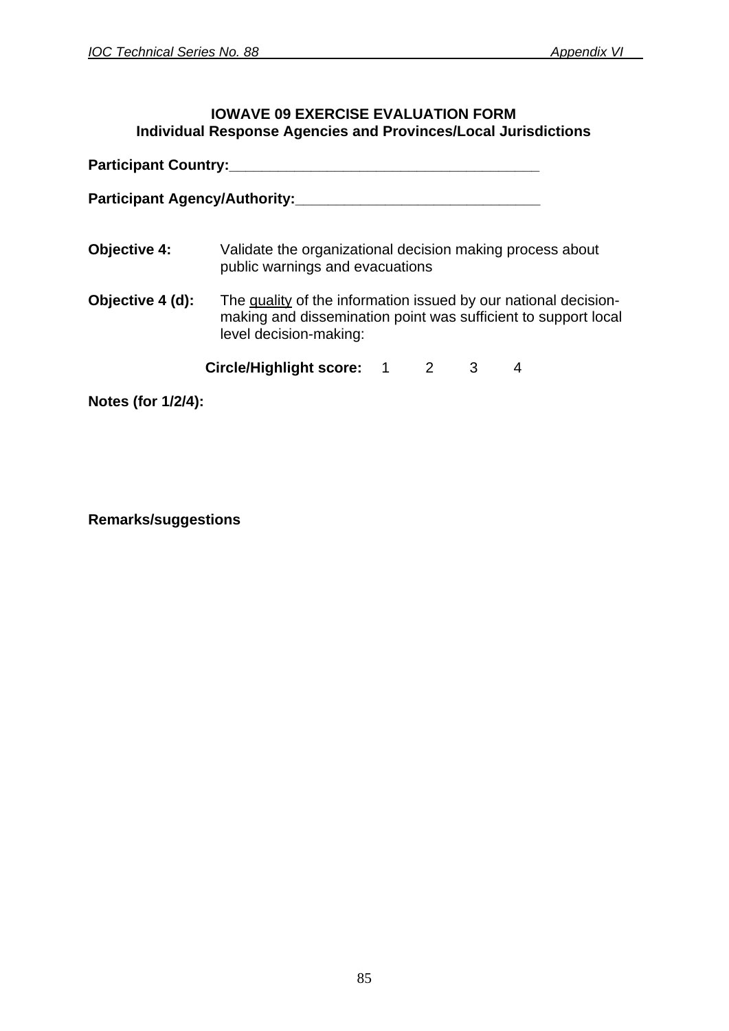**IOWAVE 09 EXERCISE EVALUATION FORM**
**Individual Response Agencies and Provinces/Local Jurisdictions**

**Participant Country:**______________________________________

**Participant Agency/Authority:**______________________________

**Objective 4:** Validate the organizational decision making process about public warnings and evacuations

**Objective 4 (d):** The <u>quality</u> of the information issued by our national decision-making and dissemination point was sufficient to support local level decision-making:

**Circle/Highlight score:** 1 2 3 4

**Notes (for 1/2/4):**

**Remarks/suggestions**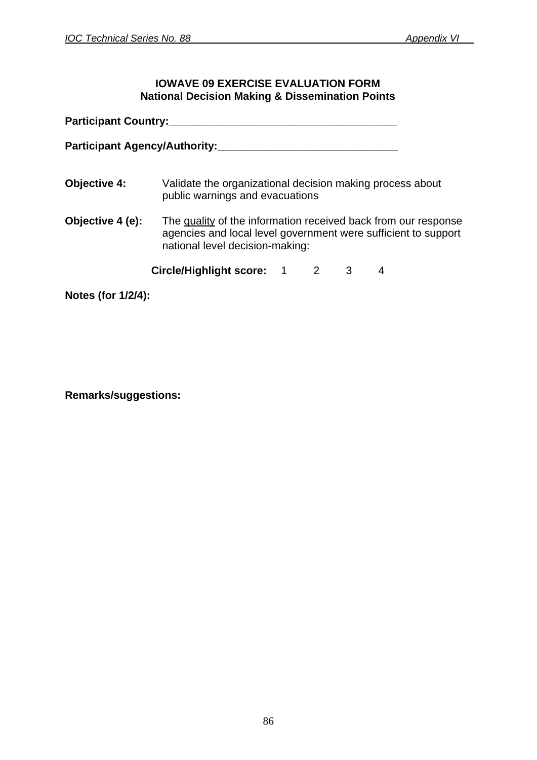**IOWAVE 09 EXERCISE EVALUATION FORM**
**National Decision Making & Dissemination Points**

**Participant Country:**______________________________________

**Participant Agency/Authority:**______________________________

**Objective 4:** Validate the organizational decision making process about public warnings and evacuations

**Objective 4 (e):** The <u>quality</u> of the information received back from our response agencies and local level government were sufficient to support national level decision-making:

**Circle/Highlight score:** 1 2 3 4

**Notes (for 1/2/4):**

**Remarks/suggestions:**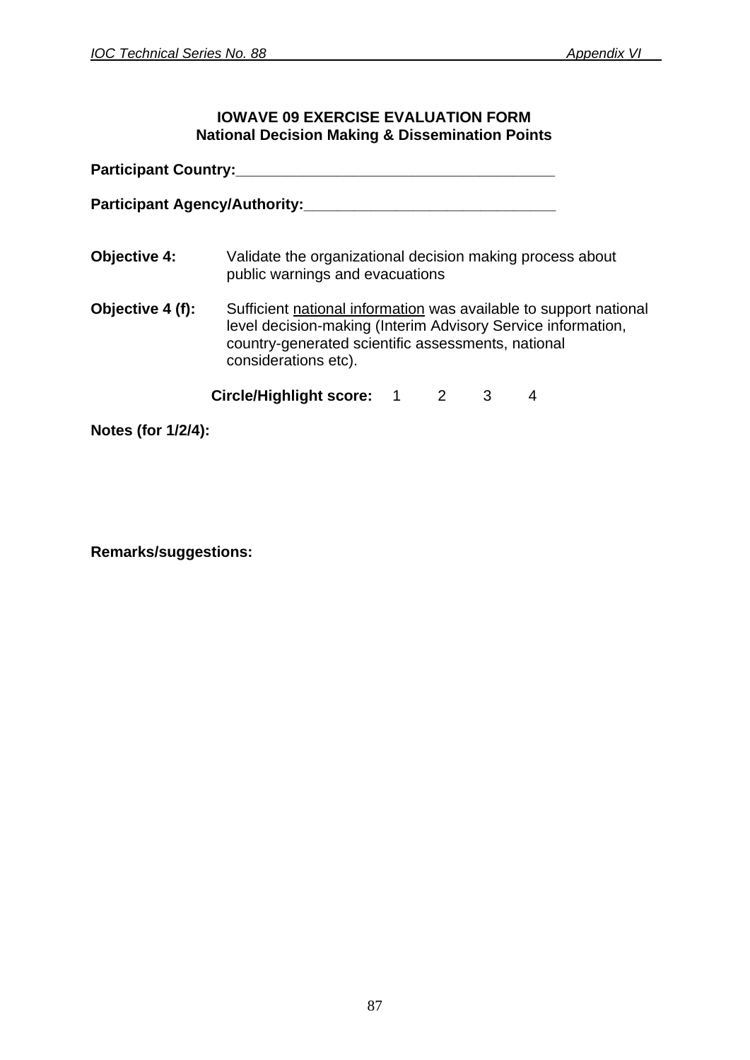**IOWAVE 09 EXERCISE EVALUATION FORM**
**National Decision Making & Dissemination Points**

**Participant Country:**______________________________________

**Participant Agency/Authority:**______________________________

**Objective 4:** Validate the organizational decision making process about public warnings and evacuations

**Objective 4 (f):** Sufficient national information was available to support national level decision-making (Interim Advisory Service information, country-generated scientific assessments, national considerations etc).

**Circle/Highlight score:** 1 2 3 4

**Notes (for 1/2/4):**

**Remarks/suggestions:**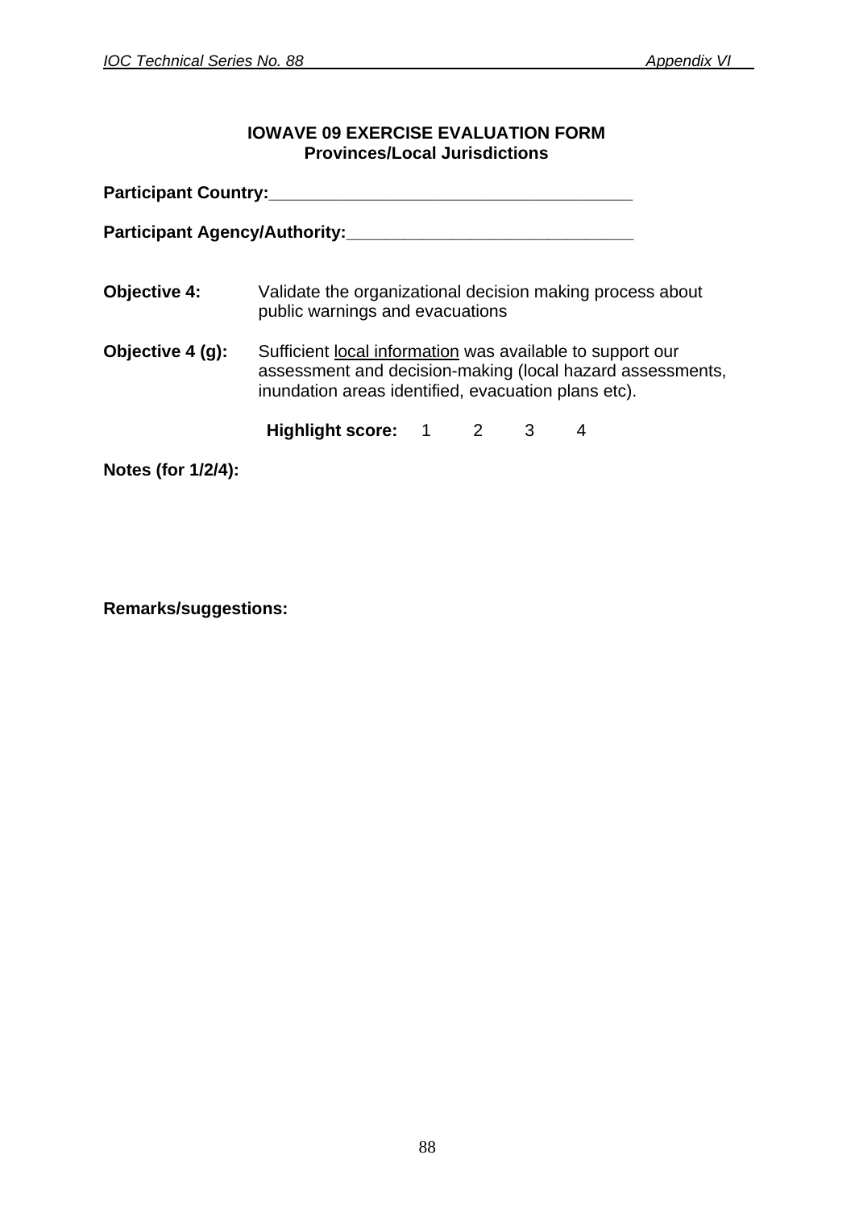**IOWAVE 09 EXERCISE EVALUATION FORM**
**Provinces/Local Jurisdictions**

**Participant Country:**______________________________________

**Participant Agency/Authority:**______________________________

**Objective 4:** Validate the organizational decision making process about public warnings and evacuations

**Objective 4 (g):** Sufficient <u>local information</u> was available to support our assessment and decision-making (local hazard assessments, inundation areas identified, evacuation plans etc).

**Highlight score:** 1 2 3 4

**Notes (for 1/2/4):**

**Remarks/suggestions:**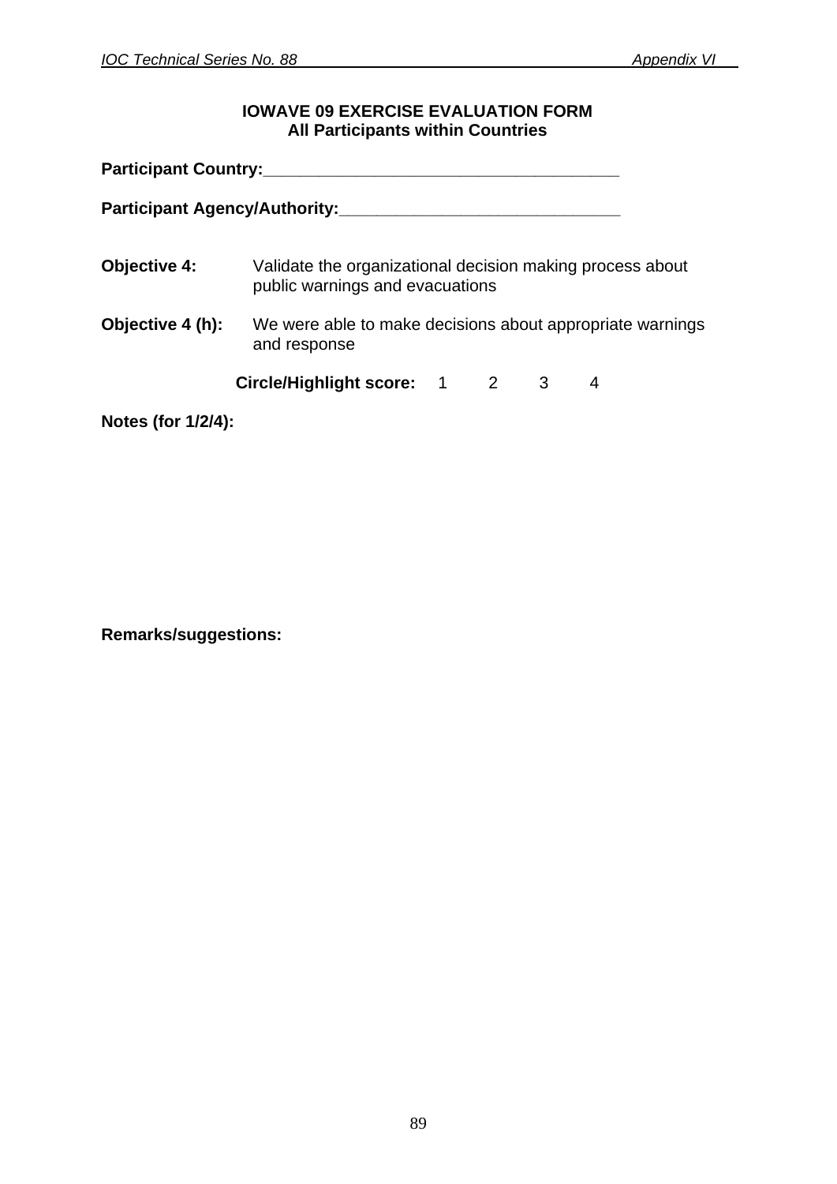**IOWAVE 09 EXERCISE EVALUATION FORM**
**All Participants within Countries**

**Participant Country:**_______________________________________

**Participant Agency/Authority:**______________________________

**Objective 4:** Validate the organizational decision making process about public warnings and evacuations

**Objective 4 (h):** We were able to make decisions about appropriate warnings and response

**Circle/Highlight score:** 1 2 3 4

**Notes (for 1/2/4):**

**Remarks/suggestions:**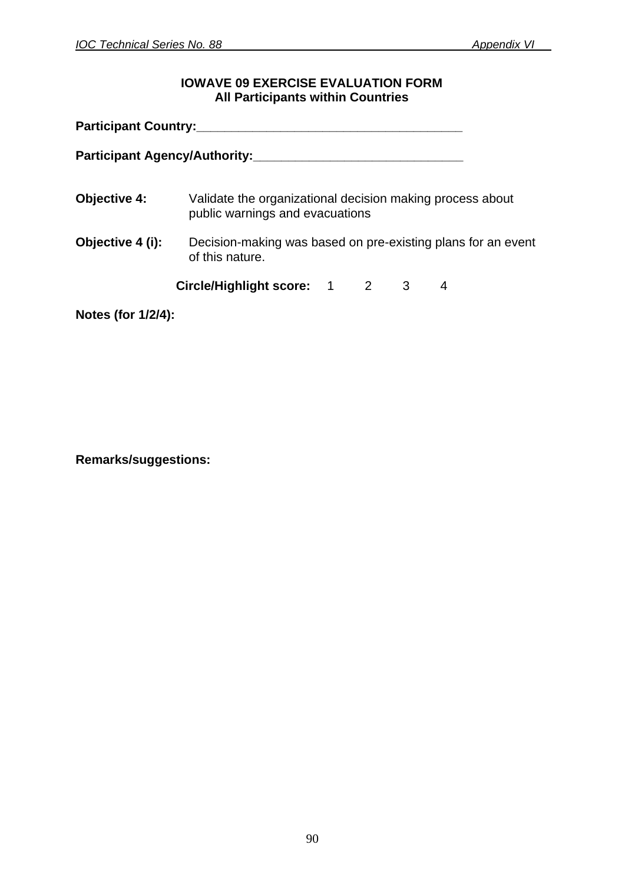**IOWAVE 09 EXERCISE EVALUATION FORM**
**All Participants within Countries**

**Participant Country:**_______________________________________

**Participant Agency/Authority:**______________________________

**Objective 4:** Validate the organizational decision making process about public warnings and evacuations

**Objective 4 (i):** Decision-making was based on pre-existing plans for an event of this nature.

**Circle/Highlight score:** 1 2 3 4

**Notes (for 1/2/4):**

**Remarks/suggestions:**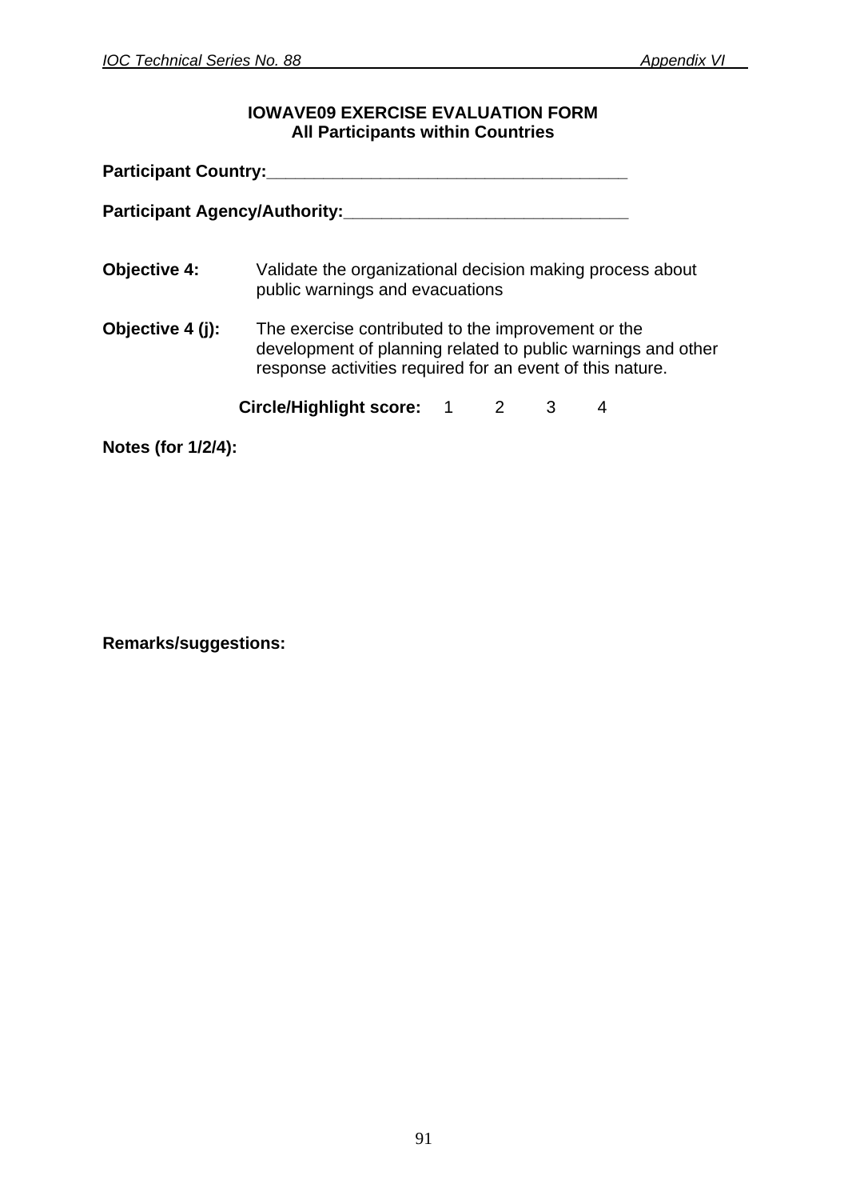**IOWAVE09 EXERCISE EVALUATION FORM**
**All Participants within Countries**

**Participant Country:**_______________________________________

**Participant Agency/Authority:**_______________________________

**Objective 4:** Validate the organizational decision making process about public warnings and evacuations

**Objective 4 (j):** The exercise contributed to the improvement or the development of planning related to public warnings and other response activities required for an event of this nature.

**Circle/Highlight score:** 1 2 3 4

**Notes (for 1/2/4):**

**Remarks/suggestions:**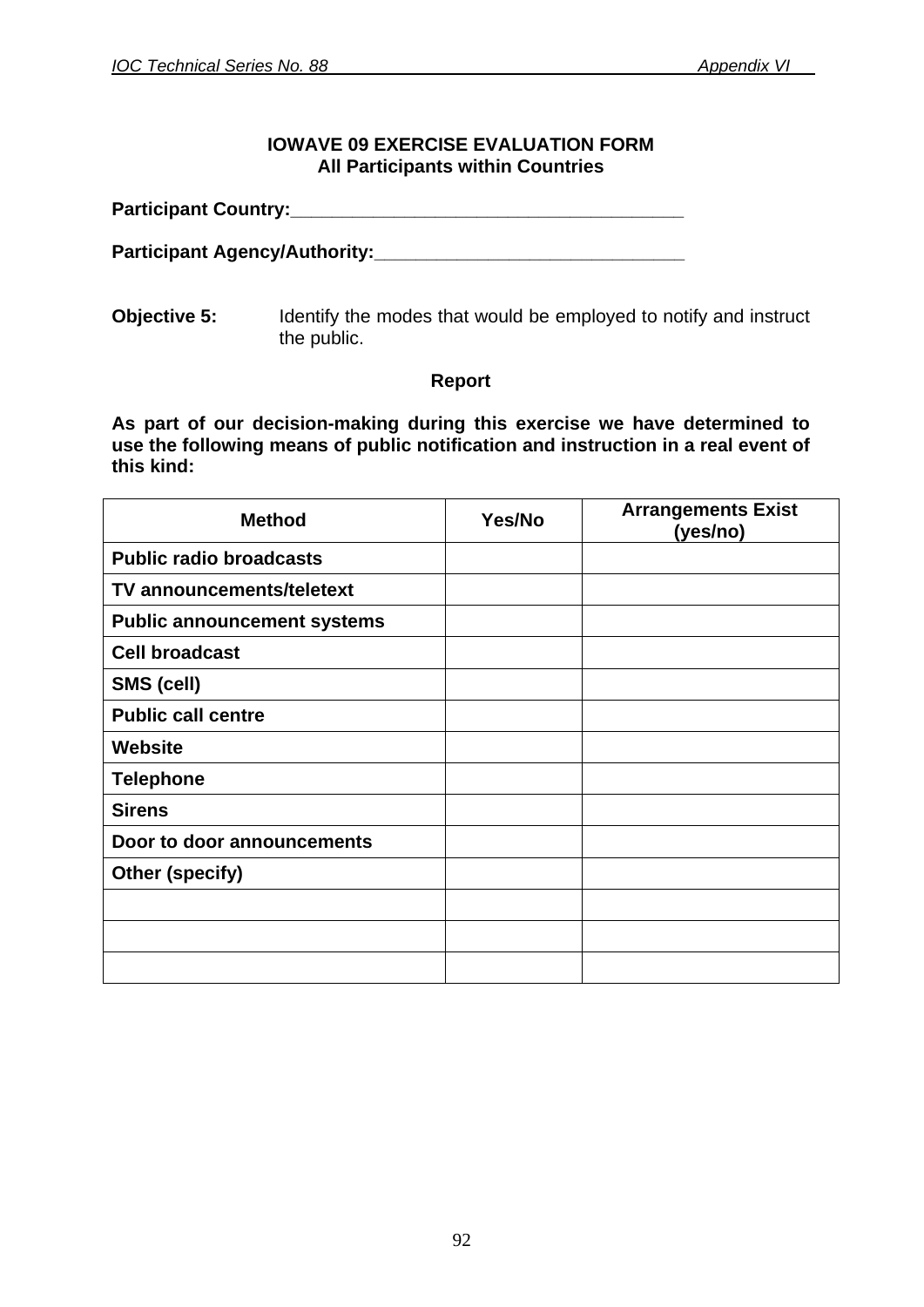**IOWAVE 09 EXERCISE EVALUATION FORM**
**All Participants within Countries**

**Participant Country:**______________________________________

**Participant Agency/Authority:**______________________________

**Objective 5:** Identify the modes that would be employed to notify and instruct the public.

**Report**

**As part of our decision-making during this exercise we have determined to use the following means of public notification and instruction in a real event of this kind:**

| Method | Yes/No | Arrangements Exist (yes/no) |
|---|---|---|
| **Public radio broadcasts** | | |
| **TV announcements/teletext** | | |
| **Public announcement systems** | | |
| **Cell broadcast** | | |
| **SMS (cell)** | | |
| **Public call centre** | | |
| **Website** | | |
| **Telephone** | | |
| **Sirens** | | |
| **Door to door announcements** | | |
| **Other (specify)** | | |
| | | |
| | | |
| | | |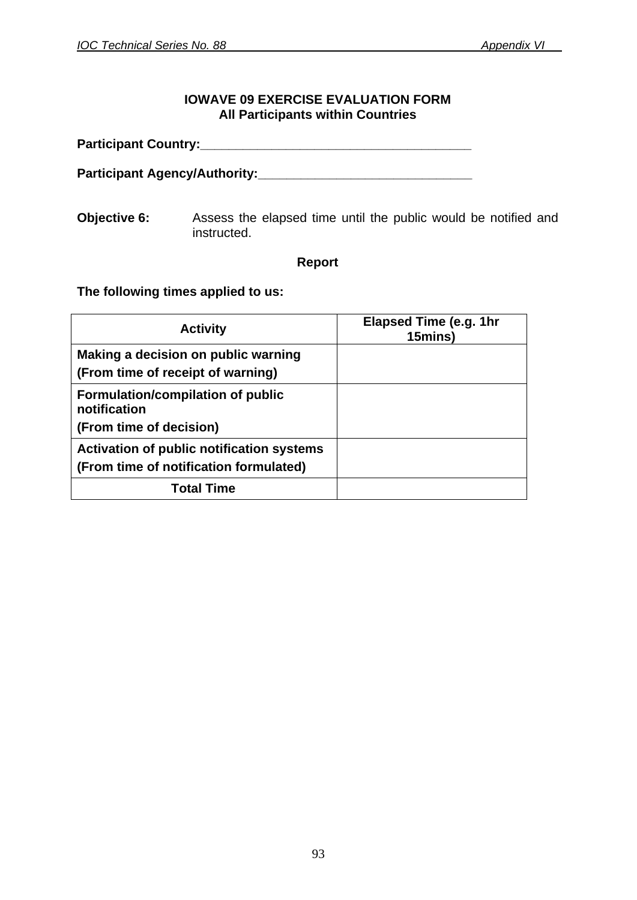# IOWAVE 09 EXERCISE EVALUATION FORM
## All Participants within Countries

**Participant Country:**______________________________________

**Participant Agency/Authority:**______________________________

**Objective 6:** Assess the elapsed time until the public would be notified and instructed.

**Report**

**The following times applied to us:**

| Activity | Elapsed Time (e.g. 1hr 15mins) |
|---|---|
| **Making a decision on public warning**<br>**(From time of receipt of warning)** | |
| **Formulation/compilation of public notification**<br>**(From time of decision)** | |
| **Activation of public notification systems**<br>**(From time of notification formulated)** | |
| **Total Time** | |